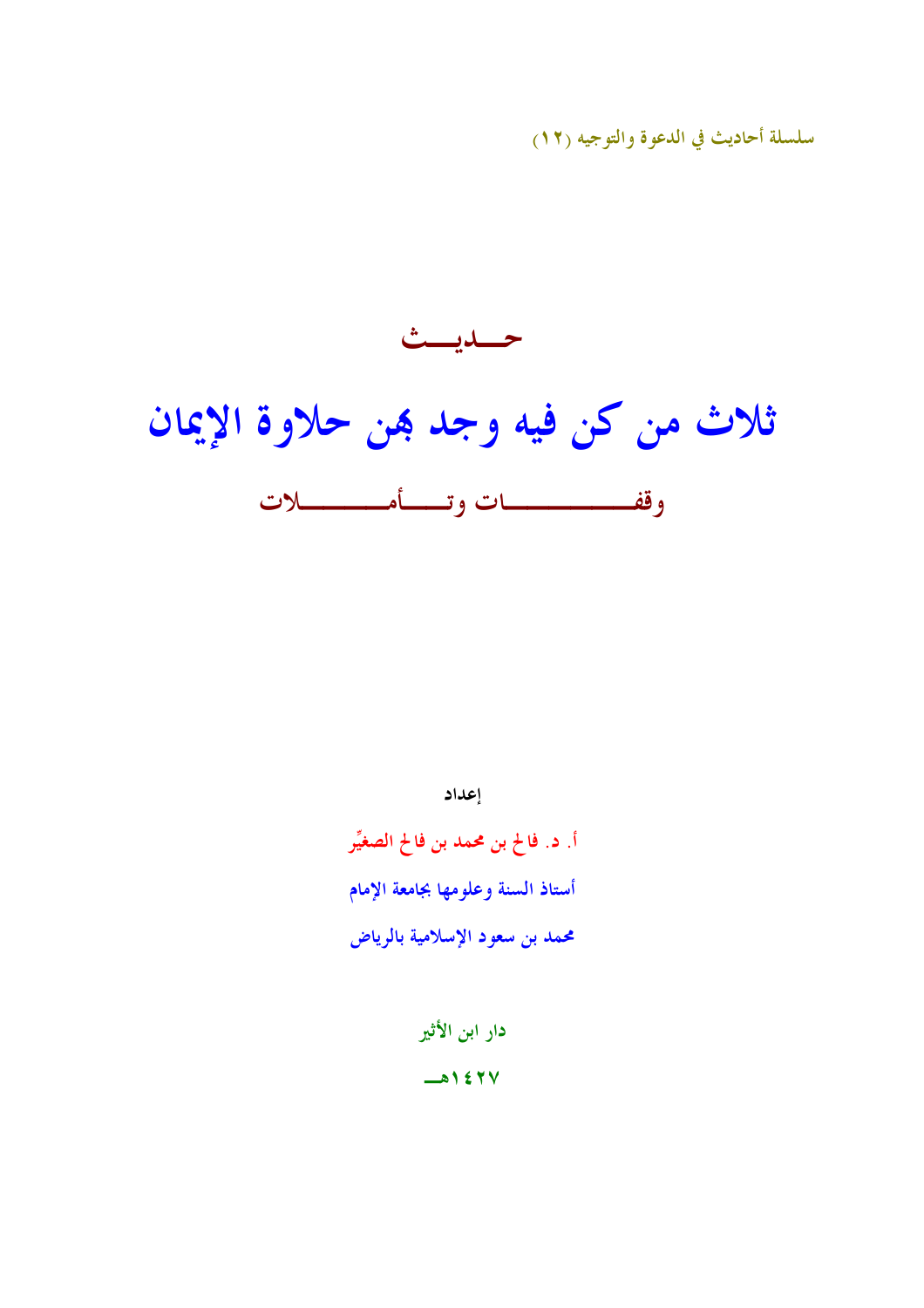سلسلة أحاديث في الدعوة والتوجيه (١٢)

## حـــديـــث

# ثلاث من كن فيه وجد بهن حلاوة الإيمان

## وقفـــــــــــــــات وتـــــأمـــــــــــلات

إعداد

أ. د. فالح بن محمد بن فالح الصغيِّر

أستاذ السنة وعلومها بجامعة الإمام

محمد بن سعود الإسلامية بالرياض

دار ابن الأثير

١٤٢٧هـ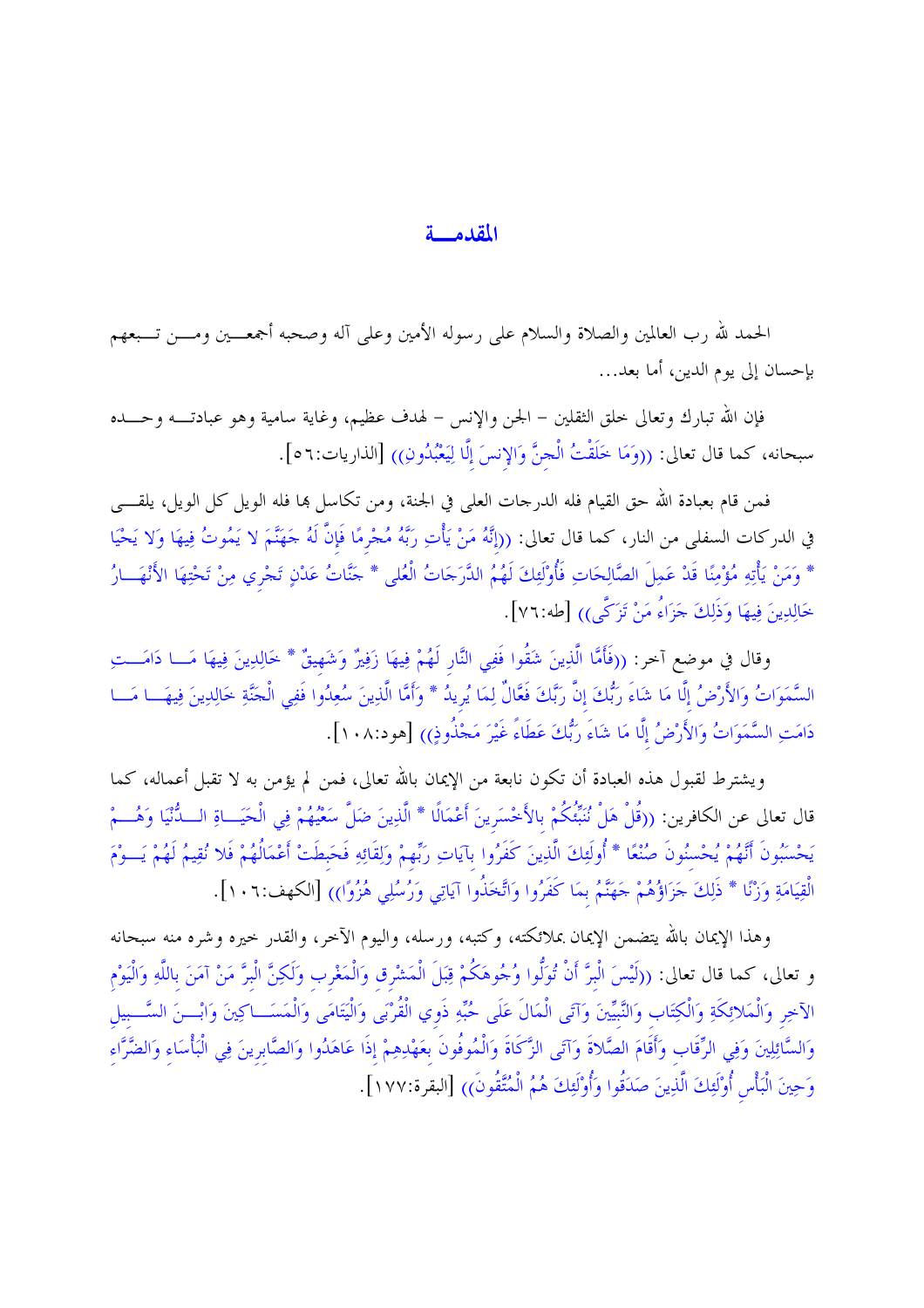# المقدمـــة

الحمد لله رب العالمين والصلاة والسلام على رسوله الأمين وعلى آله وصحبه أجمعين ومن تبعهم بإحسان إلى يوم الدين، أما بعد...

فإن الله تبارك وتعالى خلق الثقلين – الجن والإنس – لهدف عظيم، وغاية سامية وهو عبادته وحده سبحانه، كما قال تعالى: ((وَمَا خَلَقْتُ الْجِنَّ وَالإِنسَ إِلَّا لِيَعْبُدُونِ)) [الذاريات:٥٦].

فمن قام بعبادة الله حق القيام فله الدرجات العلى في الجنة، ومن تكاسل بها فله الويل كل الويل، يلقى في الدركات السفلى من النار، كما قال تعالى: ((إِنَّهُ مَنْ يَأْتِ رَبَّهُ مُجْرِمًا فَإِنَّ لَهُ جَهَنَّمَ لا يَمُوتُ فِيهَا وَلا يَحْيَا * وَمَنْ يَأْتِهِ مُؤْمِنًا قَدْ عَمِلَ الصَّالِحَاتِ فَأُوْلَئِكَ لَهُمُ الدَّرَجَاتُ الْعُلَى * جَنَّاتُ عَدْنٍ تَجْرِي مِنْ تَحْتِهَا الأَنْهَارُ خَالِدِينَ فِيهَا وَذَلِكَ جَزَاءُ مَنْ تَزَكَّى)) [طه:٧٦].

وقال في موضع آخر: ((فَأَمَّا الَّذِينَ شَقُوا فَفِي النَّارِ لَهُمْ فِيهَا زَفِيرٌ وَشَهِيقٌ * خَالِدِينَ فِيهَا مَا دَامَتِ السَّمَوَاتُ وَالأَرْضُ إِلَّا مَا شَاءَ رَبُّكَ إِنَّ رَبَّكَ فَعَّالٌ لِمَا يُرِيدُ * وَأَمَّا الَّذِينَ سُعِدُوا فَفِي الْجَنَّةِ خَالِدِينَ فِيهَا مَا دَامَتِ السَّمَوَاتُ وَالأَرْضُ إِلَّا مَا شَاءَ رَبُّكَ عَطَاءً غَيْرَ مَجْذُوذٍ)) [هود:١٠٨].

ويشترط لقبول هذه العبادة أن تكون نابعة من الإيمان بالله تعالى، فمن لم يؤمن به لا تقبل أعماله، كما قال تعالى عن الكافرين: ((قُلْ هَلْ نُنَبِّئُكُمْ بِالأَخْسَرِينَ أَعْمَالًا * الَّذِينَ ضَلَّ سَعْيُهُمْ فِي الْحَيَاةِ الدُّنْيَا وَهُمْ يَحْسَبُونَ أَنَّهُمْ يُحْسِنُونَ صُنْعًا * أُولَئِكَ الَّذِينَ كَفَرُوا بِآيَاتِ رَبِّهِمْ وَلِقَائِهِ فَحَبِطَتْ أَعْمَالُهُمْ فَلا نُقِيمُ لَهُمْ يَوْمَ الْقِيَامَةِ وَزْنًا * ذَلِكَ جَزَاؤُهُمْ جَهَنَّمُ بِمَا كَفَرُوا وَاتَّخَذُوا آيَاتِي وَرُسُلِي هُزُوًا)) [الكهف:١٠٦].

وهذا الإيمان بالله يتضمن الإيمان بملائكته، وكتبه، ورسله، واليوم الآخر، والقدر خيره وشره منه سبحانه و تعالى، كما قال تعالى: ((لَيْسَ الْبِرَّ أَنْ تُوَلُّوا وُجُوهَكُمْ قِبَلَ الْمَشْرِقِ وَالْمَغْرِبِ وَلَكِنَّ الْبِرَّ مَنْ آمَنَ بِاللَّهِ وَالْيَوْمِ الآخِرِ وَالْمَلائِكَةِ وَالْكِتَابِ وَالنَّبِيِّينَ وَآتَى الْمَالَ عَلَى حُبِّهِ ذَوِي الْقُرْبَى وَالْيَتَامَى وَالْمَسَاكِينَ وَابْنَ السَّبِيلِ وَالسَّائِلِينَ وَفِي الرِّقَابِ وَأَقَامَ الصَّلاةَ وَآتَى الزَّكَاةَ وَالْمُوفُونَ بِعَهْدِهِمْ إِذَا عَاهَدُوا وَالصَّابِرِينَ فِي الْبَأْسَاءِ وَالضَّرَّاءِ وَحِينَ الْبَأْسِ أُوْلَئِكَ الَّذِينَ صَدَقُوا وَأُوْلَئِكَ هُمُ الْمُتَّقُونَ)) [البقرة:١٧٧].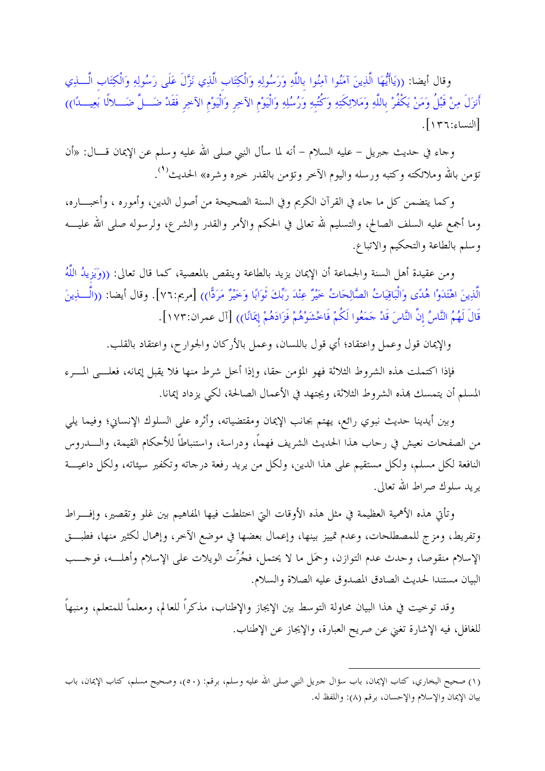وقال أيضا: ((يَاأَيُّهَا الَّذِينَ آمَنُوا آمِنُوا بِاللَّهِ وَرَسُولِهِ وَالْكِتَابِ الَّذِي نَزَّلَ عَلَى رَسُولِهِ وَالْكِتَابِ الَّذِي أَنزَلَ مِنْ قَبْلُ وَمَنْ يَكْفُرْ بِاللَّهِ وَمَلائِكَتِهِ وَكُتُبِهِ وَرُسُلِهِ وَالْيَوْمِ الآخِرِ فَقَدْ ضَلَّ ضَلالًا بَعِيدًا)) [النساء:١٣٦].

وجاء في حديث جبريل – عليه السلام – أنه لما سأل النبي صلى الله عليه وسلم عن الإيمان قال: «أن تؤمن بالله وملائكته وكتبه ورسله واليوم الآخر وتؤمن بالقدر خيره وشره» الحديث[١].

وكما يتضمن كل ما جاء في القرآن الكريم وفي السنة الصحيحة من أصول الدين، وأموره ، وأخباره، وما أجمع عليه السلف الصالح، والتسليم لله تعالى في الحكم والأمر والقدر والشرع، ولرسوله صلى الله عليه وسلم بالطاعة والتحكيم والاتباع.

ومن عقيدة أهل السنة والجماعة أن الإيمان يزيد بالطاعة وينقص بالمعصية، كما قال تعالى: ((وَيَزِيدُ اللَّهُ الَّذِينَ اهْتَدَوْا هُدًى وَالْبَاقِيَاتُ الصَّالِحَاتُ خَيْرٌ عِنْدَ رَبِّكَ ثَوَابًا وَخَيْرٌ مَرَدًّا)) [مريم:٧٦]. وقال أيضا: ((الَّذِينَ قَالَ لَهُمُ النَّاسُ إِنَّ النَّاسَ قَدْ جَمَعُوا لَكُمْ فَاخْشَوْهُمْ فَزَادَهُمْ إِيمَانًا)) [آل عمران:١٧٣].

والإيمان قول وعمل واعتقاد؛ أي قول باللسان، وعمل بالأركان والجوارح، واعتقاد بالقلب.

فإذا اكتملت هذه الشروط الثلاثة فهو المؤمن حقا، وإذا أخل شرط منها فلا يقبل إيمانه، فعلى المرء المسلم أن يتمسك بهذه الشروط الثلاثة، ويجتهد في الأعمال الصالحة، لكي يزداد إيمانا.

وبين أيدينا حديث نبوي رائع، يهتم بجانب الإيمان ومقتضياته، وأثره على السلوك الإنساني؛ وفيما يلي من الصفحات نعيش في رحاب هذا الحديث الشريف فهماً، ودراسة، واستنباطاً للأحكام القيمة، والدروس النافعة لكل مسلم، ولكل مستقيم على هذا الدين، ولكل من يريد رفعة درجاته وتكفير سيئاته، ولكل داعية يريد سلوك صراط الله تعالى.

وتأتي هذه الأهمية العظيمة في مثل هذه الأوقات التي اختلطت فيها المفاهيم بين غلو وتقصير، وإفراط وتفريط، ومزج للمصطلحات، وعدم تمييز بينها، وإعمال بعضها في موضع الآخر، وإهمال لكثير منها، فطبق الإسلام منقوصا، وحدث عدم التوازن، وحمّل ما لا يحتمل، فجُرّت الويلات على الإسلام وأهله، فوجب البيان مستندا لحديث الصادق المصدوق عليه الصلاة والسلام.

وقد توخيت في هذا البيان محاولة التوسط بين الإيجاز والإطناب، مذكراً للعالم، ومعلماً للمتعلم، ومنبهاً للغافل، فيه الإشارة تغني عن صريح العبارة، والإيجاز عن الإطناب.

---

(١) صحيح البخاري، كتاب الإيمان، باب سؤال جبريل النبي صلى الله عليه وسلم، برقم: (٥٠)، وصحيح مسلم، كتاب الإيمان، باب بيان الإيمان والإسلام والإحسان، برقم (٨): واللفظ له.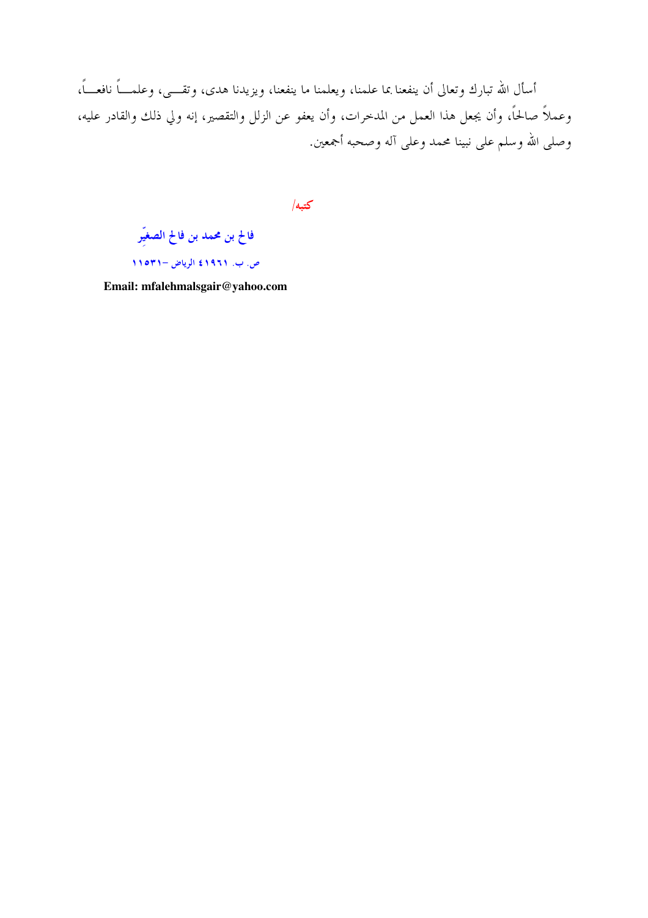أسأل الله تبارك وتعالى أن ينفعنا بما علمنا، ويعلمنا ما ينفعنا، ويزيدنا هدى، وتقـــى، وعلمـــاً نافعـــاً، وعملاً صالحاً، وأن يجعل هذا العمل من المدخرات، وأن يعفو عن الزلل والتقصير، إنه ولي ذلك والقادر عليه، وصلى الله وسلم على نبينا محمد وعلى آله وصحبه أجمعين.

كتبه/

فالح بن محمد بن فالح الصغيِّر

ص. ب. ٤١٩٦١ الرياض –١١٥٣١

**Email: mfalehmalsgair@yahoo.com**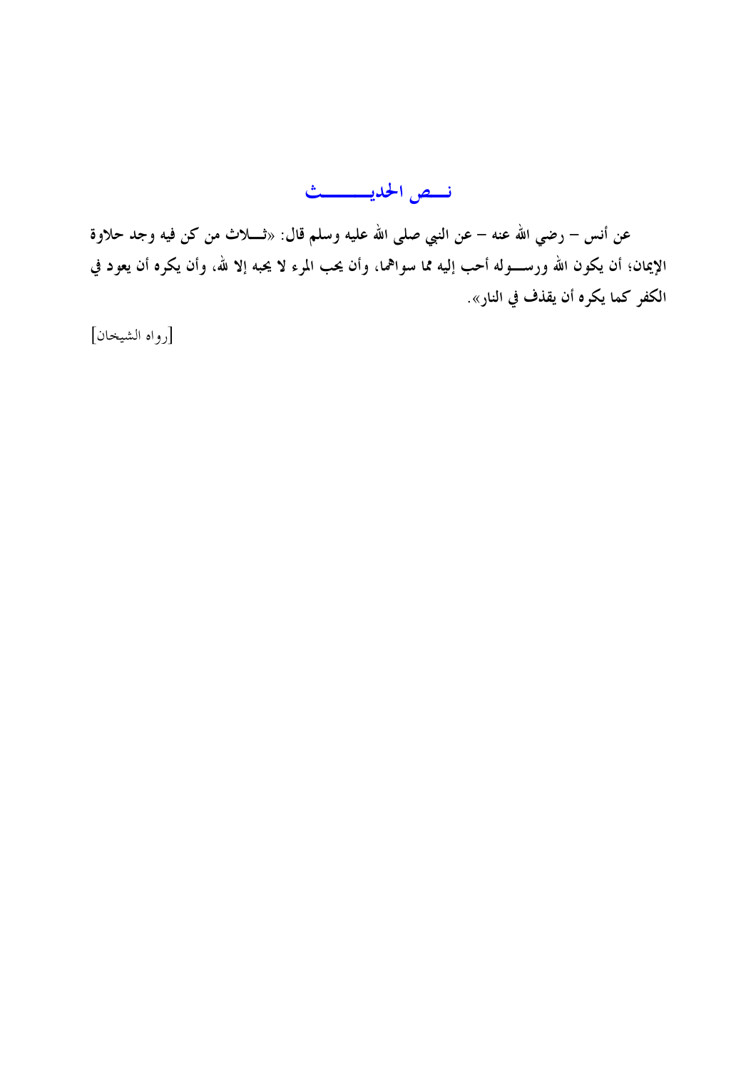## نـــص الحديـــــــث

**عن أنس – رضي الله عنه – عن النبي صلى الله عليه وسلم قال: «ثـــلاث من كن فيه وجد حلاوة الإيمان؛ أن يكون الله ورســـوله أحب إليه مما سواهما، وأن يحب المرء لا يحبه إلا لله، وأن يكره أن يعود في الكفر كما يكره أن يقذف في النار».**

[رواه الشيخان]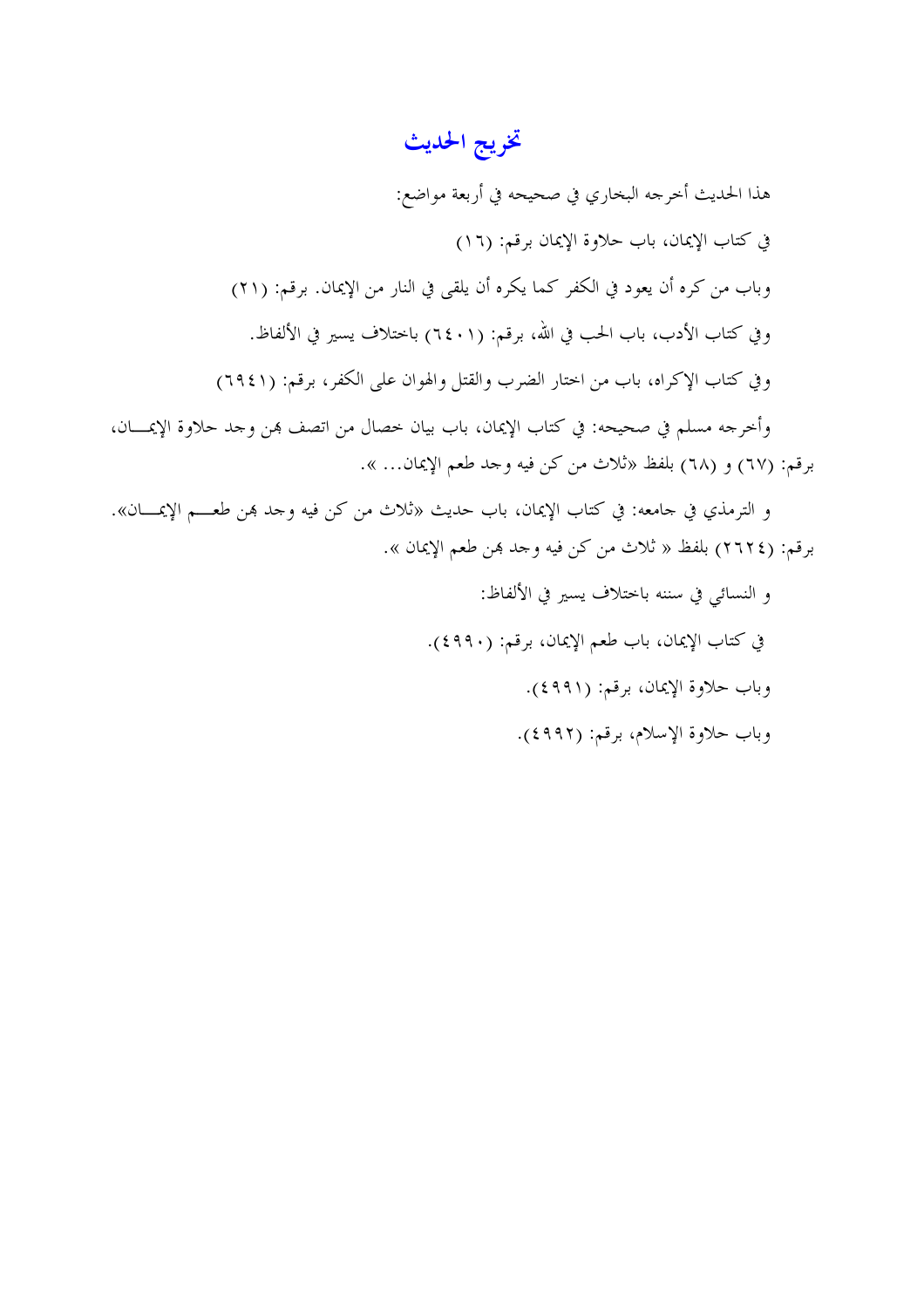# تخريج الحديث

هذا الحديث أخرجه البخاري في صحيحه في أربعة مواضع:

في كتاب الإيمان، باب حلاوة الإيمان برقم: (١٦)

وباب من كره أن يعود في الكفر كما يكره أن يلقى في النار من الإيمان. برقم: (٢١)

وفي كتاب الأدب، باب الحب في الله، برقم: (٦٤٠١) باختلاف يسير في الألفاظ.

وفي كتاب الإكراه، باب من اختار الضرب والقتل والهوان على الكفر، برقم: (٦٩٤١)

وأخرجه مسلم في صحيحه: في كتاب الإيمان، باب بيان خصال من اتصف بهن وجد حلاوة الإيمان، برقم: (٦٧) و (٦٨) بلفظ «ثلاث من كن فيه وجد طعم الإيمان... ».

و الترمذي في جامعه: في كتاب الإيمان، باب حديث «ثلاث من كن فيه وجد بهن طعم الإيمان». برقم: (٢٦٢٤) بلفظ « ثلاث من كن فيه وجد بهن طعم الإيمان ».

و النسائي في سننه باختلاف يسير في الألفاظ:

في كتاب الإيمان، باب طعم الإيمان، برقم: (٤٩٩٠).

وباب حلاوة الإيمان، برقم: (٤٩٩١).

وباب حلاوة الإسلام، برقم: (٤٩٩٢).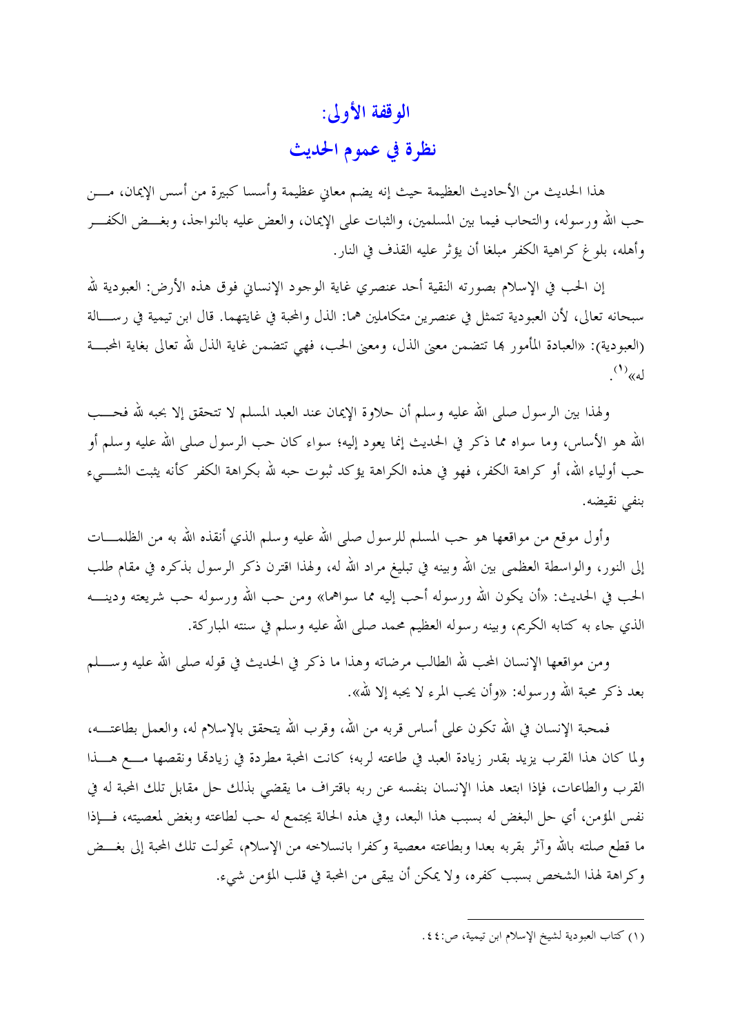# الوقفة الأولى:

## نظرة في عموم الحديث

هذا الحديث من الأحاديث العظيمة حيث إنه يضم معاني عظيمة وأسسا كبيرة من أسس الإيمان، من حب الله ورسوله، والتحاب فيما بين المسلمين، والثبات على الإيمان، والعض عليه بالنواجذ، وبغض الكفر وأهله، بلوغ كراهية الكفر مبلغا أن يؤثر عليه القذف في النار.

إن الحب في الإسلام بصورته النقية أحد عنصري غاية الوجود الإنساني فوق هذه الأرض: العبودية لله سبحانه تعالى، لأن العبودية تتمثل في عنصرين متكاملين هما: الذل والمحبة في غايتهما. قال ابن تيمية في رسالة (العبودية): «العبادة المأمور بها تتضمن معنى الذل، ومعنى الحب، فهي تتضمن غاية الذل لله تعالى بغاية المحبة له»[1].

ولهذا بين الرسول صلى الله عليه وسلم أن حلاوة الإيمان عند العبد المسلم لا تتحقق إلا بحبه لله فحب الله هو الأساس، وما سواه مما ذكر في الحديث إنما يعود إليه؛ سواء كان حب الرسول صلى الله عليه وسلم أو حب أولياء الله، أو كراهة الكفر، فهو في هذه الكراهة يؤكد ثبوت حبه لله بكراهة الكفر كأنه يثبت الشيء بنفي نقيضه.

وأول موقع من مواقعها هو حب المسلم للرسول صلى الله عليه وسلم الذي أنقذه الله به من الظلمات إلى النور، والواسطة العظمى بين الله وبينه في تبليغ مراد الله له، ولهذا اقترن ذكر الرسول بذكره في مقام طلب الحب في الحديث: «أن يكون الله ورسوله أحب إليه مما سواهما» ومن حب الله ورسوله حب شريعته ودينه الذي جاء به كتابه الكريم، وبينه رسوله العظيم محمد صلى الله عليه وسلم في سنته المباركة.

ومن مواقعها الإنسان المحب لله الطالب مرضاته وهذا ما ذكر في الحديث في قوله صلى الله عليه وسلم بعد ذكر محبة الله ورسوله: «وأن يحب المرء لا يحبه إلا لله».

فمحبة الإنسان في الله تكون على أساس قربه من الله، وقرب الله يتحقق بالإسلام له، والعمل بطاعته، ولما كان هذا القرب يزيد بقدر زيادة العبد في طاعته لربه؛ كانت المحبة مطردة في زيادتها ونقصها مع هذا القرب والطاعات، فإذا ابتعد هذا الإنسان بنفسه عن ربه باقتراف ما يقضي بذلك حل مقابل تلك المحبة له في نفس المؤمن، أي حل البغض له بسبب هذا البعد، وفي هذه الحالة يجتمع له حب لطاعته وبغض لمعصيته، فإذا ما قطع صلته بالله وآثر بقربه بعدا وبطاعته معصية وكفرا بانسلاخه من الإسلام، تحولت تلك المحبة إلى بغض وكراهة لهذا الشخص بسبب كفره، ولا يمكن أن يبقى من المحبة في قلب المؤمن شيء.

---

(١) كتاب العبودية لشيخ الإسلام ابن تيمية، ص:٤٤.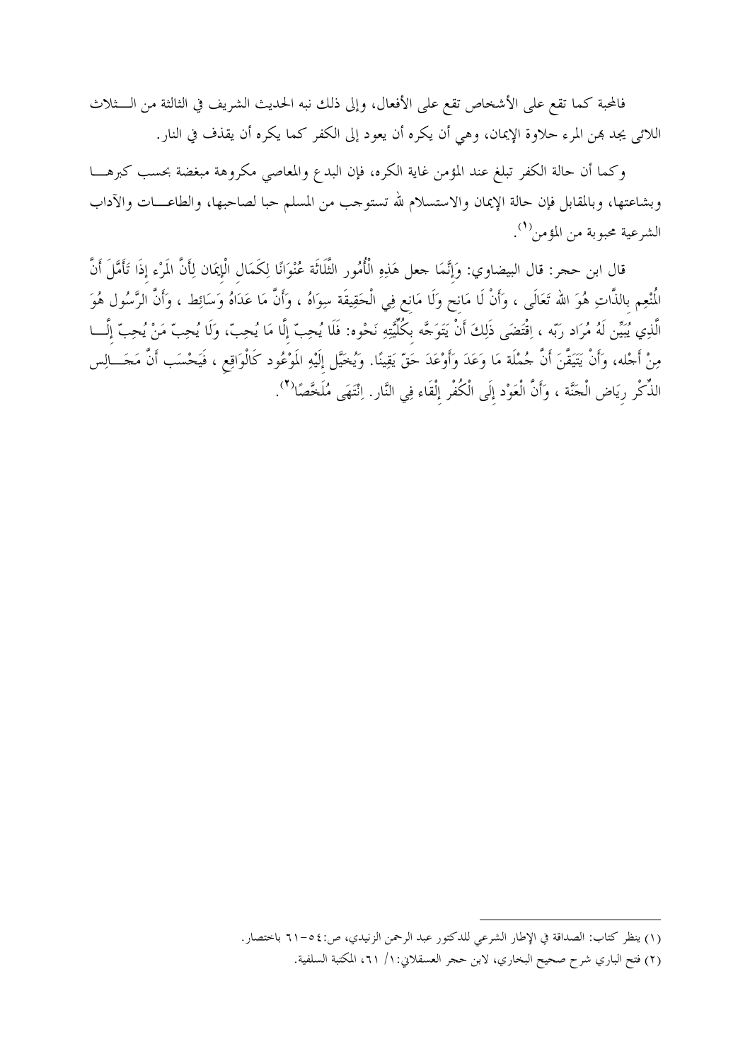فالمحبة كما تقع على الأشخاص تقع على الأفعال، وإلى ذلك نبه الحديث الشريف في الثالثة من الثلاث اللائي يجد بهن المرء حلاوة الإيمان، وهي أن يكره أن يعود إلى الكفر كما يكره أن يقذف في النار.

وكما أن حالة الكفر تبلغ عند المؤمن غاية الكره، فإن البدع والمعاصي مكروهة مبغضة بحسب كبرها وبشاعتها، وبالمقابل فإن حالة الإيمان والاستسلام لله تستوجب من المسلم حبا لصاحبها، والطاعات والآداب الشرعية محبوبة من المؤمن[1].

قال ابن حجر: قال البيضاوي: وَإِنَّمَا جعل هَذِهِ الْأُمُور الثَّلَاثَة عُنْوَانًا لِكَمَالِ الْإِيمَان لِأَنَّ الْمَرْء إِذَا تَأَمَّلَ أَنَّ الْمُنْعِم بالذَّاتِ هُوَ الله تَعَالَى ، وَأَنْ لَا مَانِح وَلَا مَانِع فِي الْحَقِيقَة سِوَاهُ ، وَأَنَّ مَا عَدَاهُ وَسَائِط ، وَأَنَّ الرَّسُول هُوَ الَّذِي يُبَيِّن لَهُ مُرَاد رَبّه ، اِقْتَضَى ذَلِكَ أَنْ يَتَوَجَّه بِكُلِّيَّتِهِ نَحْوه: فَلَا يُحِبّ إِلَّا مَا يُحِبّ، وَلَا يُحِبّ مَنْ يُحِبّ إِلَّا مِنْ أَجْله، وَأَنْ يَتَيَقَّنَ أَنَّ جُمْلَة مَا وَعَدَ وَأَوْعَدَ حَقّ يَقِينًا. وَيُخَيَّل إِلَيْهِ الْمَوْعُود كَالْوَاقِعِ ، فَيَحْسَب أَنَّ مَجَالِس الذِّكْر رِيَاض الْجَنَّة ، وَأَنَّ الْعَوْد إِلَى الْكُفْر إِلْقَاء فِي النَّار. اِنْتَهَى مُلَخَّصًا[2].

---

(١) ينظر كتاب: الصداقة في الإطار الشرعي للدكتور عبد الرحمن الزنيدي، ص:٥٤-٦١ باختصار.

(٢) فتح الباري شرح صحيح البخاري، لابن حجر العسقلاني:١/ ٦١، المكتبة السلفية.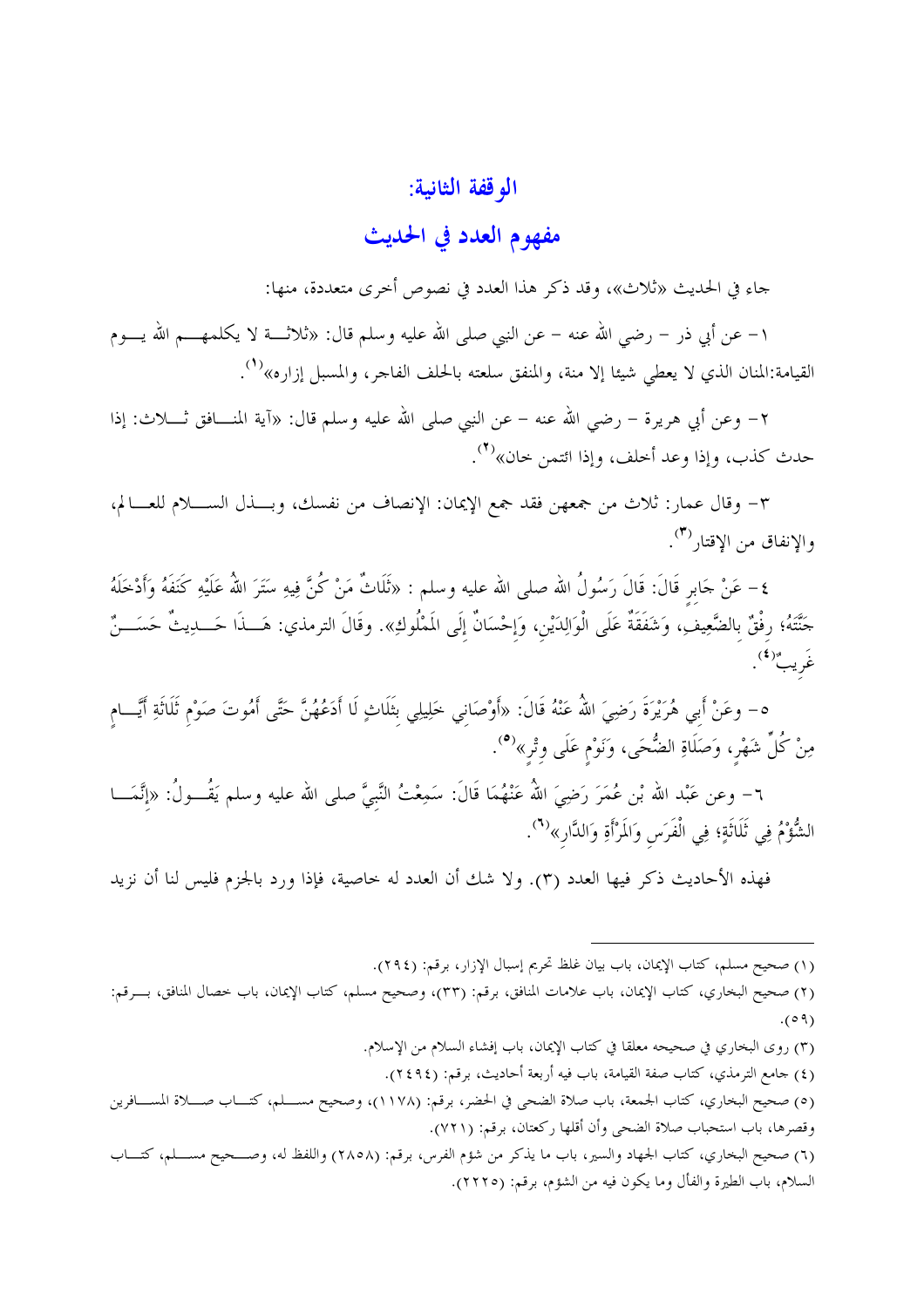## الوقفة الثانية:

## مفهوم العدد في الحديث

جاء في الحديث «ثلاث»، وقد ذكر هذا العدد في نصوص أخرى متعددة، منها:

١- عن أبي ذر – رضي الله عنه – عن النبي صلى الله عليه وسلم قال: «ثلاثة لا يكلمهم الله يوم القيامة:المنان الذي لا يعطي شيئا إلا منة، والمنفق سلعته بالحلف الفاجر، والمسبل إزاره»[١].

٢- وعن أبي هريرة – رضي الله عنه – عن النبي صلى الله عليه وسلم قال: «آية المنافق ثلاث: إذا حدث كذب، وإذا وعد أخلف، وإذا ائتمن خان»[٢].

٣- وقال عمار: ثلاث من جمعهن فقد جمع الإيمان: الإنصاف من نفسك، وبذل السلام للعالم، والإنفاق من الإقتار[٣].

٤- عَنْ جَابِرٍ قَالَ: قَالَ رَسُولُ الله صلى الله عليه وسلم : «ثَلَاثٌ مَنْ كُنَّ فِيهِ سَتَرَ اللهُ عَلَيْهِ كَنَفَهُ وَأَدْخَلَهُ جَنَّتَهُ؛ رِفْقٌ بِالضَّعِيفِ، وَشَفَقَةٌ عَلَى الْوَالِدَيْنِ، وَإِحْسَانٌ إِلَى الْمَمْلُوكِ». وقَالَ الترمذي: هَذَا حَدِيثٌ حَسَنٌ غَرِيبٌ[٤].

٥- وعَنْ أَبِي هُرَيْرَةَ رَضِيَ اللهُ عَنْهُ قَالَ: «أَوْصَانِي خَلِيلِي بِثَلَاثٍ لَا أَدَعُهُنَّ حَتَّى أَمُوتَ صَوْمِ ثَلَاثَةِ أَيَّامٍ مِنْ كُلِّ شَهْرٍ، وَصَلَاةِ الضُّحَى، وَنَوْمٍ عَلَى وِتْرٍ»[٥].

٦- وعن عَبْد الله بْن عُمَرَ رَضِيَ اللهُ عَنْهُمَا قَالَ: سَمِعْتُ النَّبِيَّ صلى الله عليه وسلم يَقُولُ: «إِنَّمَا الشُّؤْمُ فِي ثَلَاثَةٍ؛ فِي الْفَرَسِ وَالْمَرْأَةِ وَالدَّارِ»[٦].

فهذه الأحاديث ذكر فيها العدد (٣). ولا شك أن العدد له خاصية، فإذا ورد بالجزم فليس لنا أن نزيد

---

(١) صحيح مسلم، كتاب الإيمان، باب بيان غلظ تحريم إسبال الإزار، برقم: (٢٩٤).

(٢) صحيح البخاري، كتاب الإيمان، باب علامات المنافق، برقم: (٣٣)، وصحيح مسلم، كتاب الإيمان، باب خصال المنافق، برقم: (٥٩).

(٣) روى البخاري في صحيحه معلقا في كتاب الإيمان، باب إفشاء السلام من الإسلام.

(٤) جامع الترمذي، كتاب صفة القيامة، باب فيه أربعة أحاديث، برقم: (٢٤٩٤).

(٥) صحيح البخاري، كتاب الجمعة، باب صلاة الضحى في الحضر، برقم: (١١٧٨)، وصحيح مسلم، كتاب صلاة المسافرين وقصرها، باب استحباب صلاة الضحى وأن أقلها ركعتان، برقم: (٧٢١).

(٦) صحيح البخاري، كتاب الجهاد والسير، باب ما يذكر من شؤم الفرس، برقم: (٢٨٥٨) واللفظ له، وصحيح مسلم، كتاب السلام، باب الطيرة والفأل وما يكون فيه من الشؤم، برقم: (٢٢٢٥).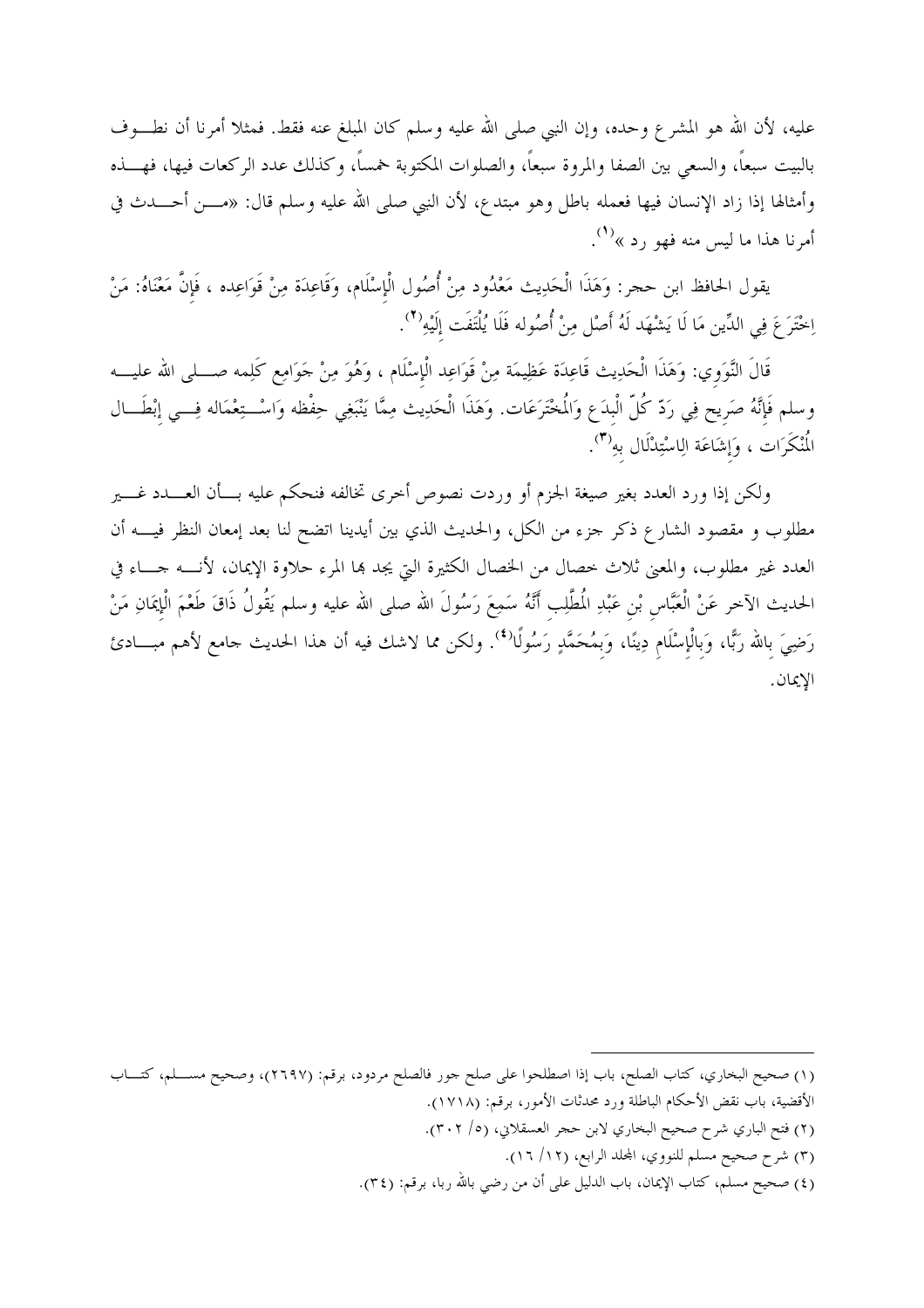عليه، لأن الله هو المشرع وحده، وإن النبي صلى الله عليه وسلم كان المبلغ عنه فقط. فمثلا أمرنا أن نطوف بالبيت سبعاً، والسعي بين الصفا والمروة سبعاً، والصلوات المكتوبة خمساً، وكذلك عدد الركعات فيها، فهذه وأمثالها إذا زاد الإنسان فيها فعمله باطل وهو مبتدع، لأن النبي صلى الله عليه وسلم قال: «من أحدث في أمرنا هذا ما ليس منه فهو رد »[1].

يقول الحافظ ابن حجر: وَهَذَا الْحَدِيث مَعْدُود مِنْ أُصُول الْإِسْلَام، وَقَاعِدَة مِنْ قَوَاعِده ، فَإِنَّ مَعْنَاهُ: مَنْ اِخْتَرَعَ فِي الدِّين مَا لَا يَشْهَد لَهُ أَصْل مِنْ أُصُوله فَلَا يُلْتَفَت إِلَيْهِ[2].

قَالَ النَّوَوِي: وَهَذَا الْحَدِيث قَاعِدَة عَظِيمَة مِنْ قَوَاعِد الْإِسْلَام ، وَهُوَ مِنْ جَوَامِع كَلِمه صلى الله عليه وسلم فَإِنَّهُ صَرِيح فِي رَدّ كُلّ الْبِدَع وَالْمُخْتَرَعَات. وَهَذَا الْحَدِيث مِمَّا يَنْبَغِي حِفْظه وَاسْتِعْمَاله فِي إِبْطَال الْمُنْكَرَات ، وَإِشَاعَة الِاسْتِدْلَال بِهِ[3].

ولكن إذا ورد العدد بغير صيغة الجزم أو وردت نصوص أخرى تخالفه فنحكم عليه بأن العدد غير مطلوب و مقصود الشارع ذكر جزء من الكل، والحديث الذي بين أيدينا اتضح لنا بعد إمعان النظر فيه أن العدد غير مطلوب، والمعنى ثلاث خصال من الخصال الكثيرة التي يجد بها المرء حلاوة الإيمان، لأنه جاء في الحديث الآخر عَنْ الْعَبَّاسِ بْنِ عَبْدِ الْمُطَّلِبِ أَنَّهُ سَمِعَ رَسُولَ الله صلى الله عليه وسلم يَقُولُ ذَاقَ طَعْمَ الْإِيمَانِ مَنْ رَضِيَ بِالله رَبًّا، وَبِالْإِسْلَامِ دِينًا، وَبِمُحَمَّدٍ رَسُولًا[4]. ولكن مما لاشك فيه أن هذا الحديث جامع لأهم مبادئ الإيمان.

---

(١) صحيح البخاري، كتاب الصلح، باب إذا اصطلحوا على صلح جور فالصلح مردود، برقم: (٢٦٩٧)، وصحيح مسلم، كتاب الأقضية، باب نقض الأحكام الباطلة ورد محدثات الأمور، برقم: (١٧١٨).

(٢) فتح الباري شرح صحيح البخاري لابن حجر العسقلاني، (٥/ ٣٠٢).

(٣) شرح صحيح مسلم للنووي، المجلد الرابع، (١٢/ ١٦).

(٤) صحيح مسلم، كتاب الإيمان، باب الدليل على أن من رضي بالله ربا، برقم: (٣٤).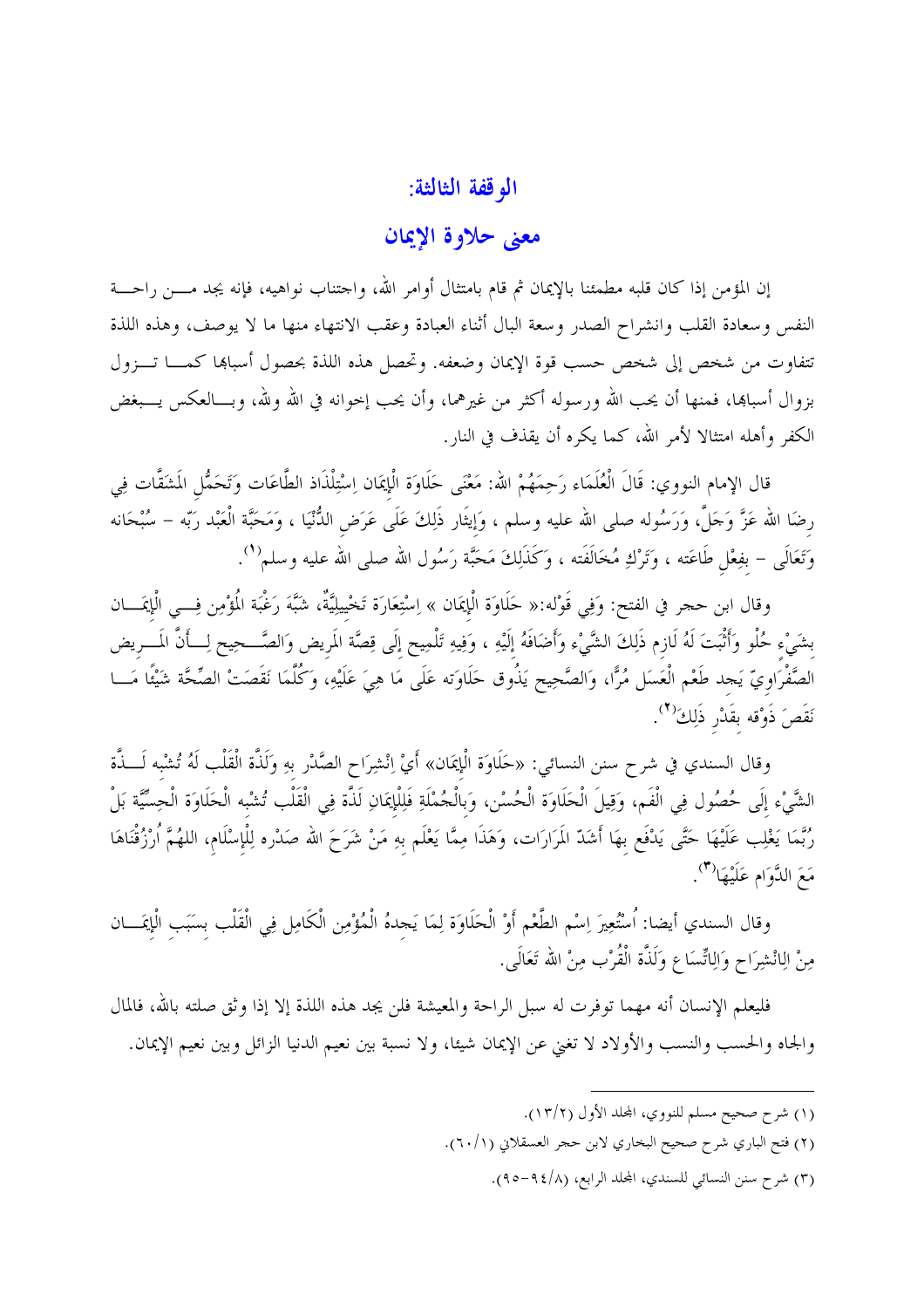## الوقفة الثالثة:

## معنى حلاوة الإيمان

إن المؤمن إذا كان قلبه مطمئنا بالإيمان ثم قام بامتثال أوامر الله، واجتناب نواهيه، فإنه يجد من راحة النفس وسعادة القلب وانشراح الصدر وسعة البال أثناء العبادة وعقب الانتهاء منها ما لا يوصف، وهذه اللذة تتفاوت من شخص إلى شخص حسب قوة الإيمان وضعفه. وتحصل هذه اللذة بحصول أسبابها كما تزول بزوال أسبابها، فمنها أن يحب الله ورسوله أكثر من غيرهما، وأن يحب إخوانه في الله ولله، وبالعكس يبغض الكفر وأهله امتثالا لأمر الله، كما يكره أن يقذف في النار.

قال الإمام النووي: قَالَ الْعُلَمَاء رَحِمَهُمْ الله: مَعْنَى حَلَاوَة الْإِيمَان اِسْتِلْذَاذ الطَّاعَات وَتَحَمُّل الْمَشَقَّات فِي رِضَا الله عَزَّ وَجَلَّ، وَرَسُوله صلى الله عليه وسلم ، وَإِيثَار ذَلِكَ عَلَى عَرَض الدُّنْيَا ، وَمَحَبَّة الْعَبْد رَبّه – سُبْحَانه وَتَعَالَى – بِفِعْلِ طَاعَته ، وَتَرْكِ مُخَالَفَته ، وَكَذَلِكَ مَحَبَّة رَسُول الله صلى الله عليه وسلم[1].

وقال ابن حجر في الفتح: وَفِي قَوْله:« حَلَاوَة الْإِيمَان » اِسْتِعَارَة تَخْيِيلِيَّة، شَبَّهَ رَغْبَة الْمُؤْمِن فِي الْإِيمَان بِشَيْءٍ حُلْو وَأَثْبَتَ لَهُ لَازِم ذَلِكَ الشَّيْء وَأَضَافَهُ إِلَيْهِ ، وَفِيهِ تَلْمِيح إِلَى قِصَّة الْمَرِيض وَالصَّحِيح لِأَنَّ الْمَرِيض الصَّفْرَاوِيّ يَجِد طَعْم الْعَسَل مُرًّا، وَالصَّحِيح يَذُوق حَلَاوَته عَلَى مَا هِيَ عَلَيْهِ، وَكُلَّمَا نَقَصَتْ الصِّحَّة شَيْئًا مَا نَقَصَ ذَوْقه بِقَدْرِ ذَلِكَ[2].

وقال السندي في شرح سنن النسائي: «حَلَاوَة الْإِيمَان» أَيْ اِنْشِرَاح الصَّدْر بِهِ وَلَذَّة الْقَلْب لَهُ تُشْبِه لَذَّة الشَّيْء إِلَى حُصُول فِي الْفَم، وَقِيلَ الْحَلَاوَة الْحُسْن، وَبِالْجُمْلَةِ فَلِلْإِيمَانِ لَذَّة فِي الْقَلْب تُشْبِه الْحَلَاوَة الْحِسِّيَّة بَلْ رُبَّمَا يَغْلِب عَلَيْهَا حَتَّى يَدْفَع بِهَا أَشَدّ الْمَرَارَات، وَهَذَا مِمَّا يَعْلَم بِهِ مَنْ شَرَحَ الله صَدْره لِلْإِسْلَامِ، اللهُمَّ اُرْزُقْنَاهَا مَعَ الدَّوَام عَلَيْهَا[3].

وقال السندي أيضا: اُسْتُعِيرَ اِسْم الطَّعْم أَوْ الْحَلَاوَة لِمَا يَجِدهُ الْمُؤْمِن الْكَامِل فِي الْقَلْب بِسَبَبِ الْإِيمَان مِنْ الِانْشِرَاح وَالِاتِّسَاع وَلَذَّة الْقُرْب مِنْ الله تَعَالَى.

فليعلم الإنسان أنه مهما توفرت له سبل الراحة والمعيشة فلن يجد هذه اللذة إلا إذا وثق صلته بالله، فالمال والجاه والحسب والنسب والأولاد لا تغني عن الإيمان شيئا، ولا نسبة بين نعيم الدنيا الزائل وبين نعيم الإيمان.

---

(١) شرح صحيح مسلم للنووي، المجلد الأول (١٣/٢).

(٢) فتح الباري شرح صحيح البخاري لابن حجر العسقلاني (٦٠/١).

(٣) شرح سنن النسائي للسندي، المجلد الرابع، (٩٤/٨-٩٥).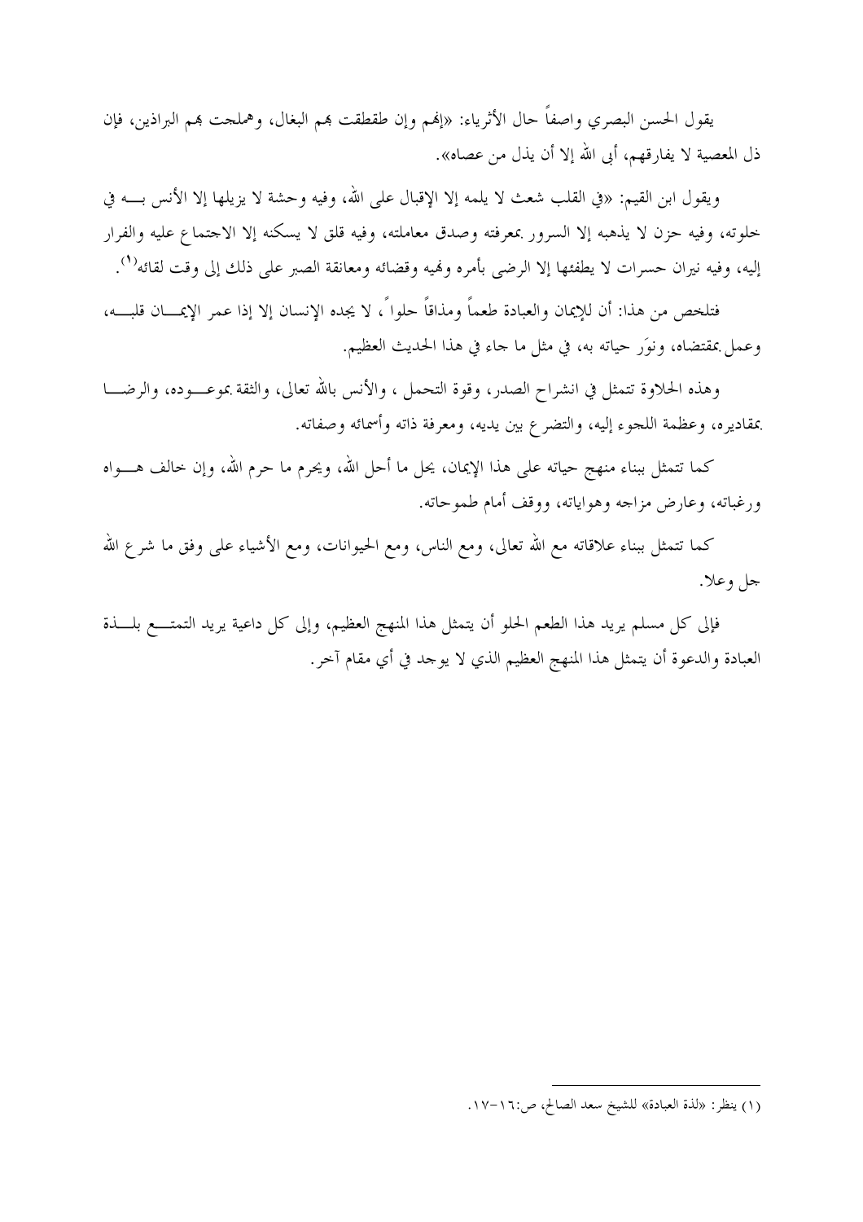يقول الحسن البصري واصفاً حال الأثرياء: «إنهم وإن طقطقت بهم البغال، وهملجت بهم البراذين، فإن ذل المعصية لا يفارقهم، أبى الله إلا أن يذل من عصاه».

ويقول ابن القيم: «في القلب شعث لا يلمه إلا الإقبال على الله، وفيه وحشة لا يزيلها إلا الأنس به في خلوته، وفيه حزن لا يذهبه إلا السرور بمعرفته وصدق معاملته، وفيه قلق لا يسكنه إلا الاجتماع عليه والفرار إليه، وفيه نيران حسرات لا يطفئها إلا الرضى بأمره ونهيه وقضائه ومعانقة الصبر على ذلك إلى وقت لقائه[1].

فتلخص من هذا: أن للإيمان والعبادة طعماً ومذاقاً حلواً، لا يجده الإنسان إلا إذا عمر الإيمان قلبه، وعمل بمقتضاه، ونوَر حياته به، في مثل ما جاء في هذا الحديث العظيم.

وهذه الحلاوة تتمثل في انشراح الصدر، وقوة التحمل، والأنس بالله تعالى، والثقة بموعوده، والرضا بمقاديره، وعظمة اللجوء إليه، والتضرع بين يديه، ومعرفة ذاته وأسمائه وصفاته.

كما تتمثل ببناء منهج حياته على هذا الإيمان، يحل ما أحل الله، ويحرم ما حرم الله، وإن خالف هواه ورغباته، وعارض مزاجه وهواياته، ووقف أمام طموحاته.

كما تتمثل ببناء علاقاته مع الله تعالى، ومع الناس، ومع الحيوانات، ومع الأشياء على وفق ما شرع الله جل وعلا.

فإلى كل مسلم يريد هذا الطعم الحلو أن يتمثل هذا المنهج العظيم، وإلى كل داعية يريد التمتع بلذة العبادة والدعوة أن يتمثل هذا المنهج العظيم الذي لا يوجد في أي مقام آخر.

---

(١) ينظر: «لذة العبادة» للشيخ سعد الصالح، ص:١٦-١٧.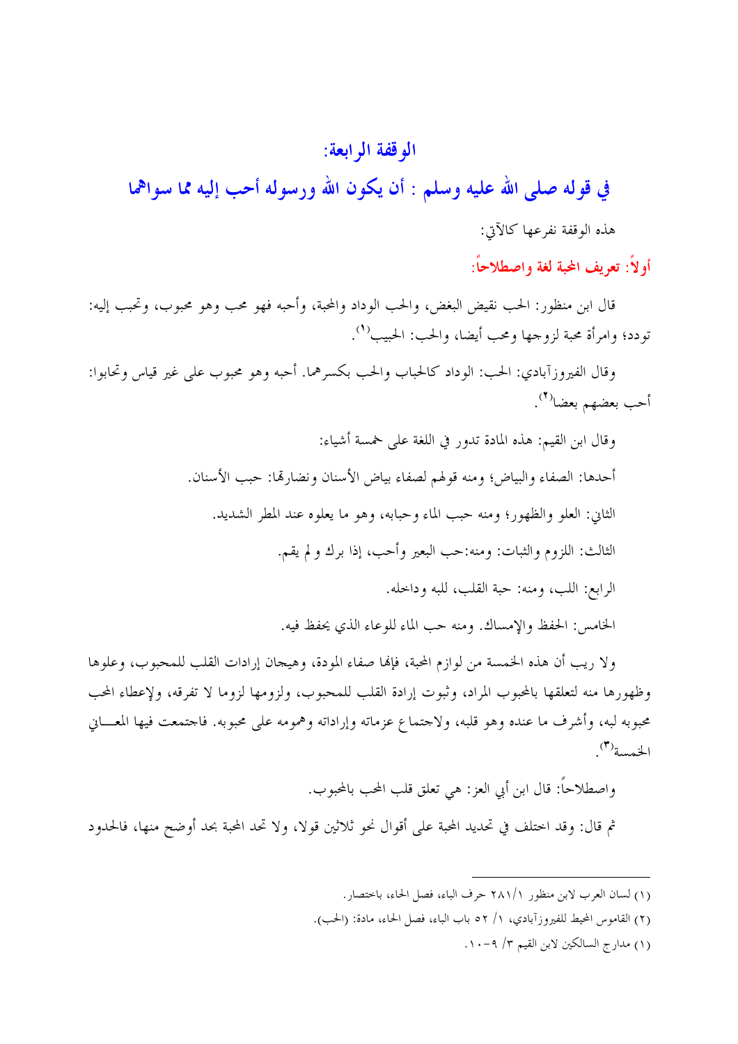## الوقفة الرابعة:

## في قوله صلى الله عليه وسلم : أن يكون الله ورسوله أحب إليه مما سواهما

هذه الوقفة نفرعها كالآتي:

### أولاً: تعريف المحبة لغة واصطلاحاً:

قال ابن منظور: الحب نقيض البغض، والحب الوداد والمحبة، وأحبه فهو محب وهو محبوب، وتحبب إليه: تودد؛ وامرأة محبة لزوجها ومحب أيضا، والحب: الحبيب[1].

وقال الفيروزآبادي: الحب: الوداد كالحباب والحب بكسرهما. أحبه وهو محبوب على غير قياس وتحابوا: أحب بعضهم بعضا[2].

وقال ابن القيم: هذه المادة تدور في اللغة على خمسة أشياء:

أحدها: الصفاء والبياض؛ ومنه قولهم لصفاء بياض الأسنان ونضارتها: حبب الأسنان.

الثاني: العلو والظهور؛ ومنه حبب الماء وحبابه، وهو ما يعلوه عند المطر الشديد.

الثالث: اللزوم والثبات: ومنه:حب البعير وأحب، إذا برك و لم يقم.

الرابع: اللب، ومنه: حبة القلب، للبه وداخله.

الخامس: الحفظ والإمساك. ومنه حب الماء للوعاء الذي يحفظ فيه.

ولا ريب أن هذه الخمسة من لوازم المحبة، فإنها صفاء المودة، وهيجان إرادات القلب للمحبوب، وعلوها وظهورها منه لتعلقها بالمحبوب المراد، وثبوت إرادة القلب للمحبوب، ولزومها لزوما لا تفرقه، ولإعطاء المحب محبوبه لبه، وأشرف ما عنده وهو قلبه، ولاجتماع عزماته وإراداته وهمومه على محبوبه. فاجتمعت فيها المعاني الخمسة[3].

واصطلاحاً: قال ابن أبي العز: هي تعلق قلب المحب بالمحبوب.

ثم قال: وقد اختلف في تحديد المحبة على أقوال نحو ثلاثين قولا، ولا تحد المحبة بحد أوضح منها، فالحدود

---

(١) لسان العرب لابن منظور ١/٢٨١ حرف الباء، فصل الحاء، باختصار.

(٢) القاموس المحيط للفيروزآبادي، ١/ ٥٢ باب الباء، فصل الحاء، مادة: (الحب).

(١) مدارج السالكين لابن القيم ٣/ ٩-١٠.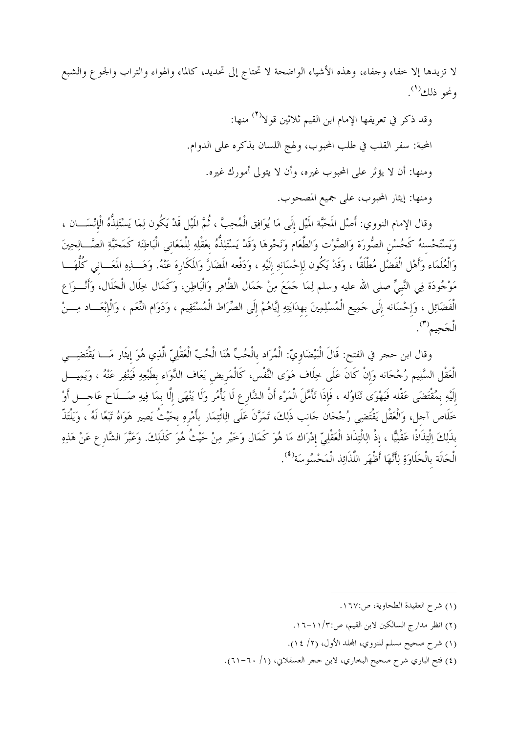لا تزيدها إلا خفاء وجفاء، وهذه الأشياء الواضحة لا تحتاج إلى تحديد، كالماء والهواء والتراب والجوع والشبع ونحو ذلك(١).

وقد ذكر في تعريفها الإمام ابن القيم ثلاثين قولا(٢) منها:

المحبة: سفر القلب في طلب المحبوب، ولهج اللسان بذكره على الدوام.

ومنها: أن لا يؤثر على المحبوب غيره، وأن لا يتولى أمورك غيره.

ومنها: إيثار المحبوب، على جميع المصحوب.

وقال الإمام النووي: أَصْل الْمَحَبَّة الْمَيْل إِلَى مَا يُوَافِق الْمُحِبَّ ، ثُمَّ الْمَيْل قَدْ يَكُون لِمَا يَسْتَلِذُّهُ الْإِنْسَان ، وَيَسْتَحْسِنهُ كَحُسْنِ الصُّورَة وَالصَّوْت وَالطَّعَام وَنَحْوهَا وَقَدْ يَسْتَلِذُّهُ بِعَقْلِهِ لِلْمَعَانِي الْبَاطِنَة كَمَحَبَّةِ الصَّالِحِينَ وَالْعُلَمَاء وَأَهْل الْفَضْل مُطْلَقًا ، وَقَدْ يَكُون لِإِحْسَانِهِ إِلَيْهِ ، وَدَفْعه الْمَضَارَّ وَالْمَكَارِهَ عَنْهُ. وَهَذِهِ الْمَعَانِي كُلّهَا مَوْجُودَة فِي النَّبِيِّ صلى الله عليه وسلم لِمَا جَمَعَ مِنْ جَمَال الظَّاهِر وَالْبَاطِن، وَكَمَال خِلَال الْجَلَال، وَأَنْوَاع الْفَضَائِل ، وَإِحْسَانه إِلَى جَمِيع الْمُسْلِمِينَ بِهِدَايَتِهِ إِيَّاهُمْ إِلَى الصِّرَاط الْمُسْتَقِيم ، وَدَوَام النِّعَم ، وَالْإِبْعَاد مِنْ الْجَحِيم(٣).

وقال ابن حجر في الفتح: قَالَ الْبَيْضَاوِيّ: الْمُرَاد بِالْحُبِّ هُنَا الْحُبّ الْعَقْلِيّ الَّذِي هُوَ إِيثَار مَا يَقْتَضِي الْعَقْل السَّلِيم رُجْحَانه وَإِنْ كَانَ عَلَى خِلَاف هَوَى النَّفْس، كَالْمَرِيضِ يَعَاف الدَّوَاء بِطَبْعِهِ فَيَنْفِر عَنْهُ ، وَيَمِيل إِلَيْهِ بِمُقْتَضَى عَقْله فَيَهْوَى تَنَاوُله ، فَإِذَا تَأَمَّلَ الْمَرْء أَنَّ الشَّارِع لَا يَأْمُر وَلَا يَنْهَى إِلَّا بِمَا فِيهِ صَلَاح عَاجِل أَوْ خَلَاص آجِل، وَالْعَقْل يَقْتَضِي رُجْحَان جَانِب ذَلِكَ، تَمَرَّنَ عَلَى الِائْتِمَار بِأَمْرِهِ بِحَيْثُ يَصِير هَوَاهُ تَبَعًا لَهُ ، وَيَلْتَذّ بِذَلِكَ اِلْتِذَاذًا عَقْلِيًّا ، إِذْ الِالْتِذَاذ الْعَقْلِيّ إِدْرَاك مَا هُوَ كَمَال وَخَيْر مِنْ حَيْثُ هُوَ كَذَلِكَ. وَعَبَّرَ الشَّارِع عَنْ هَذِهِ الْحَالَة بِالْحَلَاوَةِ لِأَنَّهَا أَظْهَر اللَّذَائِذ الْمَحْسُوسَة(٤).

---

(١) شرح العقيدة الطحاوية، ص:١٦٧.

(٢) انظر مدارج السالكين لابن القيم، ص:٣/١١-١٦.

(١) شرح صحيح مسلم للنووي، المجلد الأول، (٢/ ١٤).

(٤) فتح الباري شرح صحيح البخاري، لابن حجر العسقلاني، (١/ ٦٠-٦١).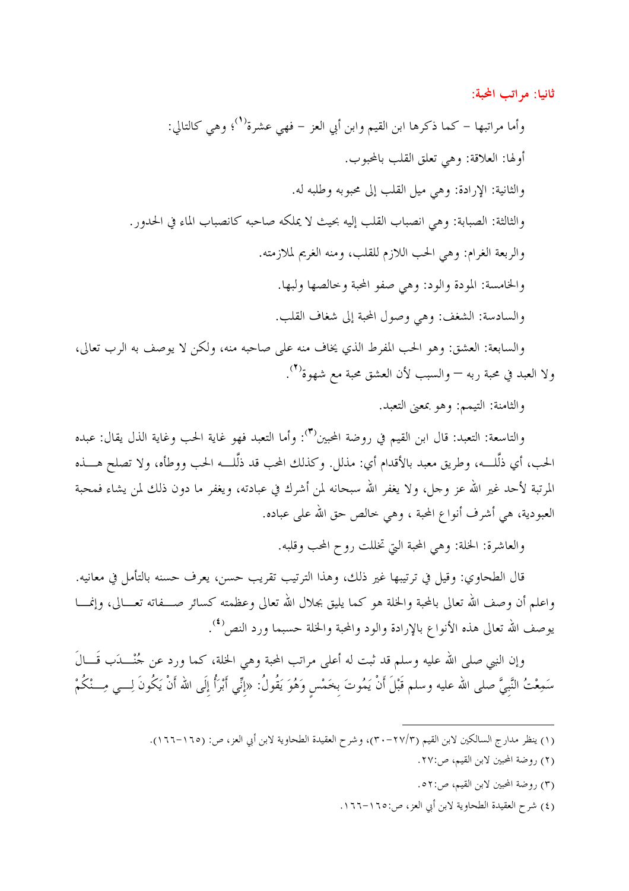### ثانيا: مراتب المحبة:

وأما مراتبها – كما ذكرها ابن القيم وابن أبي العز – فهي عشرة[1]؛ وهي كالتالي:

أولها: العلاقة: وهي تعلق القلب بالمحبوب.

والثانية: الإرادة: وهي ميل القلب إلى محبوبه وطلبه له.

والثالثة: الصبابة: وهي انصباب القلب إليه بحيث لا يملكه صاحبه كانصباب الماء في الحدور.

والربعة الغرام: وهي الحب اللازم للقلب، ومنه الغريم لملازمته.

والخامسة: المودة والود: وهي صفو المحبة وخالصها ولبها.

والسادسة: الشغف: وهي وصول المحبة إلى شغاف القلب.

والسابعة: العشق: وهو الحب المفرط الذي يخاف منه على صاحبه منه، ولكن لا يوصف به الرب تعالى، ولا العبد في محبة ربه — والسبب لأن العشق محبة مع شهوة[2].

والثامنة: التيمم: وهو بمعنى التعبد.

والتاسعة: التعبد: قال ابن القيم في روضة المحبين[3]: وأما التعبد فهو غاية الحب وغاية الذل يقال: عبده الحب، أي ذلّله، وطريق معبد بالأقدام أي: مذلل. وكذلك المحب قد ذلّله الحب ووطأه، ولا تصلح هذه المرتبة لأحد غير الله عز وجل، ولا يغفر الله سبحانه لمن أشرك في عبادته، ويغفر ما دون ذلك لمن يشاء فمحبة العبودية، هي أشرف أنواع المحبة ، وهي خالص حق الله على عباده.

والعاشرة: الخلة: وهي المحبة التي تخللت روح المحب وقلبه.

قال الطحاوي: وقيل في ترتيبها غير ذلك، وهذا الترتيب تقريب حسن، يعرف حسنه بالتأمل في معانيه. واعلم أن وصف الله تعالى بالمحبة والخلة هو كما يليق بجلال الله تعالى وعظمته كسائر صفاته تعالى، وإنما يوصف الله تعالى هذه الأنواع بالإرادة والود والمحبة والخلة حسبما ورد النص[4].

وإن النبي صلى الله عليه وسلم قد ثبت له أعلى مراتب المحبة وهي الخلة، كما ورد عن جُنْدَب قَالَ سَمِعْتُ النَّبِيَّ صلى الله عليه وسلم قَبْلَ أَنْ يَمُوتَ بِخَمْسٍ وَهُوَ يَقُولُ: «إِنِّي أَبْرَأُ إِلَى اللهِ أَنْ يَكُونَ لِي مِنْكُمْ

---

(١) ينظر مدارج السالكين لابن القيم (٣/٢٧–٣٠)، وشرح العقيدة الطحاوية لابن أبي العز، ص: (١٦٥–١٦٦).

(٢) روضة المحبين لابن القيم، ص:٢٧.

(٣) روضة المحبين لابن القيم، ص:٥٢.

(٤) شرح العقيدة الطحاوية لابن أبي العز، ص:١٦٥–١٦٦.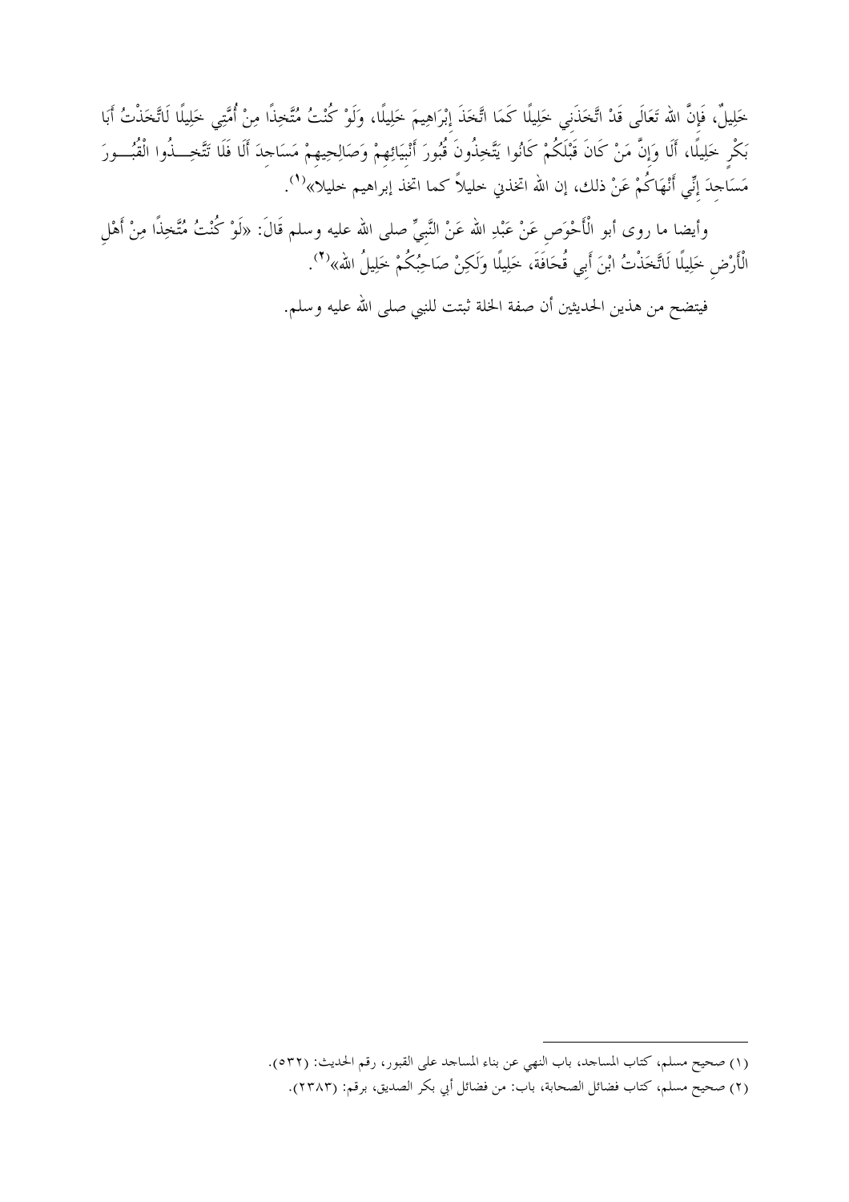خَلِيلٌ، فَإِنَّ اللهَ تَعَالَى قَدْ اتَّخَذَنِي خَلِيلًا كَمَا اتَّخَذَ إِبْرَاهِيمَ خَلِيلًا، وَلَوْ كُنْتُ مُتَّخِذًا مِنْ أُمَّتِي خَلِيلًا لَاتَّخَذْتُ أَبَا بَكْرٍ خَلِيلًا، أَلَا وَإِنَّ مَنْ كَانَ قَبْلَكُمْ كَانُوا يَتَّخِذُونَ قُبُورَ أَنْبِيَائِهِمْ وَصَالِحِيهِمْ مَسَاجِدَ أَلَا فَلَا تَتَّخِذُوا الْقُبُورَ مَسَاجِدَ إِنِّي أَنْهَاكُمْ عَنْ ذلك، إن الله اتخذني خليلاً كما اتخذ إبراهيم خليلا»[1].

وأيضا ما روى أبو الْأَحْوَصِ عَنْ عَبْدِ اللهِ عَنْ النَّبِيِّ صلى الله عليه وسلم قَالَ: «لَوْ كُنْتُ مُتَّخِذًا مِنْ أَهْلِ الْأَرْضِ خَلِيلًا لَاتَّخَذْتُ ابْنَ أَبِي قُحَافَةَ، خَلِيلًا وَلَكِنْ صَاحِبُكُمْ خَلِيلُ اللهِ»[2].

فيتضح من هذين الحديثين أن صفة الخلة ثبتت للنبي صلى الله عليه وسلم.

---

(١) صحيح مسلم، كتاب المساجد، باب النهي عن بناء المساجد على القبور، رقم الحديث: (٥٣٢).

(٢) صحيح مسلم، كتاب فضائل الصحابة، باب: من فضائل أبي بكر الصديق، برقم: (٢٣٨٣).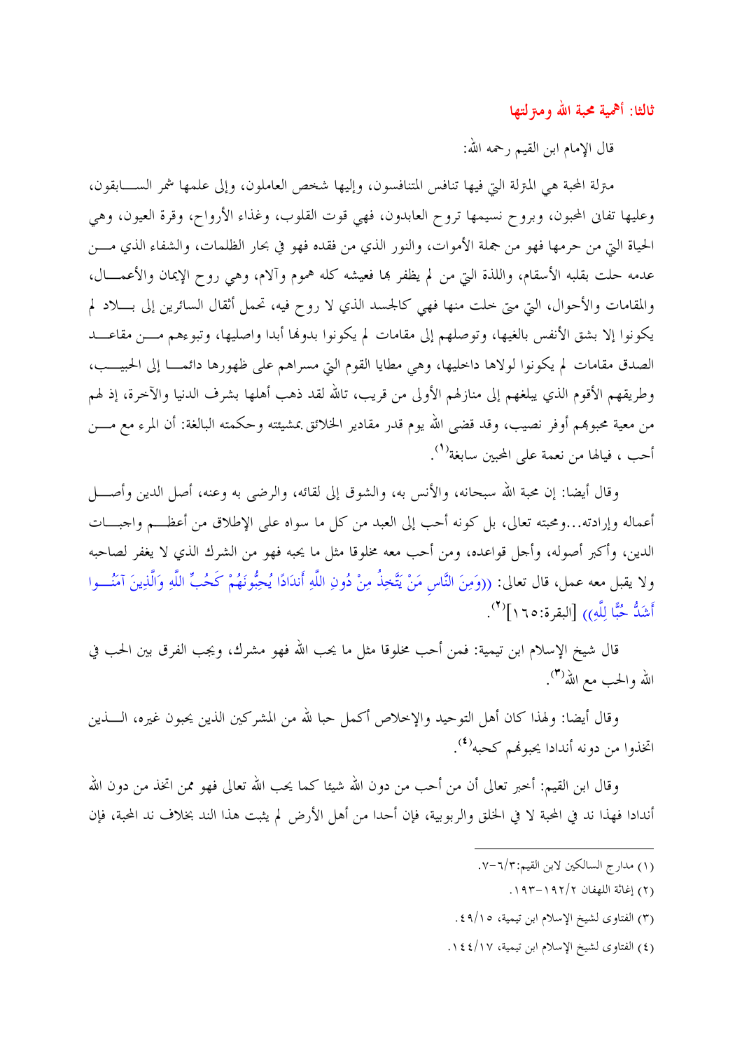## ثالثا: أهمية محبة الله ومنزلتها

قال الإمام ابن القيم رحمه الله:

منزلة المحبة هي المنزلة التي فيها تنافس المتنافسون، وإليها شخص العاملون، وإلى علمها شمر السابقون، وعليها تفانى المحبون، وبروح نسيمها تروح العابدون، فهي قوت القلوب، وغذاء الأرواح، وقرة العيون، وهي الحياة التي من حرمها فهو من جملة الأموات، والنور الذي من فقده فهو في بحار الظلمات، والشفاء الذي من عدمه حلت بقلبه الأسقام، واللذة التي من لم يظفر بها فعيشه كله هموم وآلام، وهي روح الإيمان والأعمال، والمقامات والأحوال، التي متى خلت منها فهي كالجسد الذي لا روح فيه، تحمل أثقال السائرين إلى بلاد لم يكونوا إلا بشق الأنفس بالغيها، وتوصلهم إلى مقامات لم يكونوا بدونها أبدا واصليها، وتبوءهم من مقاعد الصدق مقامات لم يكونوا لولاها داخليها، وهي مطايا القوم التي مسراهم على ظهورها دائما إلى الحبيب، وطريقهم الأقوم الذي يبلغهم إلى منازلهم الأولى من قريب، تالله لقد ذهب أهلها بشرف الدنيا والآخرة، إذ لهم من معية محبوبهم أوفر نصيب، وقد قضى الله يوم قدر مقادير الخلائق بمشيئته وحكمته البالغة: أن المرء مع من أحب ، فيالها من نعمة على المحبين سابغة[1].

وقال أيضا: إن محبة الله سبحانه، والأنس به، والشوق إلى لقائه، والرضى به وعنه، أصل الدين وأصل أعماله وإرادته...ومحبته تعالى، بل كونه أحب إلى العبد من كل ما سواه على الإطلاق من أعظم واجبات الدين، وأكبر أصوله، وأجل قواعده، ومن أحب معه مخلوقا مثل ما يحبه فهو من الشرك الذي لا يغفر لصاحبه ولا يقبل معه عمل، قال تعالى: ((وَمِنَ النَّاسِ مَنْ يَتَّخِذُ مِنْ دُونِ اللَّهِ أَندَادًا يُحِبُّونَهُمْ كَحُبِّ اللَّهِ وَالَّذِينَ آمَنُوا أَشَدُّ حُبًّا لِلَّهِ)) [البقرة:١٦٥][2].

قال شيخ الإسلام ابن تيمية: فمن أحب مخلوقا مثل ما يحب الله فهو مشرك، ويجب الفرق بين الحب في الله والحب مع الله[3].

وقال أيضا: ولهذا كان أهل التوحيد والإخلاص أكمل حبا لله من المشركين الذين يحبون غيره، الذين اتخذوا من دونه أندادا يحبونهم كحبه[4].

وقال ابن القيم: أخبر تعالى أن من أحب من دون الله شيئا كما يحب الله تعالى فهو ممن اتخذ من دون الله أندادا فهذا ند في المحبة لا في الخلق والربوبية، فإن أحدا من أهل الأرض لم يثبت هذا الند بخلاف ند المحبة، فإن

---

(١) مدارج السالكين لابن القيم:٣/٦-٧.

(٢) إغاثة اللهفان ٢/١٩٢-١٩٣.

(٣) الفتاوى لشيخ الإسلام ابن تيمية، ١٥/٤٩.

(٤) الفتاوى لشيخ الإسلام ابن تيمية، ١٧/١٤٤.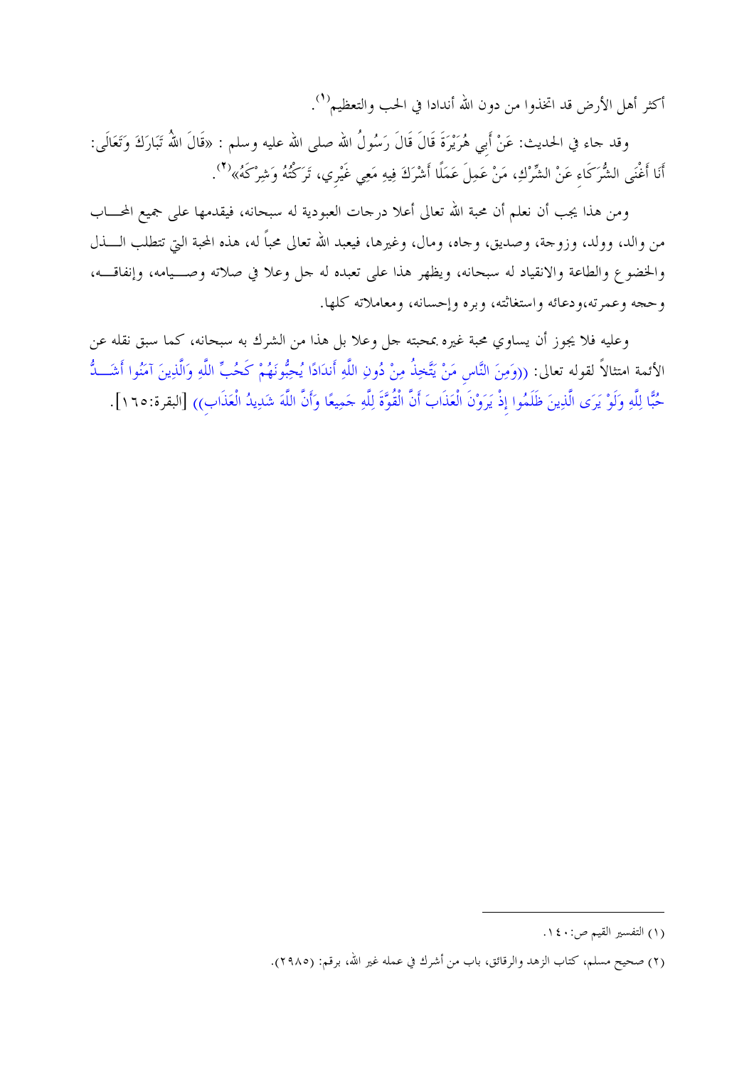أكثر أهل الأرض قد اتخذوا من دون الله أندادا في الحب والتعظيم[1].

وقد جاء في الحديث: عَنْ أَبِي هُرَيْرَةَ قَالَ قَالَ رَسُولُ الله صلى الله عليه وسلم : «قَالَ اللَّهُ تَبَارَكَ وَتَعَالَى: أَنَا أَغْنَى الشُّرَكَاءِ عَنْ الشِّرْكِ، مَنْ عَمِلَ عَمَلًا أَشْرَكَ فِيهِ مَعِي غَيْرِي، تَرَكْتُهُ وَشِرْكَهُ»[2].

ومن هذا يجب أن نعلم أن محبة الله تعالى أعلا درجات العبودية له سبحانه، فيقدمها على جميع المحاب من والد، وولد، وزوجة، وصديق، وجاه، ومال، وغيرها، فيعبد الله تعالى محباً له، هذه المحبة التي تتطلب الذل والخضوع والطاعة والانقياد له سبحانه، ويظهر هذا على تعبده له جل وعلا في صلاته وصيامه، وإنفاقه، وحجه وعمرته،ودعائه واستغاثته، وبره وإحسانه، ومعاملاته كلها.

وعليه فلا يجوز أن يساوي محبة غيره بمحبته جل وعلا بل هذا من الشرك به سبحانه، كما سبق نقله عن الأئمة امتثالاً لقوله تعالى: ((وَمِنَ النَّاسِ مَنْ يَتَّخِذُ مِنْ دُونِ اللَّهِ أَندَادًا يُحِبُّونَهُمْ كَحُبِّ اللَّهِ وَالَّذِينَ آمَنُوا أَشَدُّ حُبًّا لِلَّهِ وَلَوْ يَرَى الَّذِينَ ظَلَمُوا إِذْ يَرَوْنَ الْعَذَابَ أَنَّ الْقُوَّةَ لِلَّهِ جَمِيعًا وَأَنَّ اللَّهَ شَدِيدُ الْعَذَابِ)) [البقرة:١٦٥].

---

(١) التفسير القيم ص:١٤٠.

(٢) صحيح مسلم، كتاب الزهد والرقائق، باب من أشرك في عمله غير الله، برقم: (٢٩٨٥).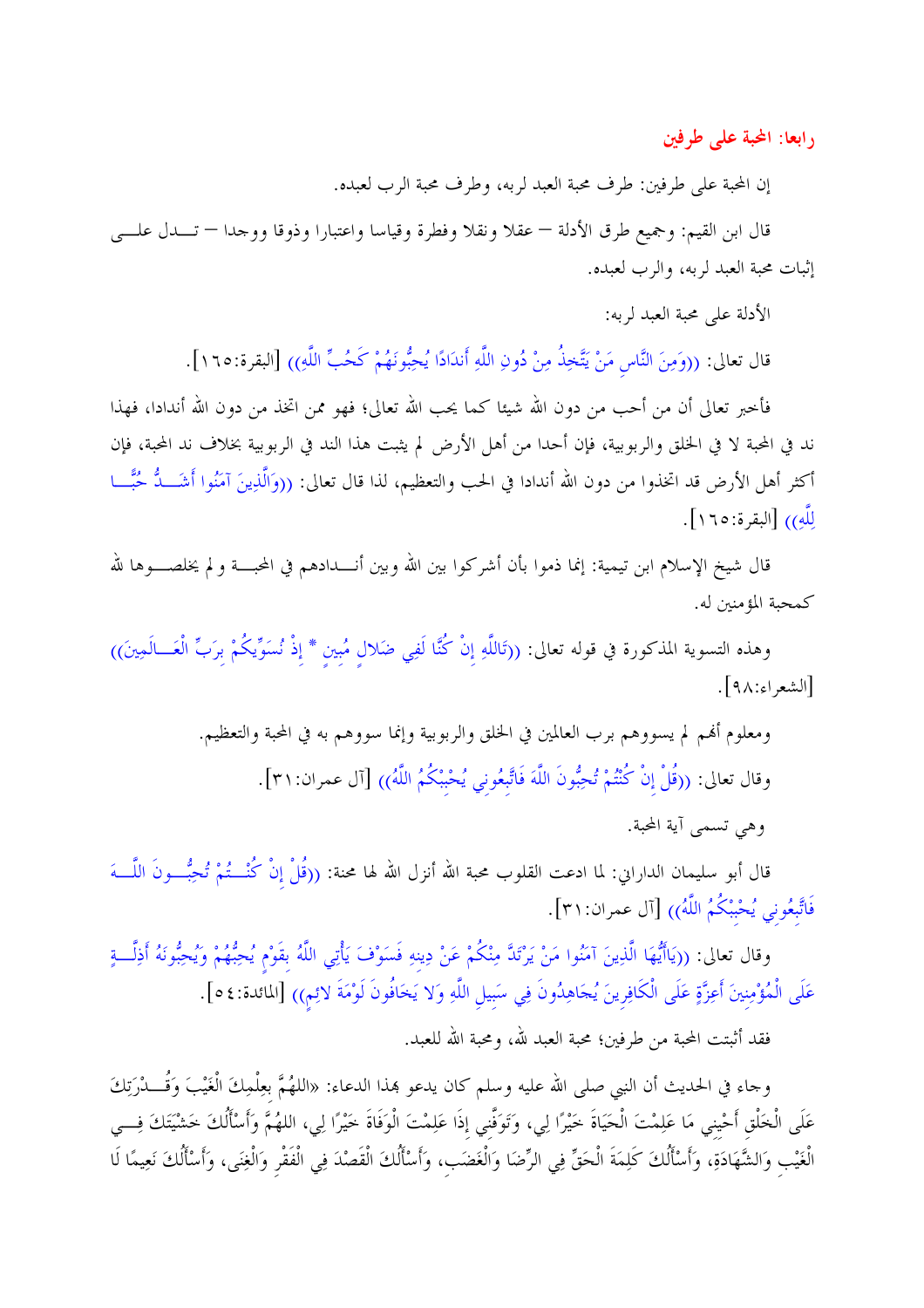## رابعا: المحبة على طرفين

إن المحبة على طرفين: طرف محبة العبد لربه، وطرف محبة الرب لعبده.

قال ابن القيم: وجميع طرق الأدلة – عقلا ونقلا وفطرة وقياسا واعتبارا وذوقا ووجدا – تدل على إثبات محبة العبد لربه، والرب لعبده.

الأدلة على محبة العبد لربه:

قال تعالى: ((وَمِنَ النَّاسِ مَنْ يَتَّخِذُ مِنْ دُونِ اللَّهِ أَندَادًا يُحِبُّونَهُمْ كَحُبِّ اللَّهِ)) [البقرة:١٦٥].

فأخبر تعالى أن من أحب من دون الله شيئا كما يحب الله تعالى؛ فهو ممن اتخذ من دون الله أندادا، فهذا ند في المحبة لا في الخلق والربوبية، فإن أحدا من أهل الأرض لم يثبت هذا الند في الربوبية بخلاف ند المحبة، فإن أكثر أهل الأرض قد اتخذوا من دون الله أندادا في الحب والتعظيم، لذا قال تعالى: ((وَالَّذِينَ آمَنُوا أَشَدُّ حُبًّا لِلَّهِ)) [البقرة:١٦٥].

قال شيخ الإسلام ابن تيمية: إنما ذموا بأن أشركوا بين الله وبين أندادهم في المحبة و لم يخلصوها لله كمحبة المؤمنين له.

وهذه التسوية المذكورة في قوله تعالى: ((تَاللَّهِ إِنْ كُنَّا لَفِي ضَلالٍ مُبِينٍ * إِذْ نُسَوِّيكُمْ بِرَبِّ الْعَالَمِينَ)) [الشعراء:٩٨].

ومعلوم أنهم لم يسووهم برب العالمين في الخلق والربوبية وإنما سووهم به في المحبة والتعظيم.

وقال تعالى: ((قُلْ إِنْ كُنْتُمْ تُحِبُّونَ اللَّهَ فَاتَّبِعُونِي يُحْبِبْكُمُ اللَّهُ)) [آل عمران:٣١].

وهي تسمى آية المحبة.

قال أبو سليمان الداراني: لما ادعت القلوب محبة الله أنزل الله لها محنة: ((قُلْ إِنْ كُنْتُمْ تُحِبُّونَ اللَّهَ فَاتَّبِعُونِي يُحْبِبْكُمُ اللَّهُ)) [آل عمران:٣١].

وقال تعالى: ((يَاأَيُّهَا الَّذِينَ آمَنُوا مَنْ يَرْتَدَّ مِنْكُمْ عَنْ دِينِهِ فَسَوْفَ يَأْتِي اللَّهُ بِقَوْمٍ يُحِبُّهُمْ وَيُحِبُّونَهُ أَذِلَّةٍ عَلَى الْمُؤْمِنِينَ أَعِزَّةٍ عَلَى الْكَافِرِينَ يُجَاهِدُونَ فِي سَبِيلِ اللَّهِ وَلا يَخَافُونَ لَوْمَةَ لائِمٍ)) [المائدة:٥٤].

فقد أثبتت المحبة من طرفين؛ محبة العبد لله، ومحبة الله للعبد.

وجاء في الحديث أن النبي صلى الله عليه وسلم كان يدعو بهذا الدعاء: «اللهُمَّ بِعِلْمِكَ الْغَيْبَ وَقُدْرَتِكَ عَلَى الْخَلْقِ أَحْيِنِي مَا عَلِمْتَ الْحَيَاةَ خَيْرًا لِي، وَتَوَفَّنِي إِذَا عَلِمْتَ الْوَفَاةَ خَيْرًا لِي، اللهُمَّ وَأَسْأَلُكَ خَشْيَتَكَ فِي الْغَيْبِ وَالشَّهَادَةِ، وَأَسْأَلُكَ كَلِمَةَ الْحَقِّ فِي الرِّضَا وَالْغَضَبِ، وَأَسْأَلُكَ الْقَصْدَ فِي الْفَقْرِ وَالْغِنَى، وَأَسْأَلُكَ نَعِيمًا لَا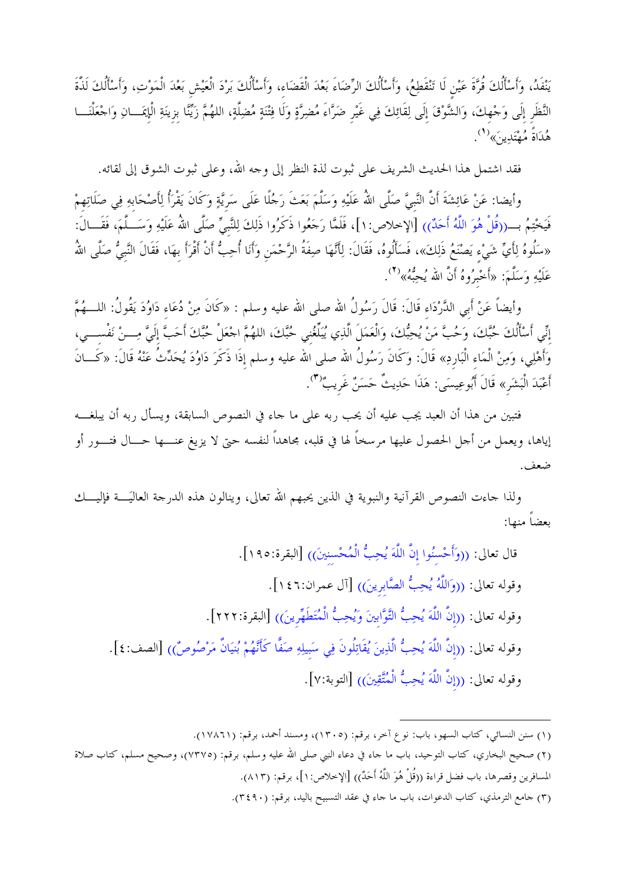يَنْفَدُ، وَأَسْأَلُكَ قُرَّةَ عَيْنٍ لَا تَنْقَطِعُ، وَأَسْأَلُكَ الرِّضَاءَ بَعْدَ الْقَضَاءِ، وَأَسْأَلُكَ بَرْدَ الْعَيْشِ بَعْدَ الْمَوْتِ، وَأَسْأَلُكَ لَذَّةَ النَّظَرِ إِلَى وَجْهِكَ، وَالشَّوْقَ إِلَى لِقَائِكَ فِي غَيْرِ ضَرَّاءَ مُضِرَّةٍ وَلَا فِتْنَةٍ مُضِلَّةٍ، اللهُمَّ زَيِّنَّا بِزِينَةِ الْإِيمَانِ وَاجْعَلْنَا هُدَاةً مُهْتَدِينَ»[1].

فقد اشتمل هذا الحديث الشريف على ثبوت لذة النظر إلى وجه الله، وعلى ثبوت الشوق إلى لقائه.

وأيضا: عَنْ عَائِشَةَ أَنَّ النَّبِيَّ صَلَّى اللهُ عَلَيْهِ وَسَلَّمَ بَعَثَ رَجُلًا عَلَى سَرِيَّةٍ وَكَانَ يَقْرَأُ لِأَصْحَابِهِ فِي صَلَاتِهِمْ فَيَخْتِمُ بــ((قُلْ هُوَ اللَّهُ أَحَدٌ)) [الإخلاص:١]، فَلَمَّا رَجَعُوا ذَكَرُوا ذَلِكَ لِلنَّبِيِّ صَلَّى اللهُ عَلَيْهِ وَسَلَّمَ، فَقَالَ: «سَلُوهُ لِأَيِّ شَيْءٍ يَصْنَعُ ذَلِكَ»، فَسَأَلُوهُ، فَقَالَ: لِأَنَّهَا صِفَةُ الرَّحْمَنِ وَأَنَا أُحِبُّ أَنْ أَقْرَأَ بِهَا، فَقَالَ النَّبِيُّ صَلَّى اللهُ عَلَيْهِ وَسَلَّمَ: «أَخْبِرُوهُ أَنَّ الله يُحِبُّهُ»[2].

وأيضاً عَنْ أَبِي الدَّرْدَاءِ قَالَ: قَالَ رَسُولُ الله صلى الله عليه وسلم : «كَانَ مِنْ دُعَاءِ دَاوُدَ يَقُولُ: اللهُمَّ إِنِّي أَسْأَلُكَ حُبَّكَ، وَحُبَّ مَنْ يُحِبُّكَ، وَالْعَمَلَ الَّذِي يُبَلِّغُنِي حُبَّكَ، اللهُمَّ اجْعَلْ حُبَّكَ أَحَبَّ إِلَيَّ مِنْ نَفْسِي، وَأَهْلِي، وَمِنْ الْمَاءِ الْبَارِدِ» قَالَ: وَكَانَ رَسُولُ الله صلى الله عليه وسلم إِذَا ذَكَرَ دَاوُدَ يُحَدِّثُ عَنْهُ قَالَ: «كَانَ أَعْبَدَ الْبَشَرِ» قَالَ أَبُوعِيسَى: هَذَا حَدِيثٌ حَسَنٌ غَرِيبٌ[3].

فتبين من هذا أن العبد يجب عليه أن يحب ربه على ما جاء في النصوص السابقة، ويسأل ربه أن يبلغه إياها، ويعمل من أجل الحصول عليها مرسخاً لها في قلبه، مجاهداً لنفسه حتى لا يزيغ عنها حال فتور أو ضعف.

ولذا جاءت النصوص القرآنية والنبوية في الذين يحبهم الله تعالى، وينالون هذه الدرجة العاليَة فإليك بعضاً منها:

قال تعالى: ((وَأَحْسِنُوا إِنَّ اللَّهَ يُحِبُّ الْمُحْسِنِينَ)) [البقرة:١٩٥].

وقوله تعالى: ((وَاللَّهُ يُحِبُّ الصَّابِرِينَ)) [آل عمران:١٤٦].

وقوله تعالى: ((إِنَّ اللَّهَ يُحِبُّ التَّوَّابِينَ وَيُحِبُّ الْمُتَطَهِّرِينَ)) [البقرة:٢٢٢].

وقوله تعالى: ((إِنَّ اللَّهَ يُحِبُّ الَّذِينَ يُقَاتِلُونَ فِي سَبِيلِهِ صَفًّا كَأَنَّهُمْ بُنْيَانٌ مَرْصُوصٌ)) [الصف:٤].

وقوله تعالى: ((إِنَّ اللَّهَ يُحِبُّ الْمُتَّقِينَ)) [التوبة:٧].

---

(١) سنن النسائي، كتاب السهو، باب: نوع آخر، برقم: (١٣٠٥)، ومسند أحمد، برقم: (١٧٨٦١).

(٢) صحيح البخاري، كتاب التوحيد، باب ما جاء في دعاء النبي صلى الله عليه وسلم، برقم: (٧٣٧٥)، وصحيح مسلم، كتاب صلاة المسافرين وقصرها، باب فضل قراءة ((قُلْ هُوَ اللَّهُ أَحَدٌ)) [الإخلاص:١]، برقم: (٨١٣).

(٣) جامع الترمذي، كتاب الدعوات، باب ما جاء في عقد التسبيح باليد، برقم: (٣٤٩٠).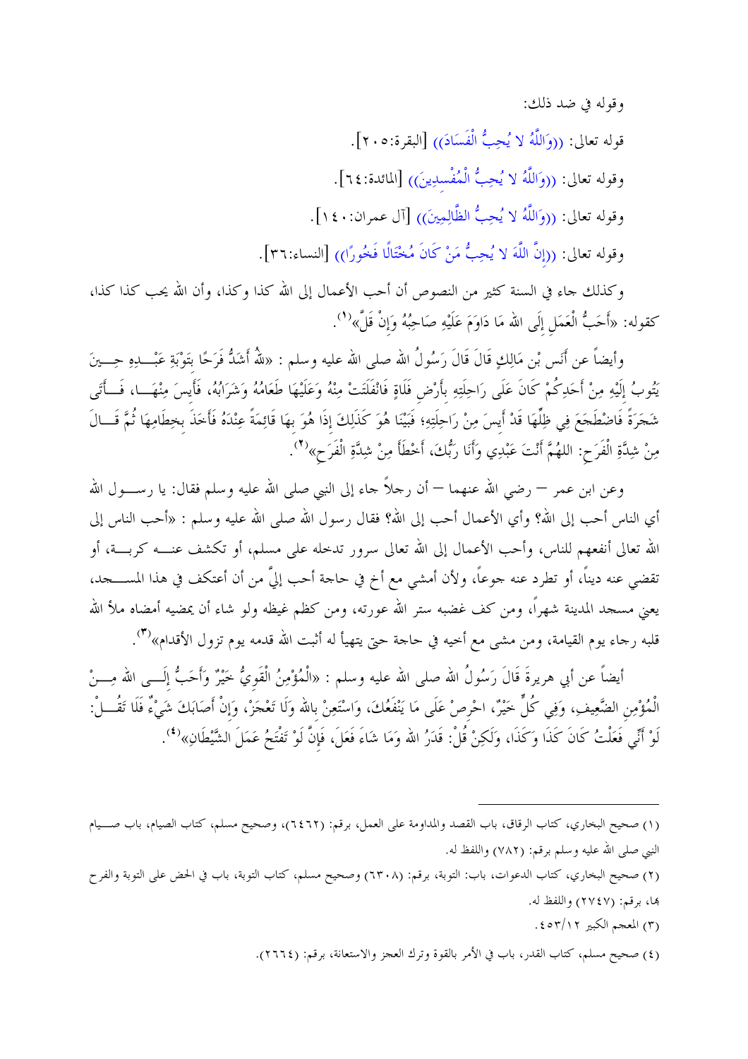وقوله في ضد ذلك:

قوله تعالى: ((وَاللَّهُ لا يُحِبُّ الْفَسَادَ)) [البقرة:٢٠٥].

وقوله تعالى: ((وَاللَّهُ لا يُحِبُّ الْمُفْسِدِينَ)) [المائدة:٦٤].

وقوله تعالى: ((وَاللَّهُ لا يُحِبُّ الظَّالِمِينَ)) [آل عمران:١٤٠].

وقوله تعالى: ((إِنَّ اللَّهَ لا يُحِبُّ مَنْ كَانَ مُخْتَالًا فَخُورًا)) [النساء:٣٦].

وكذلك جاء في السنة كثير من النصوص أن أحب الأعمال إلى الله كذا وكذا، وأن الله يحب كذا كذا، كقوله: «أَحَبُّ الْعَمَلِ إِلَى الله مَا دَاوَمَ عَلَيْهِ صَاحِبُهُ وَإِنْ قَلَّ»(١).

وأيضاً عن أَنَس بْن مَالِكٍ قَالَ قَالَ رَسُولُ الله صلى الله عليه وسلم : «للهُ أَشَدُّ فَرَحًا بِتَوْبَةِ عَبْدِهِ حِينَ يَتُوبُ إِلَيْهِ مِنْ أَحَدِكُمْ كَانَ عَلَى رَاحِلَتِهِ بِأَرْضِ فَلَاةٍ فَانْفَلَتَتْ مِنْهُ وَعَلَيْهَا طَعَامُهُ وَشَرَابُهُ، فَأَيِسَ مِنْهَا، فَأَتَى شَجَرَةً فَاضْطَجَعَ فِي ظِلِّهَا قَدْ أَيِسَ مِنْ رَاحِلَتِهِ؛ فَبَيْنَا هُوَ كَذَلِكَ إِذَا هُوَ بِهَا قَائِمَةً عِنْدَهُ فَأَخَذَ بِخِطَامِهَا ثُمَّ قَالَ مِنْ شِدَّةِ الْفَرَحِ: اللهُمَّ أَنْتَ عَبْدِي وَأَنَا رَبُّكَ، أَخْطَأَ مِنْ شِدَّةِ الْفَرَحِ»(٢).

وعن ابن عمر – رضي الله عنهما – أن رجلاً جاء إلى النبي صلى الله عليه وسلم فقال: يا رسول الله أي الناس أحب إلى الله؟ وأي الأعمال أحب إلى الله؟ فقال رسول الله صلى الله عليه وسلم : «أحب الناس إلى الله تعالى أنفعهم للناس، وأحب الأعمال إلى الله تعالى سرور تدخله على مسلم، أو تكشف عنه كربة، أو تقضي عنه ديناً، أو تطرد عنه جوعاً، ولأن أمشي مع أخ في حاجة أحب إليَّ من أن أعتكف في هذا المسجد، يعني مسجد المدينة شهراً، ومن كف غضبه ستر الله عورته، ومن كظم غيظه ولو شاء أن يمضيه أمضاه ملأ الله قلبه رجاء يوم القيامة، ومن مشى مع أخيه في حاجة حتى يتهيأ له أثبت الله قدمه يوم تزول الأقدام»(٣).

أيضاً عن أبي هريرةَ قَالَ رَسُولُ الله صلى الله عليه وسلم : «الْمُؤْمِنُ الْقَوِيُّ خَيْرٌ وَأَحَبُّ إِلَى الله مِنْ الْمُؤْمِنِ الضَّعِيفِ، وَفِي كُلٍّ خَيْرٌ، احْرِصْ عَلَى مَا يَنْفَعُكَ، وَاسْتَعِنْ بالله وَلَا تَعْجَزْ، وَإِنْ أَصَابَكَ شَيْءٌ فَلَا تَقُلْ: لَوْ أَنِّي فَعَلْتُ كَانَ كَذَا وَكَذَا، وَلَكِنْ قُلْ: قَدَرُ الله وَمَا شَاءَ فَعَلَ، فَإِنَّ لَوْ تَفْتَحُ عَمَلَ الشَّيْطَانِ»(٤).

---

(١) صحيح البخاري، كتاب الرقاق، باب القصد والمداومة على العمل، برقم: (٦٤٦٢)، وصحيح مسلم، كتاب الصيام، باب صيام النبي صلى الله عليه وسلم برقم: (٧٨٢) واللفظ له.

(٢) صحيح البخاري، كتاب الدعوات، باب: التوبة، برقم: (٦٣٠٨) وصحيح مسلم، كتاب التوبة، باب في الحض على التوبة والفرح بها، برقم: (٢٧٤٧) واللفظ له.

(٣) المعجم الكبير ١٢/٤٥٣.

(٤) صحيح مسلم، كتاب القدر، باب في الأمر بالقوة وترك العجز والاستعانة، برقم: (٢٦٦٤).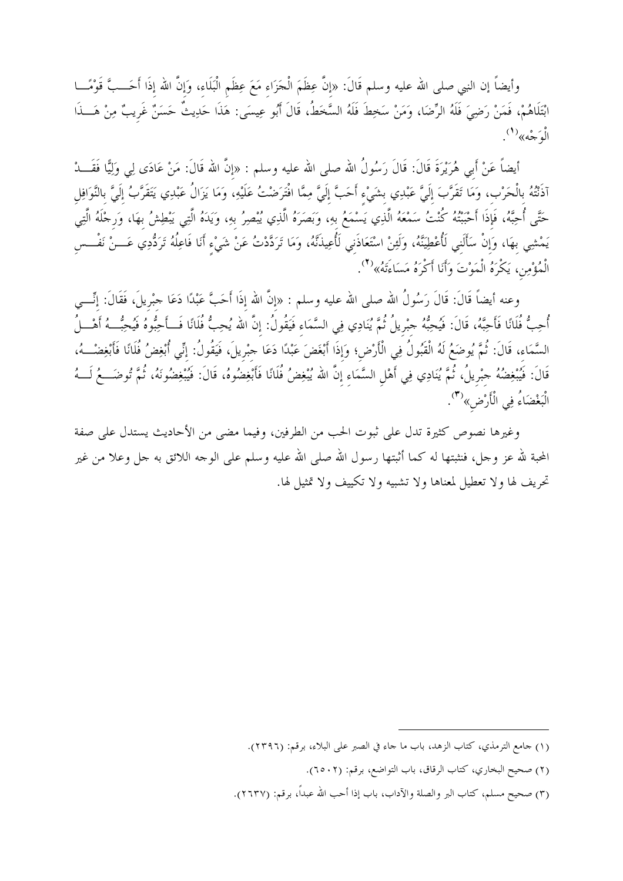وأيضاً إن النبي صلى الله عليه وسلم قَالَ: «إِنَّ عِظَمَ الْجَزَاءِ مَعَ عِظَمِ الْبَلَاءِ، وَإِنَّ اللهَ إِذَا أَحَبَّ قَوْمًا ابْتَلَاهُمْ، فَمَنْ رَضِيَ فَلَهُ الرِّضَا، وَمَنْ سَخِطَ فَلَهُ السَّخَطُ، قَالَ أَبُو عِيسَى: هَذَا حَدِيثٌ حَسَنٌ غَرِيبٌ مِنْ هَذَا الْوَجْهِ»[1].

أيضاً عَنْ أَبِي هُرَيْرَةَ قَالَ: قَالَ رَسُولُ اللهِ صلى الله عليه وسلم : «إِنَّ اللهَ قَالَ: مَنْ عَادَى لِي وَلِيًّا فَقَدْ آذَنْتُهُ بِالْحَرْبِ، وَمَا تَقَرَّبَ إِلَيَّ عَبْدِي بِشَيْءٍ أَحَبَّ إِلَيَّ مِمَّا افْتَرَضْتُ عَلَيْهِ، وَمَا يَزَالُ عَبْدِي يَتَقَرَّبُ إِلَيَّ بِالنَّوَافِلِ حَتَّى أُحِبَّهُ، فَإِذَا أَحْبَبْتُهُ كُنْتُ سَمْعَهُ الَّذِي يَسْمَعُ بِهِ، وَبَصَرَهُ الَّذِي يُبْصِرُ بِهِ، وَيَدَهُ الَّتِي يَبْطِشُ بِهَا، وَرِجْلَهُ الَّتِي يَمْشِي بِهَا، وَإِنْ سَأَلَنِي لَأُعْطِيَنَّهُ، وَلَئِنْ اسْتَعَاذَنِي لَأُعِيذَنَّهُ، وَمَا تَرَدَّدْتُ عَنْ شَيْءٍ أَنَا فَاعِلُهُ تَرَدُّدِي عَنْ نَفْسِ الْمُؤْمِنِ، يَكْرَهُ الْمَوْتَ وَأَنَا أَكْرَهُ مَسَاءَتَهُ»[2].

وعنه أيضاً قَالَ: قَالَ رَسُولُ اللهِ صلى الله عليه وسلم : «إِنَّ اللهَ إِذَا أَحَبَّ عَبْدًا دَعَا جِبْرِيلَ، فَقَالَ: إِنِّي أُحِبُّ فُلَانًا فَأَحِبَّهُ، قَالَ: فَيُحِبُّهُ جِبْرِيلُ ثُمَّ يُنَادِي فِي السَّمَاءِ فَيَقُولُ: إِنَّ اللهَ يُحِبُّ فُلَانًا فَأَحِبُّوهُ فَيُحِبُّهُ أَهْلُ السَّمَاءِ، قَالَ: ثُمَّ يُوضَعُ لَهُ الْقَبُولُ فِي الْأَرْضِ؛ وَإِذَا أَبْغَضَ عَبْدًا دَعَا جِبْرِيلَ، فَيَقُولُ: إِنِّي أُبْغِضُ فُلَانًا فَأَبْغِضْهُ، قَالَ: فَيُبْغِضُهُ جِبْرِيلُ، ثُمَّ يُنَادِي فِي أَهْلِ السَّمَاءِ إِنَّ اللهَ يُبْغِضُ فُلَانًا فَأَبْغِضُوهُ، قَالَ: فَيُبْغِضُونَهُ، ثُمَّ تُوضَعُ لَهُ الْبَغْضَاءُ فِي الْأَرْضِ»[3].

وغيرها نصوص كثيرة تدل على ثبوت الحب من الطرفين، وفيما مضى من الأحاديث يستدل على صفة المحبة لله عز وجل، فنثبتها له كما أثبتها رسول الله صلى الله عليه وسلم على الوجه اللائق به جل وعلا من غير تحريف لها ولا تعطيل لمعناها ولا تشبيه ولا تكييف ولا تمثيل لها.

---

(١) جامع الترمذي، كتاب الزهد، باب ما جاء في الصبر على البلاء، برقم: (٢٣٩٦).

(٢) صحيح البخاري، كتاب الرقاق، باب التواضع، برقم: (٦٥٠٢).

(٣) صحيح مسلم، كتاب البر والصلة والآداب، باب إذا أحب الله عبداً، برقم: (٢٦٣٧).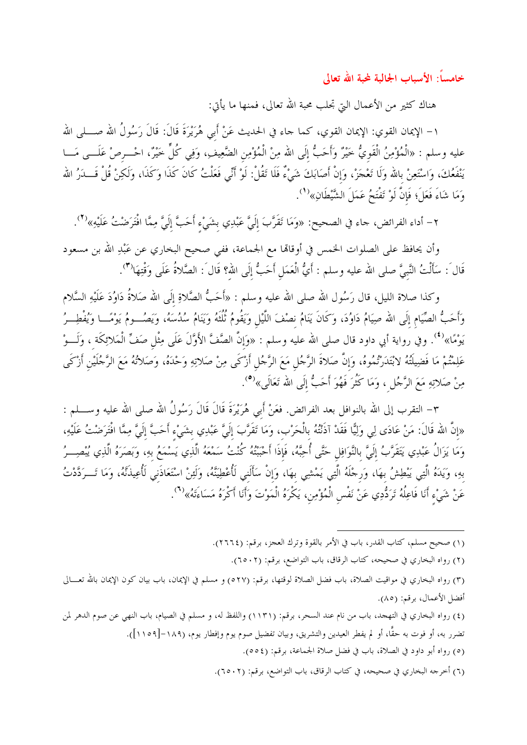## خامساً: الأسباب الجالبة لمحبة الله تعالى

هناك كثير من الأعمال التي تجلب محبة الله تعالى، فمنها ما يأتي:

١- الإيمان القوي: الإيمان القوي، كما جاء في الحديث عَنْ أَبِي هُرَيْرَةَ قَالَ: قَالَ رَسُولُ الله صلى الله عليه وسلم : «الْمُؤْمِنُ الْقَوِيُّ خَيْرٌ وَأَحَبُّ إِلَى الله مِنْ الْمُؤْمِنِ الضَّعِيفِ، وَفِي كُلٍّ خَيْرٌ، احْرِصْ عَلَى مَا يَنْفَعُكَ، وَاسْتَعِنْ بالله وَلَا تَعْجَزْ، وَإِنْ أَصَابَكَ شَيْءٌ فَلَا تَقُلْ: لَوْ أَنِّي فَعَلْتُ كَانَ كَذَا وَكَذَا، وَلَكِنْ قُلْ قَدَرُ الله وَمَا شَاءَ فَعَلَ؛ فَإِنَّ لَوْ تَفْتَحُ عَمَلَ الشَّيْطَانِ»(١).

٢- أداء الفرائض، جاء في الصحيح: «وَمَا تَقَرَّبَ إِلَيَّ عَبْدِي بشَيْءٍ أَحَبَّ إِلَيَّ مِمَّا افْتَرَضْتُ عَلَيْهِ»(٢).

وأن يحافظ على الصلوات الخمس في أوقاتها مع الجماعة، ففي صحيح البخاري عن عَبْدِ الله بن مسعود قَالَ: سَأَلْتُ النَّبِيَّ صلى الله عليه وسلم : أَيُّ الْعَمَلِ أَحَبُّ إِلَى الله؟ قَالَ: الصَّلاةُ عَلَى وَقْتِهَا(٣).

وكذا صلاة الليل، قال رَسُول الله صلى الله عليه وسلم : «أَحَبُّ الصَّلاةِ إِلَى الله صَلاةُ دَاوُدَ عَلَيْهِ السَّلام وَأَحَبُّ الصِّيَامِ إِلَى الله صِيَامُ دَاوُدَ، وَكَانَ يَنَامُ نِصْفَ اللَّيْلِ وَيَقُومُ ثُلُثَهُ وَيَنَامُ سُدُسَهُ، وَيَصُومُ يَوْمًا وَيُفْطِرُ يَوْمًا»(٤). وفي رواية أبي داود قال صلى الله عليه وسلم : «وَإِنَّ الصَّفَّ الأَوَّلَ عَلَى مِثْلِ صَفِّ الْمَلائِكَة ، وَلَوْ عَلِمْتُمْ مَا فَضِيلَتُهُ لابْتَدَرْتُمُوهُ، وَإِنَّ صَلاةَ الرَّجُلِ مَعَ الرَّجُلِ أَزْكَى مِنْ صَلاتِهِ وَحْدَهُ، وَصَلاتُهُ مَعَ الرَّجُلَيْنِ أَزْكَى مِنْ صَلاتِهِ مَعَ الرَّجُل ، وَمَا كَثُرَ فَهُوَ أَحَبُّ إِلَى الله تَعَالَى»(٥).

٣- التقرب إلى الله بالنوافل بعد الفرائض. فعَنْ أَبِي هُرَيْرَةَ قَالَ قَالَ رَسُولُ الله صلى الله عليه وسلم : «إِنَّ الله قَالَ: مَنْ عَادَى لِي وَلِيًّا فَقَدْ آذَنْتُهُ بالْحَرْب، وَمَا تَقَرَّبَ إِلَيَّ عَبْدِي بشَيْءٍ أَحَبَّ إِلَيَّ مِمَّا افْتَرَضْتُ عَلَيْهِ، وَمَا يَزَالُ عَبْدِي يَتَقَرَّبُ إِلَيَّ بالنَّوَافِلِ حَتَّى أُحِبَّهُ، فَإِذَا أَحْبَبْتُهُ كُنْتُ سَمْعَهُ الَّذِي يَسْمَعُ بهِ، وَبَصَرَهُ الَّذِي يُبْصِرُ بهِ، وَيَدَهُ الَّتِي يَبْطِشُ بهَا، وَرِجْلَهُ الَّتِي يَمْشِي بهَا، وَإِنْ سَأَلَنِي لَأُعْطِيَنَّهُ، وَلَئِنْ اسْتَعَاذَنِي لَأُعِيذَنَّهُ، وَمَا تَرَدَّدْتُ عَنْ شَيْءٍ أَنَا فَاعِلُهُ تَرَدُّدِي عَنْ نَفْسِ الْمُؤْمِنِ، يَكْرَهُ الْمَوْتَ وَأَنَا أَكْرَهُ مَسَاءَتَهُ»(٦).

---

(١) صحيح مسلم، كتاب القدر، باب في الأمر بالقوة وترك العجز، برقم: (٢٦٦٤).

(٢) رواه البخاري في صحيحه، كتاب الرقاق، باب التواضع، برقم: (٦٥٠٢).

(٣) رواه البخاري في مواقيت الصلاة، باب فضل الصلاة لوقتها، برقم: (٥٢٧) و مسلم في الإيمان، باب بيان كون الإيمان بالله تعالى أفضل الأعمال، برقم: (٨٥).

(٤) رواه البخاري في التهجد، باب من نام عند السحر، برقم: (١١٣١) واللفظ له، و مسلم في الصيام، باب النهي عن صوم الدهر لمن تضرر به، أو فوت به حقًّا، أو لم يفطر العيدين والتشريق، وبيان تفضيل صوم يوم وإفطار يوم، (١٨٩-[١١٥٩]).

(٥) رواه أبو داود في الصلاة، باب في فضل صلاة الجماعة، برقم: (٥٥٤).

(٦) أخرجه البخاري في صحيحه، في كتاب الرقاق، باب التواضع، برقم: (٦٥٠٢).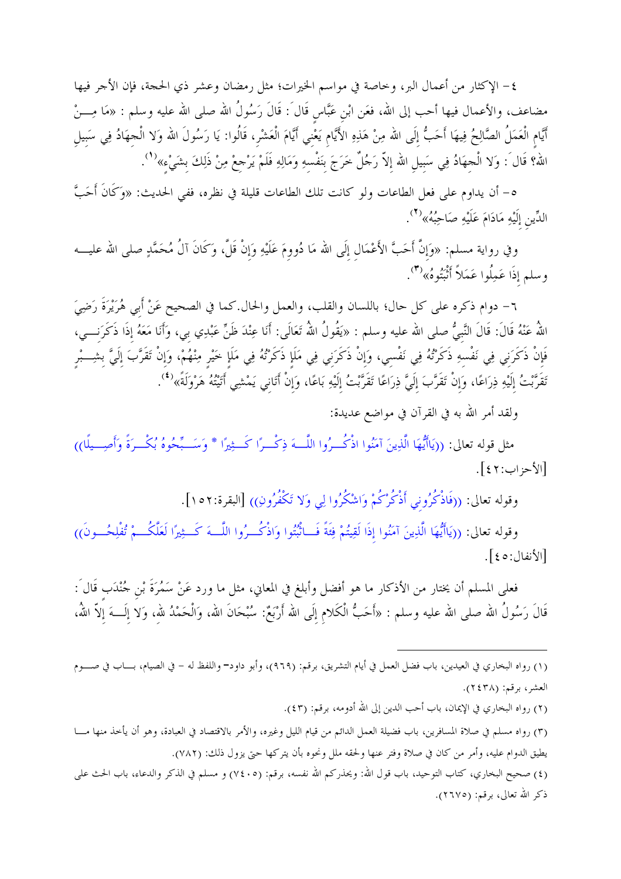٤- الإكثار من أعمال البر، وخاصة في مواسم الخيرات؛ مثل رمضان وعشر ذي الحجة، فإن الأجر فيها مضاعف، والأعمال فيها أحب إلى الله، فعَن ابْنِ عَبَّاسٍ قَالَ: قَالَ رَسُولُ الله صلى الله عليه وسلم : «مَا مِنْ أَيَّامٍ الْعَمَلُ الصَّالِحُ فِيهَا أَحَبُّ إِلَى الله مِنْ هَذِهِ الأَيَّامِ يَعْنِي أَيَّامَ الْعَشْرِ، قَالُوا: يَا رَسُولَ الله وَلا الْجِهَادُ فِي سَبِيلِ الله؟ قَالَ: وَلا الْجِهَادُ فِي سَبِيلِ الله إلاّ رَجُلٌ خَرَجَ بِنَفْسِهِ وَمَالِهِ فَلَمْ يَرْجِعْ مِنْ ذَلِكَ بِشَيْءٍ»[1].

٥- أن يداوم على فعل الطاعات ولو كانت تلك الطاعات قليلة في نظره، ففي الحديث: «وَكَانَ أَحَبَّ الدِّينِ إِلَيْهِ مَادَامَ عَلَيْهِ صَاحِبُهُ»[2].

وفي رواية مسلم: «وَإِنَّ أَحَبَّ الأَعْمَالِ إِلَى الله مَا دُووِمَ عَلَيْهِ وَإِنْ قَلَّ، وَكَانَ آلُ مُحَمَّدٍ صلى الله عليه وسلم إِذَا عَمِلُوا عَمَلاً أَثْبَتُوهُ»[3].

٦- دوام ذكره على كل حال؛ باللسان والقلب، والعمل والحال.كما في الصحيح عَنْ أَبِي هُرَيْرَةَ رَضِيَ اللَّهُ عَنْهُ قَالَ: قَالَ النَّبِيُّ صلى الله عليه وسلم : «يَقُولُ اللَّهُ تَعَالَى: أَنَا عِنْدَ ظَنِّ عَبْدِي بِي، وَأَنَا مَعَهُ إِذَا ذَكَرَنِي، فَإِنْ ذَكَرَنِي فِي نَفْسِهِ ذَكَرْتُهُ فِي نَفْسِي، وَإِنْ ذَكَرَنِي فِي مَلَإٍ ذَكَرْتُهُ فِي مَلَإٍ خَيْرٍ مِنْهُمْ، وَإِنْ تَقَرَّبَ إِلَيَّ بِشِبْرٍ تَقَرَّبْتُ إِلَيْهِ ذِرَاعًا، وَإِنْ تَقَرَّبَ إِلَيَّ ذِرَاعًا تَقَرَّبْتُ إِلَيْهِ بَاعًا، وَإِنْ أَتَانِي يَمْشِي أَتَيْتُهُ هَرْوَلَةً»[4].

ولقد أمر الله به في القرآن في مواضع عديدة:

مثل قوله تعالى: ((يَاأَيُّهَا الَّذِينَ آمَنُوا اذْكُرُوا اللَّهَ ذِكْرًا كَثِيرًا * وَسَبِّحُوهُ بُكْرَةً وَأَصِيلًا)) [الأحزاب:٤٢].

وقوله تعالى: ((فَاذْكُرُونِي أَذْكُرْكُمْ وَاشْكُرُوا لِي وَلا تَكْفُرُونِ)) [البقرة:١٥٢].

وقوله تعالى: ((يَاأَيُّهَا الَّذِينَ آمَنُوا إِذَا لَقِيتُمْ فِئَةً فَاثْبُتُوا وَاذْكُرُوا اللَّهَ كَثِيرًا لَعَلَّكُمْ تُفْلِحُونَ)) [الأنفال:٤٥].

فعلى المسلم أن يختار من الأذكار ما هو أفضل وأبلغ في المعاني، مثل ما ورد عَنْ سَمُرَةَ بْنِ جُنْدَبٍ قَالَ: قَالَ رَسُولُ الله صلى الله عليه وسلم : «أَحَبُّ الْكَلامِ إِلَى الله أَرْبَعٌ: سُبْحَانَ الله، وَالْحَمْدُ لله، وَلا إِلَهَ إِلاَّ اللهُ،

---

(١) رواه البخاري في العيدين، باب فضل العمل في أيام التشريق، برقم: (٩٦٩)، وأبو داود- واللفظ له - في الصيام، باب في صوم العشر، برقم: (٢٤٣٨).

(٢) رواه البخاري في الإيمان، باب أحب الدين إلى الله أدومه، برقم: (٤٣).

(٣) رواه مسلم في صلاة المسافرين، باب فضيلة العمل الدائم من قيام الليل وغيره، والأمر بالاقتصاد في العبادة، وهو أن يأخذ منها ما يطيق الدوام عليه، وأمر من كان في صلاة وفتر عنها ولحقه ملل ونحوه بأن يتركها حتى يزول ذلك: (٧٨٢).

(٤) صحيح البخاري، كتاب التوحيد، باب قول الله: ويحذركم الله نفسه، برقم: (٧٤٠٥) و مسلم في الذكر والدعاء، باب الحث على ذكر الله تعالى، برقم: (٢٦٧٥).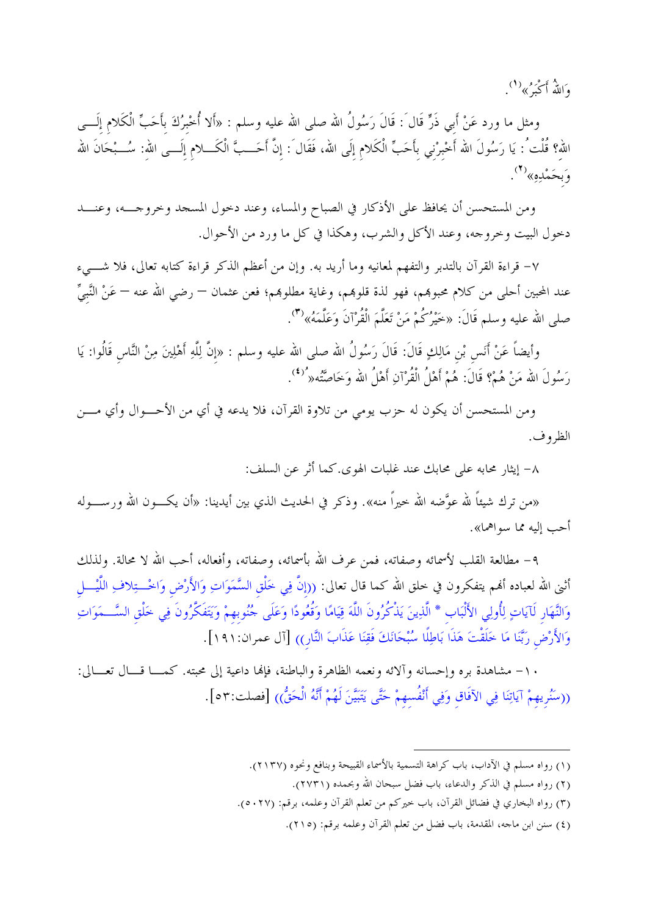وَاللهُ أَكْبَرُ»[1].

ومثل ما ورد عَنْ أَبِي ذَرٍّ قَالَ: قَالَ رَسُولُ الله صلى الله عليه وسلم: «أَلا أُخْبِرُكَ بِأَحَبِّ الْكَلامِ إِلَى اللهِ؟ قُلْتُ: يَا رَسُولَ الله أَخْبِرْنِي بِأَحَبِّ الْكَلامِ إِلَى الله، فَقَالَ: إِنَّ أَحَبَّ الْكَلامِ إِلَى اللهِ: سُبْحَانَ الله وَبِحَمْدِهِ»[2].

ومن المستحسن أن يحافظ على الأذكار في الصباح والمساء، وعند دخول المسجد وخروجه، وعند دخول البيت وخروجه، وعند الأكل والشرب، وهكذا في كل ما ورد من الأحوال.

٧- قراءة القرآن بالتدبر والتفهم لمعانيه وما أريد به. وإن من أعظم الذكر قراءة كتابه تعالى، فلا شيء عند المحبين أحلى من كلام محبوبهم، فهو لذة قلوبهم، وغاية مطلوبهم؛ فعن عثمان – رضي الله عنه – عَنْ النَّبِيِّ صلى الله عليه وسلم قَالَ: «خَيْرُكُمْ مَنْ تَعَلَّمَ الْقُرْآنَ وَعَلَّمَهُ»[3].

وأيضاً عَنْ أَنَسِ بْنِ مَالِكٍ قَالَ: قَالَ رَسُولُ الله صلى الله عليه وسلم: «إِنَّ لِلَّهِ أَهْلِينَ مِنْ النَّاسِ قَالُوا: يَا رَسُولَ الله مَنْ هُمْ؟ قَالَ: هُمْ أَهْلُ الْقُرْآنِ أَهْلُ الله وَخَاصَّتُه»[4].

ومن المستحسن أن يكون له حزب يومي من تلاوة القرآن، فلا يدعه في أي من الأحوال وأي من الظروف.

٨- إيثار محابه على محابك عند غلبات الهوى. كما أثر عن السلف:

«من ترك شيئاً لله عوَّضه الله خيراً منه». وذكر في الحديث الذي بين أيدينا: «أن يكون الله ورسوله أحب إليه مما سواهما».

٩- مطالعة القلب لأسمائه وصفاته، فمن عرف الله بأسمائه، وصفاته، وأفعاله، أحب الله لا محالة. ولذلك أثنى الله لعباده أنهم يتفكرون في خلق الله كما قال تعالى: ((إِنَّ فِي خَلْقِ السَّمَوَاتِ وَالأَرْضِ وَاخْتِلافِ اللَّيْلِ وَالنَّهَارِ لَآيَاتٍ لِأُولِي الأَلْبَابِ * الَّذِينَ يَذْكُرُونَ اللَّهَ قِيَامًا وَقُعُودًا وَعَلَى جُنُوبِهِمْ وَيَتَفَكَّرُونَ فِي خَلْقِ السَّمَوَاتِ وَالأَرْضِ رَبَّنَا مَا خَلَقْتَ هَذَا بَاطِلًا سُبْحَانَكَ فَقِنَا عَذَابَ النَّارِ)) [آل عمران:١٩١].

١٠- مشاهدة بره وإحسانه وآلائه ونعمه الظاهرة والباطنة، فإنها داعية إلى محبته. كما قال تعالى: ((سَنُرِيهِمْ آيَاتِنَا فِي الآفَاقِ وَفِي أَنْفُسِهِمْ حَتَّى يَتَبَيَّنَ لَهُمْ أَنَّهُ الْحَقُّ)) [فصلت:٥٣].

---

(١) رواه مسلم في الآداب، باب كراهة التسمية بالأسماء القبيحة وبنافع ونحوه (٢١٣٧).

(٢) رواه مسلم في الذكر والدعاء، باب فضل سبحان الله وبحمده (٢٧٣١).

(٣) رواه البخاري في فضائل القرآن، باب خيركم من تعلم القرآن وعلمه، برقم: (٥٠٢٧).

(٤) سنن ابن ماجه، المقدمة، باب فضل من تعلم القرآن وعلمه برقم: (٢١٥).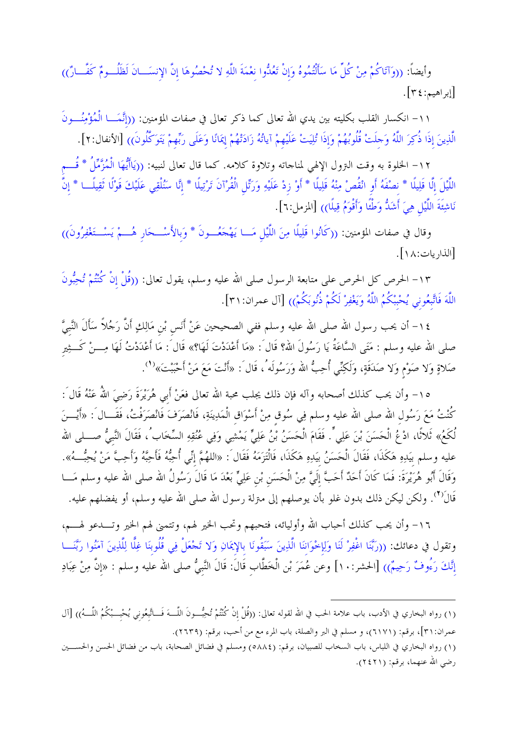وأيضاً: ((وَآتَاكُمْ مِنْ كُلِّ مَا سَأَلْتُمُوهُ وَإِنْ تَعُدُّوا نِعْمَةَ اللَّهِ لا تُحْصُوهَا إِنَّ الإِنسَانَ لَظَلُومٌ كَفَّارٌ)) [إبراهيم:٣٤].

١١- انكسار القلب بكليته بين يدي الله تعالى كما ذكر تعالى في صفات المؤمنين: ((إِنَّمَا الْمُؤْمِنُونَ الَّذِينَ إِذَا ذُكِرَ اللَّهُ وَجِلَتْ قُلُوبُهُمْ وَإِذَا تُلِيَتْ عَلَيْهِمْ آيَاتُهُ زَادَتْهُمْ إِيمَانًا وَعَلَى رَبِّهِمْ يَتَوَكَّلُونَ)) [الأنفال:٢].

١٢- الخلوة به وقت النزول الإلهي لمناجاته وتلاوة كلامه. كما قال تعالى لنبيه: ((يَاأَيُّهَا الْمُزَّمِّلُ * قُمِ اللَّيْلَ إِلَّا قَلِيلًا * نِصْفَهُ أَوِ انْقُصْ مِنْهُ قَلِيلًا * أَوْ زِدْ عَلَيْهِ وَرَتِّلِ الْقُرْآنَ تَرْتِيلًا * إِنَّا سَنُلْقِي عَلَيْكَ قَوْلًا ثَقِيلًا * إِنَّ نَاشِئَةَ اللَّيْلِ هِيَ أَشَدُّ وَطْئًا وَأَقْوَمُ قِيلًا)) [المزمل:٦].

وقال في صفات المؤمنين: ((كَانُوا قَلِيلًا مِنَ اللَّيْلِ مَا يَهْجَعُونَ * وَبِالأَسْحَارِ هُمْ يَسْتَغْفِرُونَ)) [الذاريات:١٨].

١٣- الحرص كل الحرص على متابعة الرسول صلى الله عليه وسلم، يقول تعالى: ((قُلْ إِنْ كُنْتُمْ تُحِبُّونَ اللَّهَ فَاتَّبِعُونِي يُحْبِبْكُمُ اللَّهُ وَيَغْفِرْ لَكُمْ ذُنُوبَكُمْ)) [آل عمران:٣١].

١٤- أن يحب رسول الله صلى الله عليه وسلم ففي الصحيحين عَنْ أَنَسِ بْنِ مَالِكٍ أَنَّ رَجُلاً سَأَلَ النَّبِيَّ صلى الله عليه وسلم : مَتَى السَّاعَةُ يَا رَسُولَ الله؟ قَالَ : «مَا أَعْدَدْتَ لَهَا؟» قَالَ : مَا أَعْدَدْتُ لَهَا مِنْ كَثِيرِ صَلاةٍ وَلا صَوْمٍ وَلا صَدَقَةٍ، وَلَكِنِّي أُحِبُّ الله وَرَسُولَهُ ، قَالَ : «أَنْتَ مَعَ مَنْ أَحْبَبْتَ»[(١)].

١٥- وأن يحب كذلك أصحابه وآله فإن ذلك يجلب محبة الله تعالى فعَنْ أَبِي هُرَيْرَةَ رَضِيَ اللهُ عَنْهُ قَالَ : كُنْتُ مَعَ رَسُولِ الله صلى الله عليه وسلم فِي سُوقٍ مِنْ أَسْوَاقِ الْمَدِينَةِ، فَانْصَرَفَ فَانْصَرَفْتُ، فَقَالَ : «أَيْنَ لُكَعُ» ثَلاثًا، ادْعُ الْحَسَنَ بْنَ عَلِيٍّ . فَقَامَ الْحَسَنُ بْنُ عَلِيٍّ يَمْشِي وَفِي عُنُقِهِ السِّخَابُ ، فَقَالَ النَّبِيُّ صلى الله عليه وسلم بِيَدِهِ هَكَذَا، فَقَالَ الْحَسَنُ بِيَدِهِ هَكَذَا، فَالْتَزَمَهُ فَقَالَ : «اللهُمَّ إِنِّي أُحِبُّهُ فَأَحِبَّهُ وَأَحِبَّ مَنْ يُحِبُّهُ». وَقَالَ أَبُو هُرَيْرَةَ: فَمَا كَانَ أَحَدٌ أَحَبَّ إِلَيَّ مِنَ الْحَسَنِ بْنِ عَلِيٍّ بَعْدَ مَا قَالَ رَسُولُ الله صلى الله عليه وسلم مَا قَالَ[(٢)]. ولكن ليكن ذلك بدون غلو بأن يوصلهم إلى منزلة رسول الله صلى الله عليه وسلم، أو يفضلهم عليه.

١٦- وأن يحب كذلك أحباب الله وأولياءه، فتحبهم وتحب الخير لهم، وتتمنى لهم الخير وتدعو لهم، وتقول في دعائك: ((رَبَّنَا اغْفِرْ لَنَا وَلِإِخْوَانِنَا الَّذِينَ سَبَقُونَا بِالإِيمَانِ وَلا تَجْعَلْ فِي قُلُوبِنَا غِلًّا لِلَّذِينَ آمَنُوا رَبَّنَا إِنَّكَ رَءُوفٌ رَحِيمٌ)) [الحشر:١٠] وعن عُمَرَ بْنِ الْخَطَّابِ قَالَ: قَالَ النَّبِيُّ صلى الله عليه وسلم : «إِنَّ مِنْ عِبَادِ

---

(١) رواه البخاري في الأدب، باب علامة الحب في الله لقوله تعالى: ((قُلْ إِنْ كُنْتُمْ تُحِبُّونَ اللَّهَ فَاتَّبِعُونِي يُحْبِبْكُمُ اللَّهُ)) [آل عمران:٣١]، برقم: (٦١٧١)، و مسلم في البر والصلة، باب المرء مع من أحب، برقم: (٢٦٣٩).

(١) رواه البخاري في اللباس، باب السخاب للصبيان، برقم: (٥٨٨٤) ومسلم في فضائل الصحابة، باب من فضائل الحسن والحسين رضي الله عنهما، برقم: (٢٤٢١).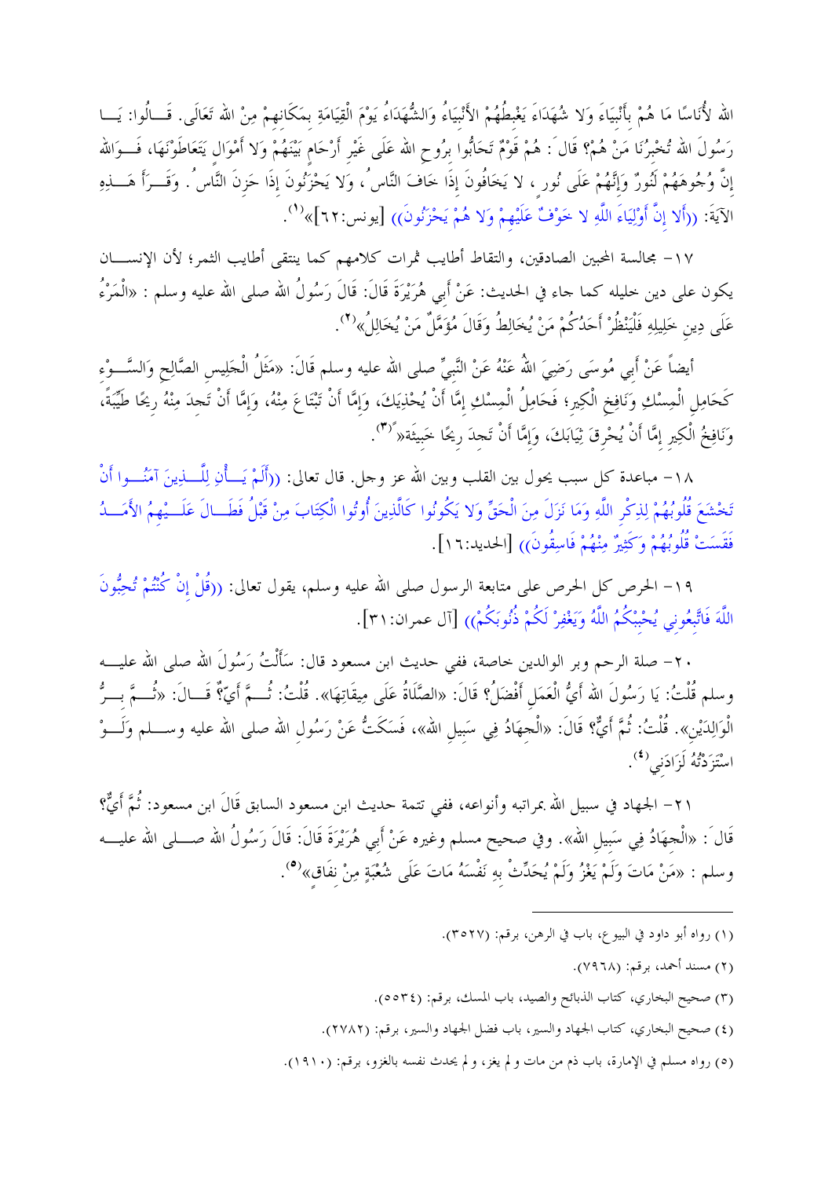الله لأُنَاسًا مَا هُمْ بِأَنْبِيَاءَ وَلا شُهَدَاءَ يَغْبِطُهُمْ الأَنْبِيَاءُ وَالشُّهَدَاءُ يَوْمَ الْقِيَامَةِ بِمَكَانِهِمْ مِنْ الله تَعَالَى. قَالُوا: يَا رَسُولَ الله تُخْبِرُنَا مَنْ هُمْ؟ قَالَ: هُمْ قَوْمٌ تَحَابُّوا بِرُوحِ الله عَلَى غَيْرِ أَرْحَامٍ بَيْنَهُمْ وَلا أَمْوَالٍ يَتَعَاطَوْنَهَا، فَوَالله إِنَّ وُجُوهَهُمْ لَنُورٌ وَإِنَّهُمْ عَلَى نُورٍ، لا يَخَافُونَ إِذَا خَافَ النَّاسُ، وَلا يَحْزَنُونَ إِذَا حَزِنَ النَّاسُ. وَقَرَأَ هَذِهِ الآيَةَ: ((أَلا إِنَّ أَوْلِيَاءَ اللَّهِ لا خَوْفٌ عَلَيْهِمْ وَلا هُمْ يَحْزَنُونَ)) [يونس:٦٢]»[1].

١٧- مجالسة المحبين الصادقين، والتقاط أطايب ثمرات كلامهم كما ينتقى أطايب الثمر؛ لأن الإنسان يكون على دين خليله كما جاء في الحديث: عَنْ أَبِي هُرَيْرَةَ قَالَ: قَالَ رَسُولُ الله صلى الله عليه وسلم: «الْمَرْءُ عَلَى دِينِ خَلِيلِهِ فَلْيَنْظُرْ أَحَدُكُمْ مَنْ يُخَالِطُ وَقَالَ مُؤَمَّلٌ مَنْ يُخَالِلُ»[2].

أيضاً عَنْ أَبِي مُوسَى رَضِيَ اللهُ عَنْهُ عَنْ النَّبِيِّ صلى الله عليه وسلم قَالَ: «مَثَلُ الْجَلِيسِ الصَّالِحِ وَالسَّوْءِ كَحَامِلِ الْمِسْكِ وَنَافِخِ الْكِيرِ؛ فَحَامِلُ الْمِسْكِ إِمَّا أَنْ يُحْذِيَكَ، وَإِمَّا أَنْ تَبْتَاعَ مِنْهُ، وَإِمَّا أَنْ تَجِدَ مِنْهُ رِيحًا طَيِّبَةً، وَنَافِخُ الْكِيرِ إِمَّا أَنْ يُحْرِقَ ثِيَابَكَ، وَإِمَّا أَنْ تَجِدَ رِيحًا خَبِيثَةً»[3].

١٨- مباعدة كل سبب يحول بين القلب وبين الله عز وجل. قال تعالى: ((أَلَمْ يَأْنِ لِلَّذِينَ آمَنُوا أَنْ تَخْشَعَ قُلُوبُهُمْ لِذِكْرِ اللَّهِ وَمَا نَزَلَ مِنَ الْحَقِّ وَلا يَكُونُوا كَالَّذِينَ أُوتُوا الْكِتَابَ مِنْ قَبْلُ فَطَالَ عَلَيْهِمُ الأَمَدُ فَقَسَتْ قُلُوبُهُمْ وَكَثِيرٌ مِنْهُمْ فَاسِقُونَ)) [الحديد:١٦].

١٩- الحرص كل الحرص على متابعة الرسول صلى الله عليه وسلم، يقول تعالى: ((قُلْ إِنْ كُنْتُمْ تُحِبُّونَ اللَّهَ فَاتَّبِعُونِي يُحْبِبْكُمُ اللَّهُ وَيَغْفِرْ لَكُمْ ذُنُوبَكُمْ)) [آل عمران:٣١].

٢٠- صلة الرحم وبر الوالدين خاصة، ففي حديث ابن مسعود قال: سَأَلْتُ رَسُولَ الله صلى الله عليه وسلم قُلْتُ: يَا رَسُولَ الله أَيُّ الْعَمَلِ أَفْضَلُ؟ قَالَ: «الصَّلَاةُ عَلَى مِيقَاتِهَا». قُلْتُ: ثُمَّ أَيٌّ؟ قَالَ: «ثُمَّ بِرُّ الْوَالِدَيْنِ». قُلْتُ: ثُمَّ أَيٌّ؟ قَالَ: «الْجِهَادُ فِي سَبِيلِ الله»، فَسَكَتُّ عَنْ رَسُولِ الله صلى الله عليه وسلم وَلَوْ اسْتَزَدْتُهُ لَزَادَنِي[4].

٢١- الجهاد في سبيل الله بمراتبه وأنواعه، ففي تتمة حديث ابن مسعود السابق قَالَ ابن مسعود: ثُمَّ أَيٌّ؟ قَالَ: «الْجِهَادُ فِي سَبِيلِ الله». وفي صحيح مسلم وغيره عَنْ أَبِي هُرَيْرَةَ قَالَ: قَالَ رَسُولُ الله صلى الله عليه وسلم: «مَنْ مَاتَ وَلَمْ يَغْزُ وَلَمْ يُحَدِّثْ بِهِ نَفْسَهُ مَاتَ عَلَى شُعْبَةٍ مِنْ نِفَاقٍ»[5].

---

(١) رواه أبو داود في البيوع، باب في الرهن، برقم: (٣٥٢٧).

(٢) مسند أحمد، برقم: (٧٩٦٨).

(٣) صحيح البخاري، كتاب الذبائح والصيد، باب المسك، برقم: (٥٥٣٤).

(٤) صحيح البخاري، كتاب الجهاد والسير، باب فضل الجهاد والسير، برقم: (٢٧٨٢).

(٥) رواه مسلم في الإمارة، باب ذم من مات و لم يغز، و لم يحدث نفسه بالغزو، برقم: (١٩١٠).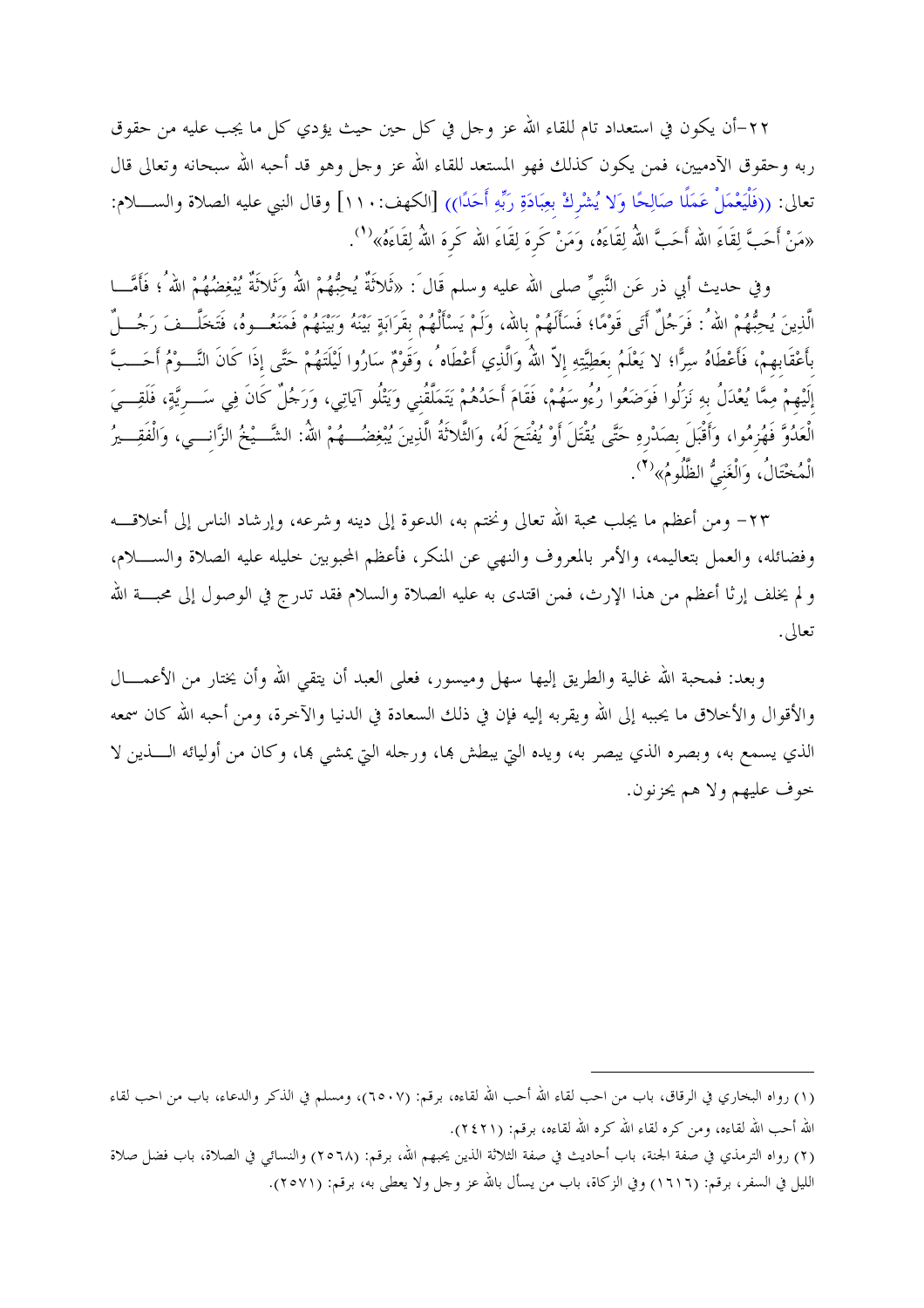٢٢-أن يكون في استعداد تام للقاء الله عز وجل في كل حين حيث يؤدي كل ما يجب عليه من حقوق ربه وحقوق الآدميين، فمن يكون كذلك فهو المستعد للقاء الله عز وجل وهو قد أحبه الله سبحانه وتعالى قال تعالى: ((فَلْيَعْمَلْ عَمَلًا صَالِحًا وَلا يُشْرِكْ بِعِبَادَةِ رَبِّهِ أَحَدًا)) [الكهف:١١٠] وقال النبي عليه الصلاة والسلام: «مَنْ أَحَبَّ لِقَاءَ الله أَحَبَّ اللهُ لِقَاءَهُ، وَمَنْ كَرِهَ لِقَاءَ الله كَرِهَ اللهُ لِقَاءَهُ»(١).

وفي حديث أبي ذر عَن النَّبِيِّ صلى الله عليه وسلم قَالَ: «ثَلاثَةٌ يُحِبُّهُمْ اللهُ وَثَلاثَةٌ يُبْغِضُهُمْ اللهُ؛ فَأَمَّا الَّذِينَ يُحِبُّهُمْ اللهُ: فَرَجُلٌ أَتَى قَوْمًا؛ فَسَأَلَهُمْ بالله، وَلَمْ يَسْأَلْهُمْ بِقَرَابَةٍ بَيْنَهُ وَبَيْنَهُمْ فَمَنَعُوهُ، فَتَخَلَّفَ رَجُلٌ بِأَعْقَابِهِمْ، فَأَعْطَاهُ سِرًّا؛ لا يَعْلَمُ بِعَطِيَّتِهِ إلاّ اللهُ وَالَّذِي أَعْطَاهُ، وَقَوْمٌ سَارُوا لَيْلَتَهُمْ حَتَّى إِذَا كَانَ النَّوْمُ أَحَبَّ إِلَيْهِمْ مِمَّا يُعْدَلُ بِهِ نَزَلُوا فَوَضَعُوا رُءُوسَهُمْ، فَقَامَ أَحَدُهُمْ يَتَمَلَّقُنِي وَيَتْلُو آيَاتِي، وَرَجُلٌ كَانَ فِي سَرِيَّةٍ، فَلَقِيَ الْعَدُوَّ فَهُزِمُوا، وَأَقْبَلَ بِصَدْرِهِ حَتَّى يُقْتَلَ أَوْ يُفْتَحَ لَهُ، وَالثَّلاثَةُ الَّذِينَ يُبْغِضُهُمُ اللهُ: الشَّيْخُ الزَّانِي، وَالْفَقِيرُ الْمُخْتَالُ، وَالْغَنِيُّ الظَّلُومُ»(٢).

٢٣- ومن أعظم ما يجلب محبة الله تعالى ونختم به، الدعوة إلى دينه وشرعه، وإرشاد الناس إلى أخلاقه وفضائله، والعمل بتعاليمه، والأمر بالمعروف والنهي عن المنكر، فأعظم المحبوبين خليله عليه الصلاة والسلام، ولم يخلف إرثا أعظم من هذا الإرث، فمن اقتدى به عليه الصلاة والسلام فقد تدرج في الوصول إلى محبة الله تعالى.

وبعد: فمحبة الله غالية والطريق إليها سهل وميسور، فعلى العبد أن يتقي الله وأن يختار من الأعمال والأقوال والأخلاق ما يحببه إلى الله ويقربه إليه فإن في ذلك السعادة في الدنيا والآخرة، ومن أحبه الله كان سمعه الذي يسمع به، وبصره الذي يبصر به، ويده التي يبطش بها، ورجله التي يمشي بها، وكان من أوليائه الذين لا خوف عليهم ولا هم يحزنون.

---

(١) رواه البخاري في الرقاق، باب من احب لقاء الله أحب الله لقاءه، برقم: (٦٥٠٧)، ومسلم في الذكر والدعاء، باب من احب لقاء الله أحب الله لقاءه، ومن كره لقاء الله كره الله لقاءه، برقم: (٢٤٢١).

(٢) رواه الترمذي في صفة الجنة، باب أحاديث في صفة الثلاثة الذين يحبهم الله، برقم: (٢٥٦٨) والنسائي في الصلاة، باب فضل صلاة الليل في السفر، برقم: (١٦١٦) وفي الزكاة، باب من يسأل بالله عز وجل ولا يعطى به، برقم: (٢٥٧١).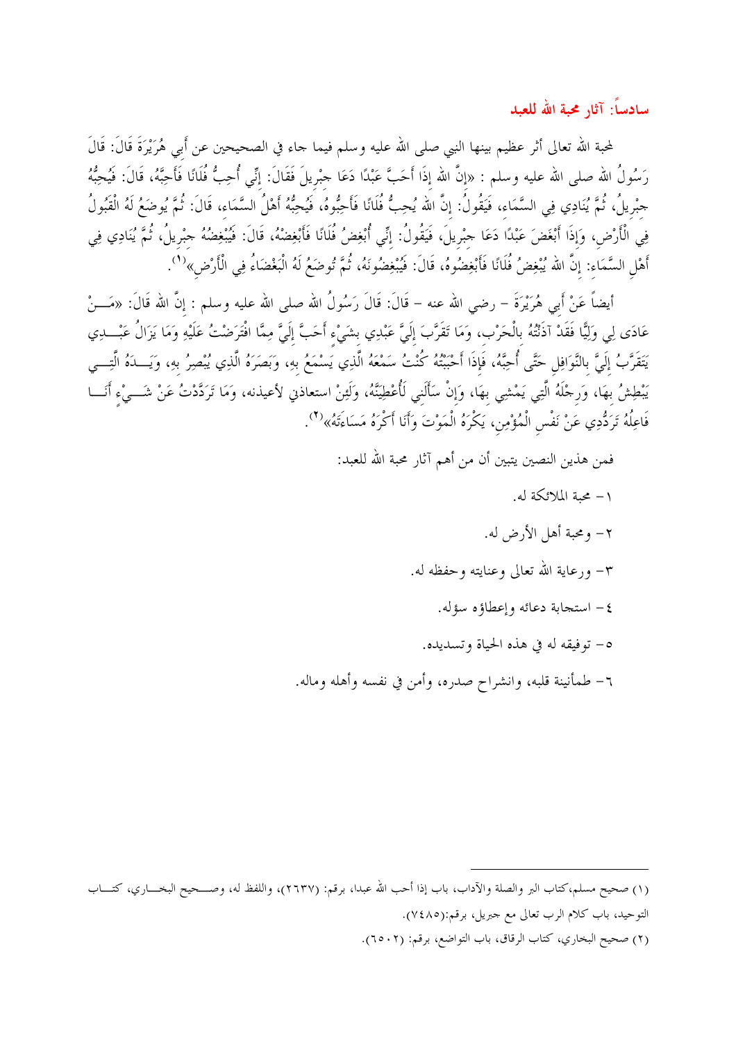## سادساً: آثار محبة الله للعبد

لمحبة الله تعالى أثر عظيم بينها النبي صلى الله عليه وسلم فيما جاء في الصحيحين عن أبي هُرَيْرَةَ قَالَ: قَالَ رَسُولُ الله صلى الله عليه وسلم : «إِنَّ الله إِذَا أَحَبَّ عَبْدًا دَعَا جِبْرِيلَ فَقَالَ: إِنِّي أُحِبُّ فُلَانًا فَأَحِبَّهُ، قَالَ: فَيُحِبُّهُ جِبْرِيلُ، ثُمَّ يُنَادِي فِي السَّمَاءِ، فَيَقُولُ: إِنَّ الله يُحِبُّ فُلَانًا فَأَحِبُّوهُ، فَيُحِبُّهُ أَهْلُ السَّمَاءِ، قَالَ: ثُمَّ يُوضَعُ لَهُ الْقَبُولُ فِي الْأَرْضِ، وَإِذَا أَبْغَضَ عَبْدًا دَعَا جِبْرِيلَ، فَيَقُولُ: إِنِّي أُبْغِضُ فُلَانًا فَأَبْغِضْهُ، قَالَ: فَيُبْغِضُهُ جِبْرِيلُ، ثُمَّ يُنَادِي فِي أَهْلِ السَّمَاءِ: إِنَّ الله يُبْغِضُ فُلَانًا فَأَبْغِضُوهُ، قَالَ: فَيُبْغِضُونَهُ، ثُمَّ تُوضَعُ لَهُ الْبَغْضَاءُ فِي الْأَرْضِ»(1).

أيضاً عَنْ أَبِي هُرَيْرَةَ – رضي الله عنه – قَالَ: قَالَ رَسُولُ الله صلى الله عليه وسلم : إِنَّ الله قَالَ: «مَنْ عَادَى لِي وَلِيًّا فَقَدْ آذَنْتُهُ بِالْحَرْبِ، وَمَا تَقَرَّبَ إِلَيَّ عَبْدِي بِشَيْءٍ أَحَبَّ إِلَيَّ مِمَّا افْتَرَضْتُ عَلَيْهِ وَمَا يَزَالُ عَبْدِي يَتَقَرَّبُ إِلَيَّ بِالنَّوَافِلِ حَتَّى أُحِبَّهُ، فَإِذَا أَحْبَبْتُهُ كُنْتُ سَمْعَهُ الَّذِي يَسْمَعُ بِهِ، وَبَصَرَهُ الَّذِي يُبْصِرُ بِهِ، وَيَدَهُ الَّتِي يَبْطِشُ بِهَا، وَرِجْلَهُ الَّتِي يَمْشِي بِهَا، وَإِنْ سَأَلَنِي لَأُعْطِيَنَّهُ، وَلَئِنْ استعاذني لأعيذنه، وَمَا تَرَدَّدْتُ عَنْ شَيْءٍ أَنَا فَاعِلُهُ تَرَدُّدِي عَنْ نَفْسِ الْمُؤْمِنِ، يَكْرَهُ الْمَوْتَ وَأَنَا أَكْرَهُ مَسَاءَتَهُ»(2).

فمن هذين النصين يتبين أن من أهم آثار محبة الله للعبد:

١– محبة الملائكة له.

٢– ومحبة أهل الأرض له.

٣– ورعاية الله تعالى وعنايته وحفظه له.

٤– استجابة دعائه وإعطاؤه سؤله.

٥– توفيقه له في هذه الحياة وتسديده.

٦– طمأنينة قلبه، وانشراح صدره، وأمن في نفسه وأهله وماله.

---

(١) صحيح مسلم،كتاب البر والصلة والآداب، باب إذا أحب الله عبدا، برقم: (٢٦٣٧)، واللفظ له، وصحيح البخاري، كتاب التوحيد، باب كلام الرب تعالى مع جبريل، برقم:(٧٤٨٥).

(٢) صحيح البخاري، كتاب الرقاق، باب التواضع، برقم: (٦٥٠٢).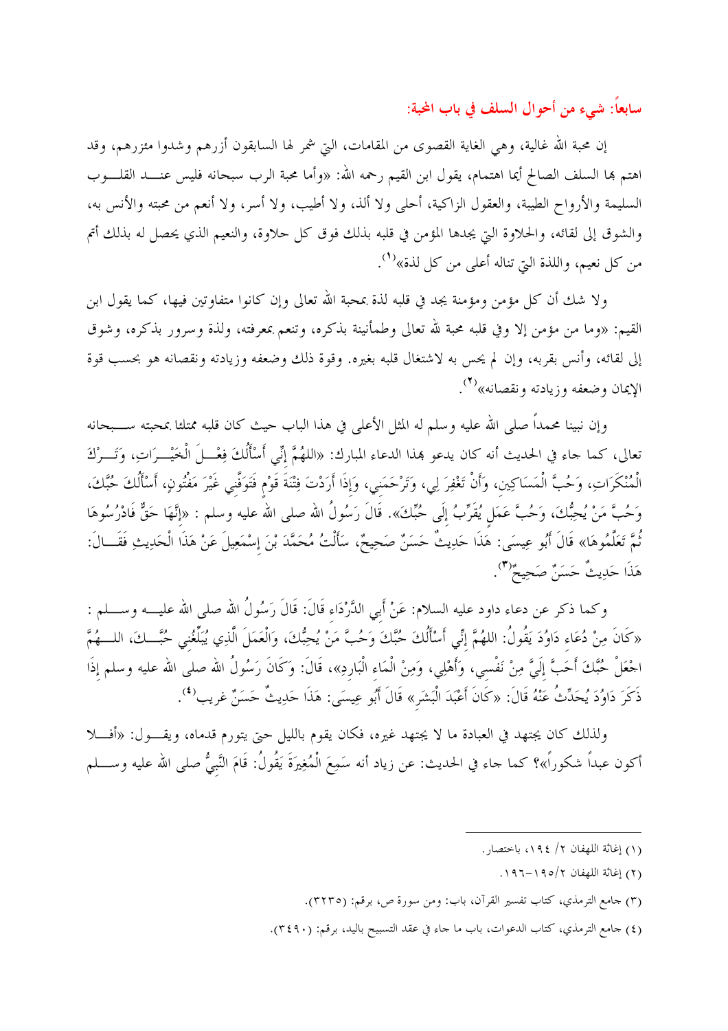## سابعاً: شيء من أحوال السلف في باب المحبة:

إن محبة الله غالية، وهي الغاية القصوى من المقامات، التي شمر لها السابقون أزرهم وشدوا مئزرهم، وقد اهتم بها السلف الصالح أيما اهتمام، يقول ابن القيم رحمه الله: «وأما محبة الرب سبحانه فليس عند القلوب السليمة والأرواح الطيبة، والعقول الزاكية، أحلى ولا ألذ، ولا أطيب، ولا أسر، ولا أنعم من محبته والأنس به، والشوق إلى لقائه، والحلاوة التي يجدها المؤمن في قلبه بذلك فوق كل حلاوة، والنعيم الذي يحصل له بذلك أتم من كل نعيم، واللذة التي تناله أعلى من كل لذة»[1].

ولا شك أن كل مؤمن ومؤمنة يجد في قلبه لذة بمحبة الله تعالى وإن كانوا متفاوتين فيها، كما يقول ابن القيم: «وما من مؤمن إلا وفي قلبه محبة لله تعالى وطمأنينة بذكره، وتنعم بمعرفته، ولذة وسرور بذكره، وشوق إلى لقائه، وأنس بقربه، وإن لم يحس به لاشتغال قلبه بغيره. وقوة ذلك وضعفه وزيادته ونقصانه هو بحسب قوة الإيمان وضعفه وزيادته ونقصانه»[2].

وإن نبينا محمداً صلى الله عليه وسلم له المثل الأعلى في هذا الباب حيث كان قلبه ممتلئا بمحبته سبحانه تعالى، كما جاء في الحديث أنه كان يدعو بهذا الدعاء المبارك: «اللهُمَّ إِنِّي أَسْأَلُكَ فِعْلَ الْخَيْرَاتِ، وَتَرْكَ الْمُنْكَرَاتِ، وَحُبَّ الْمَسَاكِينِ، وَأَنْ تَغْفِرَ لِي، وَتَرْحَمَنِي، وَإِذَا أَرَدْتَ فِتْنَةَ قَوْمٍ فَتَوَفَّنِي غَيْرَ مَفْتُونٍ، أَسْأَلُكَ حُبَّكَ، وَحُبَّ مَنْ يُحِبُّكَ، وَحُبَّ عَمَلٍ يُقَرِّبُ إِلَى حُبِّكَ». قَالَ رَسُولُ الله صلى الله عليه وسلم : «إِنَّهَا حَقٌّ فَادْرُسُوهَا ثُمَّ تَعَلَّمُوهَا» قَالَ أَبُو عِيسَى: هَذَا حَدِيثٌ حَسَنٌ صَحِيحٌ، سَأَلْتُ مُحَمَّدَ بْنَ إِسْمَعِيلَ عَنْ هَذَا الْحَدِيثِ فَقَالَ: هَذَا حَدِيثٌ حَسَنٌ صَحِيحٌ[3].

وكما ذكر عن دعاء داود عليه السلام: عَنْ أَبِي الدَّرْدَاءِ قَالَ: قَالَ رَسُولُ الله صلى الله عليه وسلم : «كَانَ مِنْ دُعَاءِ دَاوُدَ يَقُولُ: اللهُمَّ إِنِّي أَسْأَلُكَ حُبَّكَ وَحُبَّ مَنْ يُحِبُّكَ، وَالْعَمَلَ الَّذِي يُبَلِّغُنِي حُبَّكَ، اللهُمَّ اجْعَلْ حُبَّكَ أَحَبَّ إِلَيَّ مِنْ نَفْسِي، وَأَهْلِي، وَمِنَ الْمَاءِ الْبَارِدِ»، قَالَ: وَكَانَ رَسُولُ الله صلى الله عليه وسلم إِذَا ذَكَرَ دَاوُدَ يُحَدِّثُ عَنْهُ قَالَ: «كَانَ أَعْبَدَ الْبَشَرِ» قَالَ أَبُو عِيسَى: هَذَا حَدِيثٌ حَسَنٌ غريب[4].

ولذلك كان يجتهد في العبادة ما لا يجتهد غيره، فكان يقوم بالليل حتى يتورم قدماه، ويقول: «أفلا أكون عبداً شكوراً»؟ كما جاء في الحديث: عن زياد أنه سَمِعَ الْمُغِيرَةَ يَقُولُ: قَامَ النَّبِيُّ صلى الله عليه وسلم

---

(١) إغاثة اللهفان ٢/ ١٩٤، باختصار.

(٢) إغاثة اللهفان ٢/١٩٥-١٩٦.

(٣) جامع الترمذي، كتاب تفسير القرآن، باب: ومن سورة ص، برقم: (٣٢٣٥).

(٤) جامع الترمذي، كتاب الدعوات، باب ما جاء في عقد التسبيح باليد، برقم: (٣٤٩٠).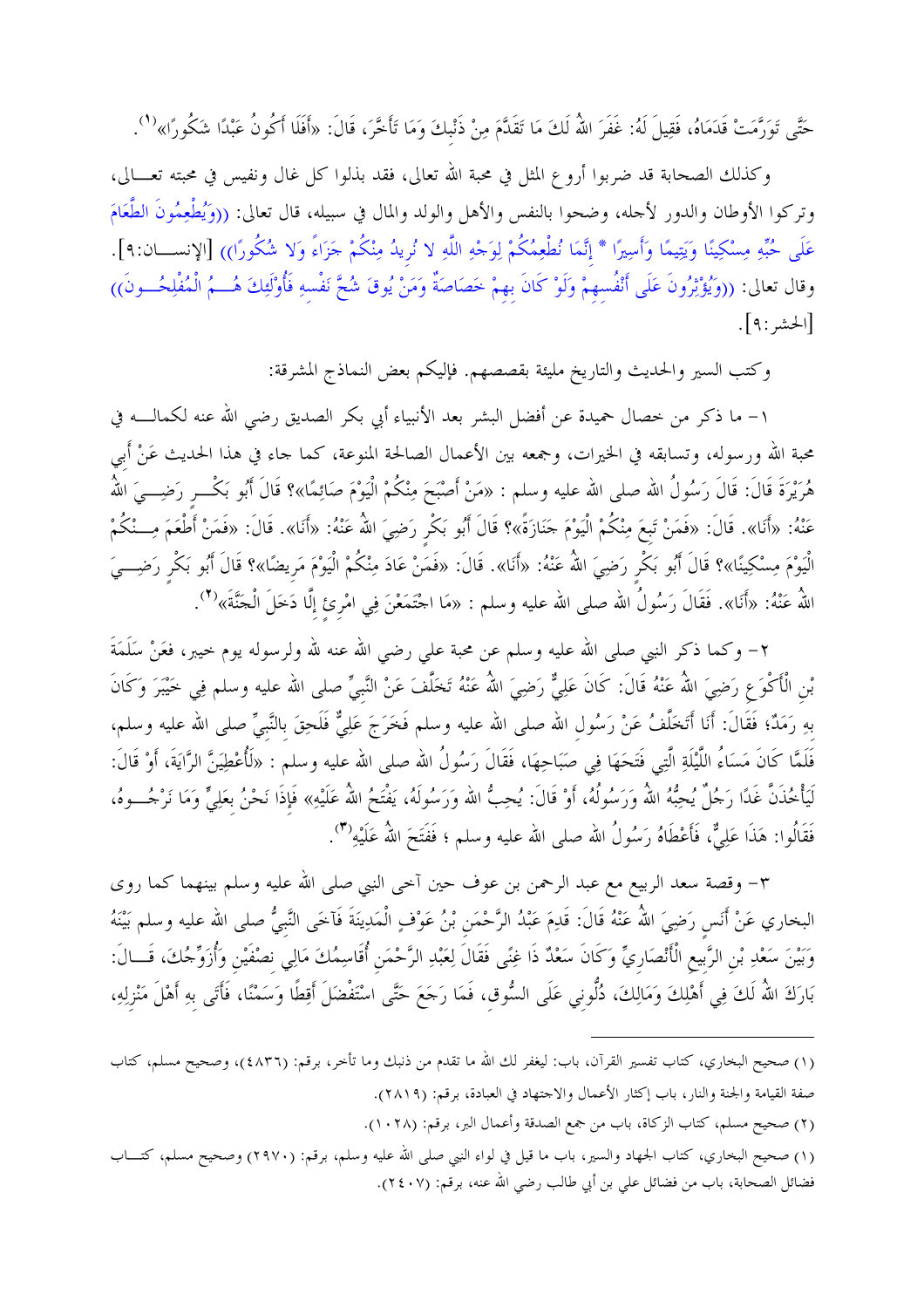حَتَّى تَوَرَّمَتْ قَدَمَاهُ، فَقِيلَ لَهُ: غَفَرَ اللهُ لَكَ مَا تَقَدَّمَ مِنْ ذَنْبِكَ وَمَا تَأَخَّرَ، قَالَ: «أَفَلَا أَكُونُ عَبْدًا شَكُورًا»[1].

وكذلك الصحابة قد ضربوا أروع المثل في محبة الله تعالى، فقد بذلوا كل غال ونفيس في محبته تعالى، وتركوا الأوطان والدور لأجله، وضحوا بالنفس والأهل والولد والمال في سبيله، قال تعالى: ((وَيُطْعِمُونَ الطَّعَامَ عَلَى حُبِّهِ مِسْكِينًا وَيَتِيمًا وَأَسِيرًا * إِنَّمَا نُطْعِمُكُمْ لِوَجْهِ اللَّهِ لا نُرِيدُ مِنْكُمْ جَزَاءً وَلا شُكُورًا)) [الإنسان:٩]. وقال تعالى: ((وَيُؤْثِرُونَ عَلَى أَنْفُسِهِمْ وَلَوْ كَانَ بِهِمْ خَصَاصَةٌ وَمَنْ يُوقَ شُحَّ نَفْسِهِ فَأُوْلَئِكَ هُمُ الْمُفْلِحُونَ)) [الحشر:٩].

وكتب السير والحديث والتاريخ مليئة بقصصهم. فإليكم بعض النماذج المشرقة:

١- ما ذكر من خصال حميدة عن أفضل البشر بعد الأنبياء أبي بكر الصديق رضي الله عنه لكماله في محبة الله ورسوله، وتسابقه في الخيرات، وجمعه بين الأعمال الصالحة المنوعة، كما جاء في هذا الحديث عَنْ أَبِي هُرَيْرَةَ قَالَ: قَالَ رَسُولُ الله صلى الله عليه وسلم : «مَنْ أَصْبَحَ مِنْكُمْ الْيَوْمَ صَائِمًا»؟ قَالَ أَبُو بَكْرٍ رَضِيَ اللهُ عَنْهُ: «أَنَا». قَالَ: «فَمَنْ تَبِعَ مِنْكُمْ الْيَوْمَ جَنَازَةً»؟ قَالَ أَبُو بَكْرٍ رَضِيَ اللهُ عَنْهُ: «أَنَا». قَالَ: «فَمَنْ أَطْعَمَ مِنْكُمْ الْيَوْمَ مِسْكِينًا»؟ قَالَ أَبُو بَكْرٍ رَضِيَ اللهُ عَنْهُ: «أَنَا». قَالَ: «فَمَنْ عَادَ مِنْكُمْ الْيَوْمَ مَرِيضًا»؟ قَالَ أَبُو بَكْرٍ رَضِيَ اللهُ عَنْهُ: «أَنَا». فَقَالَ رَسُولُ الله صلى الله عليه وسلم : «مَا اجْتَمَعْنَ فِي امْرِئٍ إِلَّا دَخَلَ الْجَنَّةَ»[2].

٢- وكما ذكر النبي صلى الله عليه وسلم عن محبة علي رضي الله عنه لله ولرسوله يوم خيبر، فعَنْ سَلَمَةَ بْنِ الْأَكْوَعِ رَضِيَ اللهُ عَنْهُ قَالَ: كَانَ عَلِيٌّ رَضِيَ اللهُ عَنْهُ تَخَلَّفَ عَنْ النَّبِيِّ صلى الله عليه وسلم فِي خَيْبَرَ وَكَانَ بِهِ رَمَدٌ؛ فَقَالَ: أَنَا أَتَخَلَّفُ عَنْ رَسُولِ الله صلى الله عليه وسلم فَخَرَجَ عَلِيٌّ فَلَحِقَ بِالنَّبِيِّ صلى الله عليه وسلم، فَلَمَّا كَانَ مَسَاءُ اللَّيْلَةِ الَّتِي فَتَحَهَا فِي صَبَاحِهَا، فَقَالَ رَسُولُ الله صلى الله عليه وسلم : «لَأُعْطِيَنَّ الرَّايَةَ، أَوْ قَالَ: لَيَأْخُذَنَّ غَدًا رَجُلٌ يُحِبُّهُ اللهُ وَرَسُولُهُ، أَوْ قَالَ: يُحِبُّ اللهَ وَرَسُولَهُ، يَفْتَحُ اللهُ عَلَيْهِ» فَإِذَا نَحْنُ بِعَلِيٍّ وَمَا نَرْجُوهُ، فَقَالُوا: هَذَا عَلِيٌّ، فَأَعْطَاهُ رَسُولُ الله صلى الله عليه وسلم ؛ فَفَتَحَ اللهُ عَلَيْهِ[3].

٣- وقصة سعد الربيع مع عبد الرحمن بن عوف حين آخى النبي صلى الله عليه وسلم بينهما كما روى البخاري عَنْ أَنَسٍ رَضِيَ اللهُ عَنْهُ قَالَ: قَدِمَ عَبْدُ الرَّحْمَنِ بْنُ عَوْفٍ الْمَدِينَةَ فَآخَى النَّبِيُّ صلى الله عليه وسلم بَيْنَهُ وَبَيْنَ سَعْدِ بْنِ الرَّبِيعِ الْأَنْصَارِيِّ وَكَانَ سَعْدٌ ذَا غِنًى فَقَالَ لِعَبْدِ الرَّحْمَنِ أُقَاسِمُكَ مَالِي نِصْفَيْنِ وَأُزَوِّجُكَ، قَالَ: بَارَكَ اللهُ لَكَ فِي أَهْلِكَ وَمَالِكَ، دُلُّونِي عَلَى السُّوقِ، فَمَا رَجَعَ حَتَّى اسْتَفْضَلَ أَقِطًا وَسَمْنًا، فَأَتَى بِهِ أَهْلَ مَنْزِلِهِ،

---

(١) صحيح البخاري، كتاب تفسير القرآن، باب: ليغفر لك الله ما تقدم من ذنبك وما تأخر، برقم: (٤٨٣٦)، وصحيح مسلم، كتاب صفة القيامة والجنة والنار، باب إكثار الأعمال والاجتهاد في العبادة، برقم: (٢٨١٩).

(٢) صحيح مسلم، كتاب الزكاة، باب من جمع الصدقة وأعمال البر، برقم: (١٠٢٨).

(١) صحيح البخاري، كتاب الجهاد والسير، باب ما قيل في لواء النبي صلى الله عليه وسلم، برقم: (٢٩٧٠) وصحيح مسلم، كتاب فضائل الصحابة، باب من فضائل علي بن أبي طالب رضي الله عنه، برقم: (٢٤٠٧).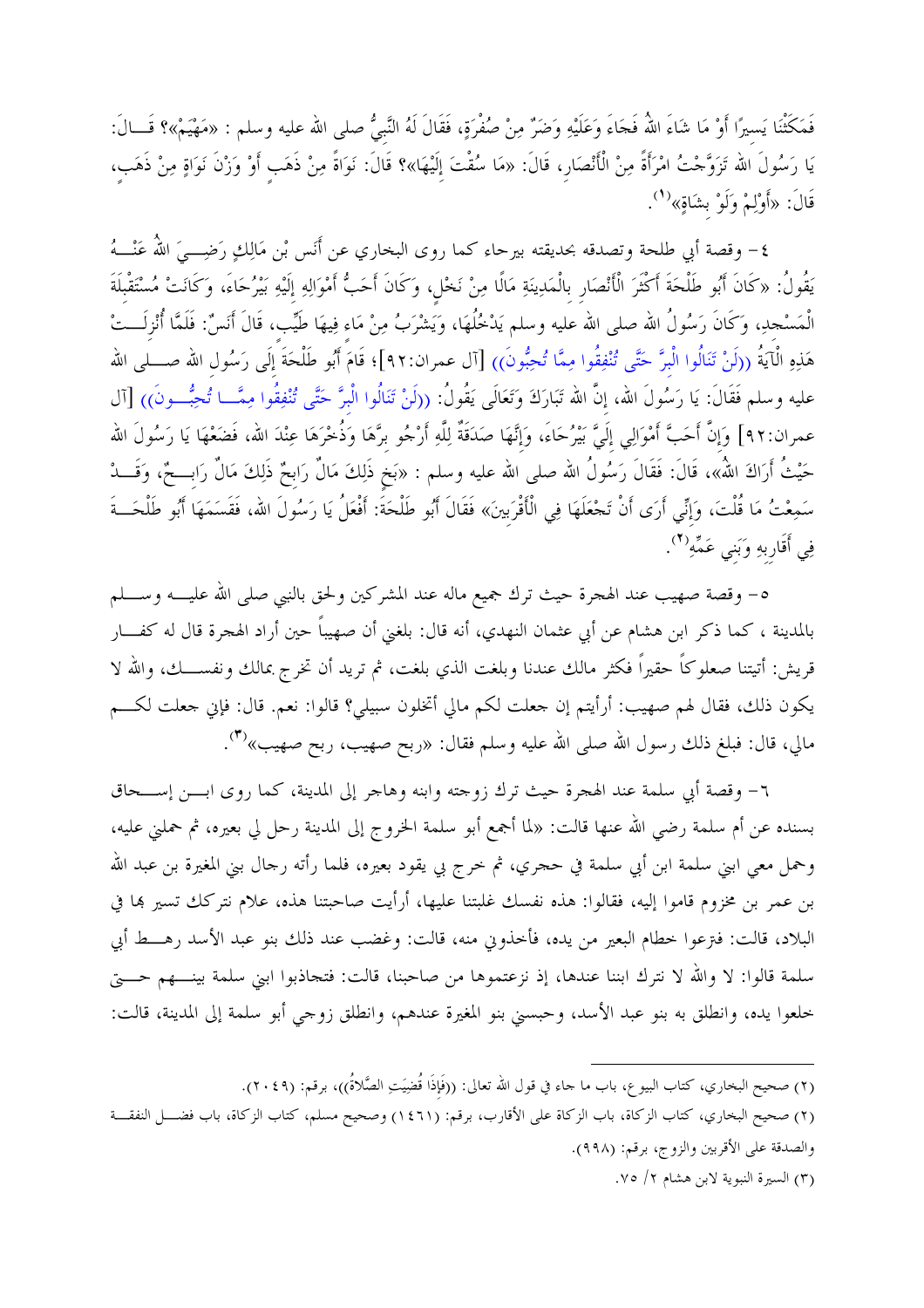فَمَكَثْنَا يَسِيرًا أَوْ مَا شَاءَ اللهُ فَجَاءَ وَعَلَيْهِ وَضَرٌ مِنْ صُفْرَةٍ، فَقَالَ لَهُ النَّبِيُّ صلى الله عليه وسلم : «مَهْيَمْ»؟ قَالَ: يَا رَسُولَ الله تَزَوَّجْتُ امْرَأَةً مِنْ الْأَنْصَارِ، قَالَ: «مَا سُقْتَ إِلَيْهَا»؟ قَالَ: نَوَاةً مِنْ ذَهَبٍ أَوْ وَزْنَ نَوَاةٍ مِنْ ذَهَبٍ، قَالَ: «أَوْلِمْ وَلَوْ بِشَاةٍ»[1].

٤- وقصة أبي طلحة وتصدقه بحديقته بيرحاء كما روى البخاري عن أَنَس بْن مَالِكٍ رَضِيَ اللهُ عَنْهُ يَقُولُ: «كَانَ أَبُو طَلْحَةَ أَكْثَرَ الْأَنْصَارِ بِالْمَدِينَةِ مَالًا مِنْ نَخْلٍ، وَكَانَ أَحَبُّ أَمْوَالِهِ إِلَيْهِ بَيْرُحَاءَ، وَكَانَتْ مُسْتَقْبِلَةَ الْمَسْجِدِ، وَكَانَ رَسُولُ الله صلى الله عليه وسلم يَدْخُلُهَا، وَيَشْرَبُ مِنْ مَاءٍ فِيهَا طَيِّبٍ، قَالَ أَنَسٌ: فَلَمَّا أُنْزِلَتْ هَذِهِ الْآيَةُ ((لَنْ تَنَالُوا الْبِرَّ حَتَّى تُنْفِقُوا مِمَّا تُحِبُّونَ)) [آل عمران:٩٢]؛ قَامَ أَبُو طَلْحَةَ إِلَى رَسُولِ الله صلى الله عليه وسلم فَقَالَ: يَا رَسُولَ الله، إِنَّ الله تَبَارَكَ وَتَعَالَى يَقُولُ: ((لَنْ تَنَالُوا الْبِرَّ حَتَّى تُنْفِقُوا مِمَّا تُحِبُّونَ)) [آل عمران:٩٢] وَإِنَّ أَحَبَّ أَمْوَالِي إِلَيَّ بَيْرُحَاءَ، وَإِنَّهَا صَدَقَةٌ لِلَّهِ أَرْجُو بِرَّهَا وَذُخْرَهَا عِنْدَ الله، فَضَعْهَا يَا رَسُولَ الله حَيْثُ أَرَاكَ اللهُ»، قَالَ: فَقَالَ رَسُولُ الله صلى الله عليه وسلم : «بَخٍ ذَلِكَ مَالٌ رَابِحٌ ذَلِكَ مَالٌ رَابِحٌ، وَقَدْ سَمِعْتُ مَا قُلْتَ، وَإِنِّي أَرَى أَنْ تَجْعَلَهَا فِي الْأَقْرَبِينَ» فَقَالَ أَبُو طَلْحَةَ: أَفْعَلُ يَا رَسُولَ الله، فَقَسَمَهَا أَبُو طَلْحَةَ فِي أَقَارِبِهِ وَبَنِي عَمِّهِ[2].

٥- وقصة صهيب عند الهجرة حيث ترك جميع ماله عند المشركين ولحق بالنبي صلى الله عليه وسلم بالمدينة ، كما ذكر ابن هشام عن أبي عثمان النهدي، أنه قال: بلغني أن صهيباً حين أراد الهجرة قال له كفار قريش: أتيتنا صعلوكاً حقيراً فكثر مالك عندنا وبلغت الذي بلغت، ثم تريد أن تخرج بمالك ونفسك، والله لا يكون ذلك، فقال لهم صهيب: أرأيتم إن جعلت لكم مالي أتخلون سبيلي؟ قالوا: نعم. قال: فإني جعلت لكم مالي، قال: فبلغ ذلك رسول الله صلى الله عليه وسلم فقال: «ربح صهيب، ربح صهيب»[3].

٦- وقصة أبي سلمة عند الهجرة حيث ترك زوجته وابنه وهاجر إلى المدينة، كما روى ابن إسحاق بسنده عن أم سلمة رضي الله عنها قالت: «لما أجمع أبو سلمة الخروج إلى المدينة رحل لي بعيره، ثم حملني عليه، وحمل معي ابني سلمة ابن أبي سلمة في حجري، ثم خرج بي يقود بعيره، فلما رأته رجال بني المغيرة بن عبد الله بن عمر بن مخزوم قاموا إليه، فقالوا: هذه نفسك غلبتنا عليها، أرأيت صاحبتنا هذه، علام نتركك تسير بها في البلاد، قالت: فنزعوا خطام البعير من يده، فأخذوني منه، قالت: وغضب عند ذلك بنو عبد الأسد رهط أبي سلمة قالوا: لا والله لا نترك ابننا عندها، إذ نزعتموها من صاحبنا، قالت: فتجاذبوا ابني سلمة بينهم حتى خلعوا يده، وانطلق به بنو عبد الأسد، وحبسني بنو المغيرة عندهم، وانطلق زوجي أبو سلمة إلى المدينة، قالت:

---

(٢) صحيح البخاري، كتاب البيوع، باب ما جاء في قول الله تعالى: ((فَإِذَا قُضِيَتِ الصَّلَاةُ))، برقم: (٢٠٤٩).

(٢) صحيح البخاري، كتاب الزكاة، باب الزكاة على الأقارب، برقم: (١٤٦١) وصحيح مسلم، كتاب الزكاة، باب فضل النفقة والصدقة على الأقربين والزوج، برقم: (٩٩٨).

(٣) السيرة النبوية لابن هشام ٢/ ٧٥.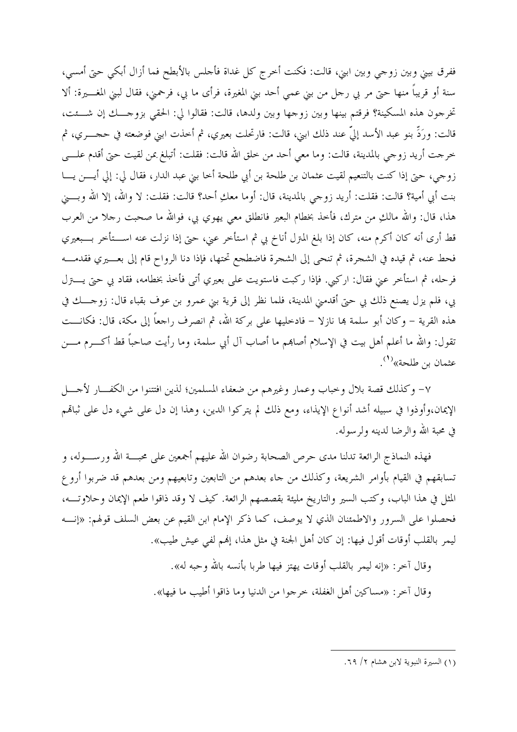ففرق بيني وبين زوجي وبين ابني، قالت: فكنت أخرج كل غداة فأجلس بالأبطح فما أزال أبكي حتى أمسي، سنة أو قريباً منها حتى مر بي رجل من بني عمي أحد بني المغيرة، فرأى ما بي، فرحمني، فقال لبني المغيرة: ألا تخرجون هذه المسكينة؟ فرقتم بينها وبين زوجها وبين ولدها، قالت: فقالوا لي: الحقي بزوجك إن شئت، قالت: ورَدَّ بنو عبد الأسد إليّ عند ذلك ابني، قالت: فارتحلت بعيري، ثم أخذت ابني فوضعته في حجري، ثم خرجت أريد زوجي بالمدينة، قالت: وما معي أحد من خلق الله قالت: فقلت: أتبلغ بمن لقيت حتى أقدم على زوجي، حتى إذا كنت بالتنعيم لقيت عثمان بن طلحة بن أبي طلحة أخا بني عبد الدار، فقال لي: إلى أين يا بنت أبي أمية؟ قالت: فقلت: أريد زوجي بالمدينة، قال: أوما معكِ أحد؟ قالت: فقلت: لا والله، إلا الله وبني هذا، قال: والله مالكِ من مترك، فأخذ بخطام البعير فانطلق معي يهوي بي، فوالله ما صحبت رجلا من العرب قط أرى أنه كان أكرم منه، كان إذا بلغ المنزل أناخ بي ثم استأخر عني، حتى إذا نزلت عنه استأخر ببعيري فحط عنه، ثم قيده في الشجرة، ثم تنحى إلى الشجرة فاضطجع تحتها، فإذا دنا الرواح قام إلى بعيري فقدمه فرحله، ثم استأخر عني فقال: اركبي. فإذا ركبت فاستويت على بعيري أتى فأخذ بخطامه، فقاد بي حتى ينزل بي، فلم يزل يصنع ذلك بي حتى أقدمني المدينة، فلما نظر إلى قرية بني عمرو بن عوف بقباء قال: زوجك في هذه القرية – وكان أبو سلمة بها نازلا – فادخليها على بركة الله، ثم انصرف راجعاً إلى مكة، قال: فكانت تقول: والله ما أعلم أهل بيت في الإسلام أصابهم ما أصاب آل أبي سلمة، وما رأيت صاحباً قط أكرم من عثمان بن طلحة»[1].

٧- وكذلك قصة بلال وخباب وعمار وغيرهم من ضعفاء المسلمين؛ لذين افتتنوا من الكفار لأجل الإيمان،وأوذوا في سبيله أشد أنواع الإيذاء، ومع ذلك لم يتركوا الدين، وهذا إن دل على شيء دل على ثباتهم في محبة الله والرضا لدينه ولرسوله.

فهذه النماذج الرائعة تدلنا مدى حرص الصحابة رضوان الله عليهم أجمعين على محبة الله ورسوله، و تسابقهم في القيام بأوامر الشريعة، وكذلك من جاء بعدهم من التابعين وتابعيهم ومن بعدهم قد ضربوا أروع المثل في هذا الباب، وكتب السير والتاريخ مليئة بقصصهم الرائعة. كيف لا وقد ذاقوا طعم الإيمان وحلاوته، فحصلوا على السرور والاطمئنان الذي لا يوصف، كما ذكر الإمام ابن القيم عن بعض السلف قولهم: «إنه ليمر بالقلب أوقات أقول فيها: إن كان أهل الجنة في مثل هذا، إنهم لفي عيش طيب».

وقال آخر: «إنه ليمر بالقلب أوقات يهتز فيها طربا بأنسه بالله وحبه له».

وقال آخر: «مساكين أهل الغفلة، خرجوا من الدنيا وما ذاقوا أطيب ما فيها».

---

(١) السيرة النبوية لابن هشام ٢/ ٦٩.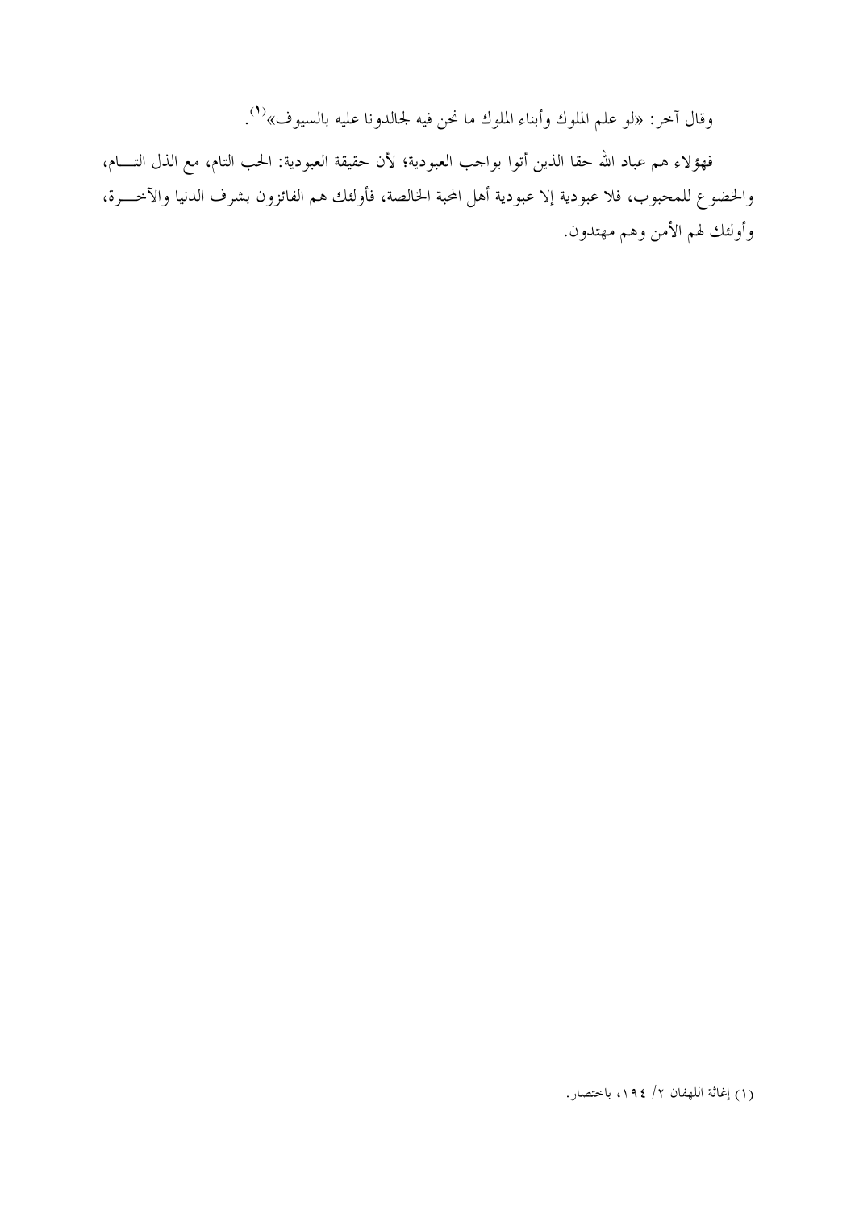وقال آخر: «لو علم الملوك وأبناء الملوك ما نحن فيه لجالدونا عليه بالسيوف»[1].

فهؤلاء هم عباد الله حقا الذين أتوا بواجب العبودية؛ لأن حقيقة العبودية: الحب التام، مع الذل التام، والخضوع للمحبوب، فلا عبودية إلا عبودية أهل المحبة الخالصة، فأولئك هم الفائزون بشرف الدنيا والآخرة، وأولئك لهم الأمن وهم مهتدون.

---

(١) إغاثة اللهفان ٢/ ١٩٤، باختصار.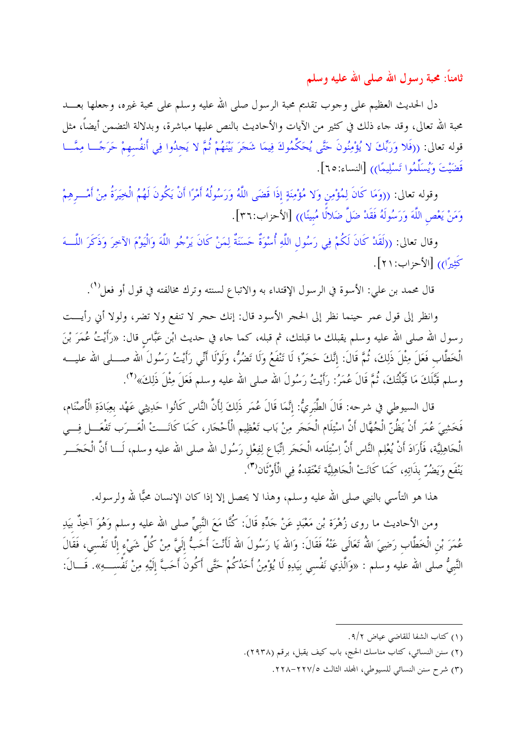## ثامناً: محبة رسول الله صلى الله عليه وسلم

دل الحديث العظيم على وجوب تقديم محبة الرسول صلى الله عليه وسلم على محبة غيره، وجعلها بعد محبة الله تعالى، وقد جاء ذلك في كثير من الآيات والأحاديث بالنص عليها مباشرة، وبدلالة التضمن أيضاً، مثل قوله تعالى: ((فَلا وَرَبِّكَ لا يُؤْمِنُونَ حَتَّى يُحَكِّمُوكَ فِيمَا شَجَرَ بَيْنَهُمْ ثُمَّ لا يَجِدُوا فِي أَنفُسِهِمْ حَرَجًا مِمَّا قَضَيْتَ وَيُسَلِّمُوا تَسْلِيمًا)) [النساء:٦٥].

وقوله تعالى: ((وَمَا كَانَ لِمُؤْمِنٍ وَلا مُؤْمِنَةٍ إِذَا قَضَى اللَّهُ وَرَسُولُهُ أَمْرًا أَنْ يَكُونَ لَهُمُ الْخِيَرَةُ مِنْ أَمْرِهِمْ وَمَنْ يَعْصِ اللَّهَ وَرَسُولَهُ فَقَدْ ضَلَّ ضَلالًا مُبِينًا)) [الأحزاب:٣٦].

وقال تعالى: ((لَقَدْ كَانَ لَكُمْ فِي رَسُولِ اللَّهِ أُسْوَةٌ حَسَنَةٌ لِمَنْ كَانَ يَرْجُو اللَّهَ وَالْيَوْمَ الآخِرَ وَذَكَرَ اللَّهَ كَثِيرًا)) [الأحزاب:٢١].

قال محمد بن علي: الأسوة في الرسول الإقتداء به والاتباع لسنته وترك مخالفته في قول أو فعل[١].

وانظر إلى قول عمر حينما نظر إلى الحجر الأسود قال: إنك حجر لا تنفع ولا تضر، ولولا أني رأيت رسول الله صلى الله عليه وسلم يقبلك ما قبلتك، ثم قبله، كما جاء في حديث ابْن عَبَّاسٍ قال: «رَأَيْتُ عُمَرَ بْنَ الْخَطَّابِ فَعَلَ مِثْلَ ذَلِكَ، ثُمَّ قَالَ: إِنَّكَ حَجَرٌ لَا تَنْفَعُ وَلَا تَضُرُّ، وَلَوْلَا أَنِّي رَأَيْتُ رَسُولَ الله صلى الله عليه وسلم قَبَّلَكَ مَا قَبَّلْتُكَ، ثُمَّ قَالَ عُمَرُ: رَأَيْتُ رَسُولَ الله صلى الله عليه وسلم فَعَلَ مِثْلَ ذَلِكَ»[٢].

قال السيوطي في شرحه: قَالَ الطَّبَرِيُّ: إِنَّمَا قَالَ عُمَر ذَلِكَ لِأَنَّ النَّاس كَانُوا حَدِيثِي عَهْد بِعِبَادَةِ الْأَصْنَام، فَخَشِيَ عُمَر أَنْ يَظُنّ الْجُهَّال أَنَّ اسْتِلَام الْحَجَر مِنْ بَاب تَعْظِيم الْأَحْجَار، كَمَا كَانَتْ الْعَرَب تَفْعَل فِي الْجَاهِلِيَّة، فَأَرَادَ أَنْ يُعْلِم النَّاس أَنَّ اسْتِلَامه الْحَجَر اِتِّبَاع لِفِعْلِ رَسُول الله صلى الله عليه وسلم، لَا أَنَّ الْحَجَر يَنْفَع وَيَضُرّ بِذَاتِهِ، كَمَا كَانَتْ الْجَاهِلِيَّة تَعْتَقِدهُ فِي الْأَوْثَان[٣].

هذا هو التأسي بالنبي صلى الله عليه وسلم، وهذا لا يحصل إلا إذا كان الإنسان محبًّا لله ولرسوله.

ومن الأحاديث ما روى زُهْرَة بْن مَعْبَدٍ عَنْ جَدِّهِ قَالَ: كُنَّا مَعَ النَّبِيِّ صلى الله عليه وسلم وَهُوَ آخِذٌ بِيَدِ عُمَرَ بْنِ الْخَطَّابِ رَضِيَ اللهُ تَعَالَى عَنْهُ فَقَالَ: وَالله يَا رَسُولَ الله لَأَنْتَ أَحَبُّ إِلَيَّ مِنْ كُلِّ شَيْءٍ إِلَّا نَفْسِي، فَقَالَ النَّبِيُّ صلى الله عليه وسلم : «وَالَّذِي نَفْسِي بِيَدِهِ لَا يُؤْمِنُ أَحَدُكُمْ حَتَّى أَكُونَ أَحَبَّ إِلَيْهِ مِنْ نَفْسِهِ». قال:

---

(١) كتاب الشفا للقاضي عياض ٩/٢.

(٢) سنن النسائي، كتاب مناسك الحج، باب كيف يقبل، برقم (٢٩٣٨).

(٣) شرح سنن النسائي للسيوطي، المجلد الثالث ٢٢٧/٥-٢٢٨.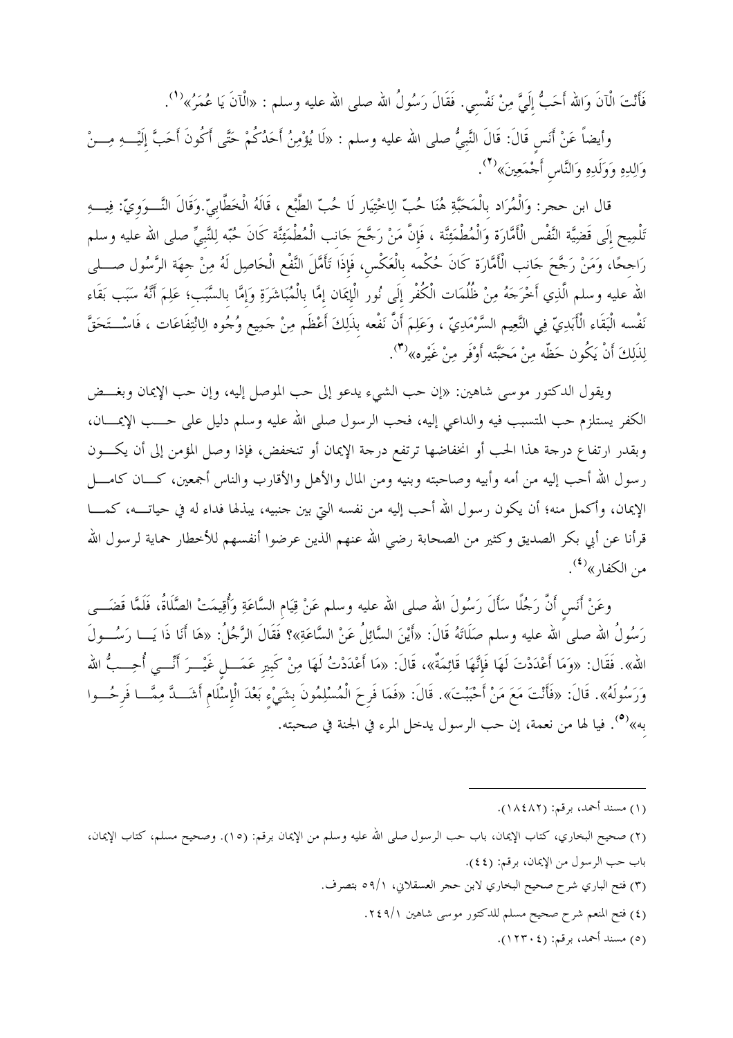فَأَنْتَ الْآنَ وَاللهِ أَحَبُّ إِلَيَّ مِنْ نَفْسِي. فَقَالَ رَسُولُ اللهِ صلى الله عليه وسلم : «الْآنَ يَا عُمَرُ»[(1)].

وأيضاً عَنْ أَنَسٍ قَالَ: قَالَ النَّبِيُّ صلى الله عليه وسلم : «لَا يُؤْمِنُ أَحَدُكُمْ حَتَّى أَكُونَ أَحَبَّ إِلَيْهِ مِنْ وَالِدِهِ وَوَلَدِهِ وَالنَّاسِ أَجْمَعِينَ»[(2)].

قال ابن حجر: وَالْمُرَاد بِالْمَحَبَّةِ هُنَا حُبّ الِاخْتِيَار لَا حُبّ الطَّبْع ، قَالَهُ الْخَطَّابِيّ.وَقَالَ النَّوَوِيّ: فِيهِ تَلْمِيح إِلَى قَضِيَّة النَّفْس الْأَمَّارَة وَالْمُطْمَئِنَّة ، فَإِنَّ مَنْ رَجَّحَ جَانِب الْمُطْمَئِنَّة كَانَ حُبّه لِلنَّبِيِّ صلى الله عليه وسلم رَاجِحًا، وَمَنْ رَجَّحَ جَانِب الْأَمَّارَة كَانَ حُكْمه بِالْعَكْسِ، فَإِذَا تَأَمَّلَ النَّفْع الْحَاصِل لَهُ مِنْ جِهَة الرَّسُول صلى الله عليه وسلم الَّذِي أَخْرَجَهُ مِنْ ظُلُمَات الْكُفْر إِلَى نُور الْإِيمَان إِمَّا بِالْمُبَاشَرَةِ وَإِمَّا بالسَّبَب؛ عَلِمَ أَنَّهُ سَبَب بَقَاء نَفْسه الْبَقَاء الْأَبَدِيّ فِي النَّعِيم السَّرْمَدِيّ ، وَعَلِمَ أَنَّ نَفْعه بِذَلِكَ أَعْظَم مِنْ جَمِيع وُجُوه الِانْتِفَاعَات ، فَاسْتَحَقَّ لِذَلِكَ أَنْ يَكُون حَظّه مِنْ مَحَبَّته أَوْفَر مِنْ غَيْره»[(3)].

ويقول الدكتور موسى شاهين: «إن حب الشيء يدعو إلى حب الموصل إليه، وإن حب الإيمان وبغض الكفر يستلزم حب المتسبب فيه والداعي إليه، فحب الرسول صلى الله عليه وسلم دليل على حب الإيمان، وبقدر ارتفاع درجة هذا الحب أو انخفاضها ترتفع درجة الإيمان أو تنخفض، فإذا وصل المؤمن إلى أن يكون رسول الله أحب إليه من أمه وأبيه وصاحبته وبنيه ومن المال والأهل والأقارب والناس أجمعين، كان كامل الإيمان، وأكمل منه؛ أن يكون رسول الله أحب إليه من نفسه التي بين جنبيه، يبذلها فداء له في حياته، كما قرأنا عن أبي بكر الصديق وكثير من الصحابة رضي الله عنهم الذين عرضوا أنفسهم للأخطار حماية لرسول الله من الكفار»[(4)].

وعَنْ أَنَسٍ أَنَّ رَجُلًا سَأَلَ رَسُولَ اللهِ صلى الله عليه وسلم عَنْ قِيَامِ السَّاعَةِ وَأُقِيمَتْ الصَّلَاةُ، فَلَمَّا قَضَى رَسُولُ اللهِ صلى الله عليه وسلم صَلَاتَهُ قَالَ: «أَيْنَ السَّائِلُ عَنْ السَّاعَةِ؟ فَقَالَ الرَّجُلُ: «هَا أَنَا ذَا يَا رَسُولَ اللهِ». فَقَالَ: «وَمَا أَعْدَدْتَ لَهَا فَإِنَّهَا قَائِمَةٌ»، قَالَ: «مَا أَعْدَدْتُ لَهَا مِنْ كَبِيرِ عَمَلٍ غَيْرَ أَنِّي أُحِبُّ اللهَ وَرَسُولَهُ». قَالَ: «فَأَنْتَ مَعَ مَنْ أَحْبَبْتَ». قَالَ: «فَمَا فَرِحَ الْمُسْلِمُونَ بِشَيْءٍ بَعْدَ الْإِسْلَامِ أَشَدَّ مِمَّا فَرِحُوا بِهِ»[(5)]. فيا لها من نعمة، إن حب الرسول يدخل المرء في الجنة في صحبته.

---

(1) مسند أحمد، برقم: (١٨٤٨٢).

(2) صحيح البخاري، كتاب الإيمان، باب حب الرسول صلى الله عليه وسلم من الإيمان برقم: (١٥). وصحيح مسلم، كتاب الإيمان، باب حب الرسول من الإيمان، برقم: (٤٤).

(3) فتح الباري شرح صحيح البخاري لابن حجر العسقلاني، ٥٩/١ بتصرف.

(4) فتح المنعم شرح صحيح مسلم للدكتور موسى شاهين ٢٤٩/١.

(5) مسند أحمد، برقم: (١٢٣٠٤).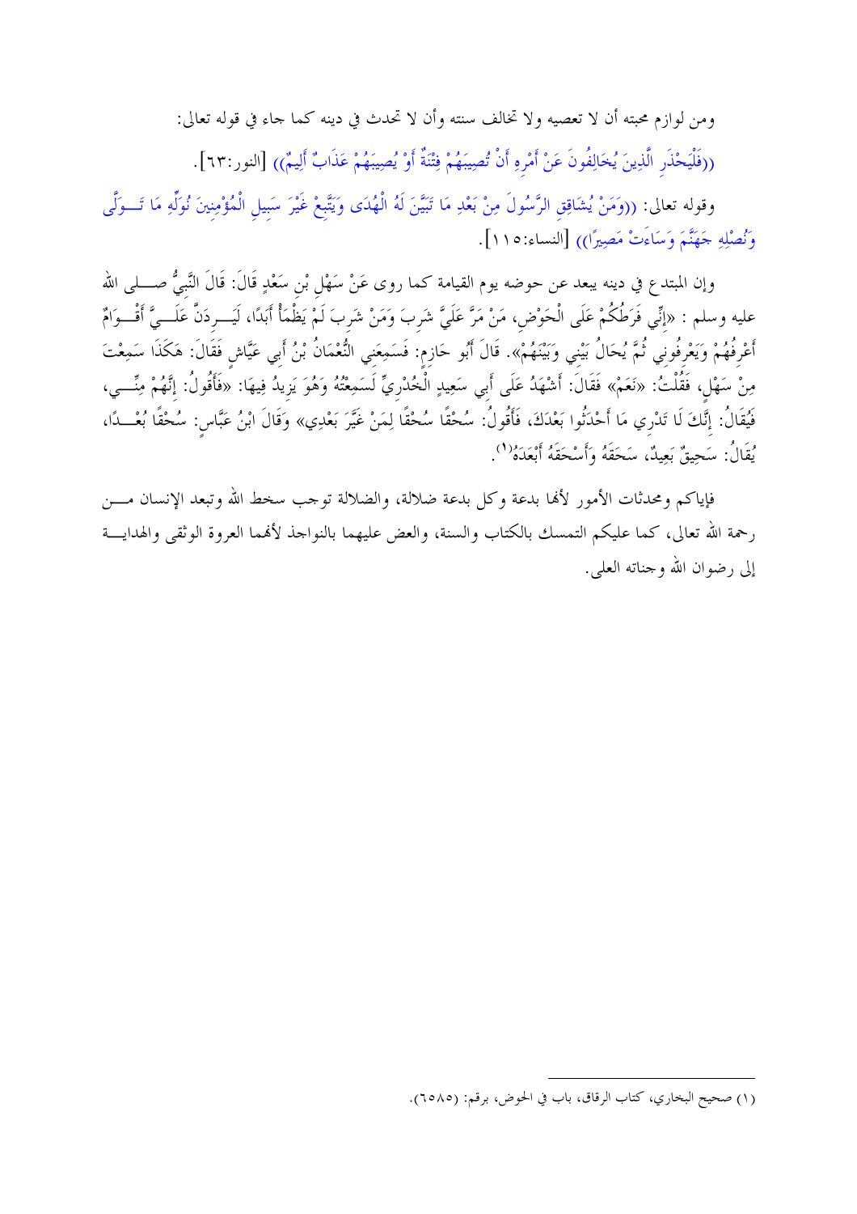ومن لوازم محبته أن لا تعصيه ولا تخالف سنته وأن لا تحدث في دينه كما جاء في قوله تعالى: ((فَلْيَحْذَرِ الَّذِينَ يُخَالِفُونَ عَنْ أَمْرِهِ أَنْ تُصِيبَهُمْ فِتْنَةٌ أَوْ يُصِيبَهُمْ عَذَابٌ أَلِيمٌ)) [النور:٦٣].

وقوله تعالى: ((وَمَنْ يُشَاقِقِ الرَّسُولَ مِنْ بَعْدِ مَا تَبَيَّنَ لَهُ الْهُدَى وَيَتَّبِعْ غَيْرَ سَبِيلِ الْمُؤْمِنِينَ نُوَلِّهِ مَا تَوَلَّى وَنُصْلِهِ جَهَنَّمَ وَسَاءَتْ مَصِيرًا)) [النساء:١١٥].

وإن المبتدع في دينه يبعد عن حوضه يوم القيامة كما روى عَنْ سَهْلِ بْنِ سَعْدٍ قَالَ: قَالَ النَّبِيُّ صلى الله عليه وسلم : «إِنِّي فَرَطُكُمْ عَلَى الْحَوْضِ، مَنْ مَرَّ عَلَيَّ شَرِبَ وَمَنْ شَرِبَ لَمْ يَظْمَأْ أَبَدًا، لَيَرِدَنَّ عَلَيَّ أَقْوَامٌ أَعْرِفُهُمْ وَيَعْرِفُونِي ثُمَّ يُحَالُ بَيْنِي وَبَيْنَهُمْ». قَالَ أَبُو حَازِمٍ: فَسَمِعَنِي النُّعْمَانُ بْنُ أَبِي عَيَّاشٍ فَقَالَ: هَكَذَا سَمِعْتَ مِنْ سَهْلٍ، فَقُلْتُ: «نَعَمْ» فَقَالَ: أَشْهَدُ عَلَى أَبِي سَعِيدٍ الْخُدْرِيِّ لَسَمِعْتُهُ وَهُوَ يَزِيدُ فِيهَا: «فَأَقُولُ: إِنَّهُمْ مِنِّي، فَيُقَالُ: إِنَّكَ لَا تَدْرِي مَا أَحْدَثُوا بَعْدَكَ، فَأَقُولُ: سُحْقًا سُحْقًا لِمَنْ غَيَّرَ بَعْدِي» وَقَالَ ابْنُ عَبَّاسٍ: سُحْقًا بُعْدًا، يُقَالُ: سَحِيقٌ بَعِيدٌ، سَحَقَهُ وَأَسْحَقَهُ أَبْعَدَهُ[١].

فإياكم ومحدثات الأمور لأنها بدعة وكل بدعة ضلالة، والضلالة توجب سخط الله وتبعد الإنسان من رحمة الله تعالى، كما عليكم التمسك بالكتاب والسنة، والعض عليهما بالنواجذ لأنهما العروة الوثقى والهداية إلى رضوان الله وجناته العلى.

---

(١) صحيح البخاري، كتاب الرقاق، باب في الحوض، برقم: (٦٥٨٥).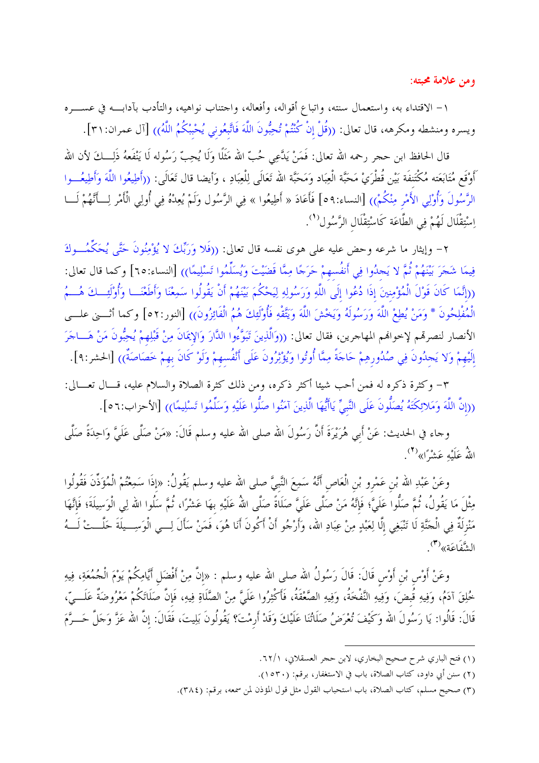**ومن علامة محبته:**

١- الاقتداء به، واستعمال سنته، واتباع أقواله، وأفعاله، واجتناب نواهيه، والتأدب بآدابه في عسره ويسره ومنشطه ومكرهه، قال تعالى: ((قُلْ إِنْ كُنْتُمْ تُحِبُّونَ اللَّهَ فَاتَّبِعُونِي يُحْبِبْكُمُ اللَّهُ)) [آل عمران:٣١].

قال الحافظ ابن حجر رحمه الله تعالى: فَمَنْ يَدَّعِي حُبّ الله مَثَلًا وَلَا يُحِبّ رَسُوله لَا يَنْفَعهُ ذَلِكَ لأن الله أَوْقَع مُتَابَعَته مُكْتَنفَة بَيْن قُطْرَيْ مَحَبَّة الْعِبَاد وَمَحَبَّة الله تَعَالَى لِلْعِبَادِ ، وَأيضا قال تَعَالَى: ((أَطِيعُوا اللَّهَ وَأَطِيعُوا الرَّسُولَ وَأُوْلِي الأَمْرِ مِنْكُمْ)) [النساء:٥٩] فَأَعَادَ « أَطِيعُوا » فِي الرَّسُول وَلَمْ يُعِدْهُ فِي أُولِي الْأَمْر لِأَنَّهُمْ لَا اِسْتِقْلَال لَهُمْ فِي الطَّاعَة كَاسْتِقْلَالِ الرَّسُول[١].

٢- وإيثار ما شرعه وحض عليه على هوى نفسه قال تعالى: ((فَلا وَرَبِّكَ لا يُؤْمِنُونَ حَتَّى يُحَكِّمُوكَ فِيمَا شَجَرَ بَيْنَهُمْ ثُمَّ لا يَجِدُوا فِي أَنفُسِهِمْ حَرَجًا مِمَّا قَضَيْتَ وَيُسَلِّمُوا تَسْلِيمًا)) [النساء:٦٥] وكما قال تعالى: ((إِنَّمَا كَانَ قَوْلَ الْمُؤْمِنِينَ إِذَا دُعُوا إِلَى اللَّهِ وَرَسُولِهِ لِيَحْكُمَ بَيْنَهُمْ أَنْ يَقُولُوا سَمِعْنَا وَأَطَعْنَا وَأُوْلَئِكَ هُمُ الْمُفْلِحُونَ * وَمَنْ يُطِعْ اللَّهَ وَرَسُولَهُ وَيَخْشَ اللَّهَ وَيَتَّقْهِ فَأُوْلَئِكَ هُمُ الْفَائِزُونَ)) [النور:٥٢] وكما أثنى على الأنصار لنصرهم لإخوانهم المهاجرين، فقال تعالى: ((وَالَّذِينَ تَبَوَّءُوا الدَّارَ وَالإِيمَانَ مِنْ قَبْلِهِمْ يُحِبُّونَ مَنْ هَاجَرَ إِلَيْهِمْ وَلا يَجِدُونَ فِي صُدُورِهِمْ حَاجَةً مِمَّا أُوتُوا وَيُؤْثِرُونَ عَلَى أَنْفُسِهِمْ وَلَوْ كَانَ بِهِمْ خَصَاصَةٌ)) [الحشر:٩].

٣- وكثرة ذكره له فمن أحب شيئا أكثر ذكره، ومن ذلك كثرة الصلاة والسلام عليه، قال تعالى: ((إِنَّ اللَّهَ وَمَلائِكَتَهُ يُصَلُّونَ عَلَى النَّبِيِّ يَاأَيُّهَا الَّذِينَ آمَنُوا صَلُّوا عَلَيْهِ وَسَلِّمُوا تَسْلِيمًا)) [الأحزاب:٥٦].

وجاء في الحديث: عَنْ أَبِي هُرَيْرَةَ أَنَّ رَسُولَ الله صلى الله عليه وسلم قَالَ: «مَنْ صَلَّى عَلَيَّ وَاحِدَةً صَلَّى اللهُ عَلَيْهِ عَشْرًا»[٢].

وعَنْ عَبْدِ الله بْنِ عَمْرِو بْنِ الْعَاصِ أَنَّهُ سَمِعَ النَّبِيَّ صلى الله عليه وسلم يَقُولُ: «إِذَا سَمِعْتُمْ الْمُؤَذِّنَ فَقُولُوا مِثْلَ مَا يَقُولُ، ثُمَّ صَلُّوا عَلَيَّ؛ فَإِنَّهُ مَنْ صَلَّى عَلَيَّ صَلَاةً صَلَّى اللهُ عَلَيْهِ بِهَا عَشْرًا، ثُمَّ سَلُوا اللهَ لِي الْوَسِيلَةَ؛ فَإِنَّهَا مَنْزِلَةٌ فِي الْجَنَّةِ لَا تَنْبَغِي إِلَّا لِعَبْدٍ مِنْ عِبَادِ الله، وَأَرْجُو أَنْ أَكُونَ أَنَا هُوَ، فَمَنْ سَأَلَ لِي الْوَسِيلَةَ حَلَّتْ لَهُ الشَّفَاعَةُ»[٣].

وعَنْ أَوْسِ بْنِ أَوْسٍ قَالَ: قَالَ رَسُولُ الله صلى الله عليه وسلم : «إِنَّ مِنْ أَفْضَلِ أَيَّامِكُمْ يَوْمَ الْجُمُعَةِ، فِيهِ خُلِقَ آدَمُ، وَفِيهِ قُبِضَ، وَفِيهِ النَّفْخَةُ، وَفِيهِ الصَّعْقَةُ، فَأَكْثِرُوا عَلَيَّ مِنْ الصَّلَاةِ فِيهِ، فَإِنَّ صَلَاتَكُمْ مَعْرُوضَةٌ عَلَيَّ، قَالَ: قَالُوا: يَا رَسُولَ الله وَكَيْفَ تُعْرَضُ صَلَاتُنَا عَلَيْكَ وَقَدْ أَرِمْتَ؟ يَقُولُونَ بَلِيتَ، فَقَالَ: إِنَّ اللهَ عَزَّ وَجَلَّ حَرَّمَ

---

(١) فتح الباري شرح صحيح البخاري، لابن حجر العسقلاني، ١/٦٢.

(٢) سنن أبي داود، كتاب الصلاة، باب في الاستغفار، برقم: (١٥٣٠).

(٣) صحيح مسلم، كتاب الصلاة، باب استحباب القول مثل قول المؤذن لمن سمعه، برقم: (٣٨٤).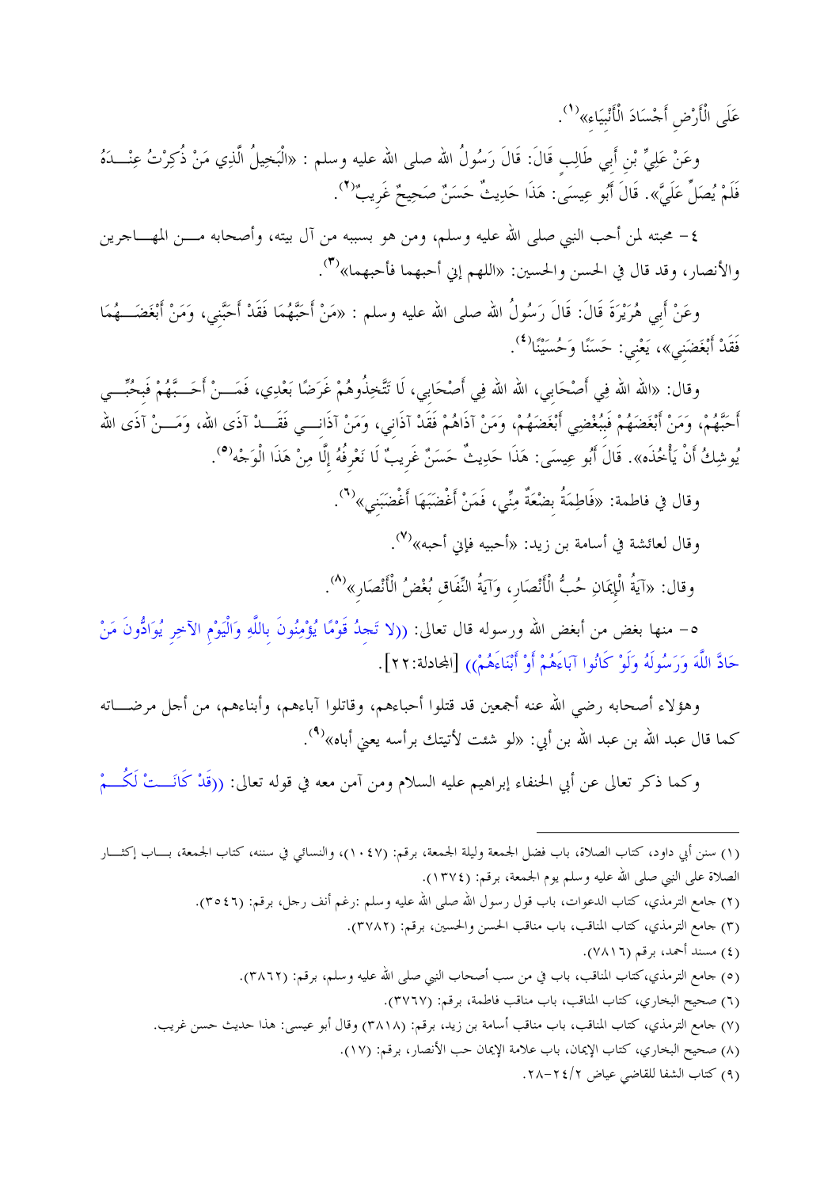عَلَى الْأَرْضِ أَجْسَادَ الْأَنْبِيَاءِ»[1].

وعَنْ عَلِيِّ بْنِ أَبِي طَالِبٍ قَالَ: قَالَ رَسُولُ الله صلى الله عليه وسلم: «الْبَخِيلُ الَّذِي مَنْ ذُكِرْتُ عِنْدَهُ فَلَمْ يُصَلِّ عَلَيَّ». قَالَ أَبُو عِيسَى: هَذَا حَدِيثٌ حَسَنٌ صَحِيحٌ غَرِيبٌ[2].

٤- محبته لمن أحب النبي صلى الله عليه وسلم، ومن هو بسببه من آل بيته، وأصحابه من المهاجرين والأنصار، وقد قال في الحسن والحسين: «اللهم إني أحبهما فأحبهما»[3].

وعَنْ أَبِي هُرَيْرَةَ قَالَ: قَالَ رَسُولُ الله صلى الله عليه وسلم: «مَنْ أَحَبَّهُمَا فَقَدْ أَحَبَّنِي، وَمَنْ أَبْغَضَهُمَا فَقَدْ أَبْغَضَنِي»، يَعْنِي: حَسَنًا وَحُسَيْنًا[4].

وقال: «اللهَ اللهَ فِي أَصْحَابِي، اللهَ اللهَ فِي أَصْحَابِي، لَا تَتَّخِذُوهُمْ غَرَضًا بَعْدِي، فَمَنْ أَحَبَّهُمْ فَبِحُبِّي أَحَبَّهُمْ، وَمَنْ أَبْغَضَهُمْ فَبِبُغْضِي أَبْغَضَهُمْ، وَمَنْ آذَاهُمْ فَقَدْ آذَانِي، وَمَنْ آذَانِي فَقَدْ آذَى اللهَ، وَمَنْ آذَى اللهَ يُوشِكُ أَنْ يَأْخُذَهُ». قَالَ أَبُو عِيسَى: هَذَا حَدِيثٌ حَسَنٌ غَرِيبٌ لَا نَعْرِفُهُ إِلَّا مِنْ هَذَا الْوَجْهِ[5].

وقال في فاطمة: «فَاطِمَةُ بِضْعَةٌ مِنِّي، فَمَنْ أَغْضَبَهَا أَغْضَبَنِي»[6].

وقال لعائشة في أسامة بن زيد: «أحبيه فإني أحبه»[7].

وقال: «آيَةُ الْإِيمَانِ حُبُّ الْأَنْصَارِ، وَآيَةُ النِّفَاقِ بُغْضُ الْأَنْصَارِ»[8].

٥- منها بغض من أبغض الله ورسوله قال تعالى: ((لا تَجِدُ قَوْمًا يُؤْمِنُونَ بِاللَّهِ وَالْيَوْمِ الآخِرِ يُوَادُّونَ مَنْ حَادَّ اللَّهَ وَرَسُولَهُ وَلَوْ كَانُوا آبَاءَهُمْ أَوْ أَبْنَاءَهُمْ)) [المجادلة:٢٢].

وهؤلاء أصحابه رضي الله عنه أجمعين قد قتلوا أحباءهم، وقاتلوا آباءهم، وأبناءهم، من أجل مرضاته كما قال عبد الله بن عبد الله بن أبي: «لو شئت لأتيتك برأسه يعني أباه»[9].

وكما ذكر تعالى عن أبي الحنفاء إبراهيم عليه السلام ومن آمن معه في قوله تعالى: ((قَدْ كَانَتْ لَكُمْ

---

(١) سنن أبي داود، كتاب الصلاة، باب فضل الجمعة وليلة الجمعة، برقم: (١٠٤٧)، والنسائي في سننه، كتاب الجمعة، باب إكثار الصلاة على النبي صلى الله عليه وسلم يوم الجمعة، برقم: (١٣٧٤).

(٢) جامع الترمذي، كتاب الدعوات، باب قول رسول الله صلى الله عليه وسلم :رغم أنف رجل، برقم: (٣٥٤٦).

(٣) جامع الترمذي، كتاب المناقب، باب مناقب الحسن والحسين، برقم: (٣٧٨٢).

(٤) مسند أحمد، برقم (٧٨١٦).

(٥) جامع الترمذي،كتاب المناقب، باب في من سب أصحاب النبي صلى الله عليه وسلم، برقم: (٣٨٦٢).

(٦) صحيح البخاري، كتاب المناقب، باب مناقب فاطمة، برقم: (٣٧٦٧).

(٧) جامع الترمذي، كتاب المناقب، باب مناقب أسامة بن زيد، برقم: (٣٨١٨) وقال أبو عيسى: هذا حديث حسن غريب.

(٨) صحيح البخاري، كتاب الإيمان، باب علامة الإيمان حب الأنصار، برقم: (١٧).

(٩) كتاب الشفا للقاضي عياض ٢/٢٤-٢٨.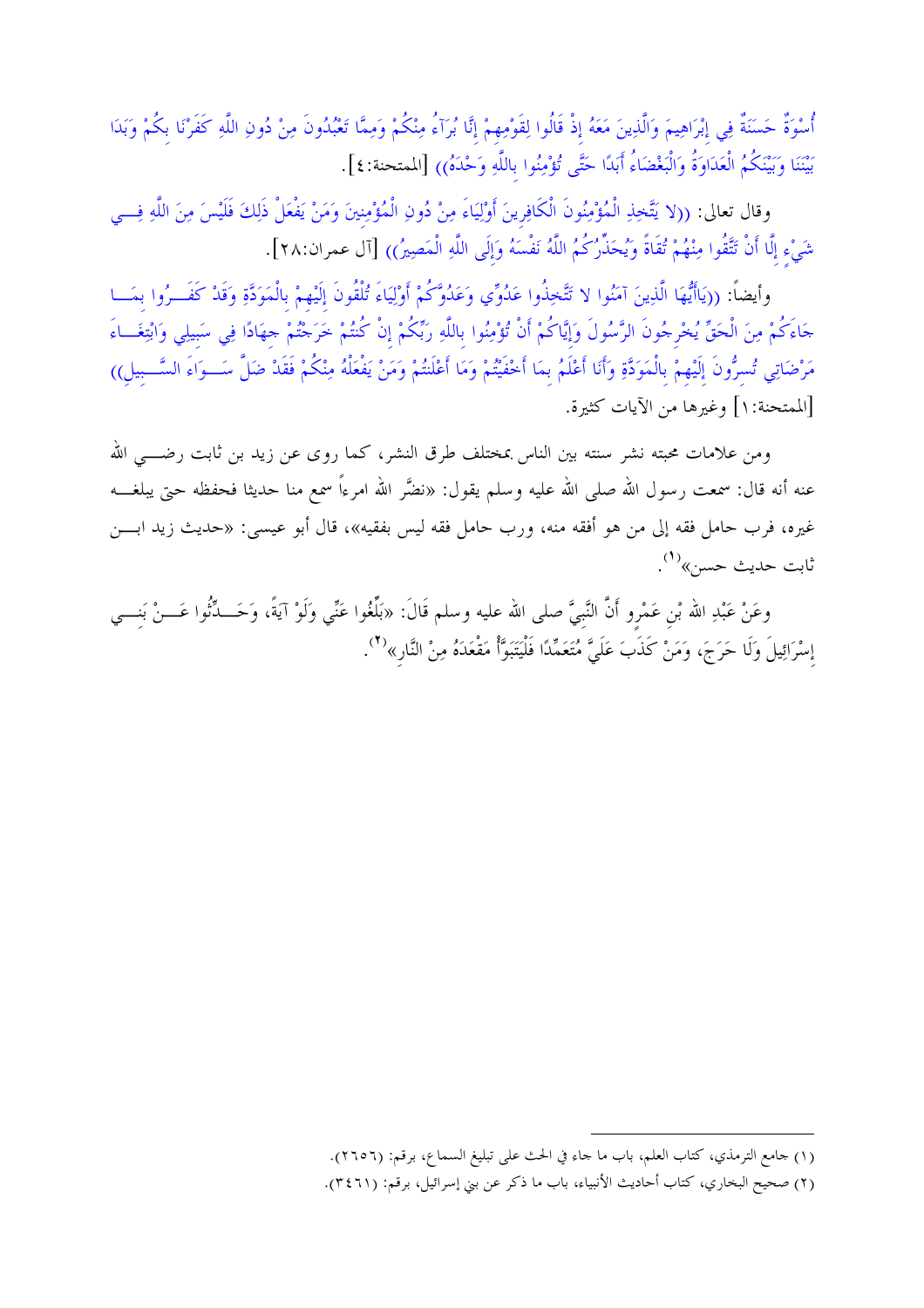أُسْوَةٌ حَسَنَةٌ فِي إِبْرَاهِيمَ وَالَّذِينَ مَعَهُ إِذْ قَالُوا لِقَوْمِهِمْ إِنَّا بُرَآءُ مِنْكُمْ وَمِمَّا تَعْبُدُونَ مِنْ دُونِ اللَّهِ كَفَرْنَا بِكُمْ وَبَدَا بَيْنَنَا وَبَيْنَكُمُ الْعَدَاوَةُ وَالْبَغْضَاءُ أَبَدًا حَتَّى تُؤْمِنُوا بِاللَّهِ وَحْدَهُ)) [الممتحنة:٤].

وقال تعالى: ((لا يَتَّخِذِ الْمُؤْمِنُونَ الْكَافِرِينَ أَوْلِيَاءَ مِنْ دُونِ الْمُؤْمِنِينَ وَمَنْ يَفْعَلْ ذَلِكَ فَلَيْسَ مِنَ اللَّهِ فِي شَيْءٍ إِلَّا أَنْ تَتَّقُوا مِنْهُمْ تُقَاةً وَيُحَذِّرُكُمُ اللَّهُ نَفْسَهُ وَإِلَى اللَّهِ الْمَصِيرُ)) [آل عمران:٢٨].

وأيضاً: ((يَاأَيُّهَا الَّذِينَ آمَنُوا لا تَتَّخِذُوا عَدُوِّي وَعَدُوَّكُمْ أَوْلِيَاءَ تُلْقُونَ إِلَيْهِمْ بِالْمَوَدَّةِ وَقَدْ كَفَرُوا بِمَا جَاءَكُمْ مِنَ الْحَقِّ يُخْرِجُونَ الرَّسُولَ وَإِيَّاكُمْ أَنْ تُؤْمِنُوا بِاللَّهِ رَبِّكُمْ إِنْ كُنتُمْ خَرَجْتُمْ جِهَادًا فِي سَبِيلِي وَابْتِغَاءَ مَرْضَاتِي تُسِرُّونَ إِلَيْهِمْ بِالْمَوَدَّةِ وَأَنَا أَعْلَمُ بِمَا أَخْفَيْتُمْ وَمَا أَعْلَنتُمْ وَمَنْ يَفْعَلْهُ مِنْكُمْ فَقَدْ ضَلَّ سَوَاءَ السَّبِيلِ)) [الممتحنة:١] وغيرها من الآيات كثيرة.

ومن علامات محبته نشر سنته بين الناس بمختلف طرق النشر، كما روى عن زيد بن ثابت رضي الله عنه أنه قال: سمعت رسول الله صلى الله عليه وسلم يقول: «نضَّر الله امرءاً سمع منا حديثا فحفظه حتى يبلغه غيره، فرب حامل فقه إلى من هو أفقه منه، ورب حامل فقه ليس بفقيه»، قال أبو عيسى: «حديث زيد ابن ثابت حديث حسن»(١).

وعَنْ عَبْدِ الله بْنِ عَمْرٍو أَنَّ النَّبِيَّ صلى الله عليه وسلم قَالَ: «بَلِّغُوا عَنِّي وَلَوْ آيَةً، وَحَدِّثُوا عَنْ بَنِي إِسْرَائِيلَ وَلَا حَرَجَ، وَمَنْ كَذَبَ عَلَيَّ مُتَعَمِّدًا فَلْيَتَبَوَّأْ مَقْعَدَهُ مِنْ النَّارِ»(٢).

---

(١) جامع الترمذي، كتاب العلم، باب ما جاء في الحث على تبليغ السماع، برقم: (٢٦٥٦).

(٢) صحيح البخاري، كتاب أحاديث الأنبياء، باب ما ذكر عن بني إسرائيل، برقم: (٣٤٦١).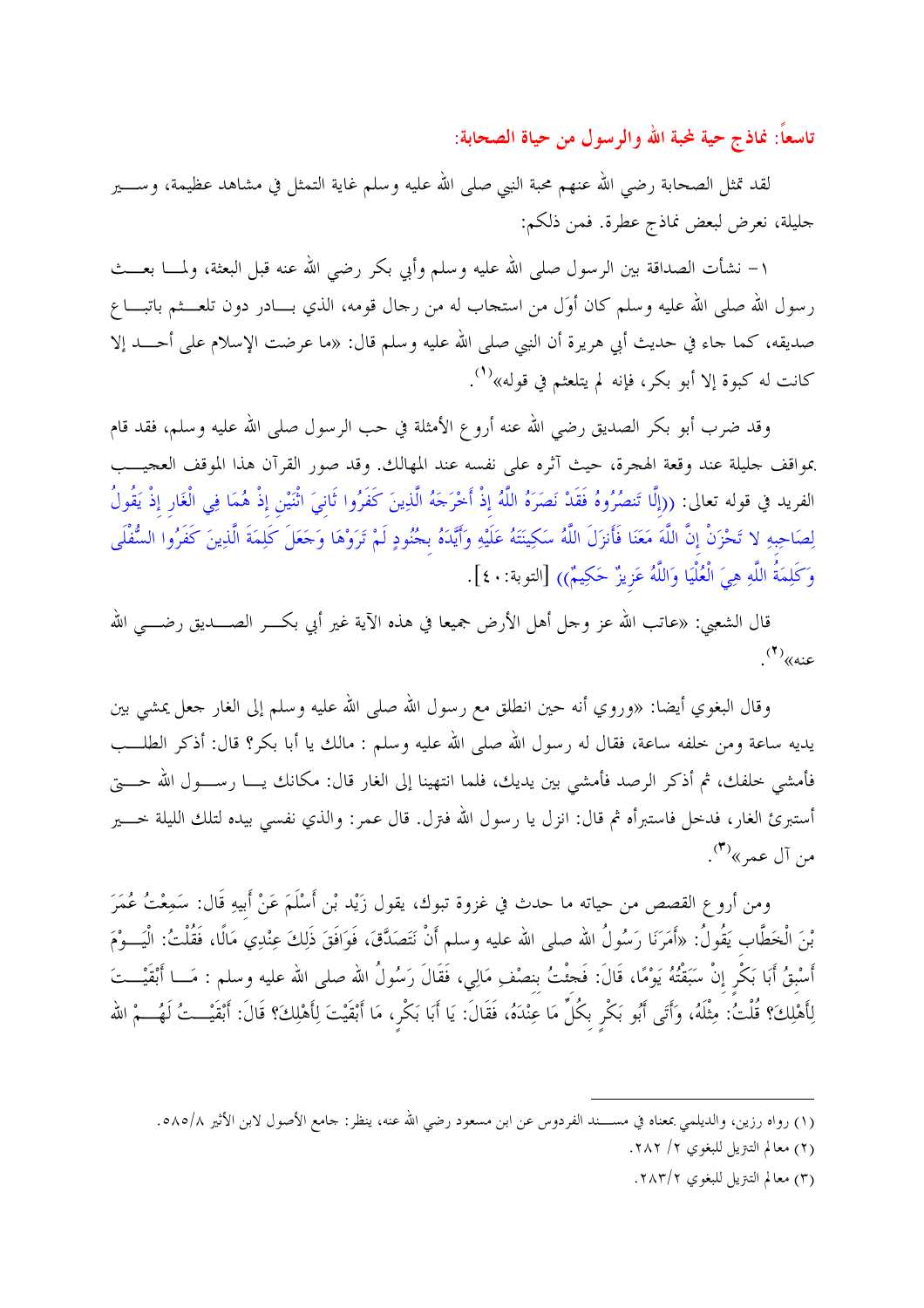## تاسعاً: نماذج حية لمحبة الله والرسول من حياة الصحابة:

لقد تمثل الصحابة رضي الله عنهم محبة النبي صلى الله عليه وسلم غاية التمثل في مشاهد عظيمة، وسير جليلة، نعرض لبعض نماذج عطرة. فمن ذلكم:

١- نشأت الصداقة بين الرسول صلى الله عليه وسلم وأبي بكر رضي الله عنه قبل البعثة، ولما بعث رسول الله صلى الله عليه وسلم كان أوَل من استجاب له من رجال قومه، الذي بادر دون تلعثم باتباع صديقه، كما جاء في حديث أبي هريرة أن النبي صلى الله عليه وسلم قال: «ما عرضت الإسلام على أحد إلا كانت له كبوة إلا أبو بكر، فإنه لم يتلعثم في قوله»[1].

وقد ضرب أبو بكر الصديق رضي الله عنه أروع الأمثلة في حب الرسول صلى الله عليه وسلم، فقد قام بمواقف جليلة عند وقعة الهجرة، حيث آثره على نفسه عند المهالك. وقد صور القرآن هذا الموقف العجيب الفريد في قوله تعالى: ((إِلَّا تَنصُرُوهُ فَقَدْ نَصَرَهُ اللَّهُ إِذْ أَخْرَجَهُ الَّذِينَ كَفَرُوا ثَانِيَ اثْنَيْنِ إِذْ هُمَا فِي الْغَارِ إِذْ يَقُولُ لِصَاحِبِهِ لا تَحْزَنْ إِنَّ اللَّهَ مَعَنَا فَأَنزَلَ اللَّهُ سَكِينَتَهُ عَلَيْهِ وَأَيَّدَهُ بِجُنُودٍ لَمْ تَرَوْهَا وَجَعَلَ كَلِمَةَ الَّذِينَ كَفَرُوا السُّفْلَى وَكَلِمَةُ اللَّهِ هِيَ الْعُلْيَا وَاللَّهُ عَزِيزٌ حَكِيمٌ)) [التوبة:٤٠].

قال الشعبي: «عاتب الله عز وجل أهل الأرض جميعا في هذه الآية غير أبي بكر الصديق رضي الله عنه»[2].

وقال البغوي أيضا: «وروي أنه حين انطلق مع رسول الله صلى الله عليه وسلم إلى الغار جعل يمشي بين يديه ساعة ومن خلفه ساعة، فقال له رسول الله صلى الله عليه وسلم: مالك يا أبا بكر؟ قال: أذكر الطلب فأمشي خلفك، ثم أذكر الرصد فأمشي بين يديك، فلما انتهينا إلى الغار قال: مكانك يا رسول الله حتى أستبرئ الغار، فدخل فاستبرأه ثم قال: انزل يا رسول الله فنزل. قال عمر: والذي نفسي بيده لتلك الليلة خير من آل عمر»[3].

ومن أروع القصص من حياته ما حدث في غزوة تبوك، يقول زَيْد بْن أَسْلَمَ عَنْ أَبِيهِ قَال: سَمِعْتُ عُمَرَ بْنَ الْخَطَّابِ يَقُولُ: «أَمَرَنَا رَسُولُ الله صلى الله عليه وسلم أَنْ نَتَصَدَّقَ، فَوَافَقَ ذَلِكَ عِنْدِي مَالًا، فَقُلْتُ: الْيَوْمَ أَسْبِقُ أَبَا بَكْرٍ إِنْ سَبَقْتُهُ يَوْمًا، قَالَ: فَجِئْتُ بِنِصْفِ مَالِي، فَقَالَ رَسُولُ الله صلى الله عليه وسلم: مَا أَبْقَيْتَ لِأَهْلِكَ؟ قُلْتُ: مِثْلَهُ، وَأَتَى أَبُو بَكْرٍ بِكُلِّ مَا عِنْدَهُ، فَقَالَ: يَا أَبَا بَكْرٍ، مَا أَبْقَيْتَ لِأَهْلِكَ؟ قَالَ: أَبْقَيْتُ لَهُمْ الله

---

(١) رواه رزين، والديلمي بمعناه في مسند الفردوس عن ابن مسعود رضي الله عنه، ينظر: جامع الأصول لابن الأثير ٨/٥٨٥.

(٢) معالم التنزيل للبغوي ٢/ ٢٨٢.

(٣) معالم التنزيل للبغوي ٢/٢٨٣.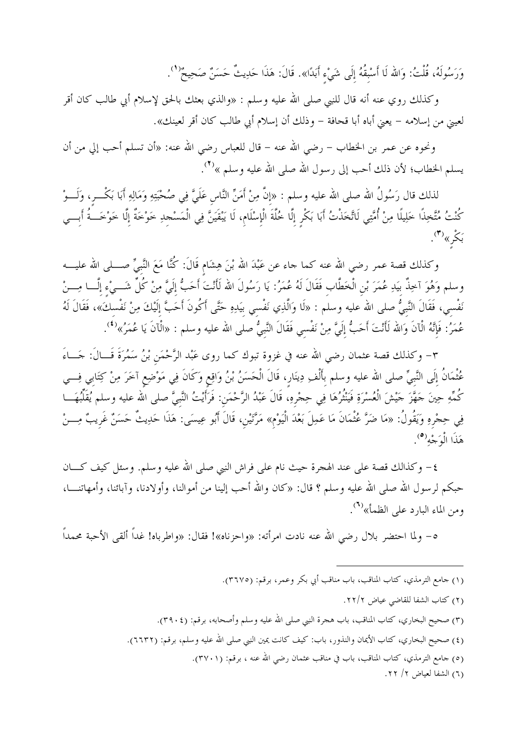وَرَسُولَهُ، قُلْتُ: وَاللهِ لَا أَسْبِقُهُ إِلَى شَيْءٍ أَبَدًا». قَالَ: هَذَا حَدِيثٌ حَسَنٌ صَحِيحٌ[1].

وكذلك روي عنه أنه قال للنبي صلى الله عليه وسلم : «والذي بعثك بالحق لإسلام أبي طالب كان أقر لعيني من إسلامه – يعني أباه أبا قحافة – وذلك أن إسلام أبي طالب كان أقر لعينك».

ونحوه عن عمر بن الخطاب – رضي الله عنه – قال للعباس رضي الله عنه: «أن تسلم أحب إلي من أن يسلم الخطاب؛ لأن ذلك أحب إلى رسول الله صلى الله عليه وسلم »[2].

لذلك قال رَسُولُ اللهِ صلى الله عليه وسلم : «إِنَّ مِنْ أَمَنِّ النَّاسِ عَلَيَّ فِي صُحْبَتِهِ وَمَالِهِ أَبَا بَكْرٍ، وَلَوْ كُنْتُ مُتَّخِذًا خَلِيلًا مِنْ أُمَّتِي لَاتَّخَذْتُ أَبَا بَكْرٍ إِلَّا خُلَّةَ الْإِسْلَامِ، لَا يَبْقَيَنَّ فِي الْمَسْجِدِ خَوْخَةٌ إِلَّا خَوْخَةُ أَبِي بَكْرٍ»[3].

وكذلك قصة عمر رضي الله عنه كما جاء عن عَبْدَ اللهِ بْنَ هِشَامٍ قَالَ: كُنَّا مَعَ النَّبِيِّ صلى الله عليه وسلم وَهُوَ آخِذٌ بِيَدِ عُمَرَ بْنِ الْخَطَّابِ فَقَالَ لَهُ عُمَرُ: يَا رَسُولَ اللهِ لَأَنْتَ أَحَبُّ إِلَيَّ مِنْ كُلِّ شَيْءٍ إِلَّا مِنْ نَفْسِي، فَقَالَ النَّبِيُّ صلى الله عليه وسلم : «لَا وَالَّذِي نَفْسِي بِيَدِهِ حَتَّى أَكُونَ أَحَبَّ إِلَيْكَ مِنْ نَفْسِكَ»، فَقَالَ لَهُ عُمَرُ: فَإِنَّهُ الْآنَ وَاللهِ لَأَنْتَ أَحَبُّ إِلَيَّ مِنْ نَفْسِي فَقَالَ النَّبِيُّ صلى الله عليه وسلم : «الْآنَ يَا عُمَرُ»[4].

٣- وكذلك قصة عثمان رضي الله عنه في غزوة تبوك كما روى عَبْد الرَّحْمَنِ بْنُ سَمُرَةَ قَالَ: جَاءَ عُثْمَانُ إِلَى النَّبِيِّ صلى الله عليه وسلم بِأَلْفِ دِينَارٍ، قَالَ الْحَسَنُ بْنُ وَاقِعٍ وَكَانَ فِي مَوْضِعٍ آخَرَ مِنْ كِتَابِي فِي كُمِّهِ حِينَ جَهَّزَ جَيْشَ الْعُسْرَةِ فَيَنْثُرُهَا فِي حِجْرِهِ، قَالَ عَبْدُ الرَّحْمَنِ: فَرَأَيْتُ النَّبِيَّ صلى الله عليه وسلم يُقَلِّبُهَا فِي حِجْرِهِ وَيَقُولُ: «مَا ضَرَّ عُثْمَانَ مَا عَمِلَ بَعْدَ الْيَوْمِ» مَرَّتَيْنِ، قَالَ أَبُو عِيسَى: هَذَا حَدِيثٌ حَسَنٌ غَرِيبٌ مِنْ هَذَا الْوَجْهِ[5].

٤- وكذالك قصة علي عند الهجرة حيث نام على فراش النبي صلى الله عليه وسلم. وسئل كيف كان حبكم لرسول الله صلى الله عليه وسلم ؟ قال: «كان والله أحب إلينا من أموالنا، وأولادنا، وآبائنا، وأمهاتنا، ومن الماء البارد على الظمأ»[6].

٥- ولما احتضر بلال رضي الله عنه نادت امرأته: «واحزناه»! فقال: «واطرباه! غداً ألقى الأحبة محمداً

---

(١) جامع الترمذي، كتاب المناقب، باب مناقب أبي بكر وعمر، برقم: (٣٦٧٥).

(٢) كتاب الشفا للقاضي عياض ٢/٢٢.

(٣) صحيح البخاري، كتاب المناقب، باب هجرة النبي صلى الله عليه وسلم وأصحابه، برقم: (٣٩٠٤).

(٤) صحيح البخاري، كتاب الأيمان والنذور، باب: كيف كانت يمين النبي صلى الله عليه وسلم، برقم: (٦٦٣٢).

(٥) جامع الترمذي، كتاب المناقب، باب في مناقب عثمان رضي الله عنه ، برقم: (٣٧٠١).

(٦) الشفا لعياض ٢/ ٢٢.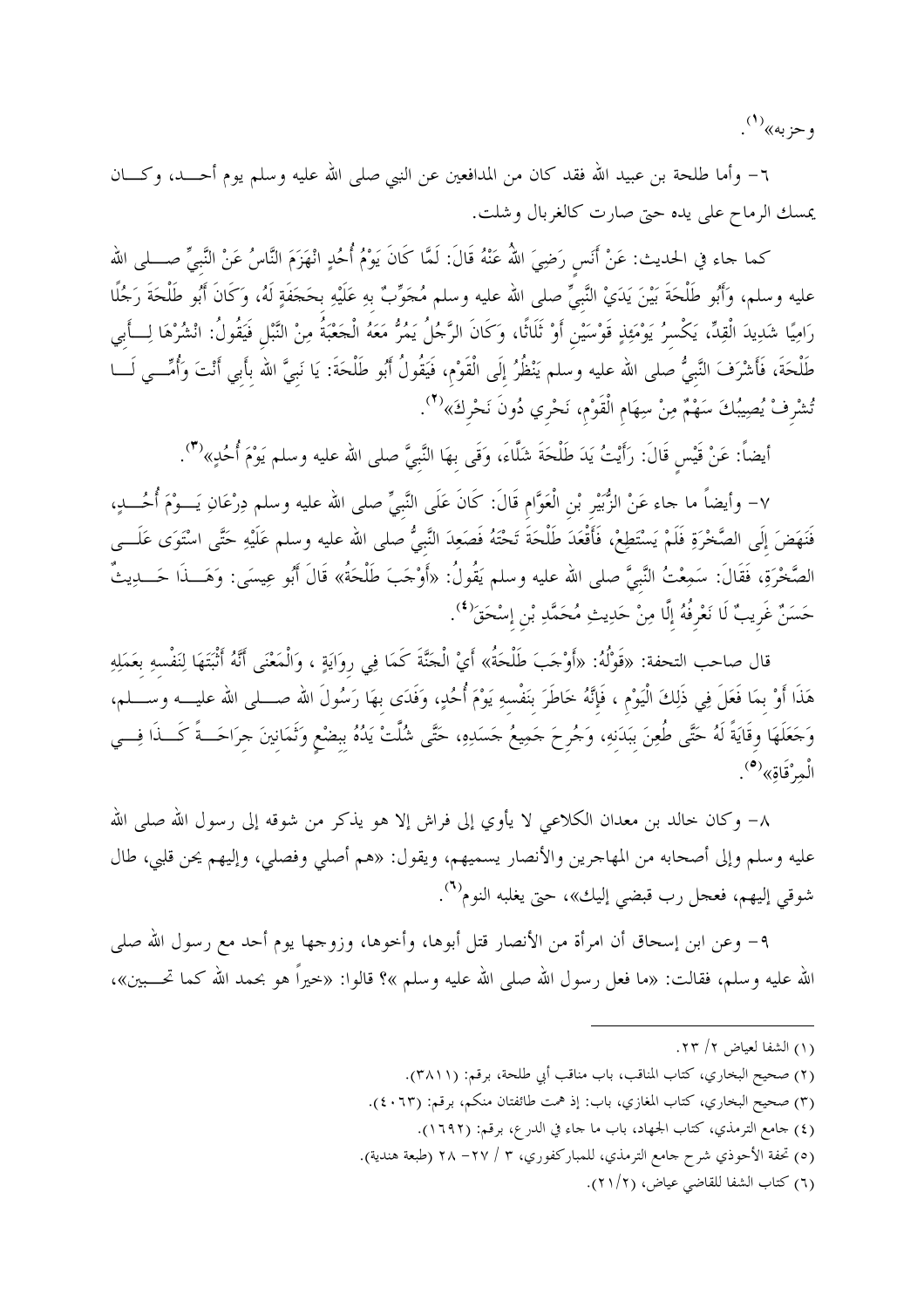وحزبه»[1].

٦- وأما طلحة بن عبيد الله فقد كان من المدافعين عن النبي صلى الله عليه وسلم يوم أحد، وكان يمسك الرماح على يده حتى صارت كالغربال وشلت.

كما جاء في الحديث: عَنْ أَنَسٍ رَضِيَ اللهُ عَنْهُ قَالَ: لَمَّا كَانَ يَوْمُ أُحُدٍ انْهَزَمَ النَّاسُ عَنْ النَّبِيِّ صلى الله عليه وسلم، وَأَبُو طَلْحَةَ بَيْنَ يَدَيْ النَّبِيِّ صلى الله عليه وسلم مُجَوِّبٌ بِهِ عَلَيْهِ بِحَجَفَةٍ لَهُ، وَكَانَ أَبُو طَلْحَةَ رَجُلًا رَامِيًا شَدِيدَ الْقِدِّ، يَكْسِرُ يَوْمَئِذٍ قَوْسَيْنِ أَوْ ثَلَاثًا، وَكَانَ الرَّجُلُ يَمُرُّ مَعَهُ الْجَعْبَةُ مِنْ النَّبْلِ فَيَقُولُ: انْشُرْهَا لِأَبِي طَلْحَةَ، فَأَشْرَفَ النَّبِيُّ صلى الله عليه وسلم يَنْظُرُ إِلَى الْقَوْمِ، فَيَقُولُ أَبُو طَلْحَةَ: يَا نَبِيَّ اللهِ بِأَبِي أَنْتَ وَأُمِّي لَا تُشْرِفْ يُصِيبُكَ سَهْمٌ مِنْ سِهَامِ الْقَوْمِ، نَحْرِي دُونَ نَحْرِكَ»[2].

أيضاً: عَنْ قَيْسٍ قَالَ: رَأَيْتُ يَدَ طَلْحَةَ شَلَّاءَ، وَقَى بِهَا النَّبِيَّ صلى الله عليه وسلم يَوْمَ أُحُدٍ»[3].

٧- وأيضاً ما جاء عَنْ الزُّبَيْرِ بْنِ الْعَوَّامِ قَالَ: كَانَ عَلَى النَّبِيِّ صلى الله عليه وسلم دِرْعَانِ يَوْمَ أُحُدٍ، فَنَهَضَ إِلَى الصَّخْرَةِ فَلَمْ يَسْتَطِعْ، فَأَقْعَدَ طَلْحَةَ تَحْتَهُ فَصَعِدَ النَّبِيُّ صلى الله عليه وسلم عَلَيْهِ حَتَّى اسْتَوَى عَلَى الصَّخْرَةِ، فَقَالَ: سَمِعْتُ النَّبِيَّ صلى الله عليه وسلم يَقُولُ: «أَوْجَبَ طَلْحَةُ» قَالَ أَبُو عِيسَى: وَهَذَا حَدِيثٌ حَسَنٌ غَرِيبٌ لَا نَعْرِفُهُ إِلَّا مِنْ حَدِيثِ مُحَمَّدِ بْنِ إِسْحَقَ[4].

قال صاحب التحفة: «قَوْلُهُ: «أَوْجَبَ طَلْحَةُ» أَيْ الْجَنَّةَ كَمَا فِي رِوَايَةٍ ، وَالْمَعْنَى أَنَّهُ أَثْبَتَهَا لِنَفْسِهِ بِعَمَلِهِ هَذَا أَوْ بِمَا فَعَلَ فِي ذَلِكَ الْيَوْمِ ، فَإِنَّهُ خَاطَرَ بِنَفْسِهِ يَوْمَ أُحُدٍ، وَفَدَى بِهَا رَسُولَ الله صلى الله عليه وسلم، وَجَعَلَهَا وِقَايَةً لَهُ حَتَّى طُعِنَ بِبَدَنِهِ، وَجُرِحَ جَمِيعُ جَسَدِهِ، حَتَّى شُلَّتْ يَدُهُ بِبِضْعٍ وَثَمَانِينَ جِرَاحَةً كَذَا فِي الْمِرْقَاةِ»[5].

٨- وكان خالد بن معدان الكلاعي لا يأوي إلى فراش إلا هو يذكر من شوقه إلى رسول الله صلى الله عليه وسلم وإلى أصحابه من المهاجرين والأنصار يسميهم، ويقول: «هم أصلي وفصلي، وإليهم يحن قلبي، طال شوقي إليهم، فعجل رب قبضي إليك»، حتى يغلبه النوم[6].

٩- وعن ابن إسحاق أن امرأة من الأنصار قتل أبوها، وأخوها، وزوجها يوم أحد مع رسول الله صلى الله عليه وسلم، فقالت: «ما فعل رسول الله صلى الله عليه وسلم »؟ قالوا: «خيراً هو بحمد الله كما تحبين»،

---

(١) الشفا لعياض ٢/ ٢٣.

(٢) صحيح البخاري، كتاب المناقب، باب مناقب أبي طلحة، برقم: (٣٨١١).

(٣) صحيح البخاري، كتاب المغازي، باب: إذ همت طائفتان منكم، برقم: (٤٠٦٣).

(٤) جامع الترمذي، كتاب الجهاد، باب ما جاء في الدرع، برقم: (١٦٩٢).

(٥) تحفة الأحوذي شرح جامع الترمذي، للمباركفوري، ٣ / ٢٧- ٢٨ (طبعة هندية).

(٦) كتاب الشفا للقاضي عياض، (٢/٢١).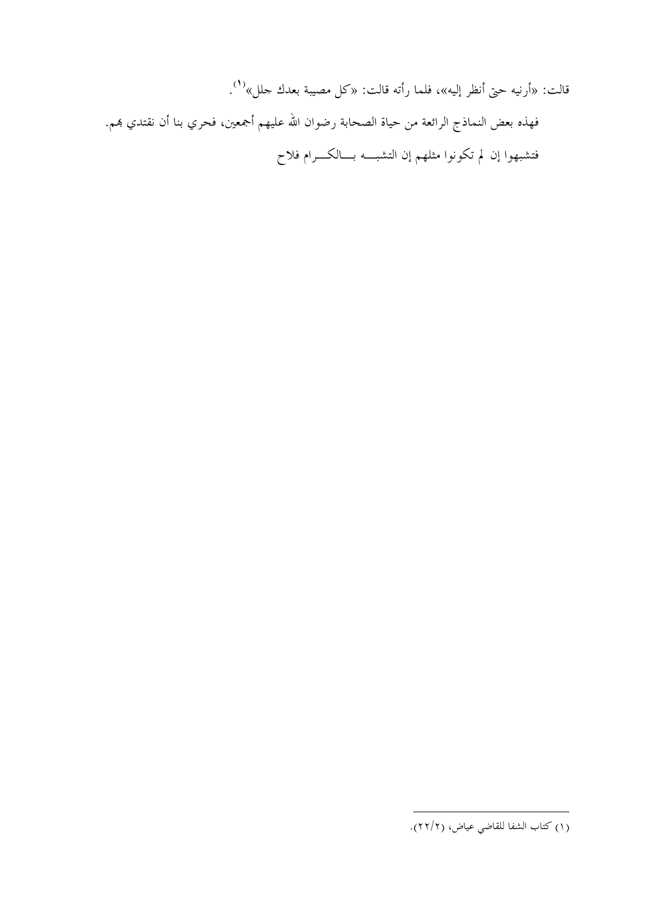قالت: «أرنيه حتى أنظر إليه»، فلما رأته قالت: «كل مصيبة بعدك جلل»[1].

فهذه بعض النماذج الرائعة من حياة الصحابة رضوان الله عليهم أجمعين، فحري بنا أن نقتدي بهم.

فتشبهوا إن لم تكونوا مثلهم إن التشبـــه بـــالكـــرام فلاح

---

(١) كتاب الشفا للقاضي عياض، (٢/٢٢).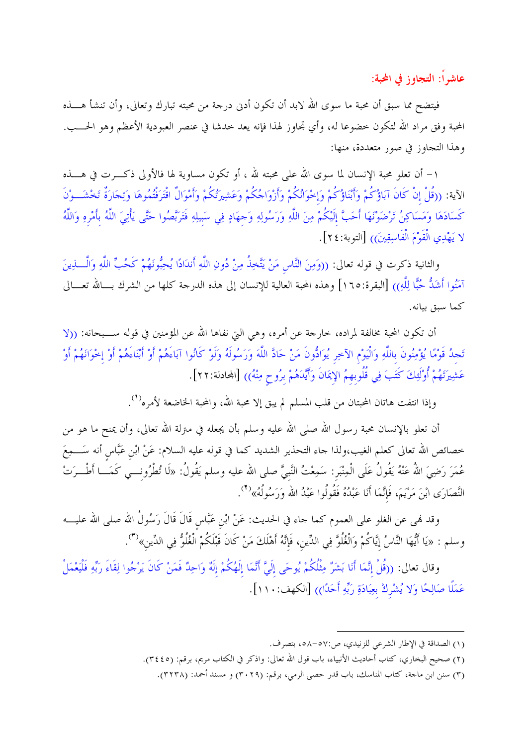## عاشراً: التجاوز في المحبة:

فيتضح مما سبق أن محبة ما سوى الله لابد أن تكون أدنى درجة من محبته تبارك وتعالى، وأن تنشأ هذه المحبة وفق مراد الله لتكون خضوعا له، وأي تجاوز لهذا فإنه يعد خدشا في عنصر العبودية الأعظم وهو الحب. وهذا التجاوز في صور متعددة، منها:

١- أن تعلو محبة الإنسان لما سوى الله على محبته لله ، أو تكون مساوية لها فالأولى ذكرت في هذه الآية: ((قُلْ إِنْ كَانَ آبَاؤُكُمْ وَأَبْنَاؤُكُمْ وَإِخْوَانُكُمْ وَأَزْوَاجُكُمْ وَعَشِيرَتُكُمْ وَأَمْوَالٌ اقْتَرَفْتُمُوهَا وَتِجَارَةٌ تَخْشَوْنَ كَسَادَهَا وَمَسَاكِنُ تَرْضَوْنَهَا أَحَبَّ إِلَيْكُمْ مِنَ اللَّهِ وَرَسُولِهِ وَجِهَادٍ فِي سَبِيلِهِ فَتَرَبَّصُوا حَتَّى يَأْتِيَ اللَّهُ بِأَمْرِهِ وَاللَّهُ لا يَهْدِي الْقَوْمَ الْفَاسِقِينَ)) [التوبة:٢٤].

والثانية ذكرت في قوله تعالى: ((وَمِنَ النَّاسِ مَنْ يَتَّخِذُ مِنْ دُونِ اللَّهِ أَنْدَادًا يُحِبُّونَهُمْ كَحُبِّ اللَّهِ وَالَّذِينَ آمَنُوا أَشَدُّ حُبًّا لِلَّهِ)) [البقرة:١٦٥] وهذه المحبة العالية للإنسان إلى هذه الدرجة كلها من الشرك بالله تعالى كما سبق بيانه.

أن تكون المحبة مخالفة لمراده، خارجة عن أمره، وهي التي نفاها الله عن المؤمنين في قوله سبحانه: ((لا تَجِدُ قَوْمًا يُؤْمِنُونَ بِاللَّهِ وَالْيَوْمِ الآخِرِ يُوَادُّونَ مَنْ حَادَّ اللَّهَ وَرَسُولَهُ وَلَوْ كَانُوا آبَاءَهُمْ أَوْ أَبْنَاءَهُمْ أَوْ إِخْوَانَهُمْ أَوْ عَشِيرَتَهُمْ أُوْلَئِكَ كَتَبَ فِي قُلُوبِهِمُ الإِيمَانَ وَأَيَّدَهُمْ بِرُوحٍ مِنْهُ)) [المجادلة:٢٢].

وإذا انتفت هاتان المحبتان من قلب المسلم لم يبق إلا محبة الله، والمحبة الخاضعة لأمره[1].

أن تعلو بالإنسان محبة رسول الله صلى الله عليه وسلم بأن يجعله في منزلة الله تعالى، وأن يمنح ما هو من خصائص الله تعالى كعلم الغيب،ولذا جاء التحذير الشديد كما في قوله عليه السلام: عَنْ ابْنِ عَبَّاسٍ أنه سَمِعَ عُمَرَ رَضِيَ اللهُ عَنْهُ يَقُولُ عَلَى الْمِنْبَرِ: سَمِعْتُ النَّبِيَّ صلى الله عليه وسلم يَقُولُ: «لَا تُطْرُونِي كَمَا أَطْرَتْ النَّصَارَى ابْنَ مَرْيَمَ، فَإِنَّمَا أَنَا عَبْدُهُ فَقُولُوا عَبْدُ الله وَرَسُولُهُ»[2].

وقد نهى عن الغلو على العموم كما جاء في الحديث: عَنْ ابْنِ عَبَّاسٍ قَالَ قَالَ رَسُولُ الله صلى الله عليه وسلم : «يَا أَيُّهَا النَّاسُ إِيَّاكُمْ وَالْغُلُوَّ فِي الدِّينِ، فَإِنَّهُ أَهْلَكَ مَنْ كَانَ قَبْلَكُمْ الْغُلُوُّ فِي الدِّينِ»[3].

وقال تعالى: ((قُلْ إِنَّمَا أَنَا بَشَرٌ مِثْلُكُمْ يُوحَى إِلَيَّ أَنَّمَا إِلَهُكُمْ إِلَهٌ وَاحِدٌ فَمَنْ كَانَ يَرْجُوا لِقَاءَ رَبِّهِ فَلْيَعْمَلْ عَمَلًا صَالِحًا وَلا يُشْرِكْ بِعِبَادَةِ رَبِّهِ أَحَدًا)) [الكهف:١١٠].

---

(١) الصداقة في الإطار الشرعي للزنيدي، ص:٥٧-٥٨، بتصرف.

(٢) صحيح البخاري، كتاب أحاديث الأنبياء، باب قول الله تعالى: واذكر في الكتاب مريم، برقم: (٣٤٤٥).

(٣) سنن ابن ماجة، كتاب المناسك، باب قدر حصى الرمي، برقم: (٣٠٢٩) و مسند أحمد: (٣٢٣٨).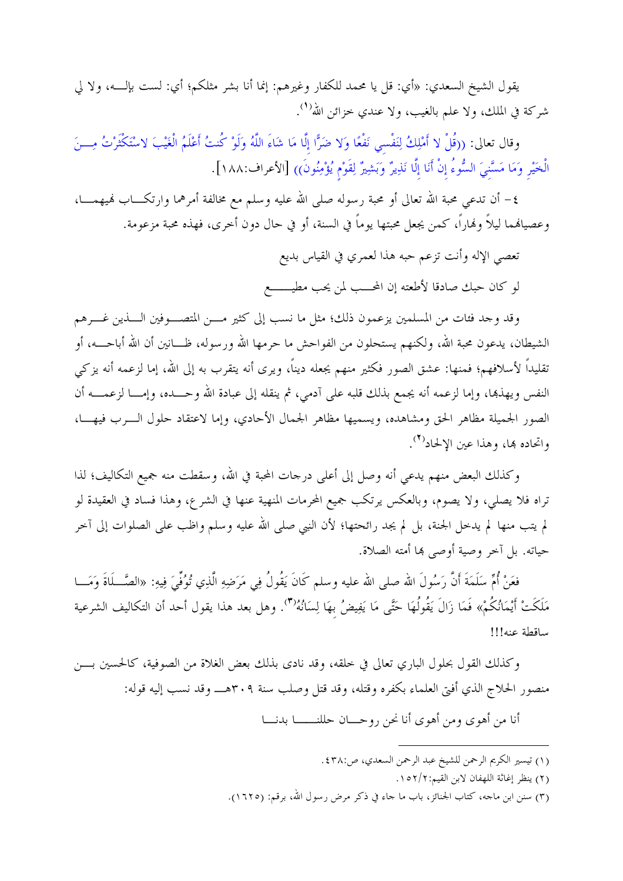يقول الشيخ السعدي: «أي: قل يا محمد للكفار وغيرهم: إنما أنا بشر مثلكم؛ أي: لست بإلـه، ولا لي شركة في الملك، ولا علم بالغيب، ولا عندي خزائن الله»[1].

وقال تعالى: ((قُلْ لا أَمْلِكُ لِنَفْسِي نَفْعًا وَلا ضَرًّا إِلَّا مَا شَاءَ اللَّهُ وَلَوْ كُنتُ أَعْلَمُ الْغَيْبَ لاسْتَكْثَرْتُ مِنَ الْخَيْرِ وَمَا مَسَّنِيَ السُّوءُ إِنْ أَنَا إِلَّا نَذِيرٌ وَبَشِيرٌ لِقَوْمٍ يُؤْمِنُونَ)) [الأعراف:١٨٨].

٤- أن تدعي محبة الله تعالى أو محبة رسوله صلى الله عليه وسلم مع مخالفة أمرهما وارتكاب نهيهما، وعصيانهما ليلاً ونهاراً، كمن يجعل محبتها يوماً في السنة، أو في حال دون أخرى، فهذه محبة مزعومة.

تعصي الإله وأنت تزعم حبه هذا لعمري في القياس بديع

لو كان حبك صادقا لأطعته إن المحب لمن يحب مطيع

وقد وجد فئات من المسلمين يزعمون ذلك؛ مثل ما نسب إلى كثير من المتصوفين الذين غرهم الشيطان، يدعون محبة الله، ولكنهم يستحلون من الفواحش ما حرمها الله ورسوله، ظانين أن الله أباحه، أو تقليداً لأسلافهم؛ فمنها: عشق الصور فكثير منهم يجعله ديناً، ويرى أنه يتقرب به إلى الله، إما لزعمه أنه يزكي النفس ويهذبها، وإما لزعمه أنه يجمع بذلك قلبه على آدمي، ثم ينقله إلى عبادة الله وحده، وإما لزعمه أن الصور الجميلة مظاهر الحق ومشاهده، ويسميها مظاهر الجمال الأحادي، وإما لاعتقاد حلول الرب فيها، واتحاده بها، وهذا عين الإلحاد[2].

وكذلك البعض منهم يدعي أنه وصل إلى أعلى درجات المحبة في الله، وسقطت منه جميع التكاليف؛ لذا تراه فلا يصلي، ولا يصوم، وبالعكس يرتكب جميع المحرمات المنهية عنها في الشرع، وهذا فساد في العقيدة لو لم يتب منها لم يدخل الجنة، بل لم يجد رائحتها؛ لأن النبي صلى الله عليه وسلم واظب على الصلوات إلى آخر حياته. بل آخر وصية أوصى بها أمته الصلاة.

فعَنْ أُمِّ سَلَمَةَ أَنَّ رَسُولَ الله صلى الله عليه وسلم كَانَ يَقُولُ فِي مَرَضِهِ الَّذِي تُوُفِّيَ فِيهِ: «الصَّلَاةَ وَمَا مَلَكَتْ أَيْمَانُكُمْ» فَمَا زَالَ يَقُولُهَا حَتَّى مَا يَفِيضُ بِهَا لِسَانُهُ[3]. وهل بعد هذا يقول أحد أن التكاليف الشرعية ساقطة عنه!!!

وكذلك القول بحلول الباري تعالى في خلقه، وقد نادى بذلك بعض الغلاة من الصوفية، كالحسين بن منصور الحلاج الذي أفتى العلماء بكفره وقتله، وقد قتل وصلب سنة ٣٠٩هـ وقد نسب إليه قوله:

أنا من أهوى ومن أهوى أنا نحن روحان حللنا بدنا

---

(١) تيسير الكريم الرحمن للشيخ عبد الرحمن السعدي، ص:٤٣٨.

(٢) ينظر إغاثة اللهفان لابن القيم:١٥٢/٢.

(٣) سنن ابن ماجه، كتاب الجنائز، باب ما جاء في ذكر مرض رسول الله، برقم: (١٦٢٥).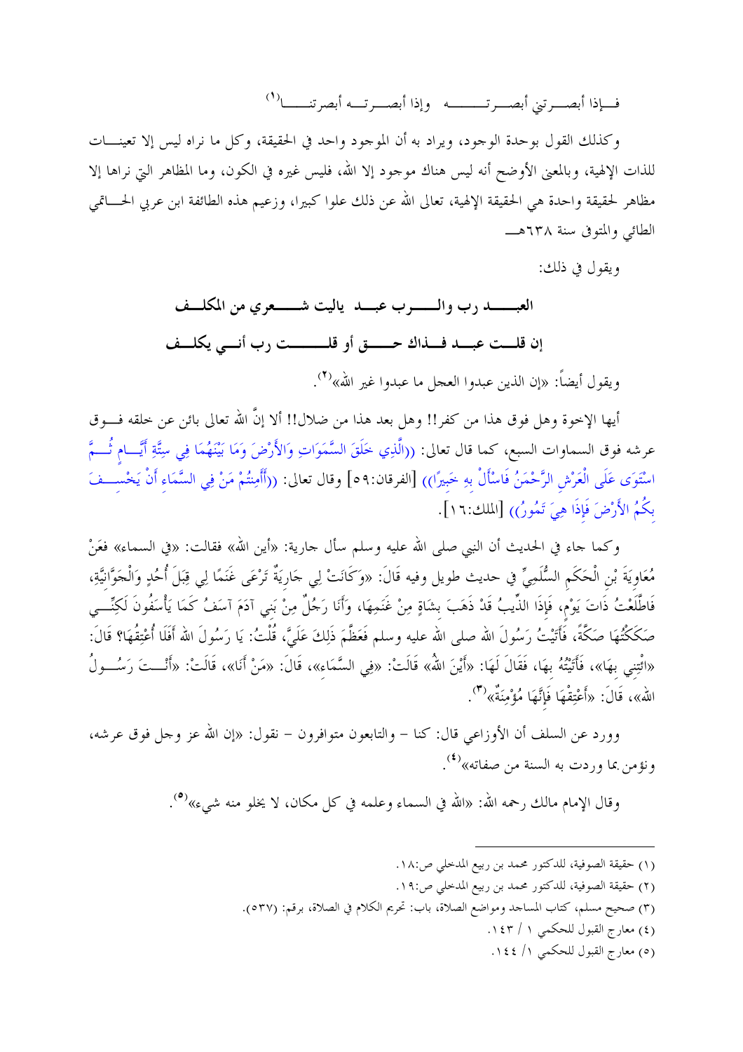فــإذا أبصــرتني أبصــرتــــــه وإذا أبصــرتــه أبصرتنـــــا[1]

وكذلك القول بوحدة الوجود، ويراد به أن الموجود واحد في الحقيقة، وكل ما نراه ليس إلا تعينـــات للذات الإلهية، وبالمعنى الأوضح أنه ليس هناك موجود إلا الله، فليس غيره في الكون، وما المظاهر التي نراها إلا مظاهر لحقيقة واحدة هي الحقيقة الإلهية، تعالى الله عن ذلك علوا كبيرا، وزعيم هذه الطائفة ابن عربي الحـــاتمي الطائي والمتوفى سنة ٦٣٨هـ

ويقول في ذلك:

**العبـــد رب والـــرب عبـد ياليت شـــعري من المكلــف**

**إن قلــت عبــد فــذاك حــــق أو قلـــــت رب أنـــي يكلــف**

ويقول أيضاً: «إن الذين عبدوا العجل ما عبدوا غير الله»[2].

أيها الإخوة وهل فوق هذا من كفر!! وهل بعد هذا من ضلال!! ألا إنَّ الله تعالى بائن عن خلقه فـوق عرشه فوق السماوات السبع، كما قال تعالى: ((الَّذِي خَلَقَ السَّمَوَاتِ وَالأَرْضَ وَمَا بَيْنَهُمَا فِي سِتَّةِ أَيَّامٍ ثُمَّ اسْتَوَى عَلَى الْعَرْشِ الرَّحْمَنُ فَاسْأَلْ بِهِ خَبِيرًا)) [الفرقان:٥٩] وقال تعالى: ((أَأَمِنتُمْ مَنْ فِي السَّمَاءِ أَنْ يَخْسِفَ بِكُمُ الأَرْضَ فَإِذَا هِيَ تَمُورُ)) [الملك:١٦].

وكما جاء في الحديث أن النبي صلى الله عليه وسلم سأل جارية: «أين الله» فقالت: «في السماء» فعَنْ مُعَاوِيَةَ بْنِ الْحَكَمِ السُّلَمِيِّ في حديث طويل وفيه قَالَ: «وَكَانَتْ لِي جَارِيَةٌ تَرْعَى غَنَمًا لِي قِبَلَ أُحُدٍ وَالْجَوَّانِيَّةِ، فَاطَّلَعْتُ ذَاتَ يَوْمٍ، فَإِذَا الذِّيبُ قَدْ ذَهَبَ بِشَاةٍ مِنْ غَنَمِهَا، وَأَنَا رَجُلٌ مِنْ بَنِي آدَمَ آسَفُ كَمَا يَأْسَفُونَ لَكِنِّي صَكَكْتُهَا صَكَّةً، فَأَتَيْتُ رَسُولَ الله صلى الله عليه وسلم فَعَظَّمَ ذَلِكَ عَلَيَّ، قُلْتُ: يَا رَسُولَ الله أَفَلَا أُعْتِقُهَا؟ قَالَ: «ائْتِنِي بِهَا»، فَأَتَيْتُهُ بِهَا، فَقَالَ لَهَا: «أَيْنَ اللهُ» قَالَتْ: «فِي السَّمَاءِ»، قَالَ: «مَنْ أَنَا»، قَالَتْ: «أَنْتَ رَسُولُ الله»، قَالَ: «أَعْتِقْهَا فَإِنَّهَا مُؤْمِنَةٌ»[3].

وورد عن السلف أن الأوزاعي قال: كنا – والتابعون متوافرون – نقول: «إن الله عز وجل فوق عرشه، ونؤمن بما وردت به السنة من صفاته»[4].

وقال الإمام مالك رحمه الله: «الله في السماء وعلمه في كل مكان، لا يخلو منه شيء»[5].

---

(١) حقيقة الصوفية، للدكتور محمد بن ربيع المدخلي ص:١٨.

(٢) حقيقة الصوفية، للدكتور محمد بن ربيع المدخلي ص:١٩.

(٣) صحيح مسلم، كتاب المساجد ومواضع الصلاة، باب: تحريم الكلام في الصلاة، برقم: (٥٣٧).

(٤) معارج القبول للحكمي ١ / ١٤٣.

(٥) معارج القبول للحكمي ١/ ١٤٤.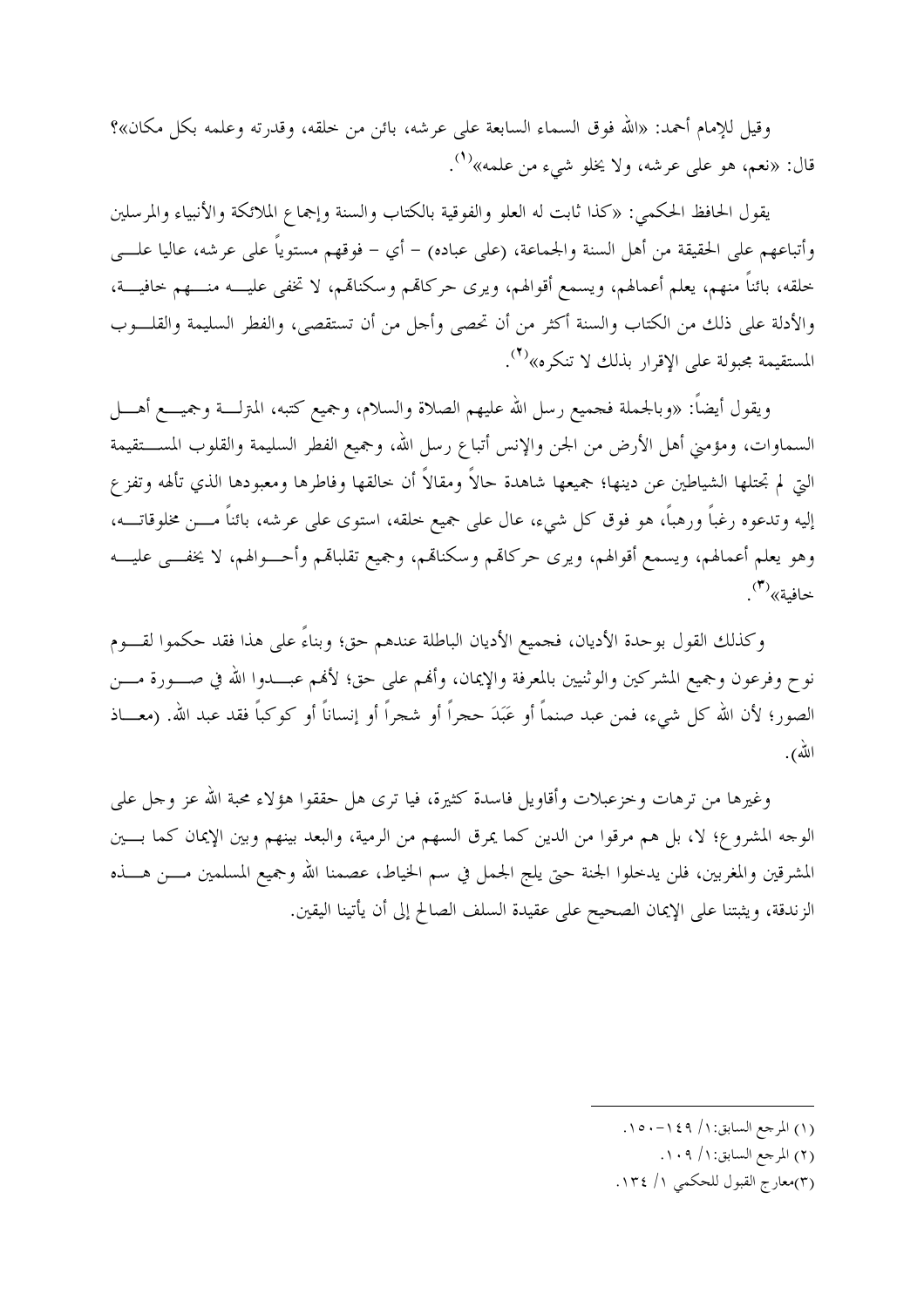وقيل للإمام أحمد: «الله فوق السماء السابعة على عرشه، بائن من خلقه، وقدرته وعلمه بكل مكان»؟ قال: «نعم، هو على عرشه، ولا يخلو شيء من علمه»[1].

يقول الحافظ الحكمي: «كذا ثابت له العلو والفوقية بالكتاب والسنة وإجماع الملائكة والأنبياء والمرسلين وأتباعهم على الحقيقة من أهل السنة والجماعة، (على عباده) – أي – فوقهم مستوياً على عرشه، عاليا على خلقه، بائناً منهم، يعلم أعمالهم، ويسمع أقوالهم، ويرى حركاتهم وسكناتهم، لا تخفى عليه منهم خافية، والأدلة على ذلك من الكتاب والسنة أكثر من أن تحصى وأجل من أن تستقصى، والفطر السليمة والقلوب المستقيمة مجبولة على الإقرار بذلك لا تنكره»[2].

ويقول أيضاً: «وبالجملة فجميع رسل الله عليهم الصلاة والسلام، وجميع كتبه، المترلة وجميع أهل السماوات، ومؤمني أهل الأرض من الجن والإنس أتباع رسل الله، وجميع الفطر السليمة والقلوب المستقيمة التي لم تجتلها الشياطين عن دينها؛ جميعها شاهدة حالاً ومقالاً أن خالقها وفاطرها ومعبودها الذي تألهه وتفزع إليه وتدعوه رغباً ورهباً، هو فوق كل شيء، عال على جميع خلقه، استوى على عرشه، بائناً من مخلوقاته، وهو يعلم أعمالهم، ويسمع أقوالهم، ويرى حركاتهم وسكناتهم، وجميع تقلباتهم وأحوالهم، لا يخفى عليه خافية»[3].

وكذلك القول بوحدة الأديان، فجميع الأديان الباطلة عندهم حق؛ وبناءً على هذا فقد حكموا لقوم نوح وفرعون وجميع المشركين والوثنيين بالمعرفة والإيمان، وأنهم على حق؛ لأنهم عبدوا الله في صورة من الصور؛ لأن الله كل شيء، فمن عبد صنماً أو عَبَدَ حجراً أو شجراً أو إنساناً أو كوكباً فقد عبد الله. (معاذ الله).

وغيرها من ترهات وخزعبلات وأقاويل فاسدة كثيرة، فيا ترى هل حققوا هؤلاء محبة الله عز وجل على الوجه المشروع؛ لا، بل هم مرقوا من الدين كما يمرق السهم من الرمية، والبعد بينهم وبين الإيمان كما بين المشرقين والمغربين، فلن يدخلوا الجنة حتى يلج الجمل في سم الخياط، عصمنا الله وجميع المسلمين من هذه الزندقة، ويثبتنا على الإيمان الصحيح على عقيدة السلف الصالح إلى أن يأتينا اليقين.

---

(١) المرجع السابق: ١/ ١٤٩-١٥٠.

(٢) المرجع السابق: ١/ ١٠٩.

(٣) معارج القبول للحكمي ١/ ١٣٤.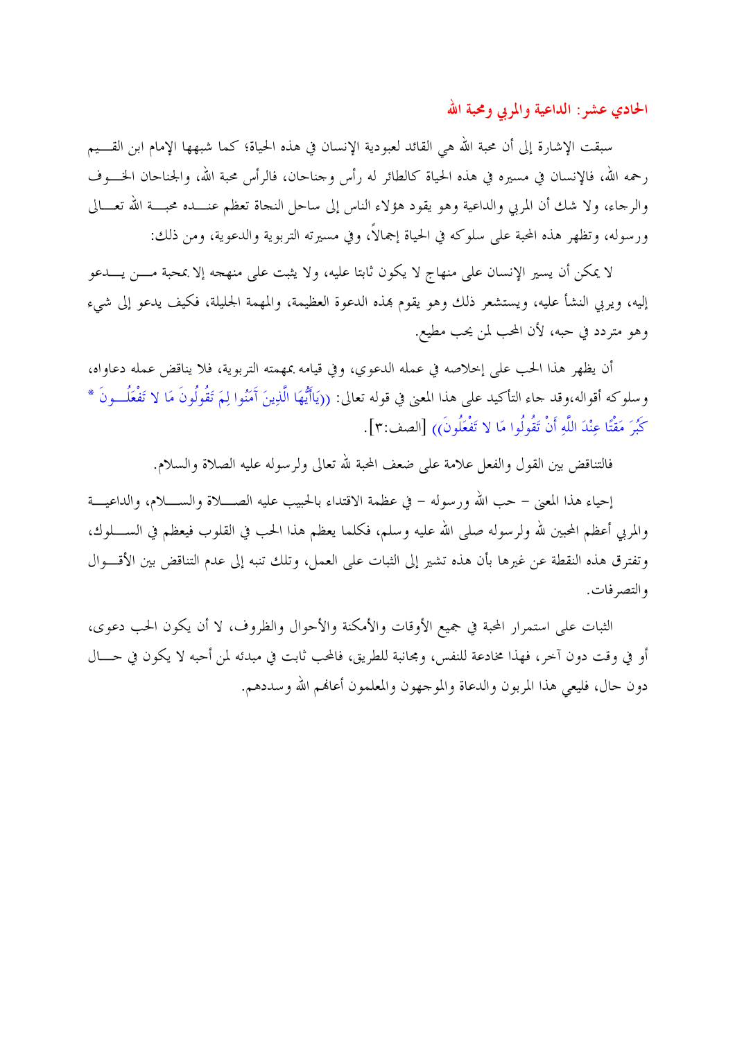## الحادي عشر: الداعية والمربي ومحبة الله

سبقت الإشارة إلى أن محبة الله هي القائد لعبودية الإنسان في هذه الحياة؛ كما شبهها الإمام ابن القيم رحمه الله، فالإنسان في مسيره في هذه الحياة كالطائر له رأس وجناحان، فالرأس محبة الله، والجناحان الخوف والرجاء، ولا شك أن المربي والداعية وهو يقود هؤلاء الناس إلى ساحل النجاة تعظم عنده محبة الله تعالى ورسوله، وتظهر هذه المحبة على سلوكه في الحياة إجمالاً، وفي مسيرته التربوية والدعوية، ومن ذلك:

لا يمكن أن يسير الإنسان على منهاج لا يكون ثابتا عليه، ولا يثبت على منهجه إلا بمحبة من يدعو إليه، ويربي النشأ عليه، ويستشعر ذلك وهو يقوم بهذه الدعوة العظيمة، والمهمة الجليلة، فكيف يدعو إلى شيء وهو متردد في حبه، لأن المحب لمن يحب مطيع.

أن يظهر هذا الحب على إخلاصه في عمله الدعوي، وفي قيامه بمهمته التربوية، فلا يناقض عمله دعاواه، وسلوكه أقواله،وقد جاء التأكيد على هذا المعنى في قوله تعالى: ((يَاأَيُّهَا الَّذِينَ آمَنُوا لِمَ تَقُولُونَ مَا لا تَفْعَلُونَ * كَبُرَ مَقْتًا عِنْدَ اللَّهِ أَنْ تَقُولُوا مَا لا تَفْعَلُونَ)) [الصف:٣].

فالتناقض بين القول والفعل علامة على ضعف المحبة لله تعالى ولرسوله عليه الصلاة والسلام.

إحياء هذا المعنى – حب الله ورسوله – في عظمة الاقتداء بالحبيب عليه الصلاة والسلام، والداعية والمربي أعظم المحبين لله ولرسوله صلى الله عليه وسلم، فكلما يعظم هذا الحب في القلوب فيعظم في السلوك، وتفترق هذه النقطة عن غيرها بأن هذه تشير إلى الثبات على العمل، وتلك تنبه إلى عدم التناقض بين الأقوال والتصرفات.

الثبات على استمرار المحبة في جميع الأوقات والأمكنة والأحوال والظروف، لا أن يكون الحب دعوى، أو في وقت دون آخر، فهذا مخادعة للنفس، ومجانبة للطريق، فالمحب ثابت في مبدئه لمن أحبه لا يكون في حال دون حال، فليعي هذا المربون والدعاة والموجهون والمعلمون أعانهم الله وسددهم.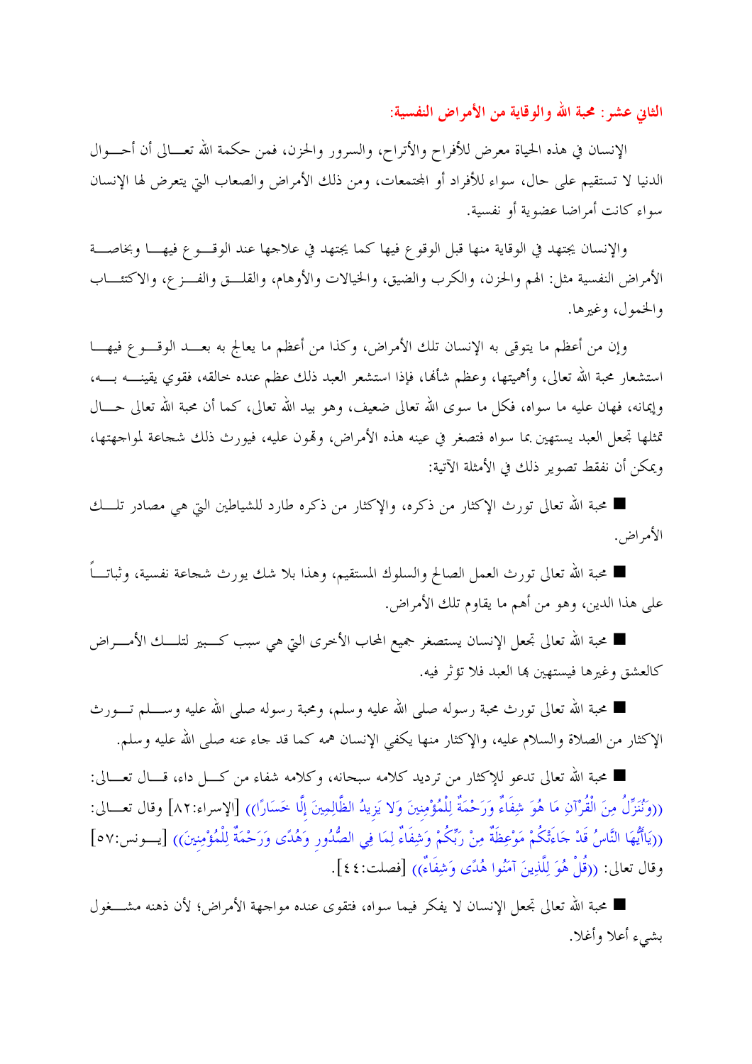### الثاني عشر: محبة الله والوقاية من الأمراض النفسية:

الإنسان في هذه الحياة معرض للأفراح والأتراح، والسرور والحزن، فمن حكمة الله تعالى أن أحوال الدنيا لا تستقيم على حال، سواء للأفراد أو المجتمعات، ومن ذلك الأمراض والصعاب التي يتعرض لها الإنسان سواء كانت أمراضا عضوية أو نفسية.

والإنسان يجتهد في الوقاية منها قبل الوقوع فيها كما يجتهد في علاجها عند الوقوع فيها وبخاصة الأمراض النفسية مثل: الهم والحزن، والكرب والضيق، والخيالات والأوهام، والقلق والفزع، والاكتئاب والخمول، وغيرها.

وإن من أعظم ما يتوقى به الإنسان تلك الأمراض، وكذا من أعظم ما يعالج به بعد الوقوع فيها استشعار محبة الله تعالى، وأهميتها، وعظم شأنها، فإذا استشعر العبد ذلك عظم عنده خالقه، فقوي يقينه به، وإيمانه، فهان عليه ما سواه، فكل ما سوى الله تعالى ضعيف، وهو بيد الله تعالى، كما أن محبة الله تعالى حال تمثلها تجعل العبد يستهين بما سواه فتصغر في عينه هذه الأمراض، وتهون عليه، فيورث ذلك شجاعة لمواجهتها، ويمكن أن نفقط تصوير ذلك في الأمثلة الآتية:

- محبة الله تعالى تورث الإكثار من ذكره، والإكثار من ذكره طارد للشياطين التي هي مصادر تلك الأمراض.
- محبة الله تعالى تورث العمل الصالح والسلوك المستقيم، وهذا بلا شك يورث شجاعة نفسية، وثباتاً على هذا الدين، وهو من أهم ما يقاوم تلك الأمراض.
- محبة الله تعالى تجعل الإنسان يستصغر جميع المحاب الأخرى التي هي سبب كبير لتلك الأمراض كالعشق وغيرها فيستهين بها العبد فلا تؤثر فيه.
- محبة الله تعالى تورث محبة رسوله صلى الله عليه وسلم، ومحبة رسوله صلى الله عليه وسلم تورث الإكثار من الصلاة والسلام عليه، والإكثار منها يكفي الإنسان همه كما قد جاء عنه صلى الله عليه وسلم.
- محبة الله تعالى تدعو للإكثار من ترديد كلامه سبحانه، وكلامه شفاء من كل داء، قال تعالى: ((وَنُنَزِّلُ مِنَ الْقُرْآنِ مَا هُوَ شِفَاءٌ وَرَحْمَةٌ لِلْمُؤْمِنِينَ وَلا يَزِيدُ الظَّالِمِينَ إِلَّا خَسَارًا)) [الإسراء:٨٢] وقال تعالى: ((يَاأَيُّهَا النَّاسُ قَدْ جَاءَتْكُمْ مَوْعِظَةٌ مِنْ رَبِّكُمْ وَشِفَاءٌ لِمَا فِي الصُّدُورِ وَهُدًى وَرَحْمَةٌ لِلْمُؤْمِنِينَ)) [يونس:٥٧] وقال تعالى: ((قُلْ هُوَ لِلَّذِينَ آمَنُوا هُدًى وَشِفَاءٌ)) [فصلت:٤٤].
- محبة الله تعالى تجعل الإنسان لا يفكر فيما سواه، فتقوى عنده مواجهة الأمراض؛ لأن ذهنه مشغول بشيء أعلا وأغلا.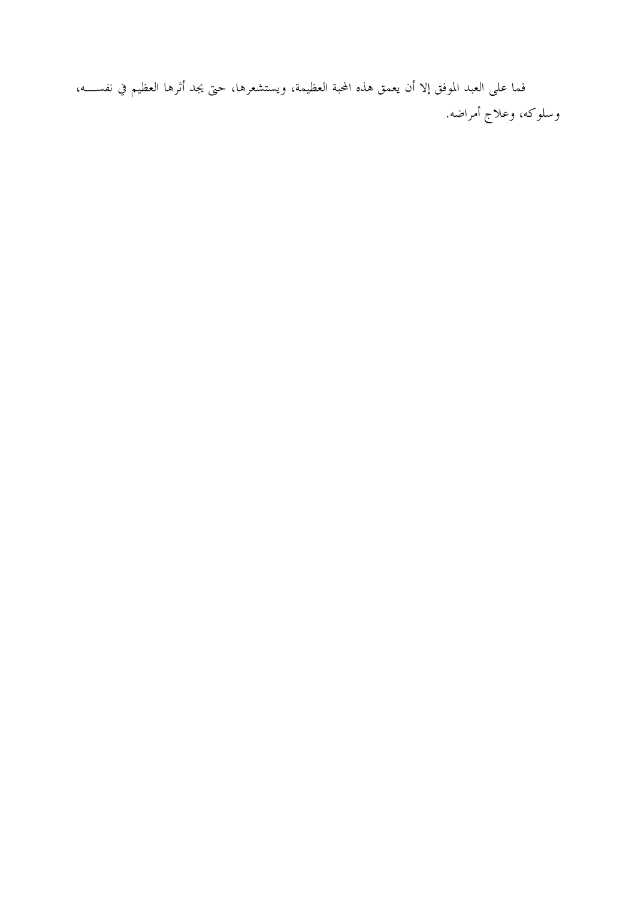فما على العبد الموفق إلا أن يعمق هذه المحبة العظيمة، ويستشعرها، حتى يجد أثرها العظيم في نفســـه، وسلوكه، وعلاج أمراضه.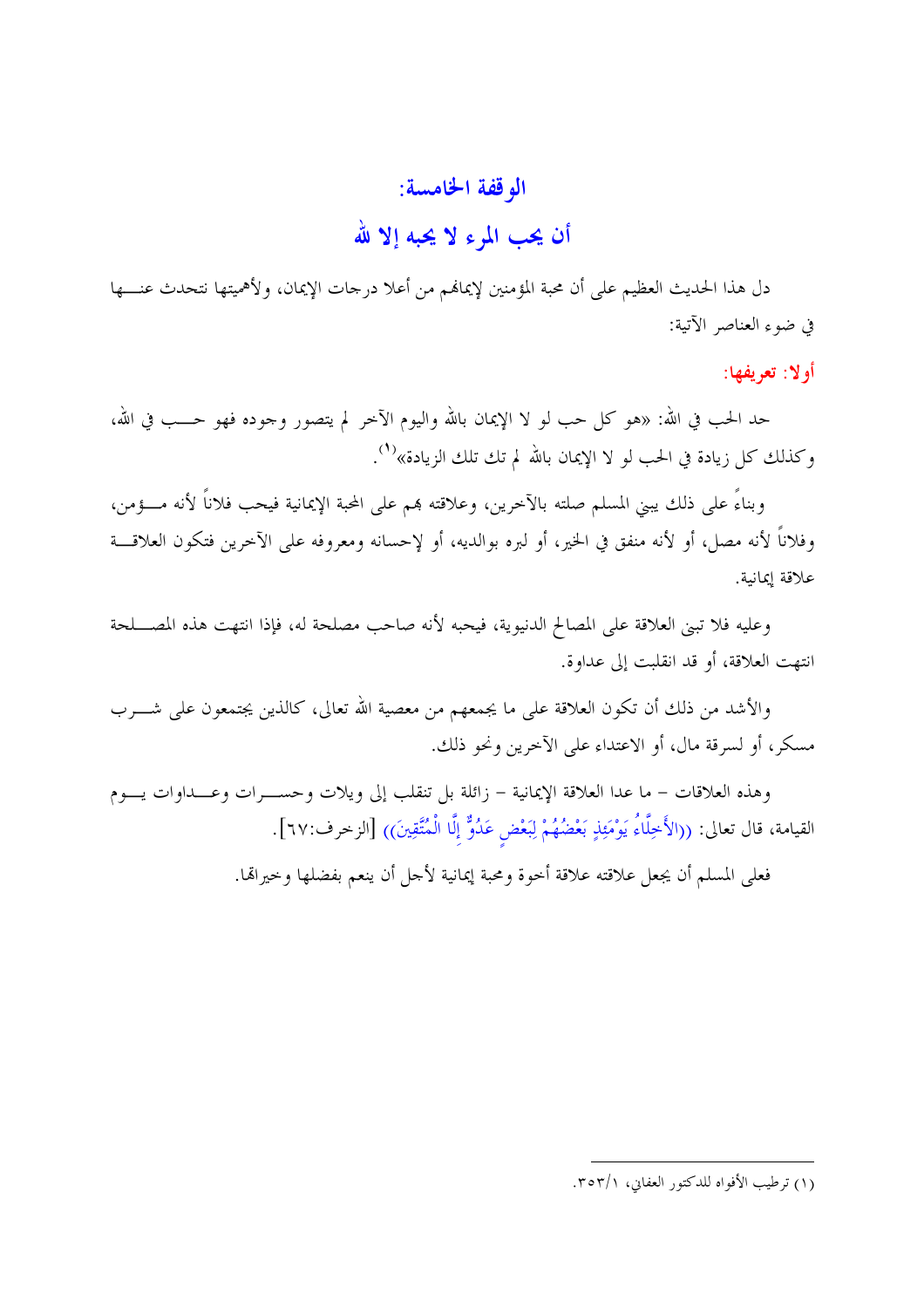## الوقفة الخامسة:

## أن يحب المرء لا يحبه إلا لله

دل هذا الحديث العظيم على أن محبة المؤمنين لإيمانهم من أعلا درجات الإيمان، ولأهميتها نتحدث عنها في ضوء العناصر الآتية:

**أولا: تعريفها:**

حد الحب في الله: «هو كل حب لو لا الإيمان بالله واليوم الآخر لم يتصور وجوده فهو حب في الله، وكذلك كل زيادة في الحب لو لا الإيمان بالله لم تك تلك الزيادة»[1].

وبناءً على ذلك يبني المسلم صلته بالآخرين، وعلاقته بهم على المحبة الإيمانية فيحب فلاناً لأنه مؤمن، وفلاناً لأنه مصل، أو لأنه منفق في الخير، أو لبره بوالديه، أو لإحسانه ومعروفه على الآخرين فتكون العلاقة علاقة إيمانية.

وعليه فلا تبنى العلاقة على المصالح الدنيوية، فيحبه لأنه صاحب مصلحة له، فإذا انتهت هذه المصلحة انتهت العلاقة، أو قد انقلبت إلى عداوة.

والأشد من ذلك أن تكون العلاقة على ما يجمعهم من معصية الله تعالى، كالذين يجتمعون على شرب مسكر، أو لسرقة مال، أو الاعتداء على الآخرين ونحو ذلك.

وهذه العلاقات – ما عدا العلاقة الإيمانية – زائلة بل تنقلب إلى ويلات وحسرات وعداوات يوم القيامة، قال تعالى: ((الْأَخِلَّاءُ يَوْمَئِذٍ بَعْضُهُمْ لِبَعْضٍ عَدُوٌّ إِلَّا الْمُتَّقِينَ)) [الزخرف:٦٧].

فعلى المسلم أن يجعل علاقته علاقة أخوة ومحبة إيمانية لأجل أن ينعم بفضلها وخيراتها.

---

(١) ترطيب الأفواه للدكتور العفاني، ٣٥٣/١.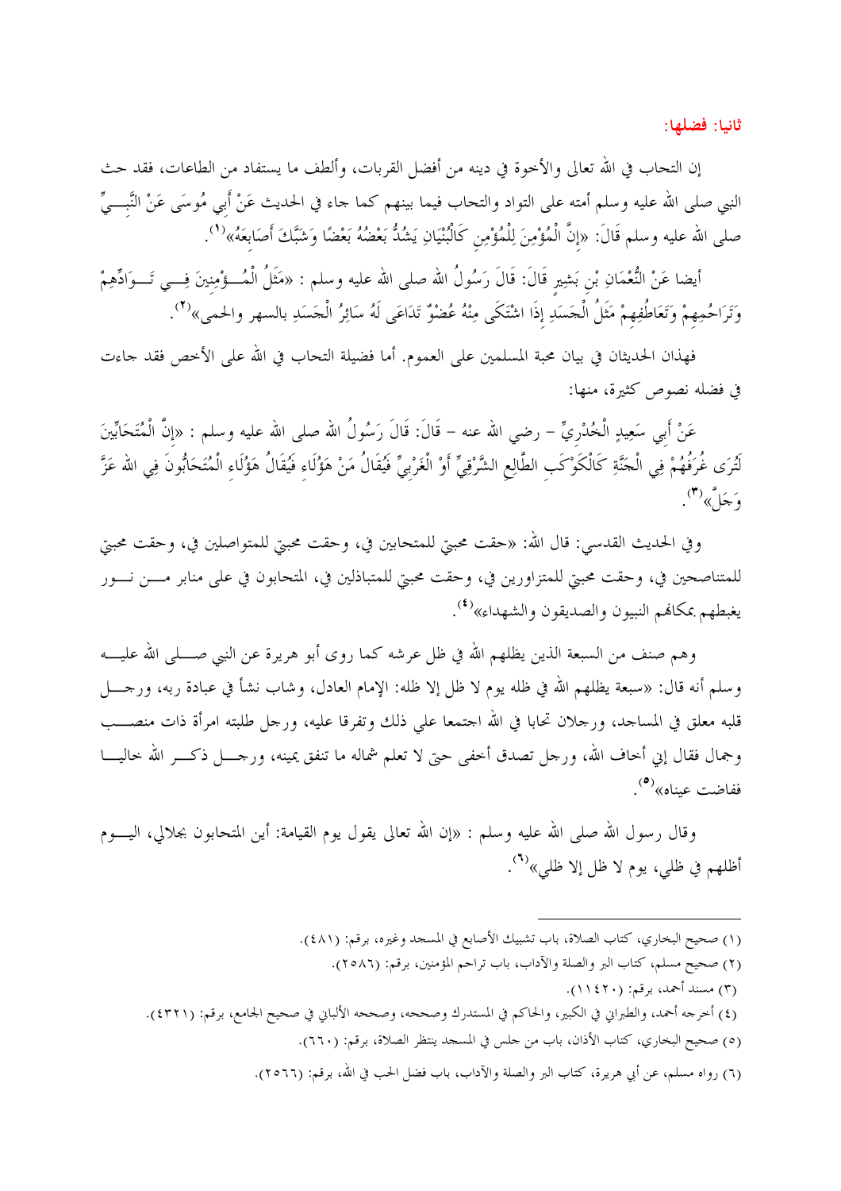## ثانيا: فضلها:

إن التحاب في الله تعالى والأخوة في دينه من أفضل القربات، وألطف ما يستفاد من الطاعات، فقد حث النبي صلى الله عليه وسلم أمته على التواد والتحاب فيما بينهم كما جاء في الحديث عَنْ أَبِي مُوسَى عَنْ النَّبِيِّ صلى الله عليه وسلم قَالَ: «إِنَّ الْمُؤْمِنَ لِلْمُؤْمِنِ كَالْبُنْيَانِ يَشُدُّ بَعْضُهُ بَعْضًا وَشَبَّكَ أَصَابِعَهُ»(1).

أيضا عَنْ النُّعْمَانِ بْنِ بَشِيرٍ قَالَ: قَالَ رَسُولُ الله صلى الله عليه وسلم : «مَثَلُ الْمُؤْمِنِينَ فِي تَوَادِّهِمْ وَتَرَاحُمِهِمْ وَتَعَاطُفِهِمْ مَثَلُ الْجَسَدِ إِذَا اشْتَكَى مِنْهُ عُضْوٌ تَدَاعَى لَهُ سَائِرُ الْجَسَدِ بالسهر والحمى»(2).

فهذان الحديثان في بيان محبة المسلمين على العموم. أما فضيلة التحاب في الله على الأخص فقد جاءت في فضله نصوص كثيرة، منها:

عَنْ أَبِي سَعِيدٍ الْخُدْرِيِّ – رضي الله عنه – قَالَ: قَالَ رَسُولُ الله صلى الله عليه وسلم : «إِنَّ الْمُتَحَابِّينَ لَتُرَى غُرَفُهُمْ فِي الْجَنَّةِ كَالْكَوْكَبِ الطَّالِعِ الشَّرْقِيِّ أَوْ الْغَرْبِيِّ فَيُقَالُ مَنْ هَؤُلَاءِ فَيُقَالُ هَؤُلَاءِ الْمُتَحَابُّونَ فِي الله عَزَّ وَجَلَّ»(3).

وفي الحديث القدسي: قال الله: «حقت محبتي للمتحابين في، وحقت محبتي للمتواصلين في، وحقت محبتي للمتناصحين في، وحقت محبتي للمتزاورين في، وحقت محبتي للمتباذلين في، المتحابون في على منابر من نور يغبطهم بمكانهم النبيون والصديقون والشهداء»(4).

وهم صنف من السبعة الذين يظلهم الله في ظل عرشه كما روى أبو هريرة عن النبي صلى الله عليه وسلم أنه قال: «سبعة يظلهم الله في ظله يوم لا ظل إلا ظله: الإمام العادل، وشاب نشأ في عبادة ربه، ورجل قلبه معلق في المساجد، ورجلان تحابا في الله اجتمعا علي ذلك وتفرقا عليه، ورجل طلبته امرأة ذات منصب وجمال فقال إني أخاف الله، ورجل تصدق أخفى حتى لا تعلم شماله ما تنفق يمينه، ورجل ذكر الله خاليا ففاضت عيناه»(5).

وقال رسول الله صلى الله عليه وسلم : «إن الله تعالى يقول يوم القيامة: أين المتحابون بجلالي، اليوم أظلهم في ظلي، يوم لا ظل إلا ظلي»(6).

---

(1) صحيح البخاري، كتاب الصلاة، باب تشبيك الأصابع في المسجد وغيره، برقم: (481).

(2) صحيح مسلم، كتاب البر والصلة والآداب، باب تراحم المؤمنين، برقم: (2586).

(3) مسند أحمد، برقم: (11420).

(4) أخرجه أحمد، والطبراني في الكبير، والحاكم في المستدرك وصححه، وصححه الألباني في صحيح الجامع، برقم: (4321).

(5) صحيح البخاري، كتاب الأذان، باب من جلس في المسجد ينتظر الصلاة، برقم: (660).

(6) رواه مسلم، عن أبي هريرة، كتاب البر والصلة والآداب، باب فضل الحب في الله، برقم: (2566).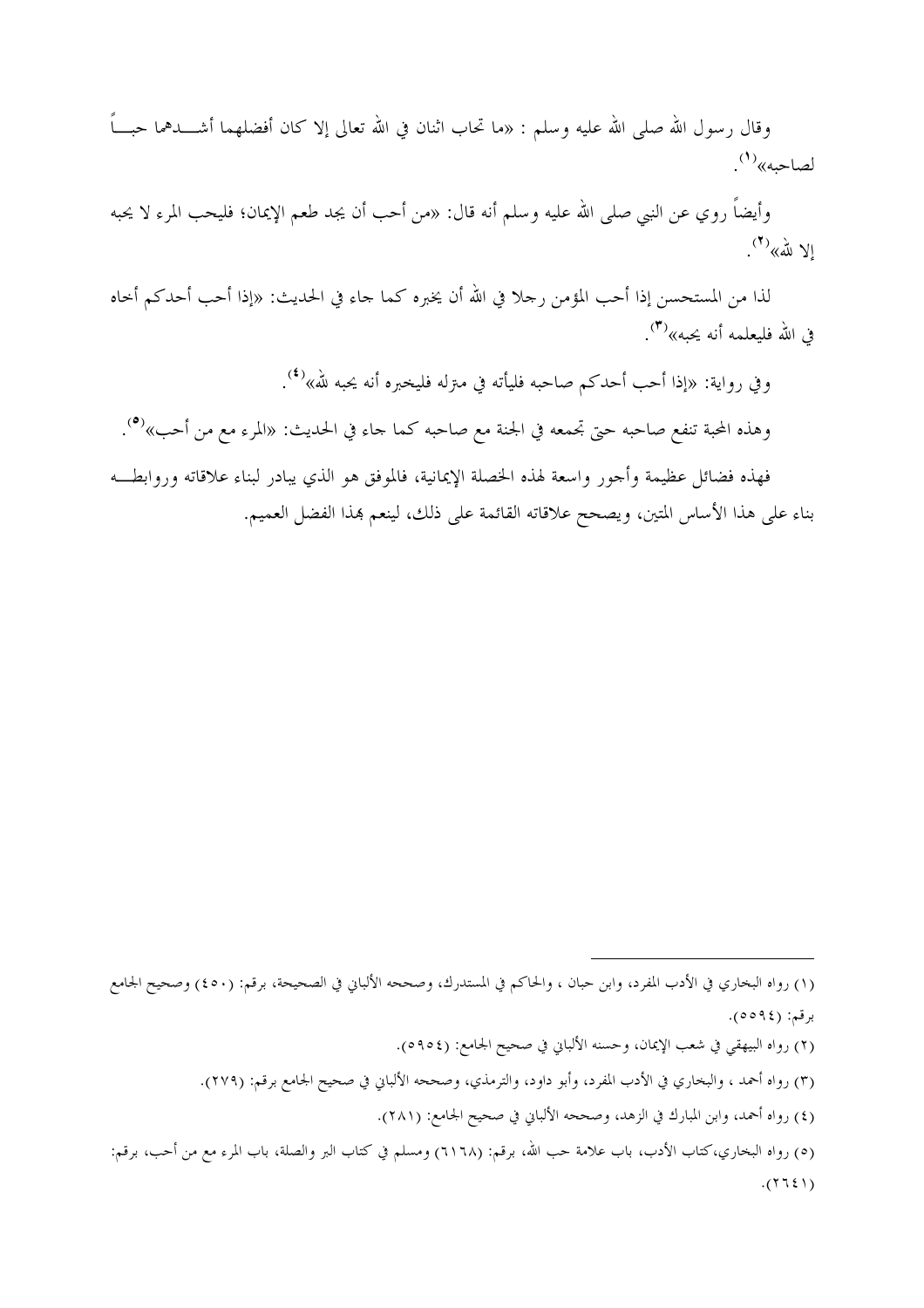وقال رسول الله صلى الله عليه وسلم : «ما تحاب اثنان في الله تعالى إلا كان أفضلهما أشـــدهما حبـــاً لصاحبه»[(١)].

وأيضاً روي عن النبي صلى الله عليه وسلم أنه قال: «من أحب أن يجد طعم الإيمان؛ فليحب المرء لا يحبه إلا لله»[(٢)].

لذا من المستحسن إذا أحب المؤمن رجلا في الله أن يخبره كما جاء في الحديث: «إذا أحب أحدكم أخاه في الله فليعلمه أنه يحبه»[(٣)].

وفي رواية: «إذا أحب أحدكم صاحبه فليأته في منزله فليخبره أنه يحبه لله»[(٤)].

وهذه المحبة تنفع صاحبه حتى تجمعه في الجنة مع صاحبه كما جاء في الحديث: «المرء مع من أحب»[(٥)].

فهذه فضائل عظيمة وأجور واسعة لهذه الخصلة الإيمانية، فالموفق هو الذي يبادر لبناء علاقاته وروابطـــه بناء على هذا الأساس المتين، ويصحح علاقاته القائمة على ذلك، لينعم بهذا الفضل العميم.

---

(١) رواه البخاري في الأدب المفرد، وابن حبان ، والحاكم في المستدرك، وصححه الألباني في الصحيحة، برقم: (٤٥٠) وصحيح الجامع برقم: (٥٥٩٤).

(٢) رواه البيهقي في شعب الإيمان، وحسنه الألباني في صحيح الجامع: (٥٩٥٤).

(٣) رواه أحمد ، والبخاري في الأدب المفرد، وأبو داود، والترمذي، وصححه الألباني في صحيح الجامع برقم: (٢٧٩).

(٤) رواه أحمد، وابن المبارك في الزهد، وصححه الألباني في صحيح الجامع: (٢٨١).

(٥) رواه البخاري،كتاب الأدب، باب علامة حب الله، برقم: (٦١٦٨) ومسلم في كتاب البر والصلة، باب المرء مع من أحب، برقم: (٢٦٤١).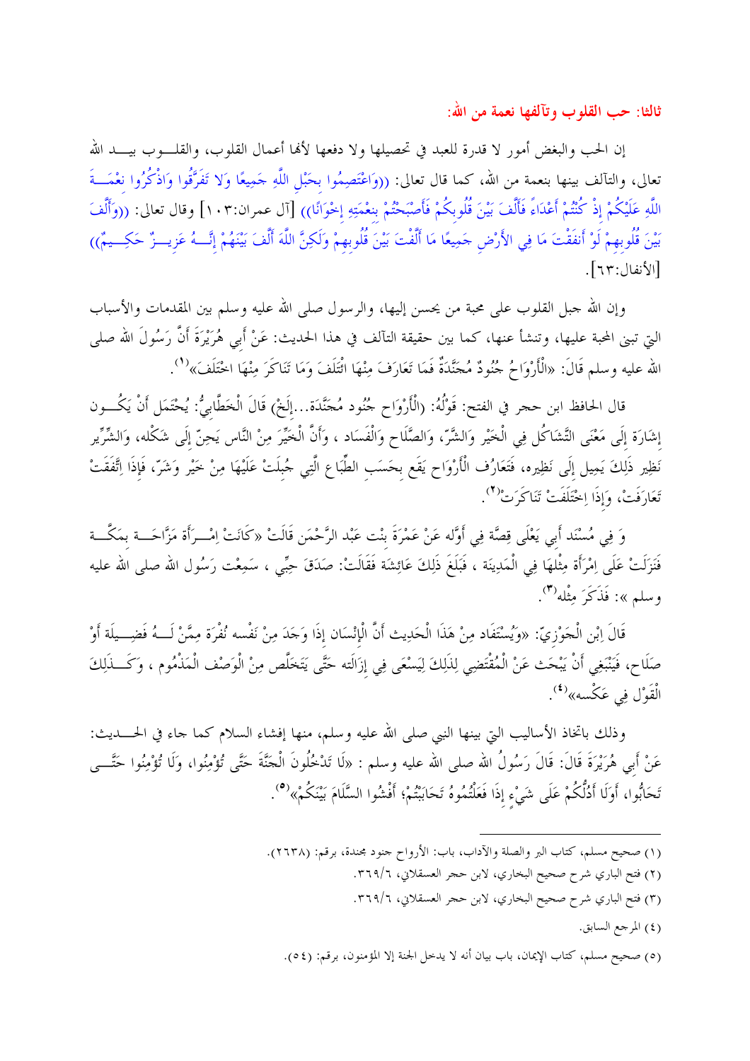### ثالثا: حب القلوب وتآلفها نعمة من الله:

إن الحب والبغض أمور لا قدرة للعبد في تحصيلها ولا دفعها لأنها أعمال القلوب، والقلوب بيد الله تعالى، والتآلف بينها بنعمة من الله، كما قال تعالى: ((وَاعْتَصِمُوا بِحَبْلِ اللَّهِ جَمِيعًا وَلَا تَفَرَّقُوا وَاذْكُرُوا نِعْمَةَ اللَّهِ عَلَيْكُمْ إِذْ كُنْتُمْ أَعْدَاءً فَأَلَّفَ بَيْنَ قُلُوبِكُمْ فَأَصْبَحْتُمْ بِنِعْمَتِهِ إِخْوَانًا)) [آل عمران:١٠٣] وقال تعالى: ((وَأَلَّفَ بَيْنَ قُلُوبِهِمْ لَوْ أَنفَقْتَ مَا فِي الأَرْضِ جَمِيعًا مَا أَلَّفْتَ بَيْنَ قُلُوبِهِمْ وَلَكِنَّ اللَّهَ أَلَّفَ بَيْنَهُمْ إِنَّهُ عَزِيزٌ حَكِيمٌ)) [الأنفال:٦٣].

وإن الله جبل القلوب على محبة من يحسن إليها، والرسول صلى الله عليه وسلم بين المقدمات والأسباب التي تبنى المحبة عليها، وتنشأ عنها، كما بين حقيقة التآلف في هذا الحديث: عَنْ أَبِي هُرَيْرَةَ أَنَّ رَسُولَ الله صلى الله عليه وسلم قَالَ: «الْأَرْوَاحُ جُنُودٌ مُجَنَّدَةٌ فَمَا تَعَارَفَ مِنْهَا ائْتَلَفَ وَمَا تَنَاكَرَ مِنْهَا اخْتَلَفَ»[١].

قال الحافظ ابن حجر في الفتح: قَوْلُهُ: (الْأَرْوَاح جُنُود مُجَنَّدَة...إلَخْ) قَالَ الْخَطَّابِيُّ: يُحْتَمَل أَنْ يَكُون إِشَارَة إِلَى مَعْنَى التَّشَاكُل فِي الْخَيْر وَالشَّرّ، وَالصَّلَاح وَالْفَسَاد ، وَأَنَّ الْخَيِّرَ مِنْ النَّاس يَحِنّ إِلَى شَكْله، وَالشِّرِّير نَظِير ذَلِكَ يَمِيل إِلَى نَظِيره، فَتَعَارُف الْأَرْوَاح يَقَع بِحَسَبِ الطِّبَاع الَّتِي جُبِلَتْ عَلَيْهَا مِنْ خَيْر وَشَرّ، فَإِذَا اِتَّفَقَتْ تَعَارَفَتْ، وَإِذَا اِخْتَلَفَتْ تَنَاكَرَتْ[٢].

وَ فِي مُسْنَد أَبِي يَعْلَى قِصَّة فِي أَوَّله عَنْ عَمْرَةَ بِنْت عَبْد الرَّحْمَن قَالَتْ «كَانَتْ اِمْرَأَة مَزَّاحَة بِمَكَّة فَنَزَلَتْ عَلَى اِمْرَأَة مِثْلهَا فِي الْمَدِينَة ، فَبَلَغَ ذَلِكَ عَائِشَة فَقَالَتْ: صَدَقَ حِبِّي ، سَمِعْت رَسُول الله صلى الله عليه وسلم »: فَذَكَرَ مِثْله[٣].

قَالَ اِبْن الْجَوْزِيّ: «وَيُسْتَفَاد مِنْ هَذَا الْحَدِيث أَنَّ الْإِنْسَان إِذَا وَجَدَ مِنْ نَفْسه نُفْرَة مِمَّنْ لَهُ فَضِيلَة أَوْ صَلَاح، فَيَنْبَغِي أَنْ يَبْحَث عَنْ الْمُقْتَضِي لِذَلِكَ لِيَسْعَى فِي إِزَالَته حَتَّى يَتَخَلَّص مِنْ الْوَصْف الْمَذْمُوم ، وَكَذَلِكَ الْقَوْل فِي عَكْسه»[٤].

وذلك باتخاذ الأساليب التي بينها النبي صلى الله عليه وسلم، منها إفشاء السلام كما جاء في الحديث: عَنْ أَبِي هُرَيْرَةَ قَالَ: قَالَ رَسُولُ الله صلى الله عليه وسلم : «لَا تَدْخُلُونَ الْجَنَّةَ حَتَّى تُؤْمِنُوا، وَلَا تُؤْمِنُوا حَتَّى تَحَابُّوا، أَوَلَا أَدُلُّكُمْ عَلَى شَيْءٍ إِذَا فَعَلْتُمُوهُ تَحَابَبْتُمْ؛ أَفْشُوا السَّلَامَ بَيْنَكُمْ»[٥].

---

(١) صحيح مسلم، كتاب البر والصلة والآداب، باب: الأرواح جنود مجندة، برقم: (٢٦٣٨).

(٢) فتح الباري شرح صحيح البخاري، لابن حجر العسقلاني، ٣٦٩/٦.

(٣) فتح الباري شرح صحيح البخاري، لابن حجر العسقلاني، ٣٦٩/٦.

(٤) المرجع السابق.

(٥) صحيح مسلم، كتاب الإيمان، باب بيان أنه لا يدخل الجنة إلا المؤمنون، برقم: (٥٤).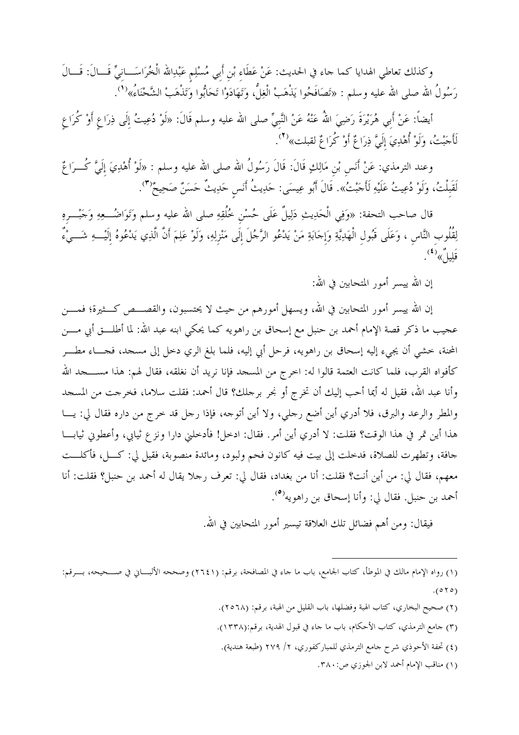وكذلك تعاطي الهدايا كما جاء في الحديث: عَنْ عَطَاءِ بْنِ أَبِي مُسْلِمٍ عَبْدِاللهِ الْخُرَاسَانِيِّ قَالَ: قَالَ رَسُولُ الله صلى الله عليه وسلم : «تَصَافَحُوا يَذْهَبْ الْغِلُّ، وَتَهَادَوْا تَحَابُّوا وَتَذْهَبْ الشَّحْنَاءُ»[(١)].

أيضاً: عَنْ أَبِي هُرَيْرَةَ رَضِيَ اللهُ عَنْهُ عَنْ النَّبِيِّ صلى الله عليه وسلم قَالَ: «لَوْ دُعِيتُ إِلَى ذِرَاعٍ أَوْ كُرَاعٍ لَأَجَبْتُ، وَلَوْ أُهْدِيَ إِلَيَّ ذِرَاعٌ أَوْ كُرَاعٌ لقبلت»[(٢)].

وعند الترمذي: عَنْ أَنَسِ بْنِ مَالِكٍ قَالَ: قَالَ رَسُولُ الله صلى الله عليه وسلم : «لَوْ أُهْدِيَ إِلَيَّ كُرَاعٌ لَقَبِلْتُ، وَلَوْ دُعِيتُ عَلَيْهِ لَأَجَبْتُ». قَالَ أَبُو عِيسَى: حَدِيثُ أَنَسٍ حَدِيثٌ حَسَنٌ صَحِيحٌ[(٣)].

قال صاحب التحفة: «وَفِي الْحَدِيثِ دَلِيلٌ عَلَى حُسْنِ خُلُقِهِ صلى الله عليه وسلم وَتَوَاضُعِهِ وَجَبْرِهِ لِقُلُوبِ النَّاسِ ، وَعَلَى قَبُولِ الْهَدِيَّةِ وَإِجَابَةِ مَنْ يَدْعُو الرَّجُلَ إِلَى مَنْزِلِهِ، وَلَوْ عَلِمَ أَنَّ الَّذِي يَدْعُوهُ إِلَيْهِ شَيْءٌ قَلِيلٌ»[(٤)].

إن الله ييسر أمور المتحابين في الله:

إن الله ييسر أمور المتحابين في الله، ويسهل أمورهم من حيث لا يحتسبون، والقصص كثيرة؛ فمن عجيب ما ذكر قصة الإمام أحمد بن حنبل مع إسحاق بن راهويه كما يحكي ابنه عبد الله: لما أطلق أبي من المحنة، خشي أن يجيء إليه إسحاق بن راهويه، فرحل أبي إليه، فلما بلغ الري دخل إلى مسجد، فجاء مطر كأفواه القرب، فلما كانت العتمة قالوا له: اخرج من المسجد فإنا نريد أن نغلقه، فقال لهم: هذا مسجد الله وأنا عبد الله، فقيل له أيما أحب إليك أن تخرج أو نجر برجلك؟ قال أحمد: فقلت سلاما، فخرجت من المسجد والمطر والرعد والبرق، فلا أدري أين أضع رجلي، ولا أين أتوجه، فإذا رجل قد خرج من داره فقال لي: يا هذا أين تمر في هذا الوقت؟ فقلت: لا أدري أين أمر. فقال: ادخل! فأدخلني دارا ونزع ثيابي، وأعطوني ثيابا جافة، وتطهرت للصلاة، فدخلت إلى بيت فيه كانون فحم ولبود، ومائدة منصوبة، فقيل لي: كل، فأكلت معهم، فقال لي: من أين أنت؟ فقلت: أنا من بغداد، فقال لي: تعرف رجلا يقال له أحمد بن حنبل؟ فقلت: أنا أحمد بن حنبل. فقال لي: وأنا إسحاق بن راهويه[(٥)].

فيقال: ومن أهم فضائل تلك العلاقة تيسير أمور المتحابين في الله.

---

(١) رواه الإمام مالك في الموطأ، كتاب الجامع، باب ما جاء في المصافحة، برقم: (٢٦٤١) وصححه الألباني في صحيحه، برقم: (٥٢٥).

(٢) صحيح البخاري، كتاب الهبة وفضلها، باب القليل من الهبة، برقم: (٢٥٦٨).

(٣) جامع الترمذي، كتاب الأحكام، باب ما جاء في قبول الهدية، برقم:(١٣٣٨).

(٤) تحفة الأحوذي شرح جامع الترمذي للمباركفوري، ٢/ ٢٧٩ (طبعة هندية).

(١) مناقب الإمام أحمد لابن الجوزي ص: ٣٨٠.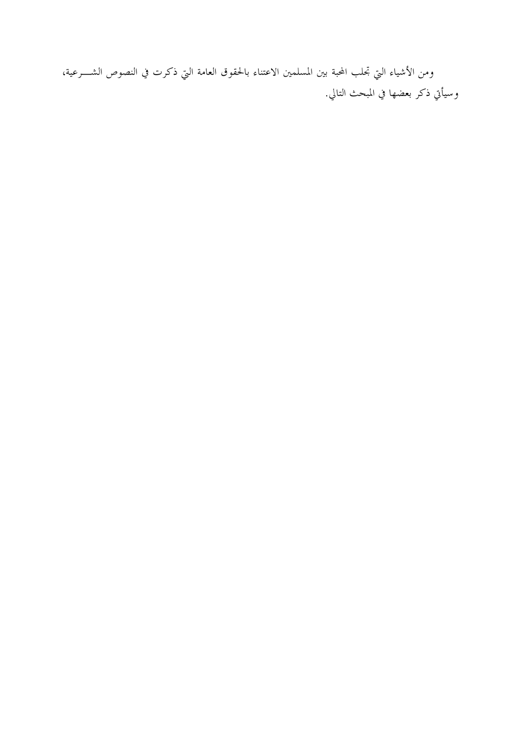ومن الأشياء التي تجلب المحبة بين المسلمين الاعتناء بالحقوق العامة التي ذكرت في النصوص الشرعية، وسيأتي ذكر بعضها في المبحث التالي.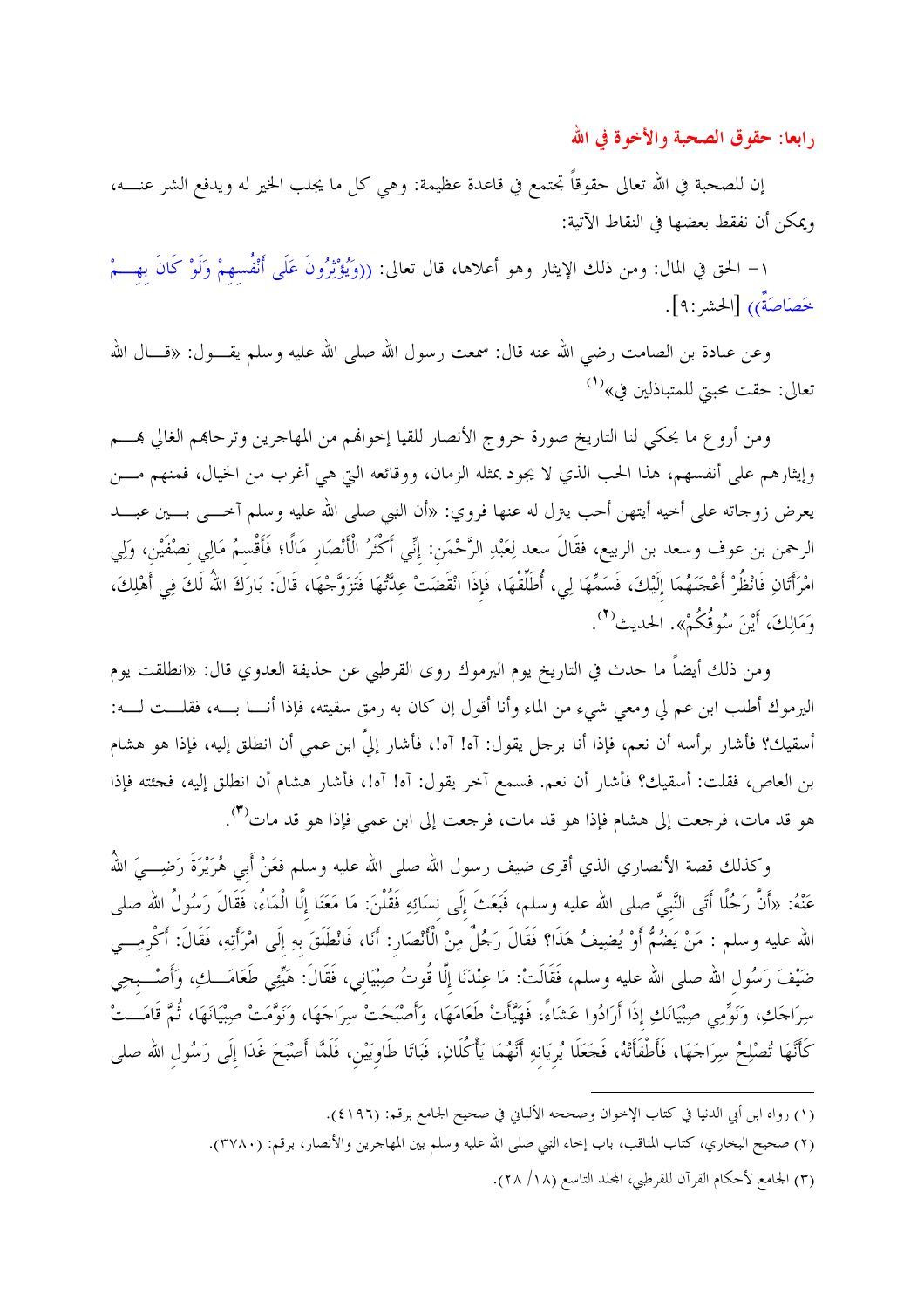## رابعا: حقوق الصحبة والأخوة في الله

إن للصحبة في الله تعالى حقوقاً تجتمع في قاعدة عظيمة: وهي كل ما يجلب الخير له ويدفع الشر عنه، ويمكن أن نفقط بعضها في النقاط الآتية:

١- الحق في المال: ومن ذلك الإيثار وهو أعلاها، قال تعالى: ((وَيُؤْثِرُونَ عَلَى أَنْفُسِهِمْ وَلَوْ كَانَ بِهِمْ خَصَاصَةٌ)) [الحشر:٩].

وعن عبادة بن الصامت رضي الله عنه قال: سمعت رسول الله صلى الله عليه وسلم يقول: «قال الله تعالى: حقت محبتي للمتباذلين في»[1]

ومن أروع ما يحكي لنا التاريخ صورة خروج الأنصار للقيا إخوانهم من المهاجرين وترحابهم الغالي بهم وإيثارهم على أنفسهم، هذا الحب الذي لا يجود بمثله الزمان، ووقائعه التي هي أغرب من الخيال، فمنهم من يعرض زوجاته على أخيه أيتهن أحب يترل له عنها فروي: «أن النبي صلى الله عليه وسلم آخى بين عبد الرحمن بن عوف وسعد بن الربيع، فقَالَ سعد لِعَبْدِ الرَّحْمَنِ: إِنِّي أَكْثَرُ الْأَنْصَارِ مَالًا؛ فَأَقْسِمُ مَالِي نِصْفَيْنِ، وَلِي امْرَأَتَانِ فَانْظُرْ أَعْجَبَهُمَا إِلَيْكَ، فَسَمِّهَا لِي، أُطَلِّقْهَا، فَإِذَا انْقَضَتْ عِدَّتُهَا فَتَزَوَّجْهَا، قَالَ: بَارَكَ اللهُ لَكَ فِي أَهْلِكَ، وَمَالِكَ، أَيْنَ سُوقُكُمْ». الحديث[2].

ومن ذلك أيضاً ما حدث في التاريخ يوم اليرموك روى القرطبي عن حذيفة العدوي قال: «انطلقت يوم اليرموك أطلب ابن عم لي ومعي شيء من الماء وأنا أقول إن كان به رمق سقيته، فإذا أنا به، فقلت له: أسقيك؟ فأشار برأسه أن نعم، فإذا أنا برجل يقول: آه! آه!، فأشار إليَّ ابن عمي أن انطلق إليه، فإذا هو هشام بن العاص، فقلت: أسقيك؟ فأشار أن نعم. فسمع آخر يقول: آه! آه!، فأشار هشام أن انطلق إليه، فجئته فإذا هو قد مات، فرجعت إلى هشام فإذا هو قد مات، فرجعت إلى ابن عمي فإذا هو قد مات[3].

وكذلك قصة الأنصاري الذي أقرى ضيف رسول الله صلى الله عليه وسلم فعَنْ أَبِي هُرَيْرَةَ رَضِيَ اللهُ عَنْهُ: «أَنَّ رَجُلًا أَتَى النَّبِيَّ صلى الله عليه وسلم، فَبَعَثَ إِلَى نِسَائِهِ فَقُلْنَ: مَا مَعَنَا إِلَّا الْمَاءُ، فَقَالَ رَسُولُ الله صلى الله عليه وسلم : مَنْ يَضُمُّ أَوْ يُضِيفُ هَذَا؟ فَقَالَ رَجُلٌ مِنْ الْأَنْصَارِ: أَنَا، فَانْطَلَقَ بِهِ إِلَى امْرَأَتِهِ، فَقَالَ: أَكْرِمِي ضَيْفَ رَسُولِ الله صلى الله عليه وسلم، فَقَالَتْ: مَا عِنْدَنَا إِلَّا قُوتُ صِبْيَانِي، فَقَالَ: هَيِّئِي طَعَامَكِ، وَأَصْبِحِي سِرَاجَكِ، وَنَوِّمِي صِبْيَانَكِ إِذَا أَرَادُوا عَشَاءً، فَهَيَّأَتْ طَعَامَهَا، وَأَصْبَحَتْ سِرَاجَهَا، وَنَوَّمَتْ صِبْيَانَهَا، ثُمَّ قَامَتْ كَأَنَّهَا تُصْلِحُ سِرَاجَهَا، فَأَطْفَأَتْهُ، فَجَعَلَا يُرِيَانِهِ أَنَّهُمَا يَأْكُلَانِ، فَبَاتَا طَاوِيَيْنِ، فَلَمَّا أَصْبَحَ غَدَا إِلَى رَسُولِ الله صلى

---

(١) رواه ابن أبي الدنيا في كتاب الإخوان وصححه الألباني في صحيح الجامع برقم: (٤١٩٦).

(٢) صحيح البخاري، كتاب المناقب، باب إخاء النبي صلى الله عليه وسلم بين المهاجرين والأنصار، برقم: (٣٧٨٠).

(٣) الجامع لأحكام القرآن للقرطبي، المجلد التاسع (١٨/ ٢٨).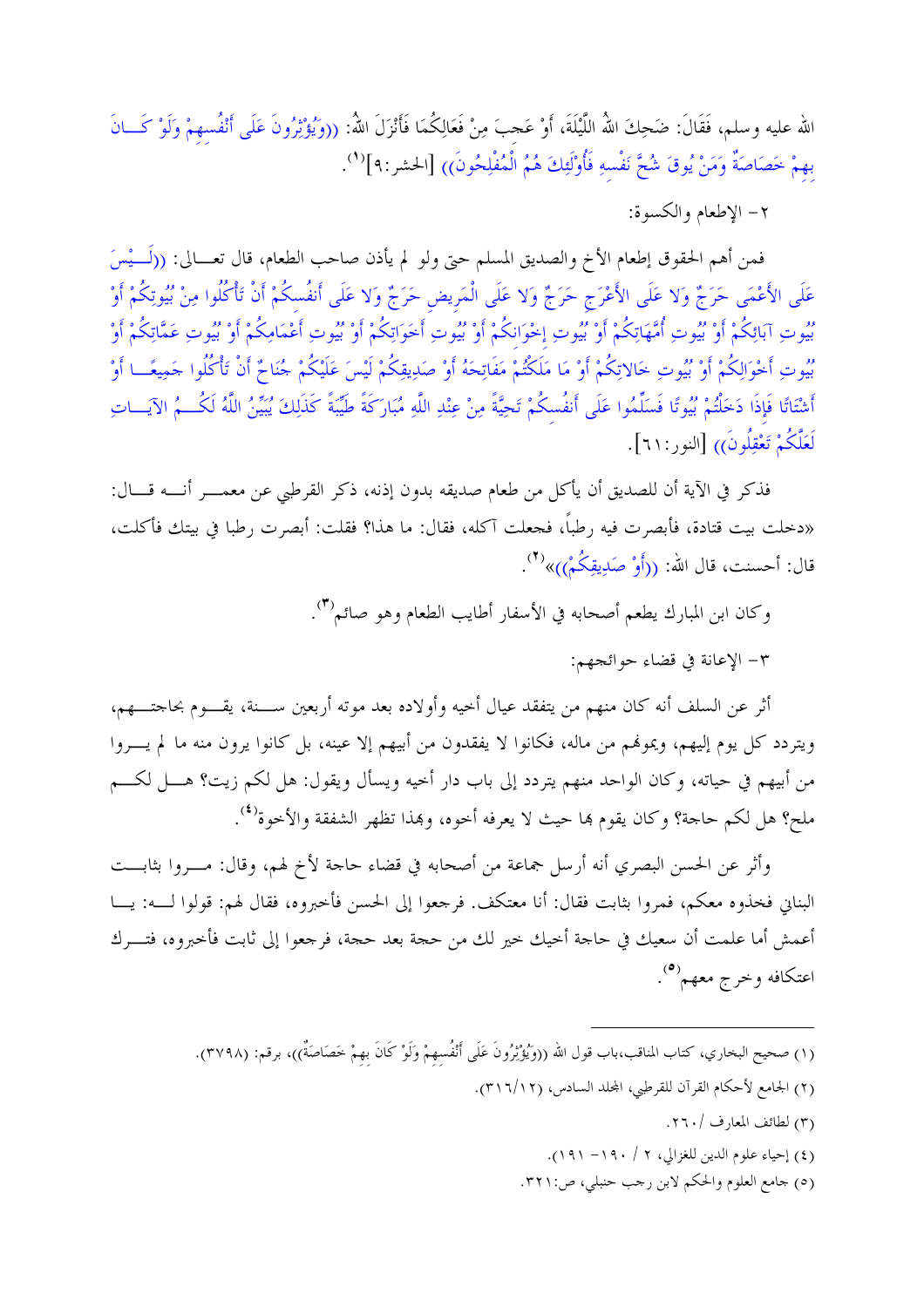الله عليه وسلم، فَقَالَ: ضَحِكَ اللهُ اللَّيْلَةَ، أَوْ عَجِبَ مِنْ فَعَالِكُمَا فَأَنْزَلَ اللهُ: ((وَيُؤْثِرُونَ عَلَى أَنْفُسِهِمْ وَلَوْ كَانَ بِهِمْ خَصَاصَةٌ وَمَنْ يُوقَ شُحَّ نَفْسِهِ فَأُوْلَئِكَ هُمُ الْمُفْلِحُونَ)) [الحشر:٩][1].

٢- الإطعام والكسوة:

فمن أهم الحقوق إطعام الأخ والصديق المسلم حتى ولو لم يأذن صاحب الطعام، قال تعالى: ((لَيْسَ عَلَى الأَعْمَى حَرَجٌ وَلا عَلَى الأَعْرَجِ حَرَجٌ وَلا عَلَى الْمَرِيضِ حَرَجٌ وَلا عَلَى أَنفُسِكُمْ أَنْ تَأْكُلُوا مِنْ بُيُوتِكُمْ أَوْ بُيُوتِ آبَائِكُمْ أَوْ بُيُوتِ أُمَّهَاتِكُمْ أَوْ بُيُوتِ إِخْوَانِكُمْ أَوْ بُيُوتِ أَخَوَاتِكُمْ أَوْ بُيُوتِ أَعْمَامِكُمْ أَوْ بُيُوتِ عَمَّاتِكُمْ أَوْ بُيُوتِ أَخْوَالِكُمْ أَوْ بُيُوتِ خَالاتِكُمْ أَوْ مَا مَلَكْتُمْ مَفَاتِحَهُ أَوْ صَدِيقِكُمْ لَيْسَ عَلَيْكُمْ جُنَاحٌ أَنْ تَأْكُلُوا جَمِيعًا أَوْ أَشْتَاتًا فَإِذَا دَخَلْتُمْ بُيُوتًا فَسَلِّمُوا عَلَى أَنفُسِكُمْ تَحِيَّةً مِنْ عِنْدِ اللَّهِ مُبَارَكَةً طَيِّبَةً كَذَلِكَ يُبَيِّنُ اللَّهُ لَكُمُ الآيَاتِ لَعَلَّكُمْ تَعْقِلُونَ)) [النور:٦١].

فذكر في الآية أن للصديق أن يأكل من طعام صديقه بدون إذنه، ذكر القرطبي عن معمر أنه قال: «دخلت بيت قتادة، فأبصرت فيه رطباً، فجعلت آكله، فقال: ما هذا؟ فقلت: أبصرت رطبا في بيتك فأكلت، قال: أحسنت، قال الله: ((أَوْ صَدِيقِكُمْ))»[2].

وكان ابن المبارك يطعم أصحابه في الأسفار أطايب الطعام وهو صائم[3].

٣- الإعانة في قضاء حوائجهم:

أثر عن السلف أنه كان منهم من يتفقد عيال أخيه وأولاده بعد موته أربعين سنة، يقوم بحاجتهم، ويتردد كل يوم إليهم، ويمونهم من ماله، فكانوا لا يفقدون من أبيهم إلا عينه، بل كانوا يرون منه ما لم يروا من أبيهم في حياته، وكان الواحد منهم يتردد إلى باب دار أخيه ويسأل ويقول: هل لكم زيت؟ هل لكم ملح؟ هل لكم حاجة؟ وكان يقوم بها حيث لا يعرفه أخوه، وبهذا تظهر الشفقة والأخوة[4].

وأثر عن الحسن البصري أنه أرسل جماعة من أصحابه في قضاء حاجة لأخ لهم، وقال: مروا بثابت البناني فخذوه معكم، فمروا بثابت فقال: أنا معتكف. فرجعوا إلى الحسن فأخبروه، فقال لهم: قولوا له: يا أعمش أما علمت أن سعيك في حاجة أخيك خير لك من حجة بعد حجة، فرجعوا إلى ثابت فأخبروه، فترك اعتكافه وخرج معهم[5].

---

(١) صحيح البخاري، كتاب المناقب،باب قول الله ((وَيُؤْثِرُونَ عَلَى أَنْفُسِهِمْ وَلَوْ كَانَ بِهِمْ خَصَاصَةٌ))، برقم: (٣٧٩٨).

(٢) الجامع لأحكام القرآن للقرطبي، المجلد السادس، (١٢/٣١٦).

(٣) لطائف المعارف /٢٦٠.

(٤) إحياء علوم الدين للغزالي، ٢ / ١٩٠- ١٩١).

(٥) جامع العلوم والحكم لابن رجب حنبلي، ص:٣٢١.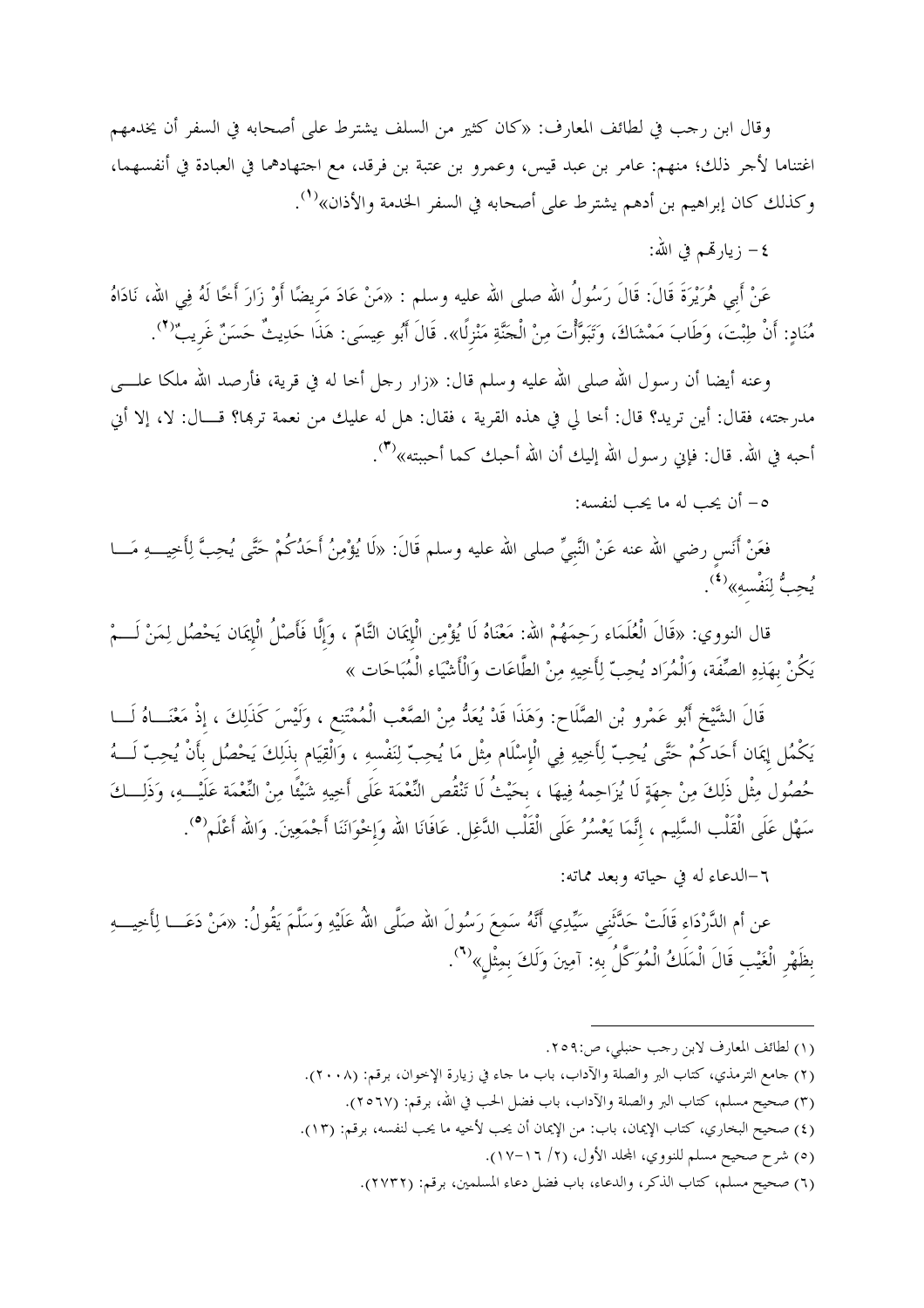وقال ابن رجب في لطائف المعارف: «كان كثير من السلف يشترط على أصحابه في السفر أن يخدمهم اغتناما لأجر ذلك؛ منهم: عامر بن عبد قيس، وعمرو بن عتبة بن فرقد، مع اجتهادهما في العبادة في أنفسهما، وكذلك كان إبراهيم بن أدهم يشترط على أصحابه في السفر الخدمة والأذان»[(١)].

٤- زيارتهم في الله:

عَنْ أَبِي هُرَيْرَةَ قَالَ: قَالَ رَسُولُ اللهِ صلى الله عليه وسلم : «مَنْ عَادَ مَرِيضًا أَوْ زَارَ أَخًا لَهُ فِي اللهِ، نَادَاهُ مُنَادٍ: أَنْ طِبْتَ، وَطَابَ مَمْشَاكَ، وَتَبَوَّأْتَ مِنْ الْجَنَّةِ مَنْزِلًا». قَالَ أَبُو عِيسَى: هَذَا حَدِيثٌ حَسَنٌ غَرِيبٌ[(٢)].

وعنه أيضا أن رسول الله صلى الله عليه وسلم قال: «زار رجل أخا له في قرية، فأرصد الله ملكا على مدرجته، فقال: أين تريد؟ قال: أخا لي في هذه القرية ، فقال: هل له عليك من نعمة تربها؟ قال: لا، إلا أني أحبه في الله. قال: فإني رسول الله إليك أن الله أحبك كما أحببته»[(٣)].

٥- أن يحب له ما يحب لنفسه:

فعَنْ أَنَسٍ رضي الله عنه عَنْ النَّبِيِّ صلى الله عليه وسلم قَالَ: «لَا يُؤْمِنُ أَحَدُكُمْ حَتَّى يُحِبَّ لِأَخِيهِ مَا يُحِبُّ لِنَفْسِهِ»[(٤)].

قال النووي: «قَالَ الْعُلَمَاء رَحِمَهُمْ الله: مَعْنَاهُ لَا يُؤْمِن الْإِيمَان التَّامّ ، وَإِلَّا فَأَصْلُ الْإِيمَان يَحْصُل لِمَنْ لَمْ يَكُنْ بِهَذِهِ الصِّفَة، وَالْمُرَاد يُحِبّ لِأَخِيهِ مِنْ الطَّاعَات وَالْأَشْيَاء الْمُبَاحَات »

قَالَ الشَّيْخ أَبُو عَمْرو بْن الصَّلَاح: وَهَذَا قَدْ يُعَدُّ مِنْ الصَّعْب الْمُمْتَنِع ، وَلَيْسَ كَذَلِكَ ، إِذْ مَعْنَاهُ لَا يَكْمُل إِيمَان أَحَدكُمْ حَتَّى يُحِبّ لِأَخِيهِ فِي الْإِسْلَام مِثْل مَا يُحِبّ لِنَفْسِهِ ، وَالْقِيَام بِذَلِكَ يَحْصُل بِأَنْ يُحِبّ لَهُ حُصُول مِثْل ذَلِكَ مِنْ جِهَةٍ لَا يُزَاحِمهُ فِيهَا ، بِحَيْثُ لَا تَنْقُص النِّعْمَة عَلَى أَخِيهِ شَيْئًا مِنْ النِّعْمَة عَلَيْهِ، وَذَلِكَ سَهْل عَلَى الْقَلْب السَّلِيم ، إِنَّمَا يَعْسُرُ عَلَى الْقَلْب الدَّغِل. عَافَانَا الله وَإِخْوَانَنَا أَجْمَعِينَ. وَالله أَعْلَم[(٥)].

٦-الدعاء له في حياته وبعد مماته:

عن أم الدَّرْدَاءِ قَالَتْ حَدَّثَنِي سَيِّدِي أَنَّهُ سَمِعَ رَسُولَ الله صَلَّى اللهُ عَلَيْهِ وَسَلَّمَ يَقُولُ: «مَنْ دَعَا لِأَخِيهِ بِظَهْرِ الْغَيْبِ قَالَ الْمَلَكُ الْمُوَكَّلُ بِهِ: آمِينَ وَلَكَ بِمِثْلٍ»[(٦)].

---

(١) لطائف المعارف لابن رجب حنبلي، ص:٢٥٩.

(٢) جامع الترمذي، كتاب البر والصلة والآداب، باب ما جاء في زيارة الإخوان، برقم: (٢٠٠٨).

(٣) صحيح مسلم، كتاب البر والصلة والآداب، باب فضل الحب في الله، برقم: (٢٥٦٧).

(٤) صحيح البخاري، كتاب الإيمان، باب: من الإيمان أن يحب لأخيه ما يحب لنفسه، برقم: (١٣).

(٥) شرح صحيح مسلم للنووي، المجلد الأول، (٢/ ١٦-١٧).

(٦) صحيح مسلم، كتاب الذكر، والدعاء، باب فضل دعاء المسلمين، برقم: (٢٧٣٢).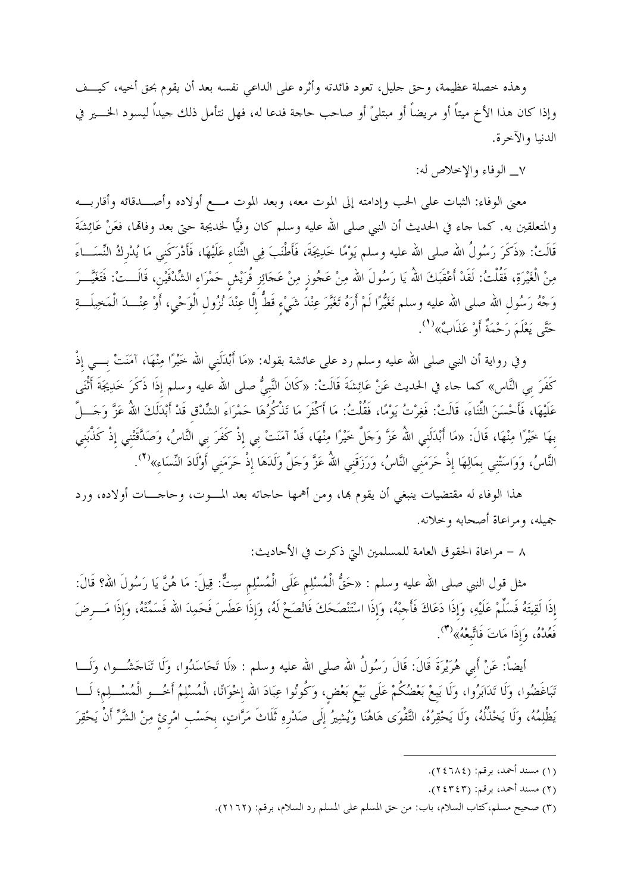وهذه خصلة عظيمة، وحق جليل، تعود فائدته وأثره على الداعي نفسه بعد أن يقوم بحق أخيه، كيف وإذا كان هذا الأخ ميتاً أو مريضاً أو مبتلىً أو صاحب حاجة فدعا له، فهل نتأمل ذلك جيداً ليسود الخير في الدنيا والآخرة.

٧_ الوفاء والإخلاص له:

معنى الوفاء: الثبات على الحب وإدامته إلى الموت معه، وبعد الموت مع أولاده وأصدقائه وأقاربه والمتعلقين به. كما جاء في الحديث أن النبي صلى الله عليه وسلم كان وفيًّا لخديجة حتى بعد وفاتها، فعَنْ عَائِشَةَ قَالَتْ: «ذَكَرَ رَسُولُ اللهِ صلى الله عليه وسلم يَوْمًا خَدِيجَةَ، فَأَطْنَبَ فِي الثَّنَاءِ عَلَيْهَا، فَأَدْرَكَنِي مَا يُدْرِكُ النِّسَاءَ مِنْ الْغَيْرَةِ، فَقُلْتُ: لَقَدْ أَعْقَبَكَ اللهُ يَا رَسُولَ اللهِ مِنْ عَجُوزٍ مِنْ عَجَائِزِ قُرَيْشٍ حَمْرَاءِ الشِّدْقَيْنِ، قَالَتْ: فَتَغَيَّرَ وَجْهُ رَسُولِ اللهِ صلى الله عليه وسلم تَغَيُّرًا لَمْ أَرَهُ تَغَيَّرَ عِنْدَ شَيْءٍ قَطُّ إِلَّا عِنْدَ نُزُولِ الْوَحْيِ، أَوْ عِنْدَ الْمَخِيلَةِ حَتَّى يَعْلَمَ رَحْمَةٌ أَوْ عَذَابٌ»[(١)].

وفي رواية أن النبي صلى الله عليه وسلم رد على عائشة بقوله: «مَا أَبْدَلَنِي اللهُ خَيْرًا مِنْهَا، آمَنَتْ بِي إِذْ كَفَرَ بِي النَّاسُ» كما جاء في الحديث عَنْ عَائِشَةَ قَالَتْ: «كَانَ النَّبِيُّ صلى الله عليه وسلم إِذَا ذَكَرَ خَدِيجَةَ أَثْنَى عَلَيْهَا، فَأَحْسَنَ الثَّنَاءَ، قَالَتْ: فَغِرْتُ يَوْمًا، فَقُلْتُ: مَا أَكْثَرَ مَا تَذْكُرُهَا حَمْرَاءَ الشِّدْقِ قَدْ أَبْدَلَكَ اللهُ عَزَّ وَجَلَّ بِهَا خَيْرًا مِنْهَا، قَالَ: «مَا أَبْدَلَنِي اللهُ عَزَّ وَجَلَّ خَيْرًا مِنْهَا، قَدْ آمَنَتْ بِي إِذْ كَفَرَ بِي النَّاسُ، وَصَدَّقَتْنِي إِذْ كَذَّبَنِي النَّاسُ، وَوَاسَتْنِي بِمَالِهَا إِذْ حَرَمَنِي النَّاسُ، وَرَزَقَنِي اللهُ عَزَّ وَجَلَّ وَلَدَهَا إِذْ حَرَمَنِي أَوْلَادَ النِّسَاءِ»[(٢)].

هذا الوفاء له مقتضيات ينبغي أن يقوم بها، ومن أهمها حاجاته بعد الموت، وحاجات أولاده، ورد جميله، ومراعاة أصحابه وخلانه.

٨ – مراعاة الحقوق العامة للمسلمين التي ذكرت في الأحاديث:

مثل قول النبي صلى الله عليه وسلم : «حَقُّ الْمُسْلِمِ عَلَى الْمُسْلِمِ سِتٌّ. قِيلَ: مَا هُنَّ يَا رَسُولَ اللهِ؟ قَالَ: إِذَا لَقِيتَهُ فَسَلِّمْ عَلَيْهِ، وَإِذَا دَعَاكَ فَأَجِبْهُ، وَإِذَا اسْتَنْصَحَكَ فَانْصَحْ لَهُ، وَإِذَا عَطَسَ فَحَمِدَ الله فَسَمِّتْهُ، وَإِذَا مَرِضَ فَعُدْهُ، وَإِذَا مَاتَ فَاتَّبِعْهُ»[(٣)].

أيضاً: عَنْ أَبِي هُرَيْرَةَ قَالَ: قَالَ رَسُولُ اللهِ صلى الله عليه وسلم : «لَا تَحَاسَدُوا، وَلَا تَنَاجَشُوا، وَلَا تَبَاغَضُوا، وَلَا تَدَابَرُوا، وَلَا يَبِعْ بَعْضُكُمْ عَلَى بَيْعِ بَعْضٍ، وَكُونُوا عِبَادَ اللهِ إِخْوَانًا، الْمُسْلِمُ أَخُو الْمُسْلِمِ؛ لَا يَظْلِمُهُ، وَلَا يَخْذُلُهُ، وَلَا يَحْقِرُهُ، التَّقْوَى هَاهُنَا وَيُشِيرُ إِلَى صَدْرِهِ ثَلَاثَ مَرَّاتٍ، بِحَسْبِ امْرِئٍ مِنْ الشَّرِّ أَنْ يَحْقِرَ

---

(١) مسند أحمد، برقم: (٢٤٦٨٤).

(٢) مسند أحمد، برقم: (٢٤٣٤٣).

(٣) صحيح مسلم،كتاب السلام، باب: من حق المسلم على المسلم رد السلام، برقم: (٢١٦٢).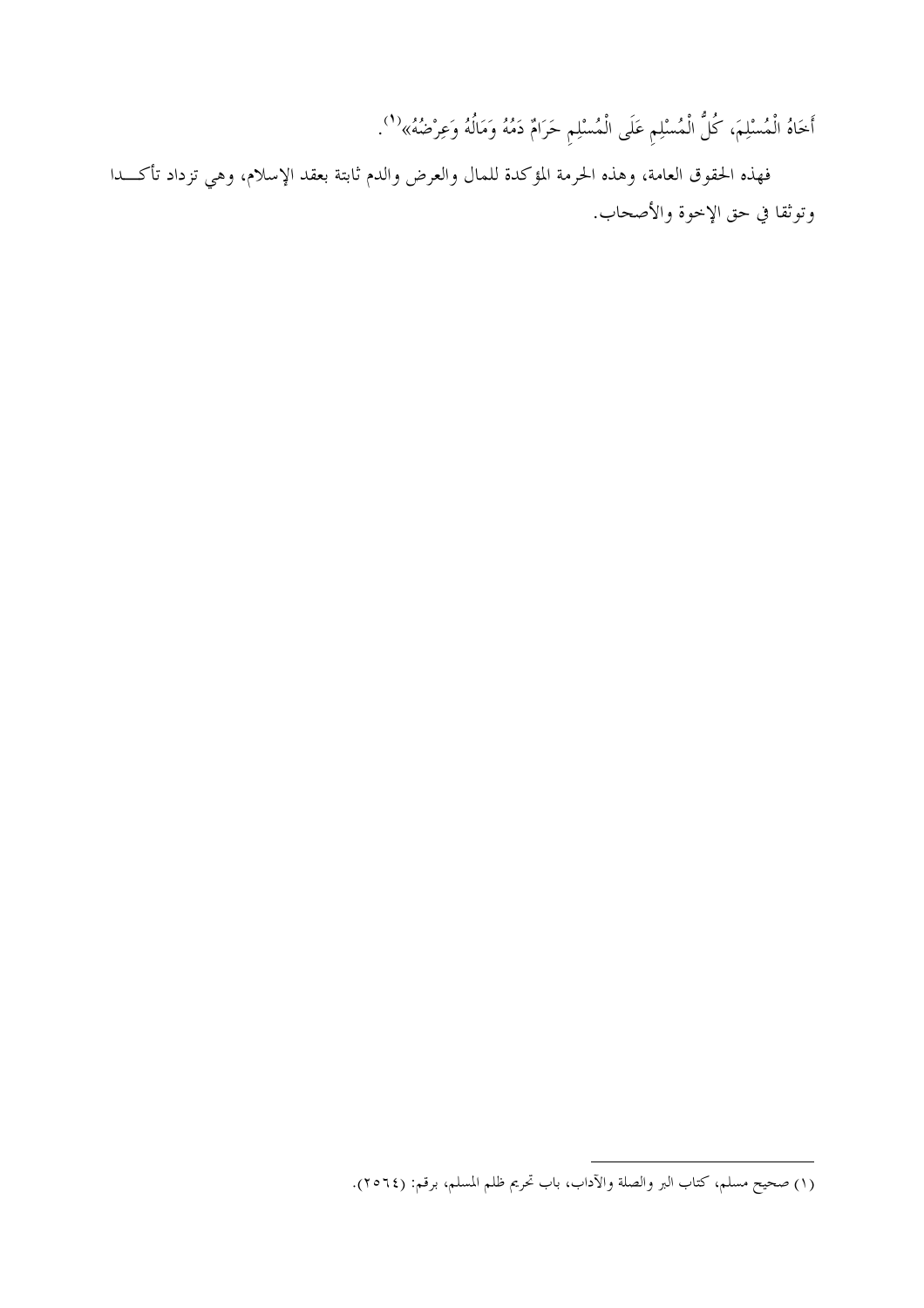أَخَاهُ الْمُسْلِمَ، كُلُّ الْمُسْلِمِ عَلَى الْمُسْلِمِ حَرَامٌ دَمُهُ وَمَالُهُ وَعِرْضُهُ»[1].

فهذه الحقوق العامة، وهذه الحرمة المؤكدة للمال والعرض والدم ثابتة بعقد الإسلام، وهي تزداد تأكـــدا وتوثقا في حق الإخوة والأصحاب.

---

(١) صحيح مسلم، كتاب البر والصلة والآداب، باب تحريم ظلم المسلم، برقم: (٢٥٦٤).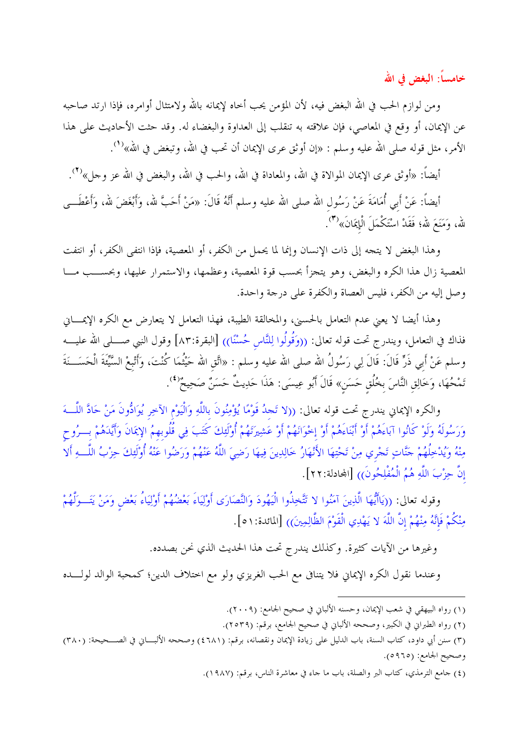## خامساً: البغض في الله

ومن لوازم الحب في الله البغض فيه، لأن المؤمن يحب أخاه لإيمانه بالله ولامتثال أوامره، فإذا ارتد صاحبه عن الإيمان، أو وقع في المعاصي، فإن علاقته به تنقلب إلى العداوة والبغضاء له. وقد حثت الأحاديث على هذا الأمر، مثل قوله صلى الله عليه وسلم : «إن أوثق عرى الإيمان أن تحب في الله، وتبغض في الله»[1].

أيضاً: «أوثق عرى الإيمان الموالاة في الله، والمعاداة في الله، والحب في الله، والبغض في الله عز وجل»[2].

أيضاً: عَنْ أَبِي أُمَامَةَ عَنْ رَسُولِ الله صلى الله عليه وسلم أَنَّهُ قَالَ: «مَنْ أَحَبَّ لله، وَأَبْغَضَ لله، وَأَعْطَى لله، وَمَنَعَ لله؛ فَقَدْ اسْتَكْمَلَ الْإِيمَانَ»[3].

وهذا البغض لا يتجه إلى ذات الإنسان وإنما لما يحمل من الكفر، أو المعصية، فإذا انتفى الكفر، أو انتفت المعصية زال هذا الكره والبغض، وهو يتجزأ بحسب قوة المعصية، وعظمها، والاستمرار عليها، وبحسب ما وصل إليه من الكفر، فليس العصاة والكفرة على درجة واحدة.

وهذا أيضا لا يعني عدم التعامل بالحسنى، والمخالقة الطيبة، فهذا التعامل لا يتعارض مع الكره الإيماني فذاك في التعامل، ويندرج تحت قوله تعالى: ((وَقُولُوا لِلنَّاسِ حُسْنًا)) [البقرة:٨٣] وقول النبي صلى الله عليه وسلم عَنْ أَبِي ذَرٍّ قَالَ: قَالَ لِي رَسُولُ الله صلى الله عليه وسلم : «اتَّقِ الله حَيْثُمَا كُنْتَ، وَأَتْبِعْ السَّيِّئَةَ الْحَسَنَةَ تَمْحُهَا، وَخَالِقِ النَّاسَ بِخُلُقٍ حَسَنٍ» قَالَ أَبُو عِيسَى: هَذَا حَدِيثٌ حَسَنٌ صَحِيحٌ[4].

والكره الإيماني يندرج تحت قوله تعالى: ((لا تَجِدُ قَوْمًا يُؤْمِنُونَ بِاللَّهِ وَالْيَوْمِ الآخِرِ يُوَادُّونَ مَنْ حَادَّ اللَّهَ وَرَسُولَهُ وَلَوْ كَانُوا آبَاءَهُمْ أَوْ أَبْنَاءَهُمْ أَوْ إِخْوَانَهُمْ أَوْ عَشِيرَتَهُمْ أُوْلَئِكَ كَتَبَ فِي قُلُوبِهِمُ الإِيمَانَ وَأَيَّدَهُمْ بِرُوحٍ مِنْهُ وَيُدْخِلُهُمْ جَنَّاتٍ تَجْرِي مِنْ تَحْتِهَا الأَنْهَارُ خَالِدِينَ فِيهَا رَضِيَ اللَّهُ عَنْهُمْ وَرَضُوا عَنْهُ أُوْلَئِكَ حِزْبُ اللَّهِ أَلا إِنَّ حِزْبَ اللَّهِ هُمُ الْمُفْلِحُونَ)) [المجادلة:٢٢].

وقوله تعالى: ((يَاأَيُّهَا الَّذِينَ آمَنُوا لا تَتَّخِذُوا الْيَهُودَ وَالنَّصَارَى أَوْلِيَاءَ بَعْضُهُمْ أَوْلِيَاءُ بَعْضٍ وَمَنْ يَتَوَلَّهُمْ مِنْكُمْ فَإِنَّهُ مِنْهُمْ إِنَّ اللَّهَ لا يَهْدِي الْقَوْمَ الظَّالِمِينَ)) [المائدة:٥١].

وغيرها من الآيات كثيرة. وكذلك يندرج تحت هذا الحديث الذي نحن بصدده.

وعندما نقول الكره الإيماني فلا يتنافى مع الحب الغريزي ولو مع اختلاف الدين؛ كمحبة الوالد لولده

---

(١) رواه البيهقي في شعب الإيمان، وحسنه الألباني في صحيح الجامع: (٢٠٠٩).

(٢) رواه الطبراني في الكبير، وصححه الألباني في صحيح الجامع، برقم: (٢٥٣٩).

(٣) سنن أبي داود، كتاب السنة، باب الدليل على زيادة الإيمان ونقصانه، برقم: (٤٦٨١) وصححه الألباني في الصحيحة: (٣٨٠) وصحيح الجامع: (٥٩٦٥).

(٤) جامع الترمذي، كتاب البر والصلة، باب ما جاء في معاشرة الناس، برقم: (١٩٨٧).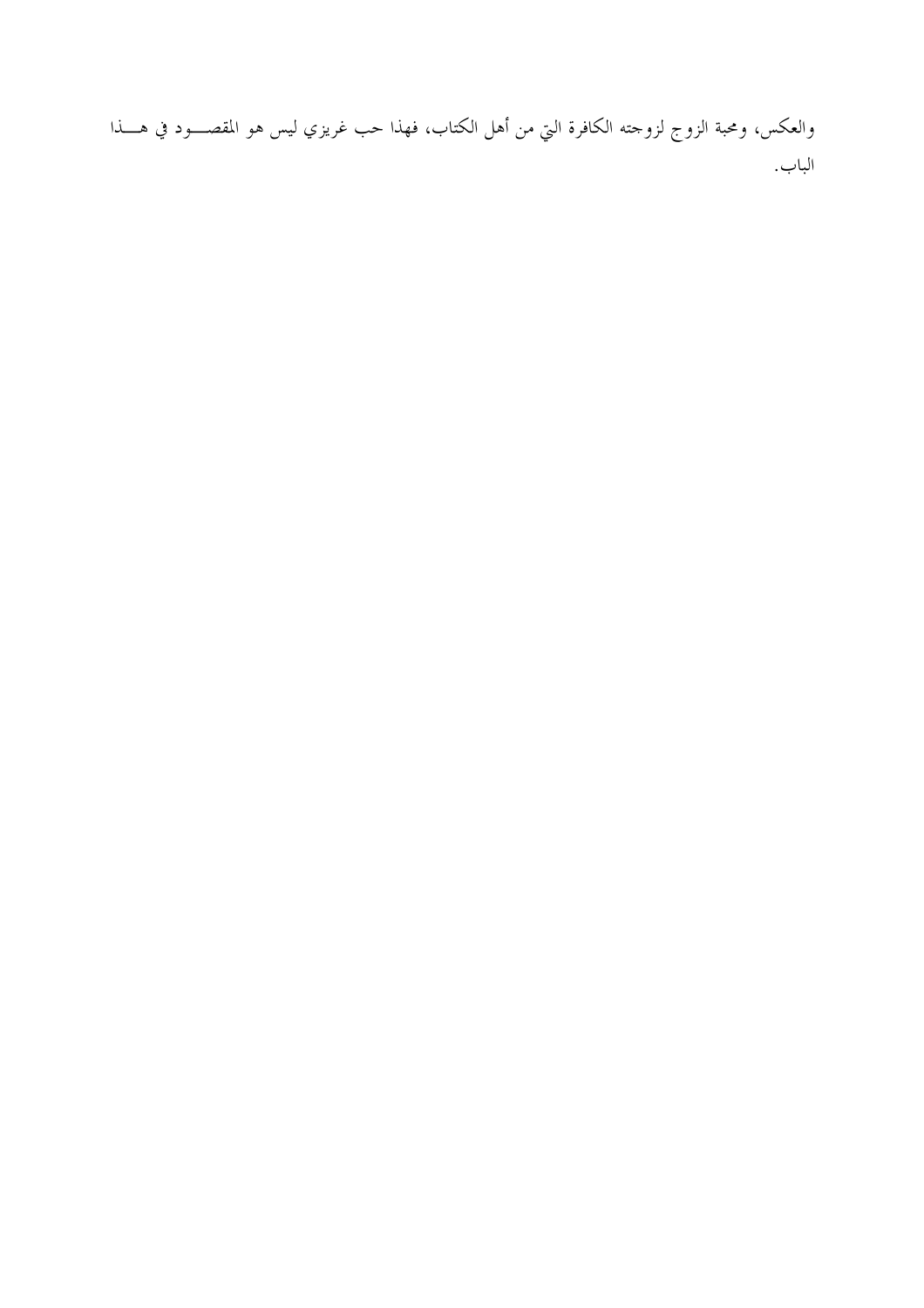والعكس، ومحبة الزوج لزوجته الكافرة التي من أهل الكتاب، فهذا حب غريزي ليس هو المقصود في هذا الباب.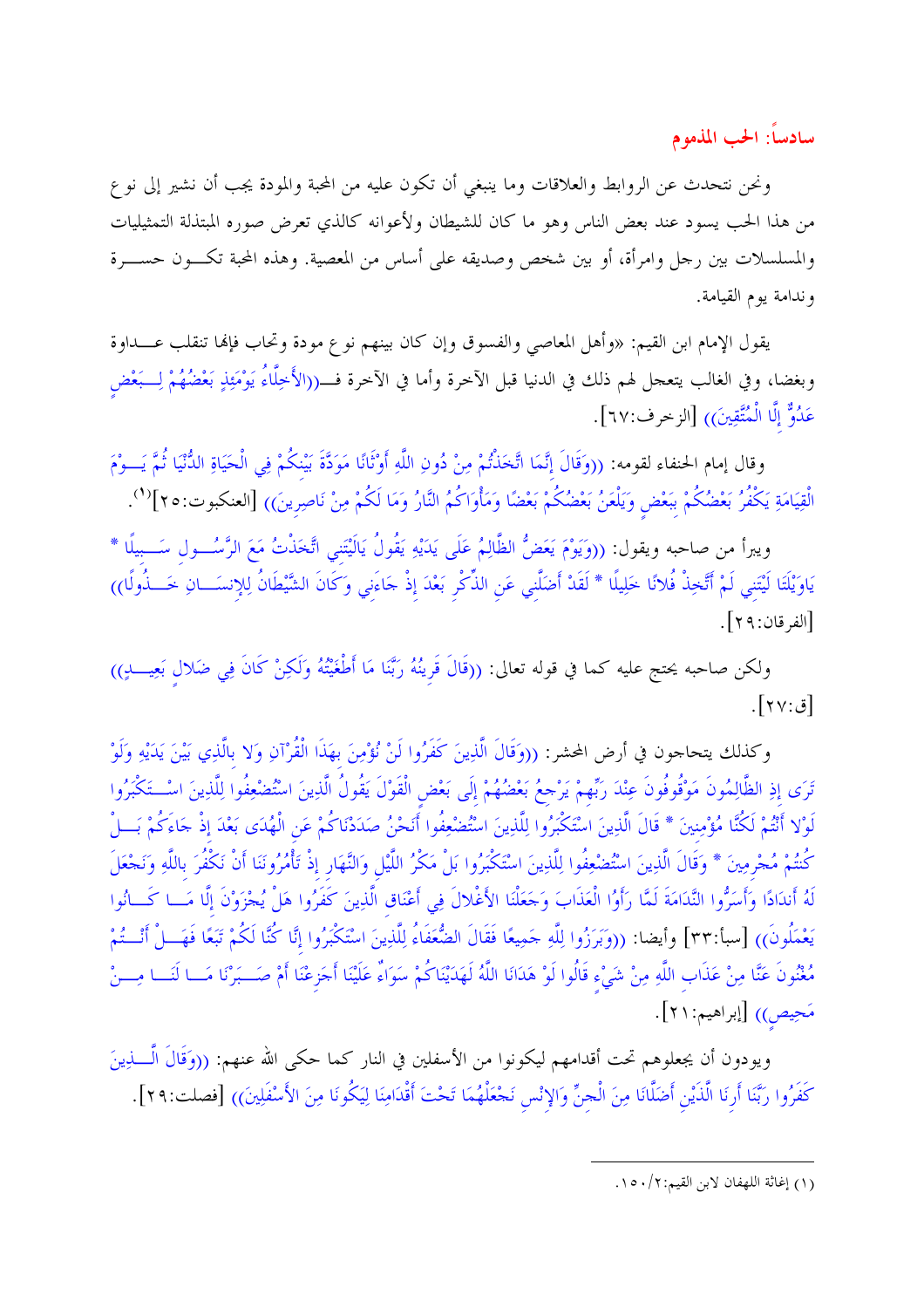## سادساً: الحب المذموم

ونحن نتحدث عن الروابط والعلاقات وما ينبغي أن تكون عليه من المحبة والمودة يجب أن نشير إلى نوع من هذا الحب يسود عند بعض الناس وهو ما كان للشيطان ولأعوانه كالذي تعرض صوره المبتذلة التمثيليات والمسلسلات بين رجل وامرأة، أو بين شخص وصديقه على أساس من المعصية. وهذه المحبة تكون حسرة وندامة يوم القيامة.

يقول الإمام ابن القيم: «وأهل المعاصي والفسوق وإن كان بينهم نوع مودة وتحاب فإنها تنقلب عداوة وبغضا، وفي الغالب يتعجل لهم ذلك في الدنيا قبل الآخرة وأما في الآخرة فـ((الأَخِلَّاءُ يَوْمَئِذٍ بَعْضُهُمْ لِبَعْضٍ عَدُوٌّ إِلَّا الْمُتَّقِينَ)) [الزخرف:٦٧].

وقال إمام الحنفاء لقومه: ((وَقَالَ إِنَّمَا اتَّخَذْتُمْ مِنْ دُونِ اللَّهِ أَوْثَانًا مَوَدَّةَ بَيْنِكُمْ فِي الْحَيَاةِ الدُّنْيَا ثُمَّ يَوْمَ الْقِيَامَةِ يَكْفُرُ بَعْضُكُمْ بِبَعْضٍ وَيَلْعَنُ بَعْضُكُمْ بَعْضًا وَمَأْوَاكُمُ النَّارُ وَمَا لَكُمْ مِنْ نَاصِرِينَ)) [العنكبوت:٢٥]»[1].

ويبرأ من صاحبه ويقول: ((وَيَوْمَ يَعَضُّ الظَّالِمُ عَلَى يَدَيْهِ يَقُولُ يَالَيْتَنِي اتَّخَذْتُ مَعَ الرَّسُولِ سَبِيلًا * يَاوَيْلَتَا لَيْتَنِي لَمْ أَتَّخِذْ فُلانًا خَلِيلًا * لَقَدْ أَضَلَّنِي عَنِ الذِّكْرِ بَعْدَ إِذْ جَاءَنِي وَكَانَ الشَّيْطَانُ لِلإِنسَانِ خَذُولًا)) [الفرقان:٢٩].

ولكن صاحبه يحتج عليه كما في قوله تعالى: ((قَالَ قَرِينُهُ رَبَّنَا مَا أَطْغَيْتُهُ وَلَكِنْ كَانَ فِي ضَلالٍ بَعِيدٍ)) [ق:٢٧].

وكذلك يتحاجون في أرض المحشر: ((وَقَالَ الَّذِينَ كَفَرُوا لَنْ نُؤْمِنَ بِهَذَا الْقُرْآنِ وَلا بِالَّذِي بَيْنَ يَدَيْهِ وَلَوْ تَرَى إِذِ الظَّالِمُونَ مَوْقُوفُونَ عِنْدَ رَبِّهِمْ يَرْجِعُ بَعْضُهُمْ إِلَى بَعْضٍ الْقَوْلَ يَقُولُ الَّذِينَ اسْتُضْعِفُوا لِلَّذِينَ اسْتَكْبَرُوا لَوْلا أَنْتُمْ لَكُنَّا مُؤْمِنِينَ * قَالَ الَّذِينَ اسْتَكْبَرُوا لِلَّذِينَ اسْتُضْعِفُوا أَنَحْنُ صَدَدْنَاكُمْ عَنِ الْهُدَى بَعْدَ إِذْ جَاءَكُمْ بَلْ كُنْتُمْ مُجْرِمِينَ * وَقَالَ الَّذِينَ اسْتُضْعِفُوا لِلَّذِينَ اسْتَكْبَرُوا بَلْ مَكْرُ اللَّيْلِ وَالنَّهَارِ إِذْ تَأْمُرُونَنَا أَنْ نَكْفُرَ بِاللَّهِ وَنَجْعَلَ لَهُ أَنْدَادًا وَأَسَرُّوا النَّدَامَةَ لَمَّا رَأَوُا الْعَذَابَ وَجَعَلْنَا الأَغْلالَ فِي أَعْنَاقِ الَّذِينَ كَفَرُوا هَلْ يُجْزَوْنَ إِلَّا مَا كَانُوا يَعْمَلُونَ)) [سبأ:٣٣] وأيضا: ((وَبَرَزُوا لِلَّهِ جَمِيعًا فَقَالَ الضُّعَفَاءُ لِلَّذِينَ اسْتَكْبَرُوا إِنَّا كُنَّا لَكُمْ تَبَعًا فَهَلْ أَنْتُمْ مُغْنُونَ عَنَّا مِنْ عَذَابِ اللَّهِ مِنْ شَيْءٍ قَالُوا لَوْ هَدَانَا اللَّهُ لَهَدَيْنَاكُمْ سَوَاءٌ عَلَيْنَا أَجَزِعْنَا أَمْ صَبَرْنَا مَا لَنَا مِنْ مَحِيصٍ)) [إبراهيم:٢١].

ويودون أن يجعلوهم تحت أقدامهم ليكونوا من الأسفلين في النار كما حكى الله عنهم: ((وَقَالَ الَّذِينَ كَفَرُوا رَبَّنَا أَرِنَا الَّذَيْنِ أَضَلَّانَا مِنَ الْجِنِّ وَالإِنْسِ نَجْعَلْهُمَا تَحْتَ أَقْدَامِنَا لِيَكُونَا مِنَ الأَسْفَلِينَ)) [فصلت:٢٩].

---

(١) إغاثة اللهفان لابن القيم:٢/١٥٠.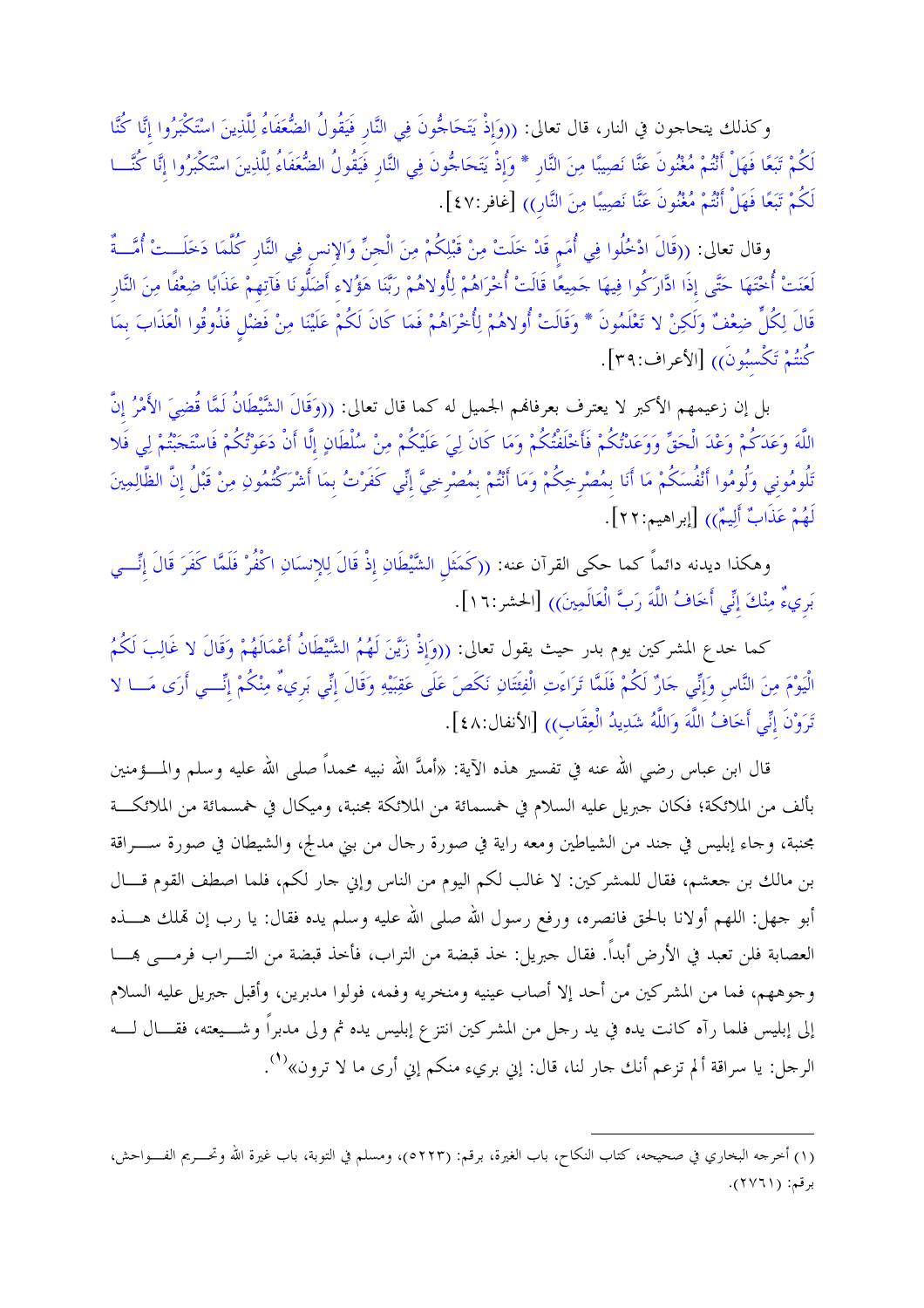وكذلك يتحاجون في النار، قال تعالى: ((وَإِذْ يَتَحَاجُّونَ فِي النَّارِ فَيَقُولُ الضُّعَفَاءُ لِلَّذِينَ اسْتَكْبَرُوا إِنَّا كُنَّا لَكُمْ تَبَعًا فَهَلْ أَنْتُمْ مُغْنُونَ عَنَّا نَصِيبًا مِنَ النَّارِ * وَإِذْ يَتَحَاجُّونَ فِي النَّارِ فَيَقُولُ الضُّعَفَاءُ لِلَّذِينَ اسْتَكْبَرُوا إِنَّا كُنَّا لَكُمْ تَبَعًا فَهَلْ أَنْتُمْ مُغْنُونَ عَنَّا نَصِيبًا مِنَ النَّارِ)) [غافر:٤٧].

وقال تعالى: ((قَالَ ادْخُلُوا فِي أُمَمٍ قَدْ خَلَتْ مِنْ قَبْلِكُمْ مِنَ الْجِنِّ وَالإِنسِ فِي النَّارِ كُلَّمَا دَخَلَتْ أُمَّةٌ لَعَنَتْ أُخْتَهَا حَتَّى إِذَا ادَّارَكُوا فِيهَا جَمِيعًا قَالَتْ أُخْرَاهُمْ لِأُولاهُمْ رَبَّنَا هَؤُلاءِ أَضَلُّونَا فَآتِهِمْ عَذَابًا ضِعْفًا مِنَ النَّارِ قَالَ لِكُلٍّ ضِعْفٌ وَلَكِنْ لا تَعْلَمُونَ * وَقَالَتْ أُولاهُمْ لِأُخْرَاهُمْ فَمَا كَانَ لَكُمْ عَلَيْنَا مِنْ فَضْلٍ فَذُوقُوا الْعَذَابَ بِمَا كُنتُمْ تَكْسِبُونَ)) [الأعراف:٣٩].

بل إن زعيمهم الأكبر لا يعترف بعرفانهم الجميل له كما قال تعالى: ((وَقَالَ الشَّيْطَانُ لَمَّا قُضِيَ الأَمْرُ إِنَّ اللَّهَ وَعَدَكُمْ وَعْدَ الْحَقِّ وَوَعَدْتُكُمْ فَأَخْلَفْتُكُمْ وَمَا كَانَ لِيَ عَلَيْكُمْ مِنْ سُلْطَانٍ إِلَّا أَنْ دَعَوْتُكُمْ فَاسْتَجَبْتُمْ لِي فَلا تَلُومُونِي وَلُومُوا أَنْفُسَكُمْ مَا أَنَا بِمُصْرِخِكُمْ وَمَا أَنْتُمْ بِمُصْرِخِيَّ إِنِّي كَفَرْتُ بِمَا أَشْرَكْتُمُونِ مِنْ قَبْلُ إِنَّ الظَّالِمِينَ لَهُمْ عَذَابٌ أَلِيمٌ)) [إبراهيم:٢٢].

وهكذا ديدنه دائماً كما حكى القرآن عنه: ((كَمَثَلِ الشَّيْطَانِ إِذْ قَالَ لِلإِنسَانِ اكْفُرْ فَلَمَّا كَفَرَ قَالَ إِنِّي بَرِيءٌ مِنْكَ إِنِّي أَخَافُ اللَّهَ رَبَّ الْعَالَمِينَ)) [الحشر:١٦].

كما خدع المشركين يوم بدر حيث يقول تعالى: ((وَإِذْ زَيَّنَ لَهُمُ الشَّيْطَانُ أَعْمَالَهُمْ وَقَالَ لا غَالِبَ لَكُمُ الْيَوْمَ مِنَ النَّاسِ وَإِنِّي جَارٌ لَكُمْ فَلَمَّا تَرَاءَتِ الْفِئَتَانِ نَكَصَ عَلَى عَقِبَيْهِ وَقَالَ إِنِّي بَرِيءٌ مِنْكُمْ إِنِّي أَرَى مَا لا تَرَوْنَ إِنِّي أَخَافُ اللَّهَ وَاللَّهُ شَدِيدُ الْعِقَابِ)) [الأنفال:٤٨].

قال ابن عباس رضي الله عنه في تفسير هذه الآية: «أمدَّ الله نبيه محمداً صلى الله عليه وسلم والمؤمنين بألف من الملائكة؛ فكان جبريل عليه السلام في خمسمائة من الملائكة مجنبة، وميكال في خمسمائة من الملائكة مجنبة، وجاء إبليس في جند من الشياطين ومعه راية في صورة رجال من بني مدلج، والشيطان في صورة سراقة بن مالك بن جعشم، فقال للمشركين: لا غالب لكم اليوم من الناس وإني جار لكم، فلما اصطف القوم قال أبو جهل: اللهم أولانا بالحق فانصره، ورفع رسول الله صلى الله عليه وسلم يده فقال: يا رب إن تهلك هذه العصابة فلن تعبد في الأرض أبداً. فقال جبريل: خذ قبضة من التراب، فأخذ قبضة من التراب فرمى بها وجوههم، فما من المشركين من أحد إلا أصاب عينيه ومنخريه وفمه، فولوا مدبرين، وأقبل جبريل عليه السلام إلى إبليس فلما رآه كانت يده في يد رجل من المشركين انتزع إبليس يده ثم ولى مدبراً وشيعته، فقال له الرجل: يا سراقة ألم تزعم أنك جار لنا، قال: إني بريء منكم إني أرى ما لا ترون»[1].

---

(١) أخرجه البخاري في صحيحه، كتاب النكاح، باب الغيرة، برقم: (٥٢٢٣)، ومسلم في التوبة، باب غيرة الله وتحريم الفواحش، برقم: (٢٧٦١).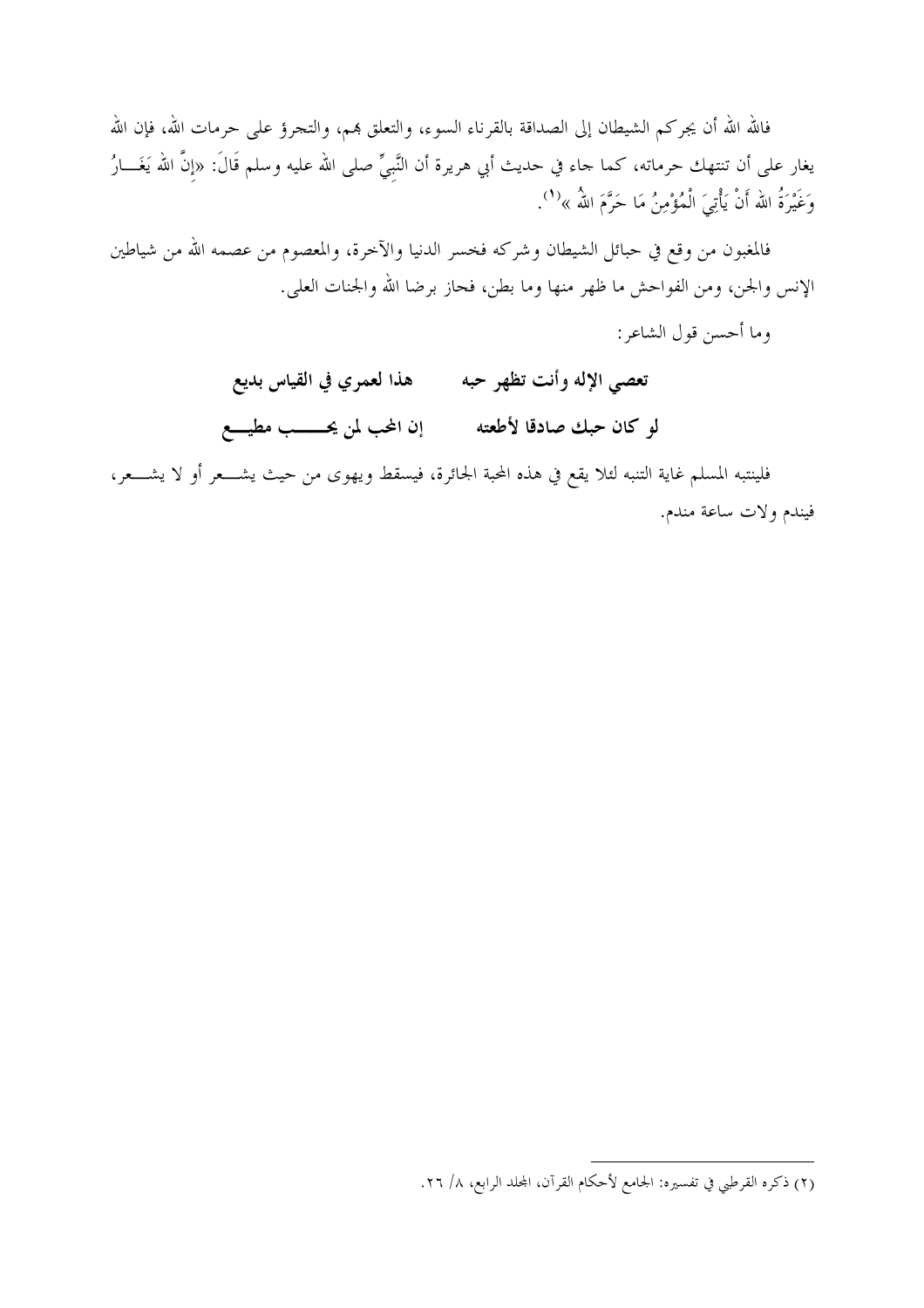فالله الله أن يجركم الشيطان إلى الصداقة بالقرناء السوء، والتعلق بهم، والتجرؤ على حرمات الله، فإن الله يغار على أن تنتهك حرماته، كما جاء في حديث أبي هريرة أن النَّبِيِّ صلى الله عليه وسلم قَالَ: «إِنَّ اللهَ يَغَارُ وَغَيْرَةُ اللهِ أَنْ يَأْتِيَ الْمُؤْمِنُ مَا حَرَّمَ اللهُ »[1].

فالمغبون من وقع في حبائل الشيطان وشركه فخسر الدنيا والآخرة، والمعصوم من عصمه الله من شياطين الإنس والجن، ومن الفواحش ما ظهر منها وما بطن، فحاز برضا الله والجنات العلى.

وما أحسن قول الشاعر:

**تعصي الإله وأنت تظهر حبه ... هذا لعمري في القياس بديع**

**لو كان حبك صادقا لأطعته ... إن المحب لمن يحب مطيع**

فلينتبه المسلم غاية التنبه لئلا يقع في هذه المحبة الجائرة، فيسقط ويهوى من حيث يشعر أو لا يشعر، فيندم ولات ساعة مندم.

---

(٢) ذكره القرطبي في تفسيره: الجامع لأحكام القرآن، المجلد الرابع، ٨/ ٢٦.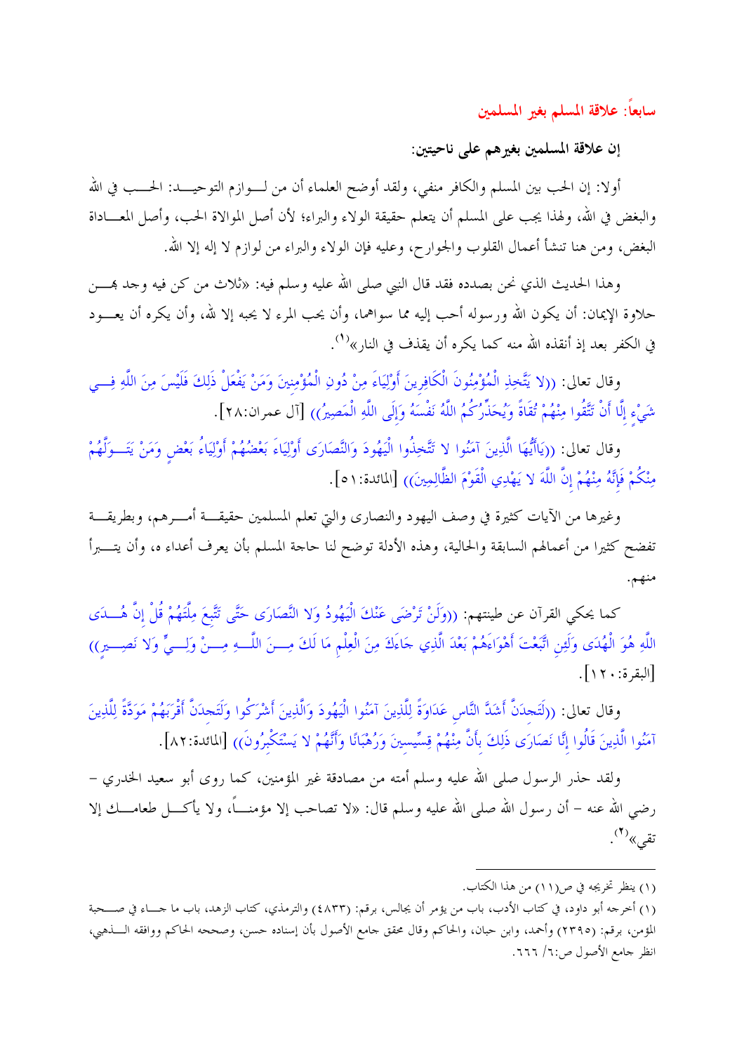## سابعاً: علاقة المسلم بغير المسلمين

### إن علاقة المسلمين بغيرهم على ناحيتين:

أولا: إن الحب بين المسلم والكافر منفي، ولقد أوضح العلماء أن من لوازم التوحيد: الحب في الله والبغض في الله، ولهذا يجب على المسلم أن يتعلم حقيقة الولاء والبراء؛ لأن أصل الموالاة الحب، وأصل المعاداة البغض، ومن هنا تنشأ أعمال القلوب والجوارح، وعليه فإن الولاء والبراء من لوازم لا إله إلا الله.

وهذا الحديث الذي نحن بصدده فقد قال النبي صلى الله عليه وسلم فيه: «ثلاث من كن فيه وجد بهن حلاوة الإيمان: أن يكون الله ورسوله أحب إليه مما سواهما، وأن يحب المرء لا يحبه إلا لله، وأن يكره أن يعود في الكفر بعد إذ أنقذه الله منه كما يكره أن يقذف في النار»[(١)].

وقال تعالى: ((لا يَتَّخِذِ الْمُؤْمِنُونَ الْكَافِرِينَ أَوْلِيَاءَ مِنْ دُونِ الْمُؤْمِنِينَ وَمَنْ يَفْعَلْ ذَلِكَ فَلَيْسَ مِنَ اللَّهِ فِي شَيْءٍ إِلَّا أَنْ تَتَّقُوا مِنْهُمْ تُقَاةً وَيُحَذِّرُكُمُ اللَّهُ نَفْسَهُ وَإِلَى اللَّهِ الْمَصِيرُ)) [آل عمران:٢٨].

وقال تعالى: ((يَاأَيُّهَا الَّذِينَ آمَنُوا لا تَتَّخِذُوا الْيَهُودَ وَالنَّصَارَى أَوْلِيَاءَ بَعْضُهُمْ أَوْلِيَاءُ بَعْضٍ وَمَنْ يَتَوَلَّهُمْ مِنْكُمْ فَإِنَّهُ مِنْهُمْ إِنَّ اللَّهَ لا يَهْدِي الْقَوْمَ الظَّالِمِينَ)) [المائدة:٥١].

وغيرها من الآيات كثيرة في وصف اليهود والنصارى والتي تعلم المسلمين حقيقة أمرهم، وبطريقة تفضح كثيرا من أعمالهم السابقة والحالية، وهذه الأدلة توضح لنا حاجة المسلم بأن يعرف أعداء ه، وأن يتبرأ منهم.

كما يحكي القرآن عن طينتهم: ((وَلَنْ تَرْضَى عَنْكَ الْيَهُودُ وَلا النَّصَارَى حَتَّى تَتَّبِعَ مِلَّتَهُمْ قُلْ إِنَّ هُدَى اللَّهِ هُوَ الْهُدَى وَلَئِنِ اتَّبَعْتَ أَهْوَاءَهُمْ بَعْدَ الَّذِي جَاءَكَ مِنَ الْعِلْمِ مَا لَكَ مِنَ اللَّهِ مِنْ وَلِيٍّ وَلا نَصِيرٍ)) [البقرة:١٢٠].

وقال تعالى: ((لَتَجِدَنَّ أَشَدَّ النَّاسِ عَدَاوَةً لِلَّذِينَ آمَنُوا الْيَهُودَ وَالَّذِينَ أَشْرَكُوا وَلَتَجِدَنَّ أَقْرَبَهُمْ مَوَدَّةً لِلَّذِينَ آمَنُوا الَّذِينَ قَالُوا إِنَّا نَصَارَى ذَلِكَ بِأَنَّ مِنْهُمْ قِسِّيسِينَ وَرُهْبَانًا وَأَنَّهُمْ لا يَسْتَكْبِرُونَ)) [المائدة:٨٢].

ولقد حذر الرسول صلى الله عليه وسلم أمته من مصادقة غير المؤمنين، كما روى أبو سعيد الخدري – رضي الله عنه – أن رسول الله صلى الله عليه وسلم قال: «لا تصاحب إلا مؤمناً، ولا يأكل طعامك إلا تقي»[(٢)].

---

(١) ينظر تخريجه في ص(١١) من هذا الكتاب.

(١) أخرجه أبو داود، في كتاب الأدب، باب من يؤمر أن يجالس، برقم: (٤٨٣٣) والترمذي، كتاب الزهد، باب ما جاء في صحبة المؤمن، برقم: (٢٣٩٥) وأحمد، وابن حبان، والحاكم وقال محقق جامع الأصول بأن إسناده حسن، وصححه الحاكم ووافقه الذهبي، انظر جامع الأصول ص:٦/ ٦٦٦.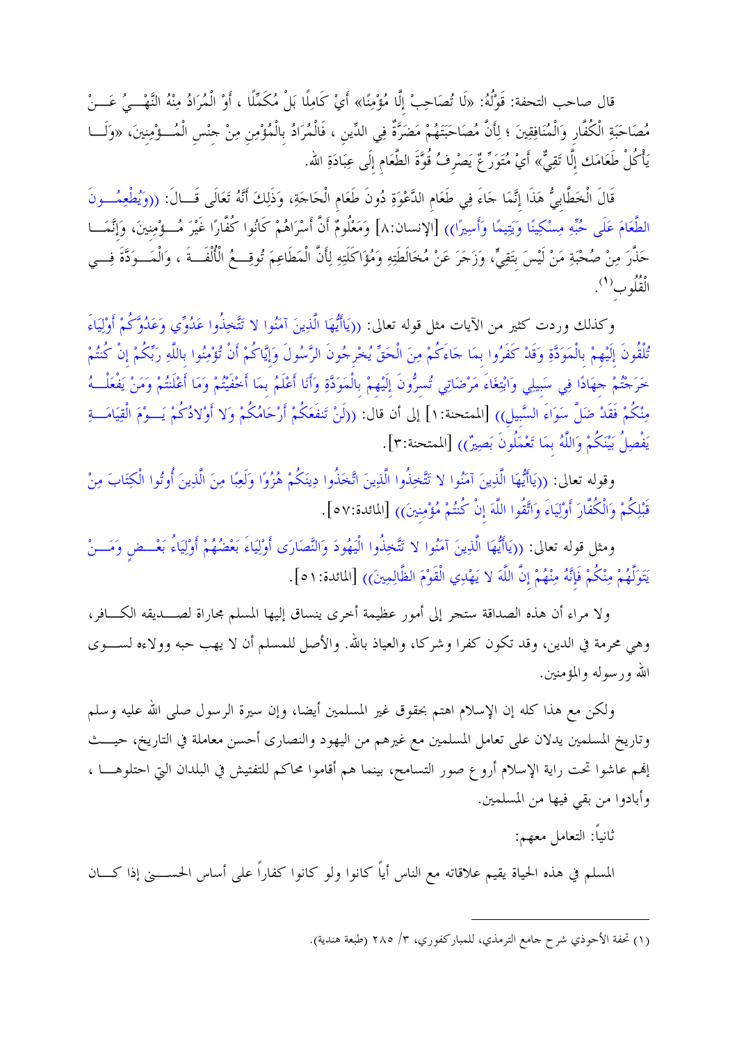قال صاحب التحفة: قَوْلُهُ: «لَا تُصَاحِبْ إِلَّا مُؤْمِنًا» أَيْ كَامِلًا بَلْ مُكَمِّلًا ، أَوْ الْمُرَادُ مِنْهُ النَّهْيُ عَنْ مُصَاحَبَةِ الْكُفَّارِ وَالْمُنَافِقِينَ ؛ لِأَنَّ مُصَاحَبَتَهُمْ مَضَرَّةٌ فِي الدِّينِ ، فَالْمُرَادُ بِالْمُؤْمِنِ مِنْ جِنْسِ الْمُؤْمِنِينَ، «وَلَا يَأْكُلْ طَعَامَك إِلَّا تَقِيٌّ» أَيْ مُتَوَرِّعٌ يَصْرِفُ قُوَّةَ الطَّعَامِ إِلَى عِبَادَةِ اللهِ.

قَالَ الْخَطَّابِيُّ هَذَا إِنَّمَا جَاءَ فِي طَعَامِ الدَّعْوَةِ دُونَ طَعَامِ الْحَاجَةِ، وَذَلِكَ أَنَّهُ تَعَالَى قَالَ: ((وَيُطْعِمُونَ الطَّعَامَ عَلَى حُبِّهِ مِسْكِينًا وَيَتِيمًا وَأَسِيرًا)) [الإنسان:٨] وَمَعْلُومٌ أَنَّ أَسْرَاهُمْ كَانُوا كُفَّارًا غَيْرَ مُؤْمِنِينَ، وَإِنَّمَا حَذَّرَ مِنْ صُحْبَةِ مَنْ لَيْسَ بِتَقِيٍّ، وَزَجَرَ عَنْ مُخَالَطَتِهِ وَمُؤَاكَلَتِهِ لِأَنَّ الْمَطَاعِمَ تُوقِعُ الْأُلْفَةَ ، وَالْمَوَدَّةَ فِي الْقُلُوبِ[1].

وكذلك وردت كثير من الآيات مثل قوله تعالى: ((يَاأَيُّهَا الَّذِينَ آمَنُوا لا تَتَّخِذُوا عَدُوِّي وَعَدُوَّكُمْ أَوْلِيَاءَ تُلْقُونَ إِلَيْهِمْ بِالْمَوَدَّةِ وَقَدْ كَفَرُوا بِمَا جَاءَكُمْ مِنَ الْحَقِّ يُخْرِجُونَ الرَّسُولَ وَإِيَّاكُمْ أَنْ تُؤْمِنُوا بِاللَّهِ رَبِّكُمْ إِنْ كُنتُمْ خَرَجْتُمْ جِهَادًا فِي سَبِيلِي وَابْتِغَاءَ مَرْضَاتِي تُسِرُّونَ إِلَيْهِمْ بِالْمَوَدَّةِ وَأَنَا أَعْلَمُ بِمَا أَخْفَيْتُمْ وَمَا أَعْلَنتُمْ وَمَنْ يَفْعَلْهُ مِنْكُمْ فَقَدْ ضَلَّ سَوَاءَ السَّبِيلِ)) [الممتحنة:١] إلى أن قال: ((لَنْ تَنفَعَكُمْ أَرْحَامُكُمْ وَلا أَوْلادُكُمْ يَوْمَ الْقِيَامَةِ يَفْصِلُ بَيْنَكُمْ وَاللَّهُ بِمَا تَعْمَلُونَ بَصِيرٌ)) [الممتحنة:٣].

وقوله تعالى: ((يَاأَيُّهَا الَّذِينَ آمَنُوا لا تَتَّخِذُوا الَّذِينَ اتَّخَذُوا دِينَكُمْ هُزُوًا وَلَعِبًا مِنَ الَّذِينَ أُوتُوا الْكِتَابَ مِنْ قَبْلِكُمْ وَالْكُفَّارَ أَوْلِيَاءَ وَاتَّقُوا اللَّهَ إِنْ كُنتُمْ مُؤْمِنِينَ)) [المائدة:٥٧].

ومثل قوله تعالى: ((يَاأَيُّهَا الَّذِينَ آمَنُوا لا تَتَّخِذُوا الْيَهُودَ وَالنَّصَارَى أَوْلِيَاءَ بَعْضُهُمْ أَوْلِيَاءُ بَعْضٍ وَمَنْ يَتَوَلَّهُمْ مِنْكُمْ فَإِنَّهُ مِنْهُمْ إِنَّ اللَّهَ لا يَهْدِي الْقَوْمَ الظَّالِمِينَ)) [المائدة:٥١].

ولا مراء أن هذه الصداقة ستجر إلى أمور عظيمة أخرى ينساق إليها المسلم مجاراة لصديقه الكافر، وهي محرمة في الدين، وقد تكون كفرا وشركا، والعياذ بالله. والأصل للمسلم أن لا يهب حبه وولاءه لسوى الله ورسوله والمؤمنين.

ولكن مع هذا كله إن الإسلام اهتم بحقوق غير المسلمين أيضا، وإن سيرة الرسول صلى الله عليه وسلم وتاريخ المسلمين يدلان على تعامل المسلمين مع غيرهم من اليهود والنصارى أحسن معاملة في التاريخ، حيث إنهم عاشوا تحت راية الإسلام أروع صور التسامح، بينما هم أقاموا محاكم للتفتيش في البلدان التي احتلوها ، وأبادوا من بقي فيها من المسلمين.

ثانياً: التعامل معهم:

المسلم في هذه الحياة يقيم علاقاته مع الناس أياً كانوا ولو كانوا كفاراً على أساس الحسنى إذا كان

---

(١) تحفة الأحوذي شرح جامع الترمذي، للمباركفوري، ٣/ ٢٨٥ (طبعة هندية).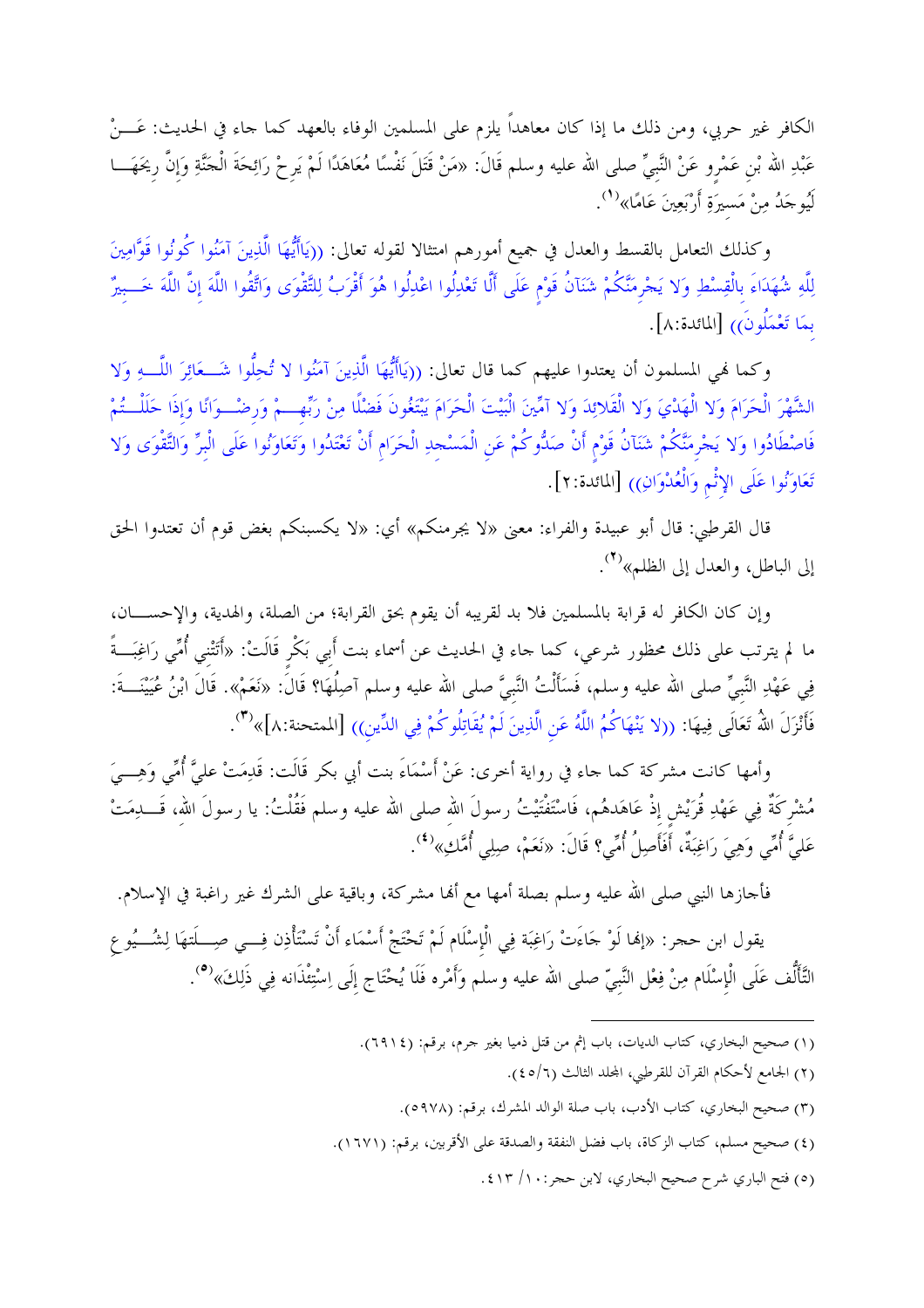الكافر غير حربي، ومن ذلك ما إذا كان معاهداً يلزم على المسلمين الوفاء بالعهد كما جاء في الحديث: عَنْ عَبْدِ اللهِ بْنِ عَمْرٍو عَنْ النَّبِيِّ صلى الله عليه وسلم قَالَ: «مَنْ قَتَلَ نَفْسًا مُعَاهَدًا لَمْ يَرِحْ رَائِحَةَ الْجَنَّةِ وَإِنَّ رِيحَهَا لَيُوجَدُ مِنْ مَسِيرَةِ أَرْبَعِينَ عَامًا»[1].

وكذلك التعامل بالقسط والعدل في جميع أمورهم امتثالا لقوله تعالى: ((يَاأَيُّهَا الَّذِينَ آمَنُوا كُونُوا قَوَّامِينَ لِلَّهِ شُهَدَاءَ بِالْقِسْطِ وَلا يَجْرِمَنَّكُمْ شَنَآنُ قَوْمٍ عَلَى أَلَّا تَعْدِلُوا اعْدِلُوا هُوَ أَقْرَبُ لِلتَّقْوَى وَاتَّقُوا اللَّهَ إِنَّ اللَّهَ خَبِيرٌ بِمَا تَعْمَلُونَ)) [المائدة:٨].

وكما نهي المسلمون أن يعتدوا عليهم كما قال تعالى: ((يَاأَيُّهَا الَّذِينَ آمَنُوا لا تُحِلُّوا شَعَائِرَ اللَّهِ وَلا الشَّهْرَ الْحَرَامَ وَلا الْهَدْيَ وَلا الْقَلائِدَ وَلا آمِّينَ الْبَيْتَ الْحَرَامَ يَبْتَغُونَ فَضْلًا مِنْ رَبِّهِمْ وَرِضْوَانًا وَإِذَا حَلَلْتُمْ فَاصْطَادُوا وَلا يَجْرِمَنَّكُمْ شَنَآنُ قَوْمٍ أَنْ صَدُّوكُمْ عَنِ الْمَسْجِدِ الْحَرَامِ أَنْ تَعْتَدُوا وَتَعَاوَنُوا عَلَى الْبِرِّ وَالتَّقْوَى وَلا تَعَاوَنُوا عَلَى الإِثْمِ وَالْعُدْوَانِ)) [المائدة:٢].

قال القرطبي: قال أبو عبيدة والفراء: معنى «لا يجرمنكم» أي: «لا يكسبنكم بغض قوم أن تعتدوا الحق إلى الباطل، والعدل إلى الظلم»[2].

وإن كان الكافر له قرابة بالمسلمين فلا بد لقريبه أن يقوم بحق القرابة؛ من الصلة، والهدية، والإحسان، ما لم يترتب على ذلك محظور شرعي، كما جاء في الحديث عن أسماء بنت أبي بكر قَالَتْ: «أَتَتْنِي أُمِّي رَاغِبَةً فِي عَهْدِ النَّبِيِّ صلى الله عليه وسلم، فَسَأَلْتُ النَّبِيَّ صلى الله عليه وسلم آصِلُهَا؟ قَالَ: «نَعَمْ». قَالَ ابْنُ عُيَيْنَةَ: فَأَنْزَلَ اللهُ تَعَالَى فِيهَا: ((لا يَنْهَاكُمُ اللَّهُ عَنِ الَّذِينَ لَمْ يُقَاتِلُوكُمْ فِي الدِّينِ)) [الممتحنة:٨]»[3].

وأمها كانت مشركة كما جاء في رواية أخرى: عَنْ أَسْمَاءَ بنت أبي بكر قَالَت: قَدِمَتْ عليَّ أُمِّي وَهِيَ مُشْرِكَةٌ فِي عَهْدِ قُرَيْشٍ إِذْ عَاهَدَهُم، فَاسْتَفْتَيْتُ رسولَ الله صلى الله عليه وسلم فَقُلْتُ: يا رسولَ الله، قَدِمَتْ عَلَيَّ أُمِّي وَهِيَ رَاغِبَةٌ، أَفَأَصِلُ أُمِّي؟ قَالَ: «نَعَمْ، صِلِي أُمَّكِ»[4].

فأجازها النبي صلى الله عليه وسلم بصلة أمها مع أنها مشركة، وباقية على الشرك غير راغبة في الإسلام.

يقول ابن حجر: «إنها لَوْ جَاءَتْ رَاغِبَة فِي الْإِسْلَام لَمْ تَحْتَجْ أَسْمَاء أَنْ تَسْتَأْذِن فِي صِلَتهَا لِشُيُوعِ التَّأَلُّف عَلَى الْإِسْلَام مِنْ فِعْل النَّبِيّ صلى الله عليه وسلم وَأَمْره فَلَا يُحْتَاج إِلَى اِسْتِئْذَانه فِي ذَلِكَ»[5].

---

(١) صحيح البخاري، كتاب الديات، باب إثم من قتل ذميا بغير جرم، برقم: (٦٩١٤).

(٢) الجامع لأحكام القرآن للقرطبي، المجلد الثالث (٤٥/٦).

(٣) صحيح البخاري، كتاب الأدب، باب صلة الوالد المشرك، برقم: (٥٩٧٨).

(٤) صحيح مسلم، كتاب الزكاة، باب فضل النفقة والصدقة على الأقربين، برقم: (١٦٧١).

(٥) فتح الباري شرح صحيح البخاري، لابن حجر: ١٠/ ٤١٣.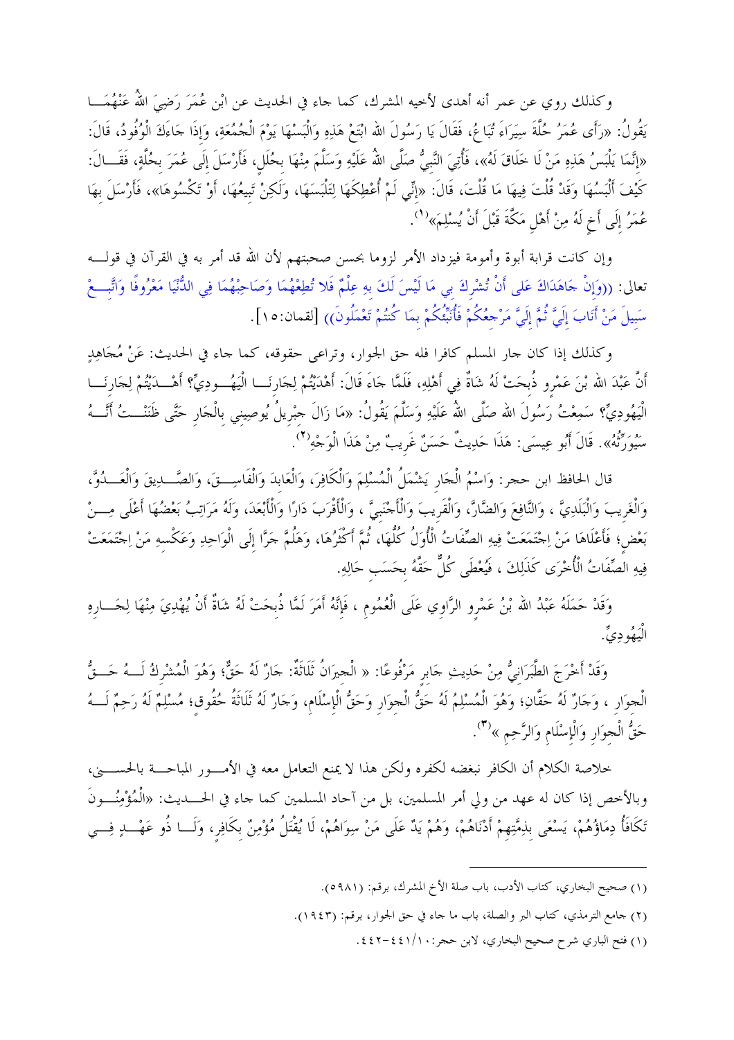وكذلك روي عن عمر أنه أهدى لأخيه المشرك، كما جاء في الحديث عن ابْنِ عُمَرَ رَضِيَ اللَّهُ عَنْهُمَا يَقُولُ: «رَأَى عُمَرُ حُلَّةَ سِيَرَاءَ تُبَاعُ، فَقَالَ يَا رَسُولَ اللَّهِ ابْتَعْ هَذِهِ وَالْبَسْهَا يَوْمَ الْجُمُعَةِ، وَإِذَا جَاءَكَ الْوُفُودُ، قَالَ: «إِنَّمَا يَلْبَسُ هَذِهِ مَنْ لَا خَلَاقَ لَهُ»، فَأُتِيَ النَّبِيُّ صَلَّى اللَّهُ عَلَيْهِ وَسَلَّمَ مِنْهَا بِحُلَلٍ، فَأَرْسَلَ إِلَى عُمَرَ بِحُلَّةٍ، فَقَالَ: كَيْفَ أَلْبَسُهَا وَقَدْ قُلْتَ فِيهَا مَا قُلْتَ، قَالَ: «إِنِّي لَمْ أُعْطِكَهَا لِتَلْبَسَهَا، وَلَكِنْ تَبِيعُهَا، أَوْ تَكْسُوهَا»، فَأَرْسَلَ بِهَا عُمَرُ إِلَى أَخٍ لَهُ مِنْ أَهْلِ مَكَّةَ قَبْلَ أَنْ يُسْلِمَ»[1].

وإن كانت قرابة أبوة وأمومة فيزداد الأمر لزوما بحسن صحبتهم لأن الله قد أمر به في القرآن في قوله تعالى: ((وَإِنْ جَاهَدَاكَ عَلى أَنْ تُشْرِكَ بِي مَا لَيْسَ لَكَ بِهِ عِلْمٌ فَلا تُطِعْهُمَا وَصَاحِبْهُمَا فِي الدُّنْيَا مَعْرُوفًا وَاتَّبِعْ سَبِيلَ مَنْ أَنَابَ إِلَيَّ ثُمَّ إِلَيَّ مَرْجِعُكُمْ فَأُنَبِّئُكُمْ بِمَا كُنتُمْ تَعْمَلُونَ)) [لقمان:١٥].

وكذلك إذا كان جار المسلم كافرا فله حق الجوار، وتراعى حقوقه، كما جاء في الحديث: عَنْ مُجَاهِدٍ أَنَّ عَبْدَ اللَّهِ بْنَ عَمْرٍو ذُبِحَتْ لَهُ شَاةٌ فِي أَهْلِهِ، فَلَمَّا جَاءَ قَالَ: أَهْدَيْتُمْ لِجَارِنَا الْيَهُودِيِّ؟ أَهْدَيْتُمْ لِجَارِنَا الْيَهُودِيِّ؟ سَمِعْتُ رَسُولَ اللَّهِ صَلَّى اللَّهُ عَلَيْهِ وَسَلَّمَ يَقُولُ: «مَا زَالَ جِبْرِيلُ يُوصِينِي بِالْجَارِ حَتَّى ظَنَنْتُ أَنَّهُ سَيُوَرِّثُهُ». قَالَ أَبُو عِيسَى: هَذَا حَدِيثٌ حَسَنٌ غَرِيبٌ مِنْ هَذَا الْوَجْهِ[2].

قال الحافظ ابن حجر: وَاسْمُ الْجَارِ يَشْمَلُ الْمُسْلِمَ وَالْكَافِرَ، وَالْعَابِدَ وَالْفَاسِقَ، وَالصَّدِيقَ وَالْعَدُوَّ، وَالْغَرِيبَ وَالْبَلَدِيَّ ، وَالنَّافِعَ وَالضَّارَّ، وَالْقَرِيبَ وَالْأَجْنَبِيَّ ، وَالْأَقْرَبَ دَارًا وَالْأَبْعَدَ، وَلَهُ مَرَاتِبُ بَعْضُهَا أَعْلَى مِنْ بَعْضٍ؛ فَأَعْلَاهَا مَنْ اجْتَمَعَتْ فِيهِ الصِّفَاتُ الْأُوَلُ كُلُّهَا، ثُمَّ أَكْثَرُهَا، وَهَلُمَّ جَرًّا إِلَى الْوَاحِدِ وَعَكْسِهِ مَنْ اجْتَمَعَتْ فِيهِ الصِّفَاتُ الْأُخْرَى كَذَلِكَ ، فَيُعْطَى كُلٌّ حَقَّهُ بِحَسَبِ حَالِهِ.

وَقَدْ حَمَلَهُ عَبْدُ اللَّهِ بْنُ عَمْرٍو الرَّاوِي عَلَى الْعُمُومِ ، فَإِنَّهُ أَمَرَ لَمَّا ذُبِحَتْ لَهُ شَاةٌ أَنْ يُهْدِيَ مِنْهَا لِجَارِهِ الْيَهُودِيِّ.

وَقَدْ أَخْرَجَ الطَّبَرَانِيُّ مِنْ حَدِيثِ جَابِرٍ مَرْفُوعًا: « الْجِيرَانُ ثَلَاثَةٌ: جَارٌ لَهُ حَقٌّ؛ وَهُوَ الْمُشْرِكُ لَهُ حَقُّ الْجِوَارِ ، وَجَارٌ لَهُ حَقَّانِ؛ وَهُوَ الْمُسْلِمُ لَهُ حَقُّ الْجِوَارِ وَحَقُّ الْإِسْلَامِ، وَجَارٌ لَهُ ثَلَاثَةُ حُقُوقٍ؛ مُسْلِمٌ لَهُ رَحِمٌ لَهُ حَقُّ الْجِوَارِ وَالْإِسْلَامِ وَالرَّحِمِ »[3].

خلاصة الكلام أن الكافر نبغضه لكفره ولكن هذا لا يمنع التعامل معه في الأمور المباحة بالحسنى، وبالأخص إذا كان له عهد من ولي أمر المسلمين، بل من آحاد المسلمين كما جاء في الحديث: «الْمُؤْمِنُونَ تَكَافَأُ دِمَاؤُهُمْ، يَسْعَى بِذِمَّتِهِمْ أَدْنَاهُمْ، وَهُمْ يَدٌ عَلَى مَنْ سِوَاهُمْ، لَا يُقْتَلُ مُؤْمِنٌ بِكَافِرٍ، وَلَا ذُو عَهْدٍ فِي

---

(١) صحيح البخاري، كتاب الأدب، باب صلة الأخ المشرك، برقم: (٥٩٨١).

(٢) جامع الترمذي، كتاب البر والصلة، باب ما جاء في حق الجوار، برقم: (١٩٤٣).

(١) فتح الباري شرح صحيح البخاري، لابن حجر: ١٠/٤٤١-٤٤٢.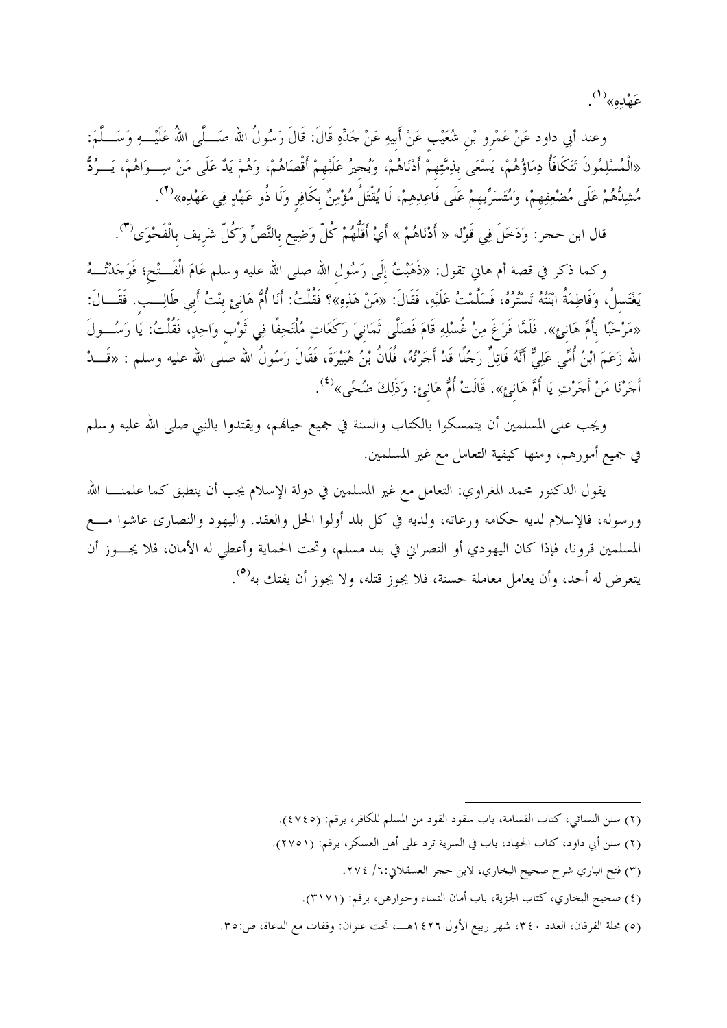عَهْدِهِ»[1].

وعند أبي داود عَنْ عَمْرِو بْنِ شُعَيْبٍ عَنْ أَبِيهِ عَنْ جَدِّهِ قَالَ: قَالَ رَسُولُ الله صَلَّى اللهُ عَلَيْهِ وَسَلَّمَ: «الْمُسْلِمُونَ تَتَكَافَأُ دِمَاؤُهُمْ، يَسْعَى بِذِمَّتِهِمْ أَدْنَاهُمْ، وَيُجِيرُ عَلَيْهِمْ أَقْصَاهُمْ، وَهُمْ يَدٌ عَلَى مَنْ سِوَاهُمْ، يَرُدُّ مُشِدُّهُمْ عَلَى مُضْعِفِهِمْ، وَمُتَسَرِّيهِمْ عَلَى قَاعِدِهِمْ، لَا يُقْتَلُ مُؤْمِنٌ بِكَافِرٍ وَلَا ذُو عَهْدٍ فِي عَهْدِهِ»[2].

قال ابن حجر: وَدَخَلَ فِي قَوْله « أَدْنَاهُمْ » أَيْ أَقَلُّهُمْ كُلّ وَضِيع بِالنَّصِّ وَكُلّ شَرِيف بِالْفَحْوَى[3].

وكما ذكر في قصة أم هانئ تقول: «ذَهَبْتُ إِلَى رَسُولِ الله صلى الله عليه وسلم عَامَ الْفَتْحِ؛ فَوَجَدْتُهُ يَغْتَسِلُ، وَفَاطِمَةُ ابْنَتُهُ تَسْتُرُهُ، فَسَلَّمْتُ عَلَيْهِ، فَقَالَ: «مَنْ هَذِهِ»؟ فَقُلْتُ: أَنَا أُمُّ هَانِئٍ بِنْتُ أَبِي طَالِبٍ. فَقَالَ: «مَرْحَبًا بِأُمِّ هَانِئٍ». فَلَمَّا فَرَغَ مِنْ غُسْلِهِ قَامَ فَصَلَّى ثَمَانِيَ رَكَعَاتٍ مُلْتَحِفًا فِي ثَوْبٍ وَاحِدٍ، فَقُلْتُ: يَا رَسُولَ الله زَعَمَ ابْنُ أُمِّي عَلِيٌّ أَنَّهُ قَاتِلٌ رَجُلًا قَدْ أَجَرْتُهُ، فُلَانُ بْنُ هُبَيْرَةَ، فَقَالَ رَسُولُ الله صلى الله عليه وسلم : «قَدْ أَجَرْنَا مَنْ أَجَرْتِ يَا أُمَّ هَانِئٍ». قَالَتْ أُمُّ هَانِئٍ: وَذَلِكَ ضُحًى»[4].

ويجب على المسلمين أن يتمسكوا بالكتاب والسنة في جميع حياتهم، ويقتدوا بالنبي صلى الله عليه وسلم في جميع أمورهم، ومنها كيفية التعامل مع غير المسلمين.

يقول الدكتور محمد المغراوي: التعامل مع غير المسلمين في دولة الإسلام يجب أن ينطبق كما علمنا الله ورسوله، فالإسلام لديه حكامه ورعاته، ولديه في كل بلد أولوا الحل والعقد. واليهود والنصارى عاشوا مع المسلمين قرونا، فإذا كان اليهودي أو النصراني في بلد مسلم، وتحت الحماية وأعطي له الأمان، فلا يجوز أن يتعرض له أحد، وأن يعامل معاملة حسنة، فلا يجوز قتله، ولا يجوز أن يفتك به[5].

---

(٢) سنن النسائي، كتاب القسامة، باب سقوط القود من المسلم للكافر، برقم: (٤٧٤٥).

(٢) سنن أبي داود، كتاب الجهاد، باب في السرية ترد على أهل العسكر، برقم: (٢٧٥١).

(٣) فتح الباري شرح صحيح البخاري، لابن حجر العسقلاني:٦/ ٢٧٤.

(٤) صحيح البخاري، كتاب الجزية، باب أمان النساء وجوارهن، برقم: (٣١٧١).

(٥) مجلة الفرقان، العدد ٣٤٠، شهر ربيع الأول ١٤٢٦هـ، تحت عنوان: وقفات مع الدعاة، ص:٣٥.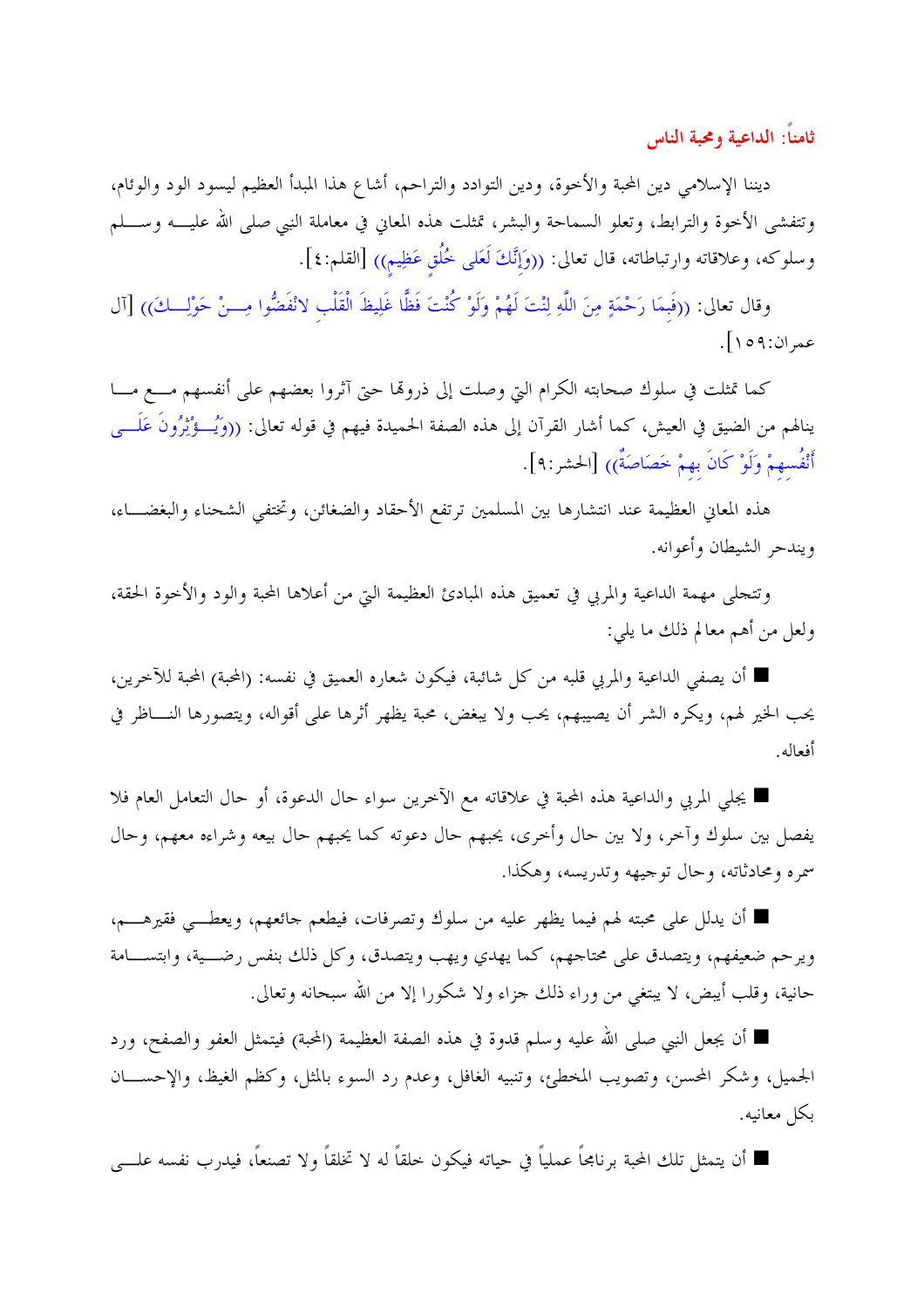## ثامناً: الداعية ومحبة الناس

ديننا الإسلامي دين المحبة والأخوة، ودين التوادد والتراحم، أشاع هذا المبدأ العظيم ليسود الود والوئام، وتتفشى الأخوة والترابط، وتعلو السماحة والبشر، تمثلت هذه المعاني في معاملة النبي صلى الله عليه وسلم وسلوكه، وعلاقاته وارتباطاته، قال تعالى: ((وَإِنَّكَ لَعَلى خُلُقٍ عَظِيمٍ)) [القلم:٤].

وقال تعالى: ((فَبِمَا رَحْمَةٍ مِنَ اللَّهِ لِنْتَ لَهُمْ وَلَوْ كُنْتَ فَظًّا غَلِيظَ الْقَلْبِ لانْفَضُّوا مِنْ حَوْلِكَ)) [آل عمران:١٥٩].

كما تمثلت في سلوك صحابته الكرام التي وصلت إلى ذروتها حتى آثروا بعضهم على أنفسهم مع ما ينالهم من الضيق في العيش، كما أشار القرآن إلى هذه الصفة الحميدة فيهم في قوله تعالى: ((وَيُؤْثِرُونَ عَلَى أَنْفُسِهِمْ وَلَوْ كَانَ بِهِمْ خَصَاصَةٌ)) [الحشر:٩].

هذه المعاني العظيمة عند انتشارها بين المسلمين ترتفع الأحقاد والضغائن، وتختفي الشحناء والبغضاء، ويندحر الشيطان وأعوانه.

وتتجلى مهمة الداعية والمربي في تعميق هذه المبادئ العظيمة التي من أعلاها المحبة والود والأخوة الحقة، ولعل من أهم معالم ذلك ما يلي:

■ أن يصفي الداعية والمربي قلبه من كل شائبة، فيكون شعاره العميق في نفسه: (المحبة) للآخرين، يحب الخير لهم، ويكره الشر أن يصيبهم، يحب ولا يبغض، محبة يظهر أثرها على أقواله، ويتصورها الناظر في أفعاله.

■ يجلي المربي والداعية هذه المحبة في علاقاته مع الآخرين سواء حال الدعوة، أو حال التعامل العام فلا يفصل بين سلوك وآخر، ولا بين حال وأخرى، يحبهم حال دعوته كما يحبهم حال بيعه وشرائه معهم، وحال سمره ومحادثاته، وحال توجيهه وتدريسه، وهكذا.

■ أن يدلل على محبته لهم فيما يظهر عليه من سلوك وتصرفات، فيطعم جائعهم، ويعطي فقيرهم، ويرحم ضعيفهم، ويتصدق على محتاجهم، كما يهدي ويهب ويتصدق، وكل ذلك بنفس رضية، وابتسامة حانية، وقلب أبيض، لا يبتغي من وراء ذلك جزاء ولا شكورا إلا من الله سبحانه وتعالى.

■ أن يجعل النبي صلى الله عليه وسلم قدوة في هذه الصفة العظيمة (المحبة) فيتمثل العفو والصفح، ورد الجميل، وشكر المحسن، وتصويب المخطئ، وتنبيه الغافل، وعدم رد السوء بالمثل، وكظم الغيظ، والإحسان بكل معانيه.

■ أن يتمثل تلك المحبة برنامجاً عملياً في حياته فيكون خلقاً له لا تخلقاً ولا تصنعاً، فيدرب نفسه على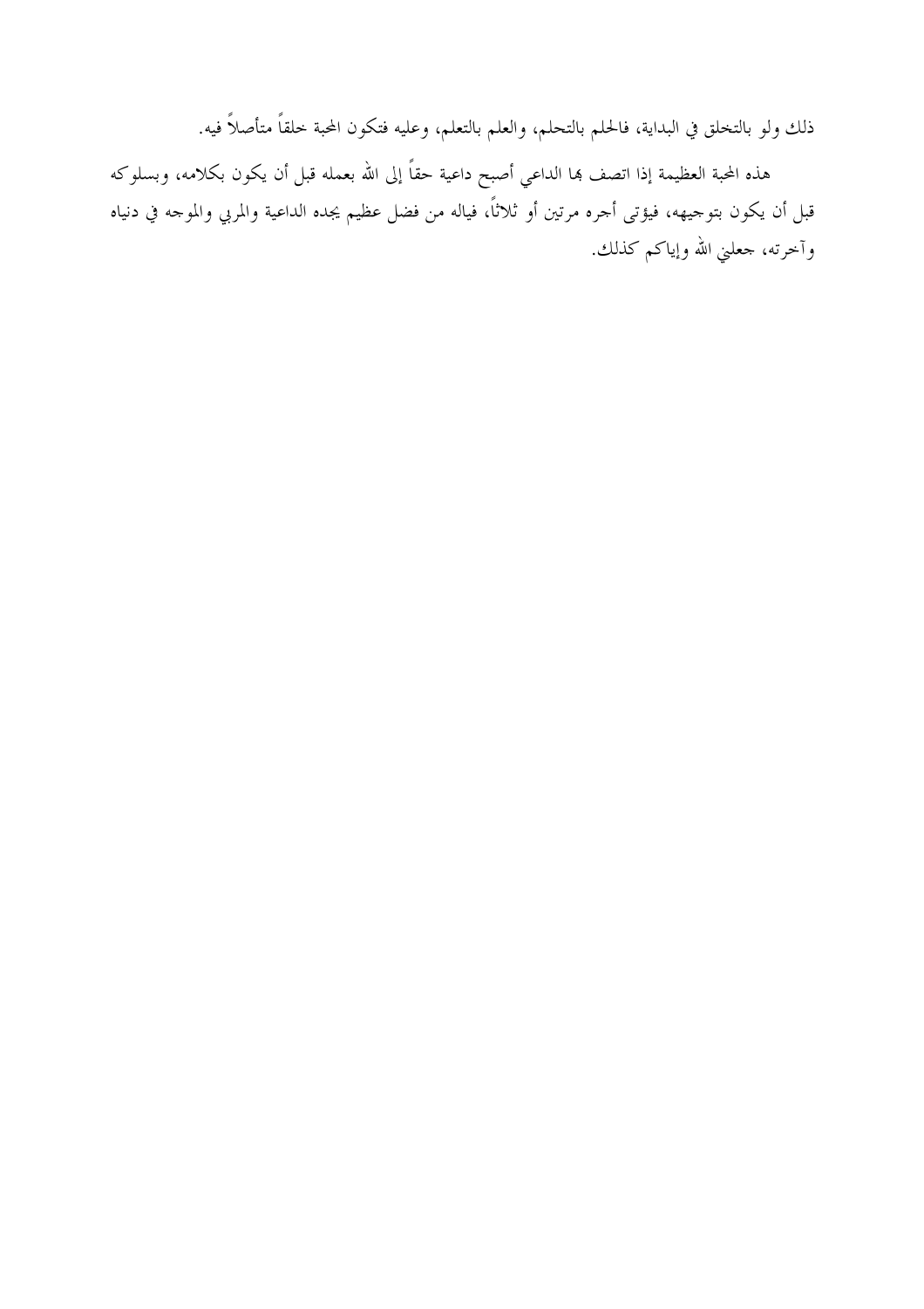ذلك ولو بالتخلق في البداية، فالحلم بالتحلم، والعلم بالتعلم، وعليه فتكون المحبة خلقاً متأصلاً فيه.

هذه المحبة العظيمة إذا اتصف بها الداعي أصبح داعية حقاً إلى الله بعمله قبل أن يكون بكلامه، وبسلوكه قبل أن يكون بتوجيهه، فيؤتى أجره مرتين أو ثلاثاً، فياله من فضل عظيم يجده الداعية والمربي والموجه في دنياه وآخرته، جعلني الله وإياكم كذلك.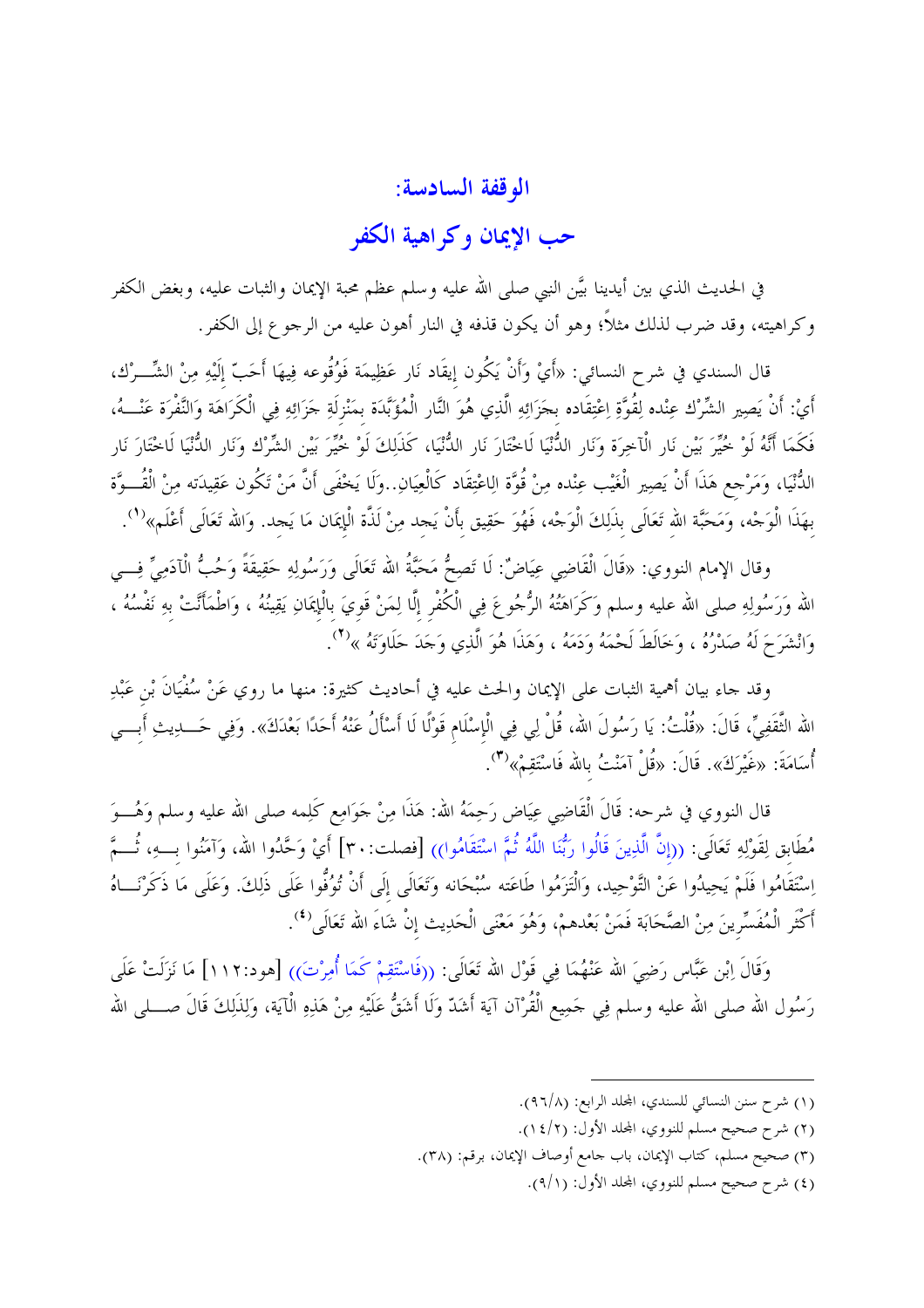## الوقفة السادسة:

## حب الإيمان وكراهية الكفر

في الحديث الذي بين أيدينا بيَّن النبي صلى الله عليه وسلم عظم محبة الإيمان والثبات عليه، وبغض الكفر وكراهيته، وقد ضرب لذلك مثلاً؛ وهو أن يكون قذفه في النار أهون عليه من الرجوع إلى الكفر.

قال السندي في شرح النسائي: «أَيْ وَأَنْ يَكُون إِيقَاد نَار عَظِيمَة فَوُقُوعه فِيهَا أَحَبّ إِلَيْهِ مِنْ الشِّرْك، أَيْ: أَنْ يَصِير الشِّرْك عِنْده لِقُوَّةِ اِعْتِقَاده بِجَزَائِهِ الَّذِي هُوَ النَّار الْمُؤَبَّدَة بِمَنْزِلَةِ جَزَائِهِ فِي الْكَرَاهَة وَالنَّفْرَة عَنْهُ، فَكَمَا أَنَّهُ لَوْ خُيِّرَ بَيْن نَار الْآخِرَة وَنَار الدُّنْيَا لَاخْتَارَ نَار الدُّنْيَا، كَذَلِكَ لَوْ خُيِّرَ بَيْن الشِّرْك وَنَار الدُّنْيَا لَاخْتَارَ نَار الدُّنْيَا، وَمَرْجِع هَذَا أَنْ يَصِير الْغَيْب عِنْده مِنْ قُوَّة الِاعْتِقَاد كَالْعِيَانِ..وَلَا يَخْفَى أَنَّ مَنْ تَكُون عَقِيدَته مِنْ الْقُوَّة بِهَذَا الْوَجْه، وَمَحَبَّة الله تَعَالَى بِذَلِكَ الْوَجْه، فَهُوَ حَقِيق بِأَنْ يَجِد مِنْ لَذَّة الْإِيمَان مَا يَجِد. وَالله تَعَالَى أَعْلَم»(1).

وقال الإمام النووي: «قَالَ الْقَاضِي عِيَاضٌ: لَا تَصِحُّ مَحَبَّةُ الله تَعَالَى وَرَسُولِهِ حَقِيقَةً وَحُبُّ الْآدَمِيِّ فِي الله وَرَسُولِهِ صلى الله عليه وسلم وَكَرَاهَتُهُ الرُّجُوعَ فِي الْكُفْرِ إِلَّا لِمَنْ قَوِيَ بِالْإِيمَانِ يَقِينُهُ ، وَاطْمَأَنَّتْ بِهِ نَفْسُهُ ، وَانْشَرَحَ لَهُ صَدْرُهُ ، وَخَالَطَ لَحْمَهُ وَدَمَهُ ، وَهَذَا هُوَ الَّذِي وَجَدَ حَلَاوَتَهُ »(2).

وقد جاء بيان أهمية الثبات على الإيمان والحث عليه في أحاديث كثيرة: منها ما روي عَنْ سُفْيَانَ بْنِ عَبْدِ الله الثَّقَفِيِّ، قَالَ: «قُلْتُ: يَا رَسُولَ الله، قُلْ لِي فِي الْإِسْلَامِ قَوْلًا لَا أَسْأَلُ عَنْهُ أَحَدًا بَعْدَكَ». وَفِي حَدِيثِ أَبِي أُسَامَةَ: «غَيْرَكَ». قَالَ: «قُلْ آمَنْتُ بالله فَاسْتَقِمْ»(3).

قال النووي في شرحه: قَالَ الْقَاضِي عِيَاض رَحِمَهُ الله: هَذَا مِنْ جَوَامِع كَلِمه صلى الله عليه وسلم وَهُوَ مُطَابِق لِقَوْلِهِ تَعَالَى: ((إِنَّ الَّذِينَ قَالُوا رَبُّنَا اللَّهُ ثُمَّ اسْتَقَامُوا)) [فصلت:30] أَيْ وَحَّدُوا الله، وَآمَنُوا بِهِ، ثُمَّ اِسْتَقَامُوا فَلَمْ يَحِيدُوا عَنْ التَّوْحِيد، وَالْتَزَمُوا طَاعَته سُبْحَانه وَتَعَالَى إِلَى أَنْ تُوُفُّوا عَلَى ذَلِكَ. وَعَلَى مَا ذَكَرْنَاهُ أَكْثَر الْمُفَسِّرِينَ مِنْ الصَّحَابَة فَمَنْ بَعْدهمْ، وَهُوَ مَعْنَى الْحَدِيث إِنْ شَاءَ الله تَعَالَى(4).

وَقَالَ اِبْن عَبَّاس رَضِيَ الله عَنْهُمَا فِي قَوْل الله تَعَالَى: ((فَاسْتَقِمْ كَمَا أُمِرْتَ)) [هود:112] مَا نَزَلَتْ عَلَى رَسُول الله صلى الله عليه وسلم فِي جَمِيع الْقُرْآن آيَة أَشَدّ وَلَا أَشَقُّ عَلَيْهِ مِنْ هَذِهِ الْآيَة، وَلِذَلِكَ قَالَ صلى الله

---

(1) شرح سنن النسائي للسندي، المجلد الرابع: (96/8).

(2) شرح صحيح مسلم للنووي، المجلد الأول: (14/2).

(3) صحيح مسلم، كتاب الإيمان، باب جامع أوصاف الإيمان، برقم: (38).

(4) شرح صحيح مسلم للنووي، المجلد الأول: (9/1).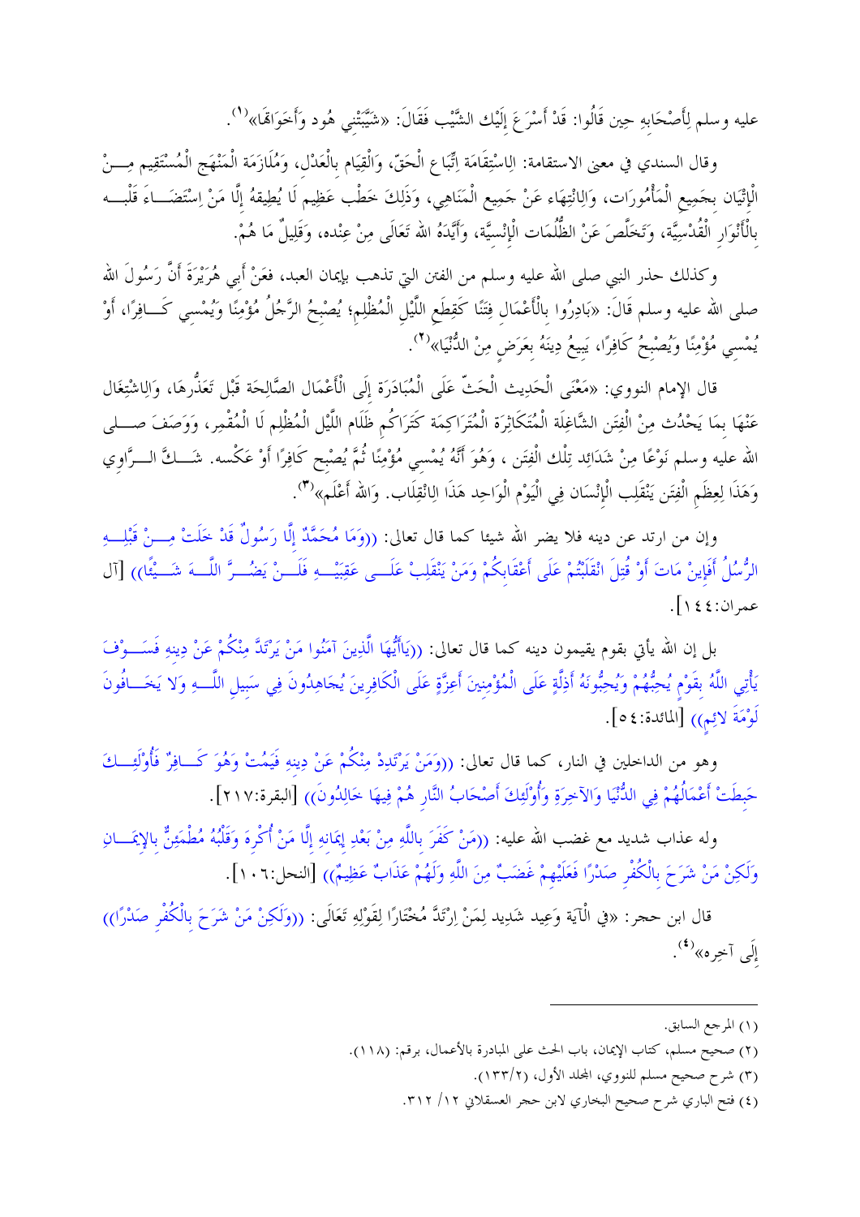عليه وسلم لِأَصْحَابِهِ حِين قَالُوا: قَدْ أَسْرَعَ إِلَيْك الشَّيْب فَقَالَ: «شَيَّبَتْنِي هُود وَأَخَوَاتهَا»[1].

وقال السندي في معنى الاستقامة: الِاسْتِقَامَة اِتِّبَاع الْحَقّ، وَالْقِيَام بِالْعَدْلِ، وَمُلَازَمَة الْمَنْهَج الْمُسْتَقِيم مِنْ الْإِتْيَان بِجَمِيعِ الْمَأْمُورَات، وَالِانْتِهَاء عَنْ جَمِيع الْمَنَاهِي، وَذَلِكَ خَطْب عَظِيم لَا يُطِيقهُ إِلَّا مَنْ اِسْتَضَاءَ قَلْبه بِالْأَنْوَارِ الْقُدْسِيَّة، وَتَخَلَّصَ عَنْ الظُّلُمَات الْإِنْسِيَّة، وَأَيَّدَهُ الله تَعَالَى مِنْ عِنْده، وَقَلِيلٌ مَا هُمْ.

وكذلك حذر النبي صلى الله عليه وسلم من الفتن التي تذهب بإيمان العبد، فعَنْ أَبِي هُرَيْرَةَ أَنَّ رَسُولَ الله صلى الله عليه وسلم قَالَ: «بَادِرُوا بِالْأَعْمَالِ فِتَنًا كَقِطَعِ اللَّيْلِ الْمُظْلِمِ؛ يُصْبِحُ الرَّجُلُ مُؤْمِنًا وَيُمْسِي كَافِرًا، أَوْ يُمْسِي مُؤْمِنًا وَيُصْبِحُ كَافِرًا، يَبِيعُ دِينَهُ بِعَرَضٍ مِنْ الدُّنْيَا»[2].

قال الإمام النووي: «مَعْنَى الْحَدِيث الْحَثّ عَلَى الْمُبَادَرَة إِلَى الْأَعْمَال الصَّالِحَة قَبْل تَعَذُّرهَا، وَالِاشْتِغَال عَنْهَا بِمَا يَحْدُث مِنْ الْفِتَن الشَّاغِلَة الْمُتَكَاثِرَة الْمُتَرَاكِمَة كَتَرَاكُمِ ظَلَام اللَّيْل الْمُظْلِم لَا الْمُقْمِر، وَوَصَفَ صلى الله عليه وسلم نَوْعًا مِنْ شَدَائِد تِلْكَ الْفِتَن، وَهُوَ أَنَّهُ يُمْسِي مُؤْمِنًا ثُمَّ يُصْبِح كَافِرًا أَوْ عَكْسه. شَكَّ الرَّاوِي وَهَذَا لِعِظَمِ الْفِتَن يَنْقَلِب الْإِنْسَان فِي الْيَوْم الْوَاحِد هَذَا الِانْقِلَاب. وَالله أَعْلَم»[3].

وإن من ارتد عن دينه فلا يضر الله شيئا كما قال تعالى: ((وَمَا مُحَمَّدٌ إِلَّا رَسُولٌ قَدْ خَلَتْ مِنْ قَبْلِهِ الرُّسُلُ أَفَإِينْ مَاتَ أَوْ قُتِلَ انْقَلَبْتُمْ عَلَى أَعْقَابِكُمْ وَمَنْ يَنْقَلِبْ عَلَى عَقِبَيْهِ فَلَنْ يَضُرَّ اللَّهَ شَيْئًا)) [آل عمران:١٤٤].

بل إن الله يأتي بقوم يقيمون دينه كما قال تعالى: ((يَاأَيُّهَا الَّذِينَ آمَنُوا مَنْ يَرْتَدَّ مِنْكُمْ عَنْ دِينِهِ فَسَوْفَ يَأْتِي اللَّهُ بِقَوْمٍ يُحِبُّهُمْ وَيُحِبُّونَهُ أَذِلَّةٍ عَلَى الْمُؤْمِنِينَ أَعِزَّةٍ عَلَى الْكَافِرِينَ يُجَاهِدُونَ فِي سَبِيلِ اللَّهِ وَلا يَخَافُونَ لَوْمَةَ لائِمٍ)) [المائدة:٥٤].

وهو من الداخلين في النار، كما قال تعالى: ((وَمَنْ يَرْتَدِدْ مِنْكُمْ عَنْ دِينِهِ فَيَمُتْ وَهُوَ كَافِرٌ فَأُوْلَئِكَ حَبِطَتْ أَعْمَالُهُمْ فِي الدُّنْيَا وَالآخِرَةِ وَأُوْلَئِكَ أَصْحَابُ النَّارِ هُمْ فِيهَا خَالِدُونَ)) [البقرة:٢١٧].

وله عذاب شديد مع غضب الله عليه: ((مَنْ كَفَرَ بِاللَّهِ مِنْ بَعْدِ إِيمَانِهِ إِلَّا مَنْ أُكْرِهَ وَقَلْبُهُ مُطْمَئِنٌّ بِالإِيمَانِ وَلَكِنْ مَنْ شَرَحَ بِالْكُفْرِ صَدْرًا فَعَلَيْهِمْ غَضَبٌ مِنَ اللَّهِ وَلَهُمْ عَذَابٌ عَظِيمٌ)) [النحل:١٠٦].

قال ابن حجر: «فِي الْآيَة وَعِيد شَدِيد لِمَنْ اِرْتَدَّ مُخْتَارًا لِقَوْلِهِ تَعَالَى: ((وَلَكِنْ مَنْ شَرَحَ بِالْكُفْرِ صَدْرًا)) إِلَى آخِره»[4].

---

(١) المرجع السابق.

(٢) صحيح مسلم، كتاب الإيمان، باب الحث على المبادرة بالأعمال، برقم: (١١٨).

(٣) شرح صحيح مسلم للنووي، المجلد الأول، (١٣٣/٢).

(٤) فتح الباري شرح صحيح البخاري لابن حجر العسقلاني ١٢/ ٣١٢.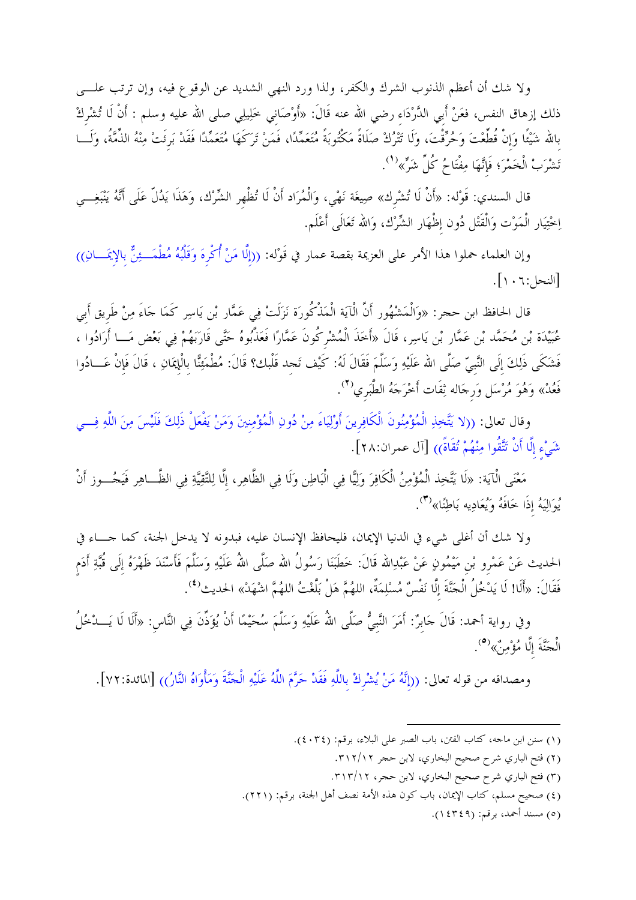ولا شك أن أعظم الذنوب الشرك والكفر، ولذا ورد النهي الشديد عن الوقوع فيه، وإن ترتب على ذلك إزهاق النفس، فعَنْ أَبِي الدَّرْدَاءِ رضي الله عنه قَالَ: «أَوْصَانِي خَلِيلِي صلى الله عليه وسلم : أَنْ لَا تُشْرِكْ بِاللَّهِ شَيْئًا وَإِنْ قُطِّعْتَ وَحُرِّقْتَ، وَلَا تَتْرُكْ صَلَاةً مَكْتُوبَةً مُتَعَمِّدًا، فَمَنْ تَرَكَهَا مُتَعَمِّدًا فَقَدْ بَرِئَتْ مِنْهُ الذِّمَّةُ، وَلَا تَشْرَبْ الْخَمْرَ؛ فَإِنَّهَا مِفْتَاحُ كُلِّ شَرٍّ»(١).

قال السندي: قَوْله: «أَنْ لَا تُشْرِك» صِيغَة نَهْي، وَالْمُرَاد أَنْ لَا تُظْهِر الشِّرْك، وَهَذَا يَدُلّ عَلَى أَنَّهُ يَنْبَغِي اِخْتِيَار الْمَوْت وَالْقَتْل دُون إِظْهَار الشِّرْك، وَاللهُ تَعَالَى أَعْلَم.

وإن العلماء حملوا هذا الأمر على العزيمة بقصة عمار في قَوْله: ((إِلَّا مَنْ أُكْرِهَ وَقَلْبُهُ مُطْمَئِنٌّ بِالإِيمَانِ)) [النحل:١٠٦].

قال الحافظ ابن حجر: «وَالْمَشْهُور أَنَّ الْآيَة الْمَذْكُورَة نَزَلَتْ فِي عَمَّار بْن يَاسِر كَمَا جَاءَ مِنْ طَرِيق أَبِي عُبَيْدَة بْن مُحَمَّد بْن عَمَّار بْن يَاسِر، قَالَ «أَخَذَ الْمُشْرِكُونَ عَمَّارًا فَعَذَّبُوهُ حَتَّى قَارَبَهُمْ فِي بَعْض مَا أَرَادُوا ، فَشَكَى ذَلِكَ إِلَى النَّبِيّ صَلَّى الله عَلَيْهِ وَسَلَّمَ فَقَالَ لَهُ: كَيْف تجد قَلْبك؟ قَالَ: مُطْمَئِنًّا بِالْإِيمَانِ ، قَالَ فَإِنْ عَادُوا فَعُدْ» وَهُوَ مُرْسَل وَرِجَاله ثِقَات أَخْرَجَهُ الطَّبَرِي(٢).

وقال تعالى: ((لا يَتَّخِذِ الْمُؤْمِنُونَ الْكَافِرِينَ أَوْلِيَاءَ مِنْ دُونِ الْمُؤْمِنِينَ وَمَنْ يَفْعَلْ ذَلِكَ فَلَيْسَ مِنَ اللَّهِ فِي شَيْءٍ إِلَّا أَنْ تَتَّقُوا مِنْهُمْ تُقَاةً)) [آل عمران:٢٨].

مَعْنَى الْآيَة: «لَا يَتَّخِذ الْمُؤْمِنُ الْكَافِرَ وَلِيًّا فِي الْبَاطِن وَلَا فِي الظَّاهِر، إِلَّا لِلتَّقِيَّةِ فِي الظَّاهِر فَيَجُوز أَنْ يُوَالِيَهُ إِذَا خَافَهُ وَيُعَادِيه بَاطِنًا»(٣).

ولا شك أن أغلى شيء في الدنيا الإيمان، فليحافظ الإنسان عليه، فبدونه لا يدخل الجنة، كما جاء في الحديث عَنْ عَمْرِو بْنِ مَيْمُونٍ عَنْ عَبْدِاللهِ قَالَ: خَطَبَنَا رَسُولُ الله صَلَّى اللهُ عَلَيْهِ وَسَلَّمَ فَأَسْنَدَ ظَهْرَهُ إِلَى قُبَّةِ أَدَمٍ فَقَالَ: «أَلَا! لَا يَدْخُلُ الْجَنَّةَ إِلَّا نَفْسٌ مُسْلِمَةٌ، اللهُمَّ هَلْ بَلَّغْتُ اللهُمَّ اشْهَدْ» الحديث(٤).

وفي رواية أحمد: قَالَ جَابِرٌ: أَمَرَ النَّبِيُّ صَلَّى اللهُ عَلَيْهِ وَسَلَّمَ سُحَيْمًا أَنْ يُؤَذِّنَ فِي النَّاسِ: «أَلَا لَا يَدْخُلُ الْجَنَّةَ إِلَّا مُؤْمِنٌ»(٥).

ومصداقه من قوله تعالى: ((إِنَّهُ مَنْ يُشْرِكْ بِاللَّهِ فَقَدْ حَرَّمَ اللَّهُ عَلَيْهِ الْجَنَّةَ وَمَأْوَاهُ النَّارُ)) [المائدة:٧٢].

---

(١) سنن ابن ماجه، كتاب الفتن، باب الصبر على البلاء، برقم: (٤٠٣٤).

(٢) فتح الباري شرح صحيح البخاري، لابن حجر ٣١٢/١٢.

(٣) فتح الباري شرح صحيح البخاري، لابن حجر، ٣١٣/١٢.

(٤) صحيح مسلم، كتاب الإيمان، باب كون هذه الأمة نصف أهل الجنة، برقم: (٢٢١).

(٥) مسند أحمد، برقم: (١٤٣٤٩).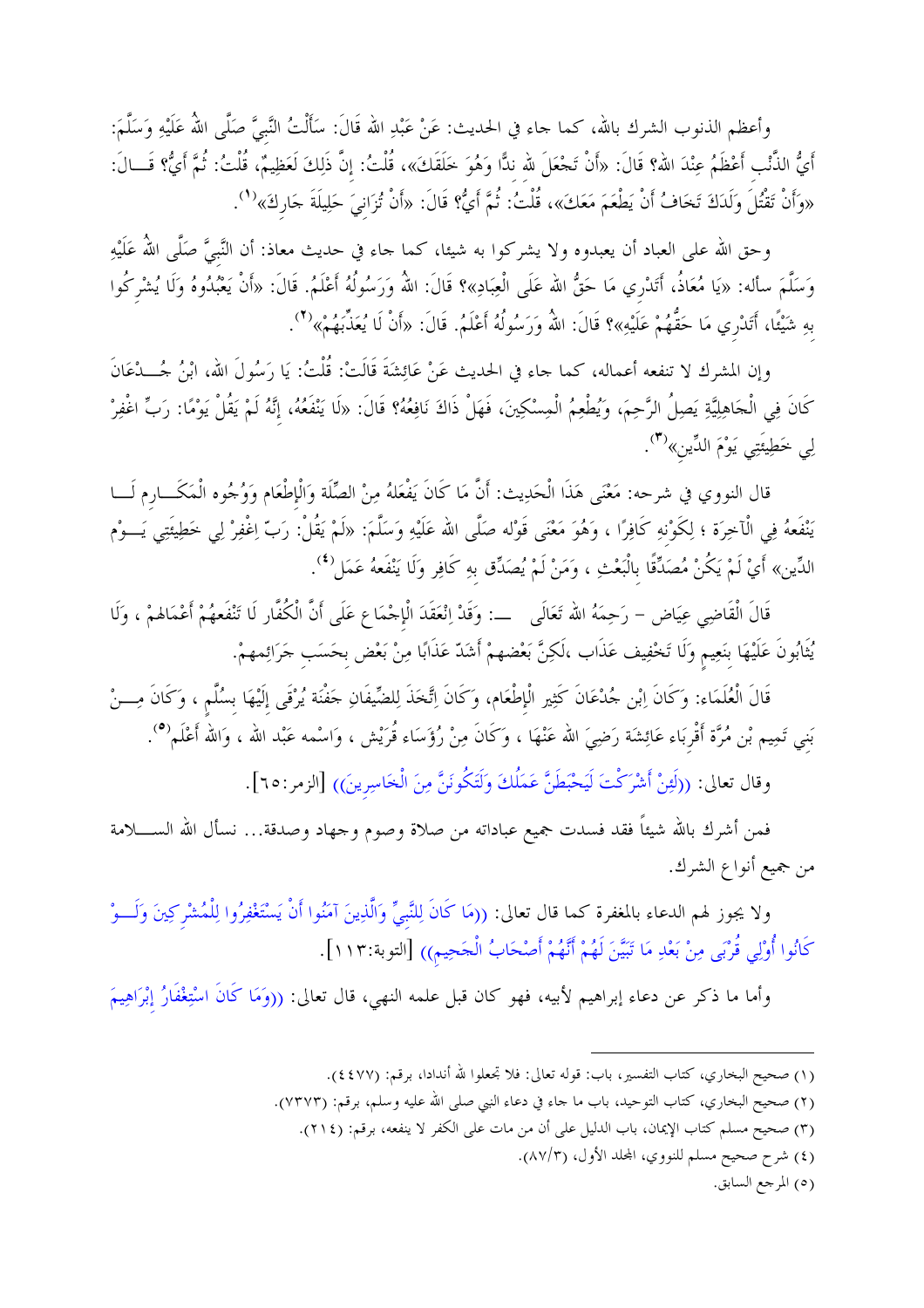وأعظم الذنوب الشرك بالله، كما جاء في الحديث: عَنْ عَبْدِ اللهِ قَالَ: سَأَلْتُ النَّبِيَّ صَلَّى اللهُ عَلَيْهِ وَسَلَّمَ: أَيُّ الذَّنْبِ أَعْظَمُ عِنْدَ اللهِ؟ قَالَ: «أَنْ تَجْعَلَ لِلهِ نِدًّا وَهُوَ خَلَقَكَ»، قُلْتُ: إِنَّ ذَلِكَ لَعَظِيمٌ، قُلْتُ: ثُمَّ أَيُّ؟ قَالَ: «وَأَنْ تَقْتُلَ وَلَدَكَ تَخَافُ أَنْ يَطْعَمَ مَعَكَ»، قُلْتُ: ثُمَّ أَيُّ؟ قَالَ: «أَنْ تُزَانِيَ حَلِيلَةَ جَارِكَ»(1).

وحق الله على العباد أن يعبدوه ولا يشركوا به شيئا، كما جاء في حديث معاذ: أن النَّبِيَّ صَلَّى اللهُ عَلَيْهِ وَسَلَّمَ سأله: «يَا مُعَاذُ، أَتَدْرِي مَا حَقُّ اللهِ عَلَى الْعِبَادِ»؟ قَالَ: اللهُ وَرَسُولُهُ أَعْلَمُ. قَالَ: «أَنْ يَعْبُدُوهُ وَلَا يُشْرِكُوا بِهِ شَيْئًا، أَتَدْرِي مَا حَقُّهُمْ عَلَيْهِ»؟ قَالَ: اللهُ وَرَسُولُهُ أَعْلَمُ. قَالَ: «أَنْ لَا يُعَذِّبَهُمْ»(2).

وإن المشرك لا تنفعه أعماله، كما جاء في الحديث عَنْ عَائِشَةَ قَالَتْ: قُلْتُ: يَا رَسُولَ اللهِ، ابْنُ جُدْعَانَ كَانَ فِي الْجَاهِلِيَّةِ يَصِلُ الرَّحِمَ، وَيُطْعِمُ الْمِسْكِينَ، فَهَلْ ذَاكَ نَافِعُهُ؟ قَالَ: «لَا يَنْفَعُهُ، إِنَّهُ لَمْ يَقُلْ يَوْمًا: رَبِّ اغْفِرْ لِي خَطِيئَتِي يَوْمَ الدِّينِ»(3).

قال النووي في شرحه: مَعْنَى هَذَا الْحَدِيث: أَنَّ مَا كَانَ يَفْعَلهُ مِنْ الصِّلَة وَالْإِطْعَام وَوُجُوه الْمَكَارِم لَا يَنْفَعهُ فِي الْآخِرَة ؛ لِكَوْنِهِ كَافِرًا ، وَهُوَ مَعْنَى قَوْله صَلَّى الله عَلَيْهِ وَسَلَّمَ: «لَمْ يَقُلْ: رَبّ اِغْفِرْ لِي خَطِيئَتِي يَوْم الدِّين» أَيْ لَمْ يَكُنْ مُصَدِّقًا بِالْبَعْثِ ، وَمَنْ لَمْ يُصَدِّق بِهِ كَافِر وَلَا يَنْفَعهُ عَمَل(4).

قَالَ الْقَاضِي عِيَاض – رَحِمَهُ الله تَعَالَى –: وَقَدْ اِنْعَقَدَ الْإِجْمَاع عَلَى أَنَّ الْكُفَّار لَا تَنْفَعهُمْ أَعْمَالهمْ ، وَلَا يُثَابُونَ عَلَيْهَا بِنَعِيمٍ وَلَا تَخْفِيف عَذَاب ،لَكِنَّ بَعْضهمْ أَشَدّ عَذَابًا مِنْ بَعْض بِحَسَبِ جَرَائِمهمْ.

قَالَ الْعُلَمَاء: وَكَانَ اِبْن جُدْعَانَ كَثِير الْإِطْعَام، وَكَانَ اِتَّخَذَ لِلضِّيفَانِ جَفْنَة يُرْقَى إِلَيْهَا بِسُلَّمٍ ، وَكَانَ مِنْ بَنِي تَيْمِ بْن مُرَّة أَقْرِبَاء عَائِشَة رَضِيَ الله عَنْهَا ، وَكَانَ مِنْ رُؤَسَاء قُرَيْش ، وَاسْمه عَبْد الله ، وَالله أَعْلَم(5).

وقال تعالى: ((لَئِنْ أَشْرَكْتَ لَيَحْبَطَنَّ عَمَلُكَ وَلَتَكُونَنَّ مِنَ الْخَاسِرِينَ)) [الزمر:65].

فمن أشرك بالله شيئاً فقد فسدت جميع عباداته من صلاة وصوم وجهاد وصدقة... نسأل الله السلامة من جميع أنواع الشرك.

ولا يجوز لهم الدعاء بالمغفرة كما قال تعالى: ((مَا كَانَ لِلنَّبِيِّ وَالَّذِينَ آمَنُوا أَنْ يَسْتَغْفِرُوا لِلْمُشْرِكِينَ وَلَوْ كَانُوا أُولِي قُرْبَى مِنْ بَعْدِ مَا تَبَيَّنَ لَهُمْ أَنَّهُمْ أَصْحَابُ الْجَحِيمِ)) [التوبة:113].

وأما ما ذكر عن دعاء إبراهيم لأبيه، فهو كان قبل علمه النهي، قال تعالى: ((وَمَا كَانَ اسْتِغْفَارُ إِبْرَاهِيمَ

---

(1) صحيح البخاري، كتاب التفسير، باب: قوله تعالى: فلا تجعلوا لله أندادا، برقم: (4477).

(2) صحيح البخاري، كتاب التوحيد، باب ما جاء في دعاء النبي صلى الله عليه وسلم، برقم: (7373).

(3) صحيح مسلم كتاب الإيمان، باب الدليل على أن من مات على الكفر لا ينفعه، برقم: (214).

(4) شرح صحيح مسلم للنووي، المجلد الأول، (87/3).

(5) المرجع السابق.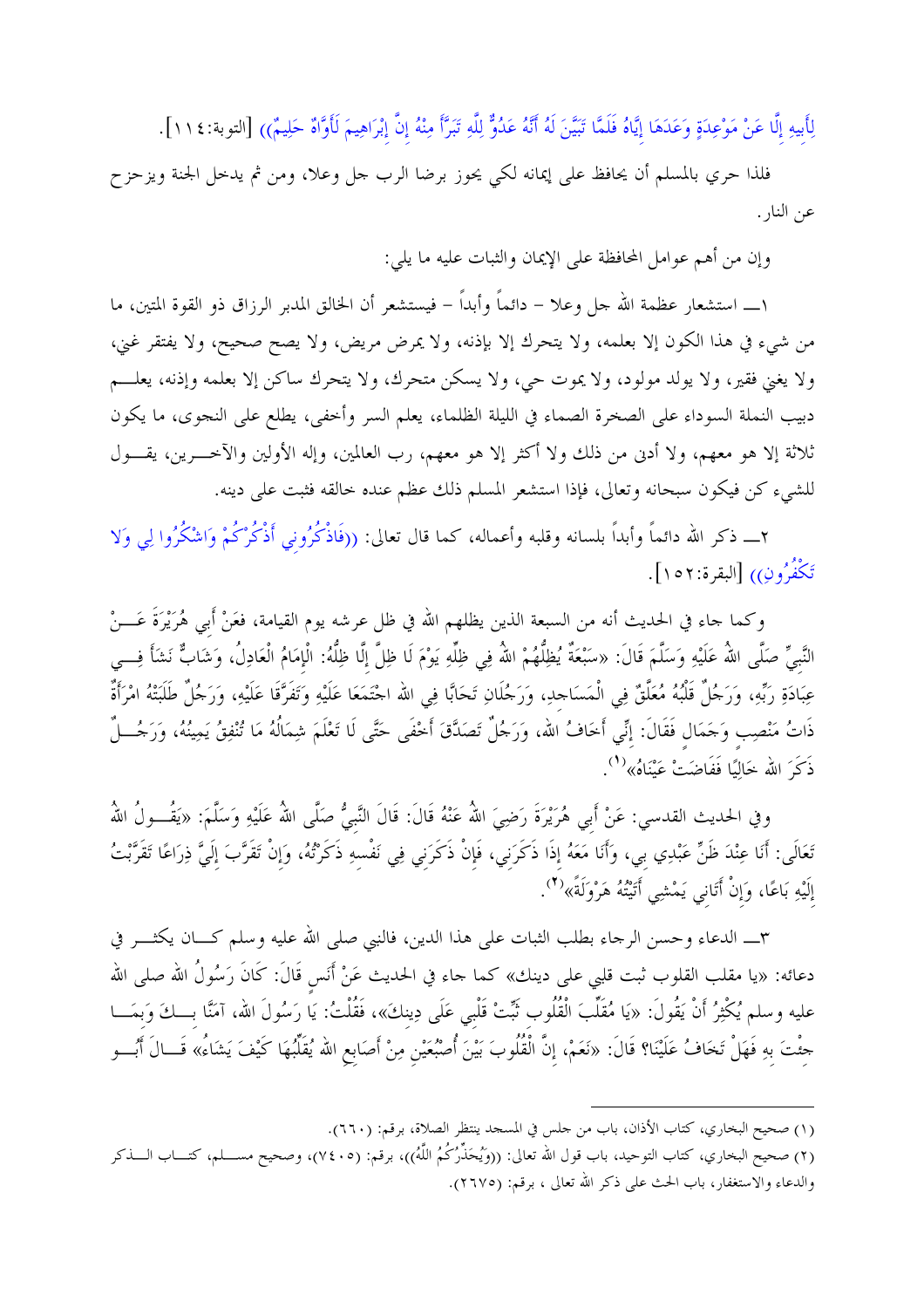لِأَبِيهِ إِلَّا عَنْ مَوْعِدَةٍ وَعَدَهَا إِيَّاهُ فَلَمَّا تَبَيَّنَ لَهُ أَنَّهُ عَدُوٌّ لِلَّهِ تَبَرَّأَ مِنْهُ إِنَّ إِبْرَاهِيمَ لَأَوَّاهٌ حَلِيمٌ)) [التوبة:١١٤].

فلذا حري بالمسلم أن يحافظ على إيمانه لكي يحوز برضا الرب جل وعلا، ومن ثم يدخل الجنة ويزحزح عن النار.

وإن من أهم عوامل المحافظة على الإيمان والثبات عليه ما يلي:

١ـــ استشعار عظمة الله جل وعلا – دائماً وأبداً – فيستشعر أن الخالق المدبر الرزاق ذو القوة المتين، ما من شيء في هذا الكون إلا بعلمه، ولا يتحرك إلا بإذنه، ولا يمرض مريض، ولا يصح صحيح، ولا يفتقر غني، ولا يغني فقير، ولا يولد مولود، ولا يموت حي، ولا يسكن متحرك، ولا يتحرك ساكن إلا بعلمه وإذنه، يعلم دبيب النملة السوداء على الصخرة الصماء في الليلة الظلماء، يعلم السر وأخفى، يطلع على النجوى، ما يكون ثلاثة إلا هو معهم، ولا أدنى من ذلك ولا أكثر إلا هو معهم، رب العالمين، وإله الأولين والآخرين، يقول للشيء كن فيكون سبحانه وتعالى، فإذا استشعر المسلم ذلك عظم عنده خالقه فثبت على دينه.

٢ـــ ذكر الله دائماً وأبداً بلسانه وقلبه وأعماله، كما قال تعالى: ((فَاذْكُرُونِي أَذْكُرْكُمْ وَاشْكُرُوا لِي وَلَا تَكْفُرُونِ)) [البقرة:١٥٢].

وكما جاء في الحديث أنه من السبعة الذين يظلهم الله في ظل عرشه يوم القيامة، فعَنْ أَبِي هُرَيْرَةَ عَنْ النَّبِيِّ صَلَّى اللهُ عَلَيْهِ وَسَلَّمَ قَالَ: «سَبْعَةٌ يُظِلُّهُمْ اللهُ فِي ظِلِّهِ يَوْمَ لَا ظِلَّ إِلَّا ظِلُّهُ: الْإِمَامُ الْعَادِلُ، وَشَابٌّ نَشَأَ فِي عِبَادَةِ رَبِّهِ، وَرَجُلٌ قَلْبُهُ مُعَلَّقٌ فِي الْمَسَاجِدِ، وَرَجُلَانِ تَحَابَّا فِي الله اجْتَمَعَا عَلَيْهِ وَتَفَرَّقَا عَلَيْهِ، وَرَجُلٌ طَلَبَتْهُ امْرَأَةٌ ذَاتُ مَنْصِبٍ وَجَمَالٍ فَقَالَ: إِنِّي أَخَافُ اللهَ، وَرَجُلٌ تَصَدَّقَ أَخْفَى حَتَّى لَا تَعْلَمَ شِمَالُهُ مَا تُنْفِقُ يَمِينُهُ، وَرَجُلٌ ذَكَرَ الله خَالِيًا فَفَاضَتْ عَيْنَاهُ»[١].

وفي الحديث القدسي: عَنْ أَبِي هُرَيْرَةَ رَضِيَ اللهُ عَنْهُ قَالَ: قَالَ النَّبِيُّ صَلَّى اللهُ عَلَيْهِ وَسَلَّمَ: «يَقُولُ اللهُ تَعَالَى: أَنَا عِنْدَ ظَنِّ عَبْدِي بِي، وَأَنَا مَعَهُ إِذَا ذَكَرَنِي، فَإِنْ ذَكَرَنِي فِي نَفْسِهِ ذَكَرْتُهُ، وَإِنْ تَقَرَّبَ إِلَيَّ ذِرَاعًا تَقَرَّبْتُ إِلَيْهِ بَاعًا، وَإِنْ أَتَانِي يَمْشِي أَتَيْتُهُ هَرْوَلَةً»[٢].

٣ـــ الدعاء وحسن الرجاء بطلب الثبات على هذا الدين، فالنبي صلى الله عليه وسلم كان يكثر في دعائه: «يا مقلب القلوب ثبت قلبي على دينك» كما جاء في الحديث عَنْ أَنَسٍ قَالَ: كَانَ رَسُولُ الله صلى الله عليه وسلم يُكْثِرُ أَنْ يَقُولَ: «يَا مُقَلِّبَ الْقُلُوبِ ثَبِّتْ قَلْبِي عَلَى دِينِكَ»، فَقُلْتُ: يَا رَسُولَ الله، آمَنَّا بِكَ وَبِمَا جِئْتَ بِهِ فَهَلْ تَخَافُ عَلَيْنَا؟ قَالَ: «نَعَمْ، إِنَّ الْقُلُوبَ بَيْنَ أُصْبُعَيْنِ مِنْ أَصَابِعِ الله يُقَلِّبُهَا كَيْفَ يَشَاءُ» قَالَ أَبُو

---

(١) صحيح البخاري، كتاب الأذان، باب من جلس في المسجد ينتظر الصلاة، برقم: (٦٦٠).

(٢) صحيح البخاري، كتاب التوحيد، باب قول الله تعالى: ((وَيُحَذِّرُكُمُ اللَّهُ))، برقم: (٧٤٠٥)، وصحيح مسلم، كتاب الذكر والدعاء والاستغفار، باب الحث على ذكر الله تعالى ، برقم: (٢٦٧٥).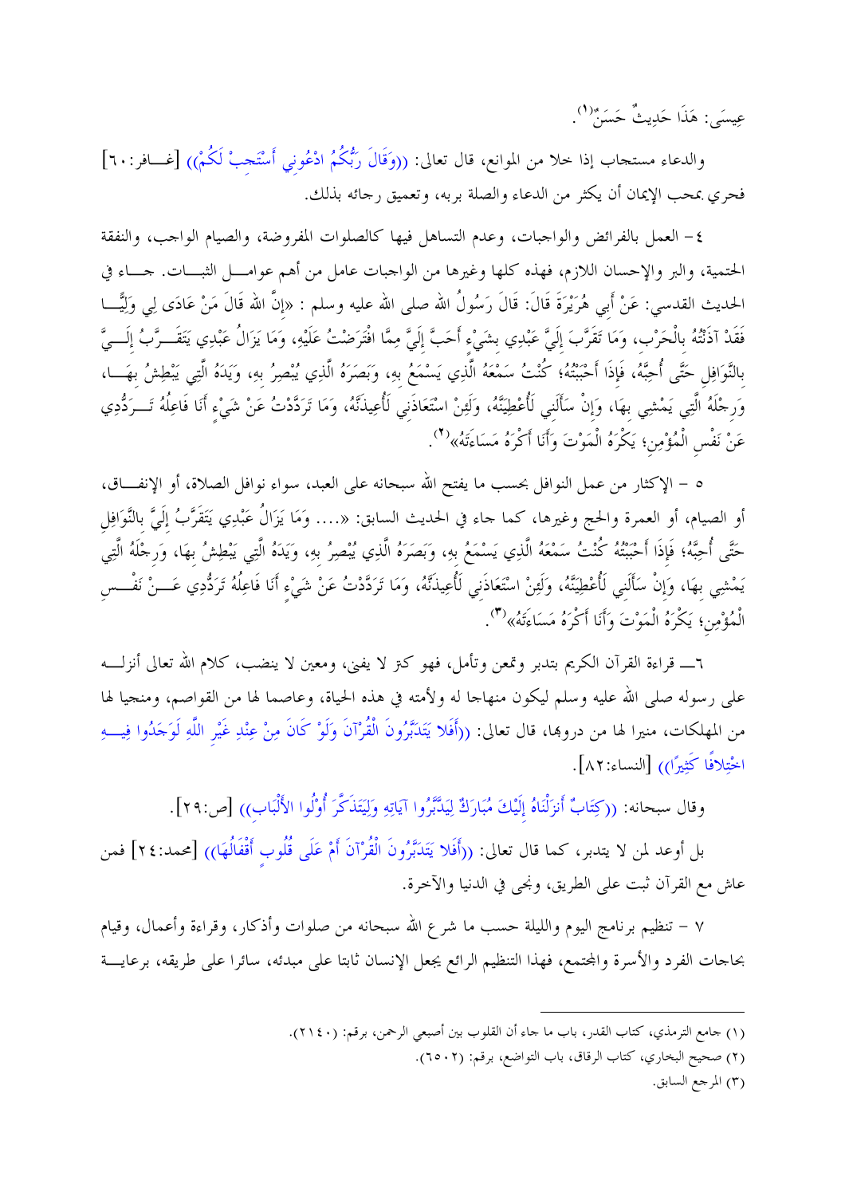عِيسَى: هَذَا حَدِيثٌ حَسَنٌ[1].

والدعاء مستجاب إذا خلا من الموانع، قال تعالى: ((وَقَالَ رَبُّكُمُ ادْعُونِي أَسْتَجِبْ لَكُمْ)) [غافر:٦٠] فحري بمحب الإيمان أن يكثر من الدعاء والصلة بربه، وتعميق رجائه بذلك.

٤- العمل بالفرائض والواجبات، وعدم التساهل فيها كالصلوات المفروضة، والصيام الواجب، والنفقة الحتمية، والبر والإحسان اللازم، فهذه كلها وغيرها من الواجبات عامل من أهم عوامل الثبات. جاء في الحديث القدسي: عَنْ أَبِي هُرَيْرَةَ قَالَ: قَالَ رَسُولُ اللهِ صلى الله عليه وسلم : «إِنَّ اللهَ قَالَ مَنْ عَادَى لِي وَلِيًّا فَقَدْ آذَنْتُهُ بِالْحَرْبِ، وَمَا تَقَرَّبَ إِلَيَّ عَبْدِي بِشَيْءٍ أَحَبَّ إِلَيَّ مِمَّا افْتَرَضْتُ عَلَيْهِ، وَمَا يَزَالُ عَبْدِي يَتَقَرَّبُ إِلَيَّ بِالنَّوَافِلِ حَتَّى أُحِبَّهُ، فَإِذَا أَحْبَبْتُهُ؛ كُنْتُ سَمْعَهُ الَّذِي يَسْمَعُ بِهِ، وَبَصَرَهُ الَّذِي يُبْصِرُ بِهِ، وَيَدَهُ الَّتِي يَبْطِشُ بِهَا، وَرِجْلَهُ الَّتِي يَمْشِي بِهَا، وَإِنْ سَأَلَنِي لَأُعْطِيَنَّهُ، وَلَئِنْ اسْتَعَاذَنِي لَأُعِيذَنَّهُ، وَمَا تَرَدَّدْتُ عَنْ شَيْءٍ أَنَا فَاعِلُهُ تَرَدُّدِي عَنْ نَفْسِ الْمُؤْمِنِ؛ يَكْرَهُ الْمَوْتَ وَأَنَا أَكْرَهُ مَسَاءَتَهُ»[2].

٥ – الإكثار من عمل النوافل بحسب ما يفتح الله سبحانه على العبد، سواء نوافل الصلاة، أو الإنفاق، أو الصيام، أو العمرة والحج وغيرها، كما جاء في الحديث السابق: «.... وَمَا يَزَالُ عَبْدِي يَتَقَرَّبُ إِلَيَّ بِالنَّوَافِلِ حَتَّى أُحِبَّهُ؛ فَإِذَا أَحْبَبْتُهُ كُنْتُ سَمْعَهُ الَّذِي يَسْمَعُ بِهِ، وَبَصَرَهُ الَّذِي يُبْصِرُ بِهِ، وَيَدَهُ الَّتِي يَبْطِشُ بِهَا، وَرِجْلَهُ الَّتِي يَمْشِي بِهَا، وَإِنْ سَأَلَنِي لَأُعْطِيَنَّهُ، وَلَئِنْ اسْتَعَاذَنِي لَأُعِيذَنَّهُ، وَمَا تَرَدَّدْتُ عَنْ شَيْءٍ أَنَا فَاعِلُهُ تَرَدُّدِي عَنْ نَفْسِ الْمُؤْمِنِ؛ يَكْرَهُ الْمَوْتَ وَأَنَا أَكْرَهُ مَسَاءَتَهُ»[3].

٦ـ قراءة القرآن الكريم بتدبر وتمعن وتأمل، فهو كنز لا يفنى، ومعين لا ينضب، كلام الله تعالى أنزله على رسوله صلى الله عليه وسلم ليكون منهاجا له ولأمته في هذه الحياة، وعاصما لها من القواصم، ومنجيا لها من المهلكات، منيرا لها من دروبها، قال تعالى: ((أَفَلَا يَتَدَبَّرُونَ الْقُرْآنَ وَلَوْ كَانَ مِنْ عِنْدِ غَيْرِ اللَّهِ لَوَجَدُوا فِيهِ اخْتِلَافًا كَثِيرًا)) [النساء:٨٢].

وقال سبحانه: ((كِتَابٌ أَنزَلْنَاهُ إِلَيْكَ مُبَارَكٌ لِيَدَّبَّرُوا آيَاتِهِ وَلِيَتَذَكَّرَ أُوْلُوا الأَلْبَابِ)) [ص:٢٩].

بل أوعد لمن لا يتدبر، كما قال تعالى: ((أَفَلَا يَتَدَبَّرُونَ الْقُرْآنَ أَمْ عَلَى قُلُوبٍ أَقْفَالُهَا)) [محمد:٢٤] فمن عاش مع القرآن ثبت على الطريق، ونجى في الدنيا والآخرة.

٧ – تنظيم برنامج اليوم والليلة حسب ما شرع الله سبحانه من صلوات وأذكار، وقراءة وأعمال، وقيام بحاجات الفرد والأسرة والمجتمع، فهذا التنظيم الرائع يجعل الإنسان ثابتا على مبدئه، سائرا على طريقه، برعاية

---

(١) جامع الترمذي، كتاب القدر، باب ما جاء أن القلوب بين أصبعي الرحمن، برقم: (٢١٤٠).

(٢) صحيح البخاري، كتاب الرقاق، باب التواضع، برقم: (٦٥٠٢).

(٣) المرجع السابق.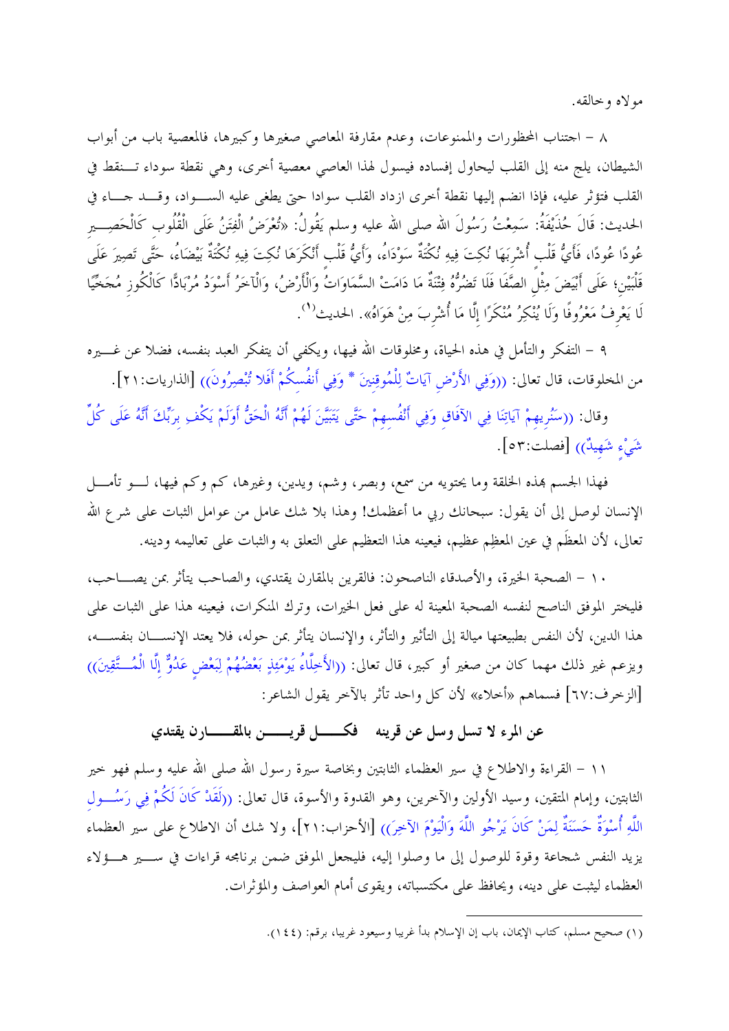مولاه وخالقه.

٨ – اجتناب المحظورات والممنوعات، وعدم مقارفة المعاصي صغيرها وكبيرها، فالمعصية باب من أبواب الشيطان، يلج منه إلى القلب ليحاول إفساده فيسول لهذا العاصي معصية أخرى، وهي نقطة سوداء تنقط في القلب فتؤثر عليه، فإذا انضم إليها نقطة أخرى ازداد القلب سوادا حتى يطغى عليه السواد، وقد جاء في الحديث: قَالَ حُذَيْفَةُ: سَمِعْتُ رَسُولَ اللهِ صلى الله عليه وسلم يَقُولُ: «تُعْرَضُ الْفِتَنُ عَلَى الْقُلُوبِ كَالْحَصِيرِ عُودًا عُودًا، فَأَيُّ قَلْبٍ أُشْرِبَهَا نُكِتَ فِيهِ نُكْتَةٌ سَوْدَاءُ، وَأَيُّ قَلْبٍ أَنْكَرَهَا نُكِتَ فِيهِ نُكْتَةٌ بَيْضَاءُ، حَتَّى تَصِيرَ عَلَى قَلْبَيْنِ؛ عَلَى أَبْيَضَ مِثْلِ الصَّفَا فَلَا تَضُرُّهُ فِتْنَةٌ مَا دَامَتْ السَّمَاوَاتُ وَالْأَرْضُ، وَالْآخَرُ أَسْوَدُ مُرْبَادًّا كَالْكُوزِ مُجَخِّيًا لَا يَعْرِفُ مَعْرُوفًا وَلَا يُنْكِرُ مُنْكَرًا إِلَّا مَا أُشْرِبَ مِنْ هَوَاهُ». الحديث[1].

٩ – التفكر والتأمل في هذه الحياة، ومخلوقات الله فيها، ويكفي أن يتفكر العبد بنفسه، فضلا عن غيره من المخلوقات، قال تعالى: ((وَفِي الأَرْضِ آيَاتٌ لِلْمُوقِنِينَ * وَفِي أَنفُسِكُمْ أَفَلا تُبْصِرُونَ)) [الذاريات:٢١].

وقال: ((سَنُرِيهِمْ آيَاتِنَا فِي الآفَاقِ وَفِي أَنفُسِهِمْ حَتَّى يَتَبَيَّنَ لَهُمْ أَنَّهُ الْحَقُّ أَوَلَمْ يَكْفِ بِرَبِّكَ أَنَّهُ عَلَى كُلِّ شَيْءٍ شَهِيدٌ)) [فصلت:٥٣].

فهذا الجسم بهذه الخلقة وما يحتويه من سمع، وبصر، وشم، ويدين، وغيرها، كم وكم فيها، لو تأمل الإنسان لوصل إلى أن يقول: سبحانك ربي ما أعظمك! وهذا بلا شك عامل من عوامل الثبات على شرع الله تعالى، لأن المعظَم في عين المعظِم عظيم، فيعينه هذا التعظيم على التعلق به والثبات على تعاليمه ودينه.

١٠ – الصحبة الخيرة، والأصدقاء الناصحون: فالقرين بالمقارن يقتدي، والصاحب يتأثر بمن يصاحب، فليختر الموفق الناصح لنفسه الصحبة المعينة له على فعل الخيرات، وترك المنكرات، فيعينه هذا على الثبات على هذا الدين، لأن النفس بطبيعتها ميالة إلى التأثير والتأثر، والإنسان يتأثر بمن حوله، فلا يعتد الإنسان بنفسه، ويزعم غير ذلك مهما كان من صغير أو كبير، قال تعالى: ((الأَخِلَّاءُ يَوْمَئِذٍ بَعْضُهُمْ لِبَعْضٍ عَدُوٌّ إِلَّا الْمُتَّقِينَ)) [الزخرف:٦٧] فسماهم «أخلاء» لأن كل واحد تأثر بالآخر يقول الشاعر:

**عن المرء لا تسل وسل عن قرينه ... فكل قرين بالمقارن يقتدي**

١١ – القراءة والاطلاع في سير العظماء الثابتين وبخاصة سيرة رسول الله صلى الله عليه وسلم فهو خير الثابتين، وإمام المتقين، وسيد الأولين والآخرين، وهو القدوة والأسوة، قال تعالى: ((لَقَدْ كَانَ لَكُمْ فِي رَسُولِ اللَّهِ أُسْوَةٌ حَسَنَةٌ لِمَنْ كَانَ يَرْجُو اللَّهَ وَالْيَوْمَ الآخِرَ)) [الأحزاب:٢١]، ولا شك أن الاطلاع على سير العظماء يزيد النفس شجاعة وقوة للوصول إلى ما وصلوا إليه، فليجعل الموفق ضمن برنامجه قراءات في سير هؤلاء العظماء ليثبت على دينه، ويحافظ على مكتسباته، ويقوى أمام العواصف والمؤثرات.

---

(١) صحيح مسلم، كتاب الإيمان، باب إن الإسلام بدأ غريبا وسيعود غريبا، برقم: (١٤٤).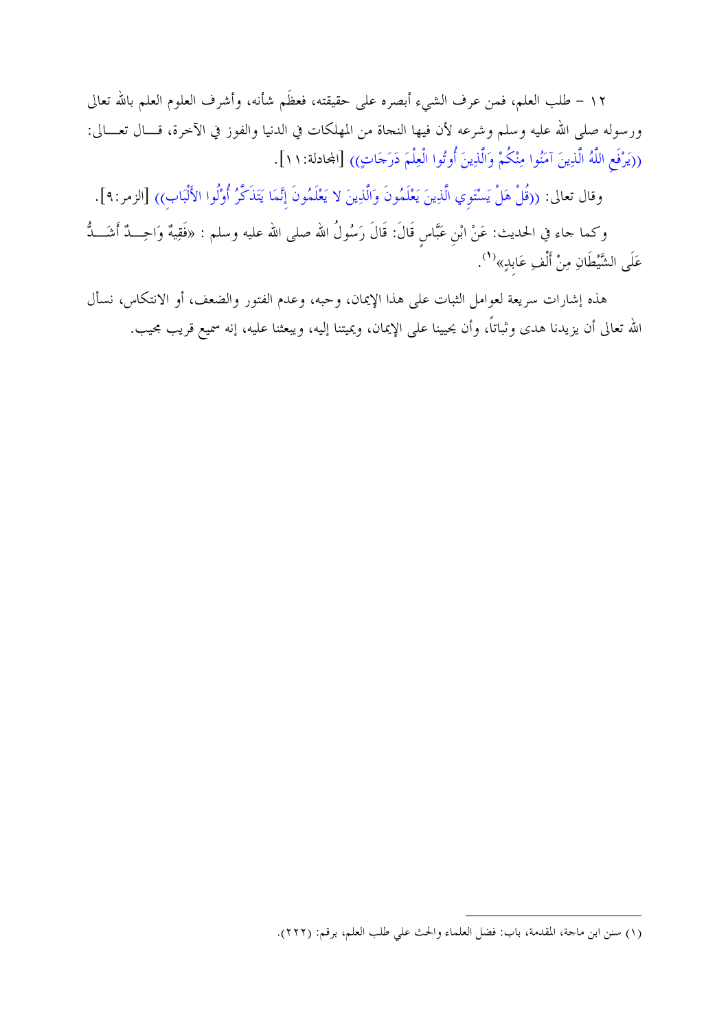١٢ – طلب العلم، فمن عرف الشيء أبصره على حقيقته، فعظَم شأنه، وأشرف العلوم العلم بالله تعالى ورسوله صلى الله عليه وسلم وشرعه لأن فيها النجاة من المهلكات في الدنيا والفوز في الآخرة، قال تعالى: ((يَرْفَعِ اللَّهُ الَّذِينَ آمَنُوا مِنْكُمْ وَالَّذِينَ أُوتُوا الْعِلْمَ دَرَجَاتٍ)) [المجادلة:١١].

وقال تعالى: ((قُلْ هَلْ يَسْتَوِي الَّذِينَ يَعْلَمُونَ وَالَّذِينَ لا يَعْلَمُونَ إِنَّمَا يَتَذَكَّرُ أُولُوا الأَلْبَابِ)) [الزمر:٩].

وكما جاء في الحديث: عَنْ ابْنِ عَبَّاسٍ قَالَ: قَالَ رَسُولُ الله صلى الله عليه وسلم: «فَقِيهٌ وَاحِدٌ أَشَدُّ عَلَى الشَّيْطَانِ مِنْ أَلْفِ عَابِدٍ»(١).

هذه إشارات سريعة لعوامل الثبات على هذا الإيمان، وحبه، وعدم الفتور والضعف، أو الانتكاس، نسأل الله تعالى أن يزيدنا هدى وثباتاً، وأن يحيينا على الإيمان، ويميتنا إليه، ويبعثنا عليه، إنه سميع قريب مجيب.

---

(١) سنن ابن ماجة، المقدمة، باب: فضل العلماء والحث على طلب العلم، برقم: (٢٢٢).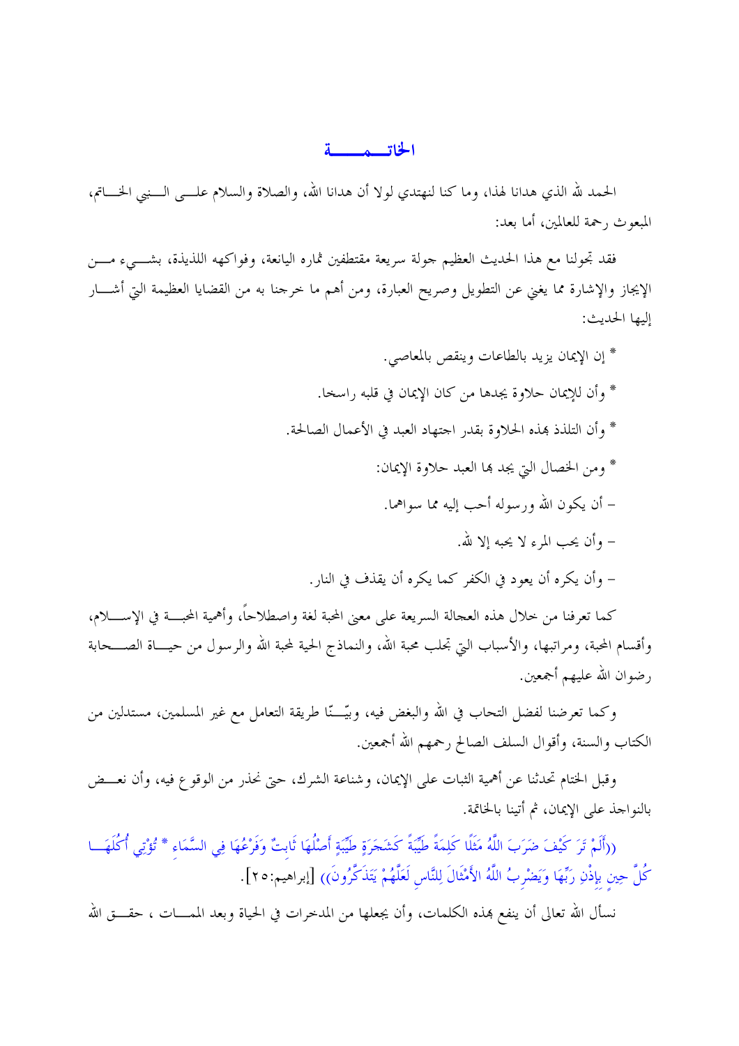# الخاتمة

الحمد لله الذي هدانا لهذا، وما كنا لنهتدي لولا أن هدانا الله، والصلاة والسلام على النبي الخاتم، المبعوث رحمة للعالمين، أما بعد:

فقد تجولنا مع هذا الحديث العظيم جولة سريعة مقتطفين ثماره اليانعة، وفواكهه اللذيذة، بشيء من الإيجاز والإشارة مما يغني عن التطويل وصريح العبارة، ومن أهم ما خرجنا به من القضايا العظيمة التي أشار إليها الحديث:

* إن الإيمان يزيد بالطاعات وينقص بالمعاصي.

* وأن للإيمان حلاوة يجدها من كان الإيمان في قلبه راسخا.

* وأن التلذذ بهذه الحلاوة بقدر اجتهاد العبد في الأعمال الصالحة.

* ومن الخصال التي يجد بها العبد حلاوة الإيمان:

– أن يكون الله ورسوله أحب إليه مما سواهما.

– وأن يحب المرء لا يحبه إلا لله.

– وأن يكره أن يعود في الكفر كما يكره أن يقذف في النار.

كما تعرفنا من خلال هذه العجالة السريعة على معنى المحبة لغة واصطلاحاً، وأهمية المحبة في الإسلام، وأقسام المحبة، ومراتبها، والأسباب التي تجلب محبة الله، والنماذج الحية لمحبة الله والرسول من حياة الصحابة رضوان الله عليهم أجمعين.

وكما تعرضنا لفضل التحاب في الله والبغض فيه، وبيّنّا طريقة التعامل مع غير المسلمين، مستدلين من الكتاب والسنة، وأقوال السلف الصالح رحمهم الله أجمعين.

وقبل الختام تحدثنا عن أهمية الثبات على الإيمان، وشناعة الشرك، حتى نحذر من الوقوع فيه، وأن نعض بالنواجذ على الإيمان، ثم أتينا بالخاتمة.

((أَلَمْ تَرَ كَيْفَ ضَرَبَ اللَّهُ مَثَلًا كَلِمَةً طَيِّبَةً كَشَجَرَةٍ طَيِّبَةٍ أَصْلُهَا ثَابِتٌ وَفَرْعُهَا فِي السَّمَاءِ * تُؤْتِي أُكُلَهَا كُلَّ حِينٍ بِإِذْنِ رَبِّهَا وَيَضْرِبُ اللَّهُ الْأَمْثَالَ لِلنَّاسِ لَعَلَّهُمْ يَتَذَكَّرُونَ)) [إبراهيم:٢٥].

نسأل الله تعالى أن ينفع بهذه الكلمات، وأن يجعلها من المدخرات في الحياة وبعد الممات ، حقق الله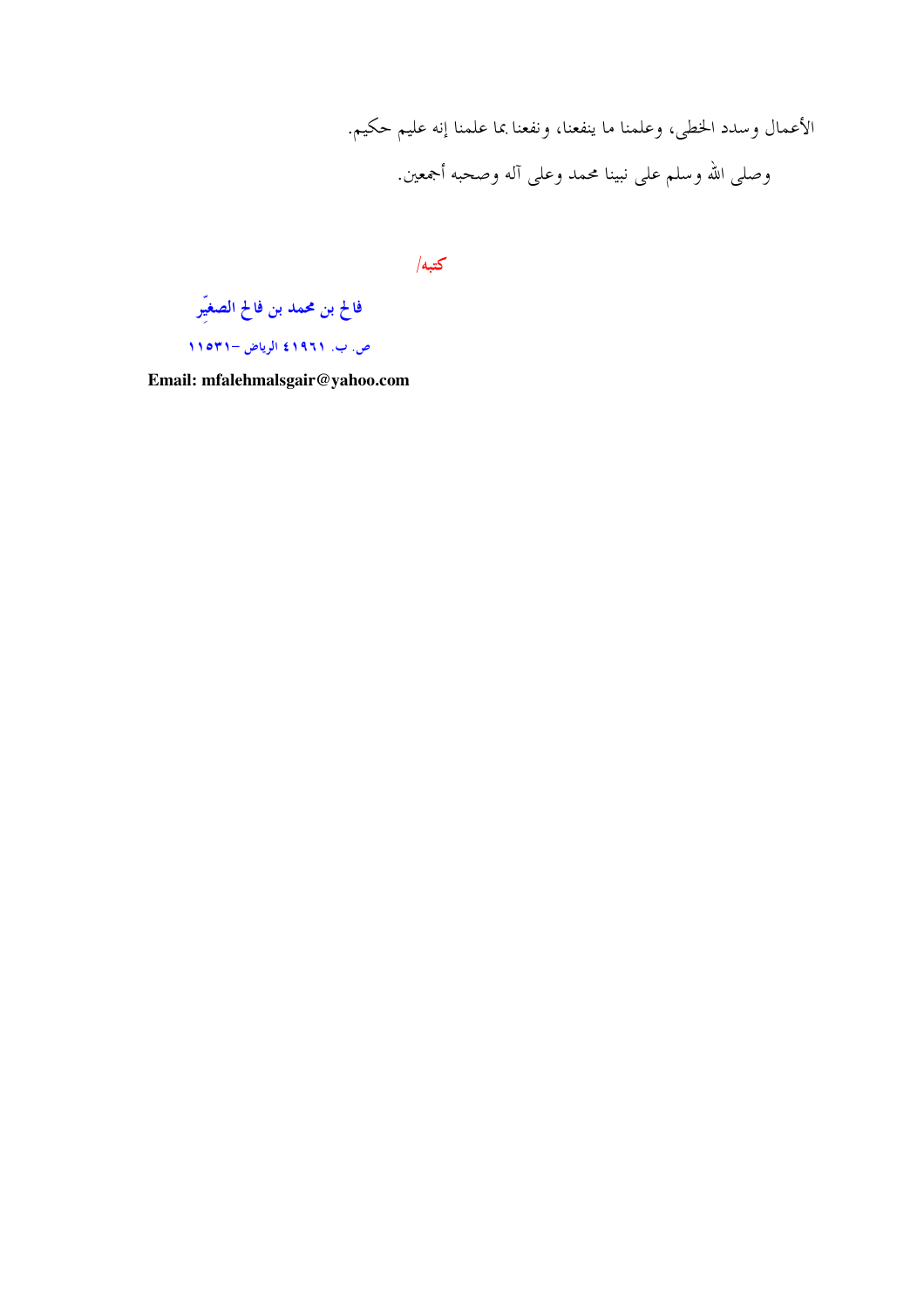الأعمال وسدد الخطى، وعلمنا ما ينفعنا، ونفعنا بما علمنا إنه عليم حكيم.

وصلى الله وسلم على نبينا محمد وعلى آله وصحبه أجمعين.

كتبه/

**فالح بن محمد بن فالح الصغيِّر**

ص. ب. ٤١٩٦١ الرياض -١١٥٣١

**Email: mfalehmalsgair@yahoo.com**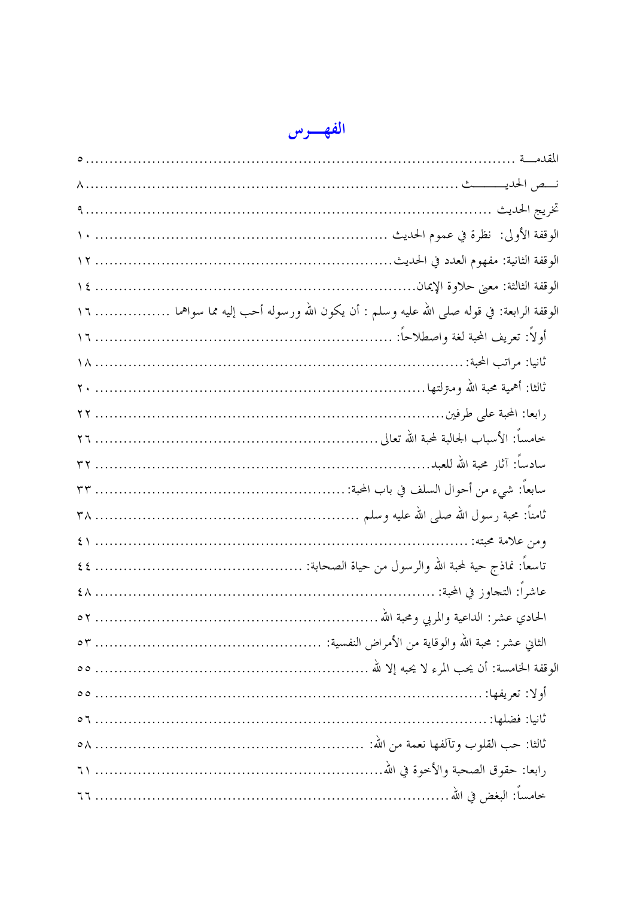# الفهـــرس

| | |
|---|---|
| المقدمـــة | ٥ |
| نـــص الحديـــــــث | ٨ |
| تخريج الحديث | ٩ |
| الوقفة الأولى: نظرة في عموم الحديث | ١٠ |
| الوقفة الثانية: مفهوم العدد في الحديث | ١٢ |
| الوقفة الثالثة: معنى حلاوة الإيمان | ١٤ |
| الوقفة الرابعة: في قوله صلى الله عليه وسلم : أن يكون الله ورسوله أحب إليه مما سواهما | ١٦ |
| أولاً: تعريف المحبة لغة واصطلاحاً: | ١٦ |
| ثانيا: مراتب المحبة: | ١٨ |
| ثالثا: أهمية محبة الله ومترلتها | ٢٠ |
| رابعا: المحبة على طرفين | ٢٢ |
| خامساً: الأسباب الجالبة لمحبة الله تعالى | ٢٦ |
| سادساً: آثار محبة الله للعبد | ٣٢ |
| سابعاً: شيء من أحوال السلف في باب المحبة: | ٣٣ |
| ثامناً: محبة رسول الله صلى الله عليه وسلم | ٣٨ |
| ومن علامة محبته: | ٤١ |
| تاسعاً: نماذج حية لمحبة الله والرسول من حياة الصحابة: | ٤٤ |
| عاشراً: التجاوز في المحبة: | ٤٨ |
| الحادي عشر: الداعية والمربي ومحبة الله | ٥٢ |
| الثاني عشر: محبة الله والوقاية من الأمراض النفسية: | ٥٣ |
| الوقفة الخامسة: أن يحب المرء لا يحبه إلا لله | ٥٥ |
| أولا: تعريفها: | ٥٥ |
| ثانيا: فضلها: | ٥٦ |
| ثالثا: حب القلوب وتآلفها نعمة من الله: | ٥٨ |
| رابعا: حقوق الصحبة والأخوة في الله | ٦١ |
| خامساً: البغض في الله | ٦٦ |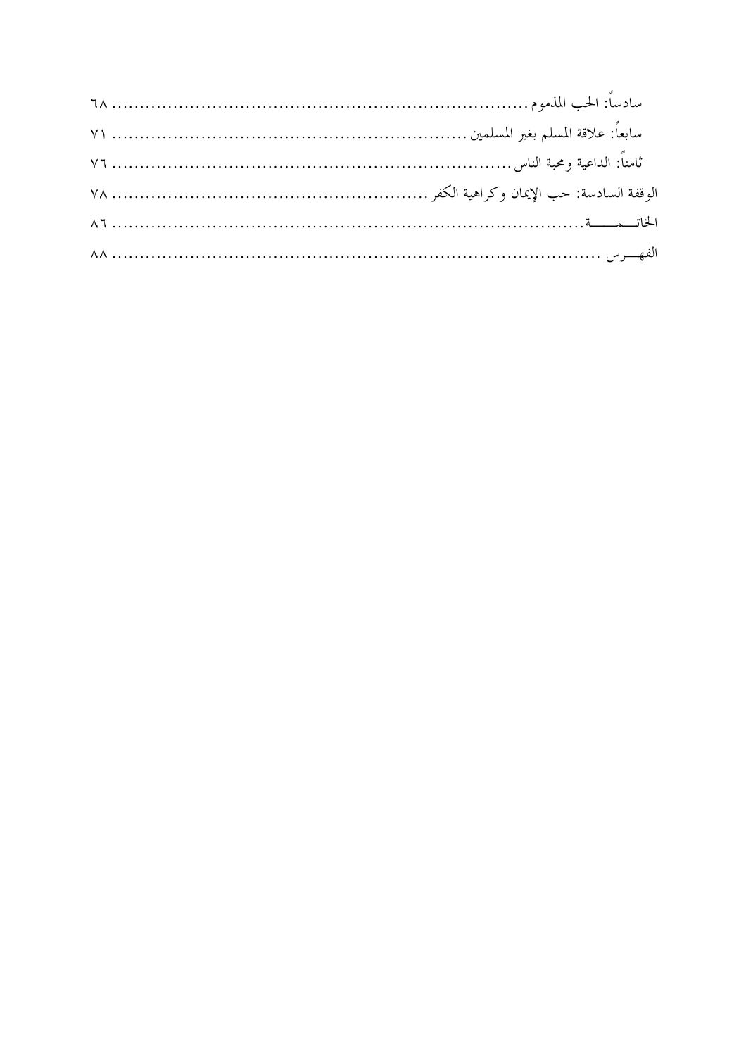سادساً: الحب المذموم ........................................................................ ٦٨

سابعاً: علاقة المسلم بغير المسلمين ............................................................ ٧١

ثامناً: الداعية ومحبة الناس ....................................................................... ٧٦

الوقفة السادسة: حب الإيمان وكراهية الكفر .................................................. ٧٨

الخاتـــمـــــة ............................................................................................ ٨٦

الفهـــرس ............................................................................................... ٨٨